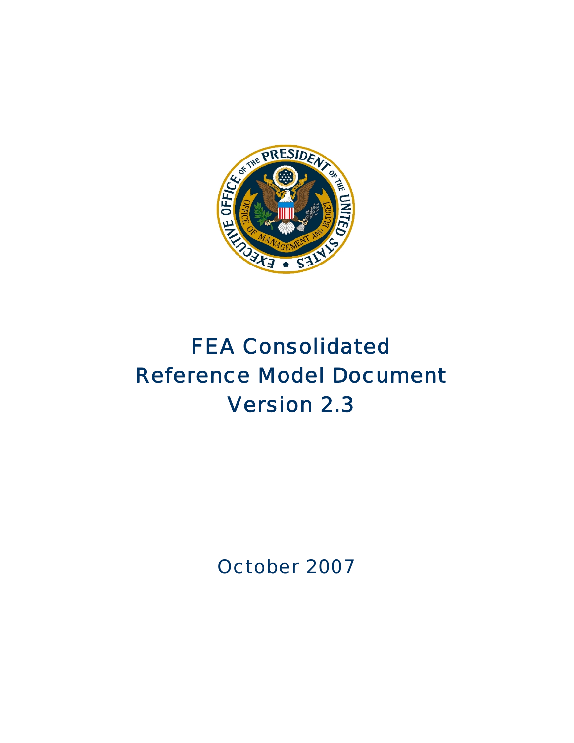# FEA Consolidated Reference Model Document Version 2.3

October 2007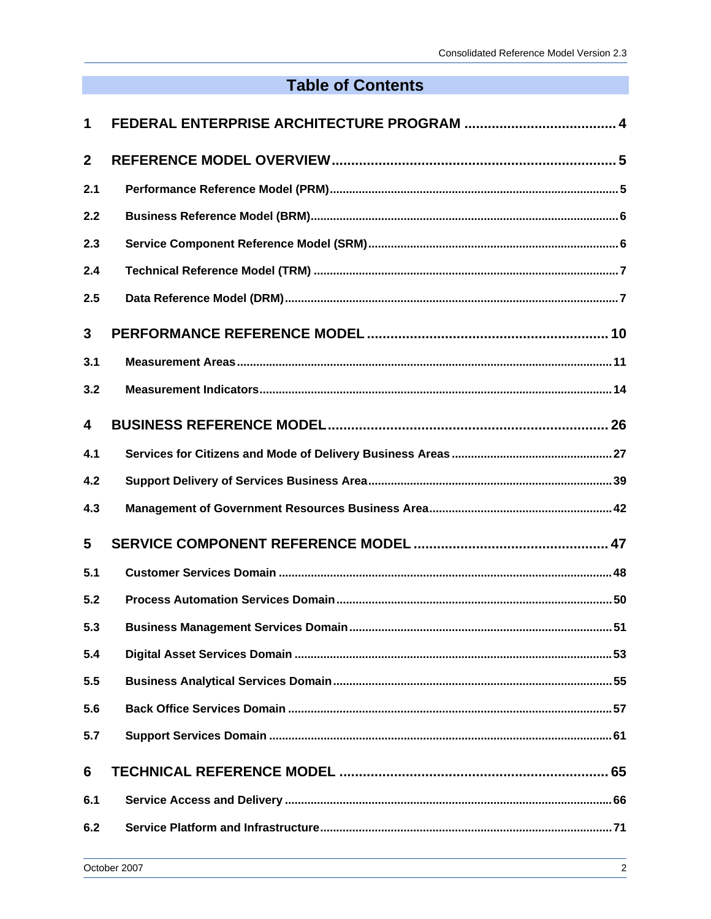# Table of Contents

**1 FEDERAL ENTERPRISE ARCHITECTURE PROGRAM ....................................... 4**

**2 REFERENCE MODEL OVERVIEW ......................................................................... 5**

**2.1 Performance Reference Model (PRM) .......................................................................... 5**

**2.2 Business Reference Model (BRM) ................................................................................ 6**

**2.3 Service Component Reference Model (SRM) .............................................................. 6**

**2.4 Technical Reference Model (TRM) ............................................................................... 7**

**2.5 Data Reference Model (DRM) ....................................................................................... 7**

**3 PERFORMANCE REFERENCE MODEL ............................................................. 10**

**3.1 Measurement Areas ..................................................................................................... 11**

**3.2 Measurement Indicators .............................................................................................. 14**

**4 BUSINESS REFERENCE MODEL ........................................................................ 26**

**4.1 Services for Citizens and Mode of Delivery Business Areas .................................... 27**

**4.2 Support Delivery of Services Business Area ............................................................. 39**

**4.3 Management of Government Resources Business Area ........................................... 42**

**5 SERVICE COMPONENT REFERENCE MODEL .................................................. 47**

**5.1 Customer Services Domain ......................................................................................... 48**

**5.2 Process Automation Services Domain ....................................................................... 50**

**5.3 Business Management Services Domain ................................................................... 51**

**5.4 Digital Asset Services Domain .................................................................................... 53**

**5.5 Business Analytical Services Domain ........................................................................ 55**

**5.6 Back Office Services Domain ...................................................................................... 57**

**5.7 Support Services Domain ........................................................................................... 61**

**6 TECHNICAL REFERENCE MODEL ..................................................................... 65**

**6.1 Service Access and Delivery ...................................................................................... 66**

**6.2 Service Platform and Infrastructure ............................................................................ 71**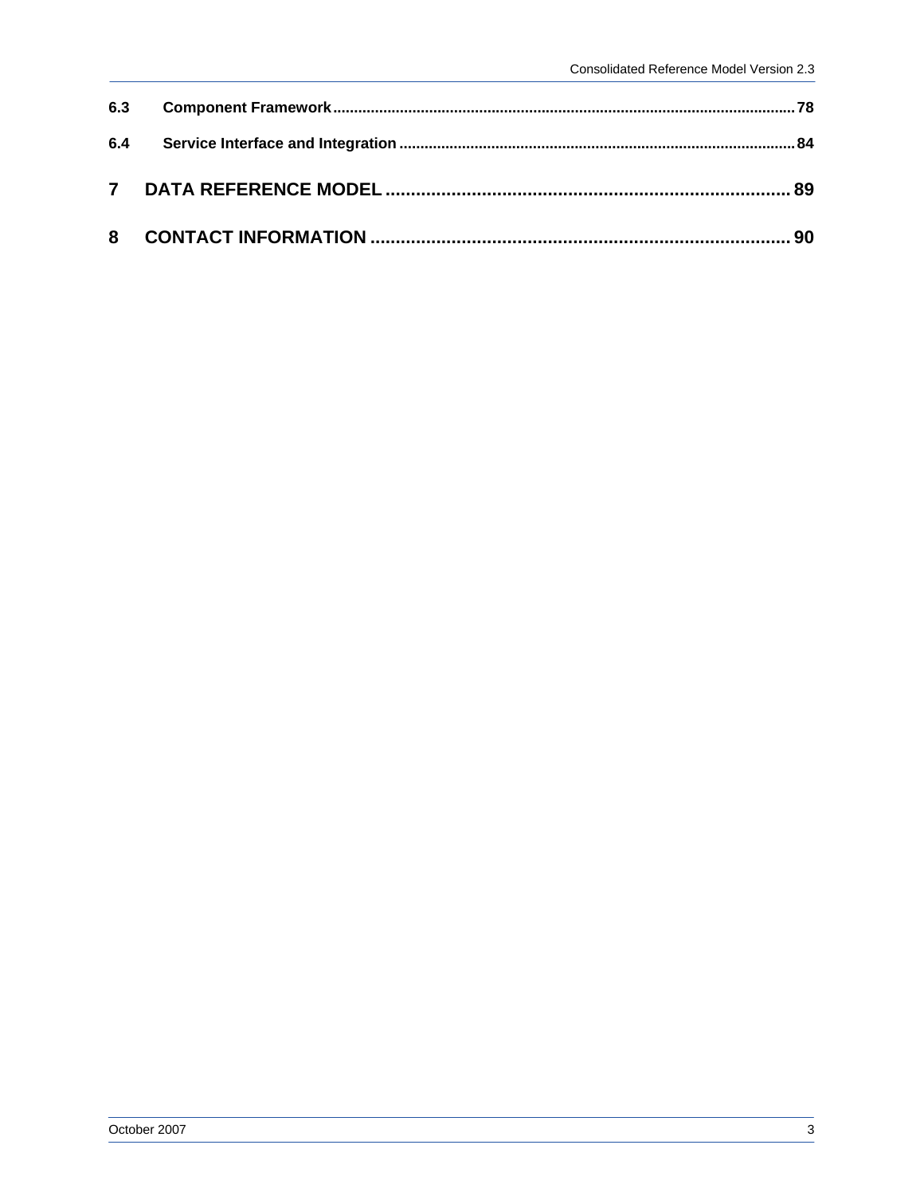6.3 Component Framework ............................................................................................................. 78

6.4 Service Interface and Integration ............................................................................................. 84

7 DATA REFERENCE MODEL ................................................................................ 89

8 CONTACT INFORMATION .................................................................................. 90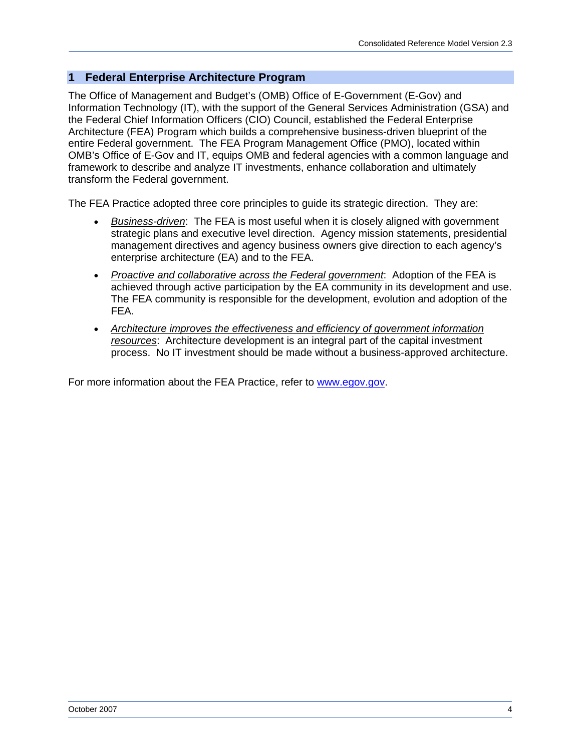# 1 Federal Enterprise Architecture Program

The Office of Management and Budget's (OMB) Office of E-Government (E-Gov) and Information Technology (IT), with the support of the General Services Administration (GSA) and the Federal Chief Information Officers (CIO) Council, established the Federal Enterprise Architecture (FEA) Program which builds a comprehensive business-driven blueprint of the entire Federal government. The FEA Program Management Office (PMO), located within OMB's Office of E-Gov and IT, equips OMB and federal agencies with a common language and framework to describe and analyze IT investments, enhance collaboration and ultimately transform the Federal government.

The FEA Practice adopted three core principles to guide its strategic direction. They are:

- *Business-driven*: The FEA is most useful when it is closely aligned with government strategic plans and executive level direction. Agency mission statements, presidential management directives and agency business owners give direction to each agency's enterprise architecture (EA) and to the FEA.
- *Proactive and collaborative across the Federal government*: Adoption of the FEA is achieved through active participation by the EA community in its development and use. The FEA community is responsible for the development, evolution and adoption of the FEA.
- *Architecture improves the effectiveness and efficiency of government information resources*: Architecture development is an integral part of the capital investment process. No IT investment should be made without a business-approved architecture.

For more information about the FEA Practice, refer to [www.egov.gov](www.egov.gov).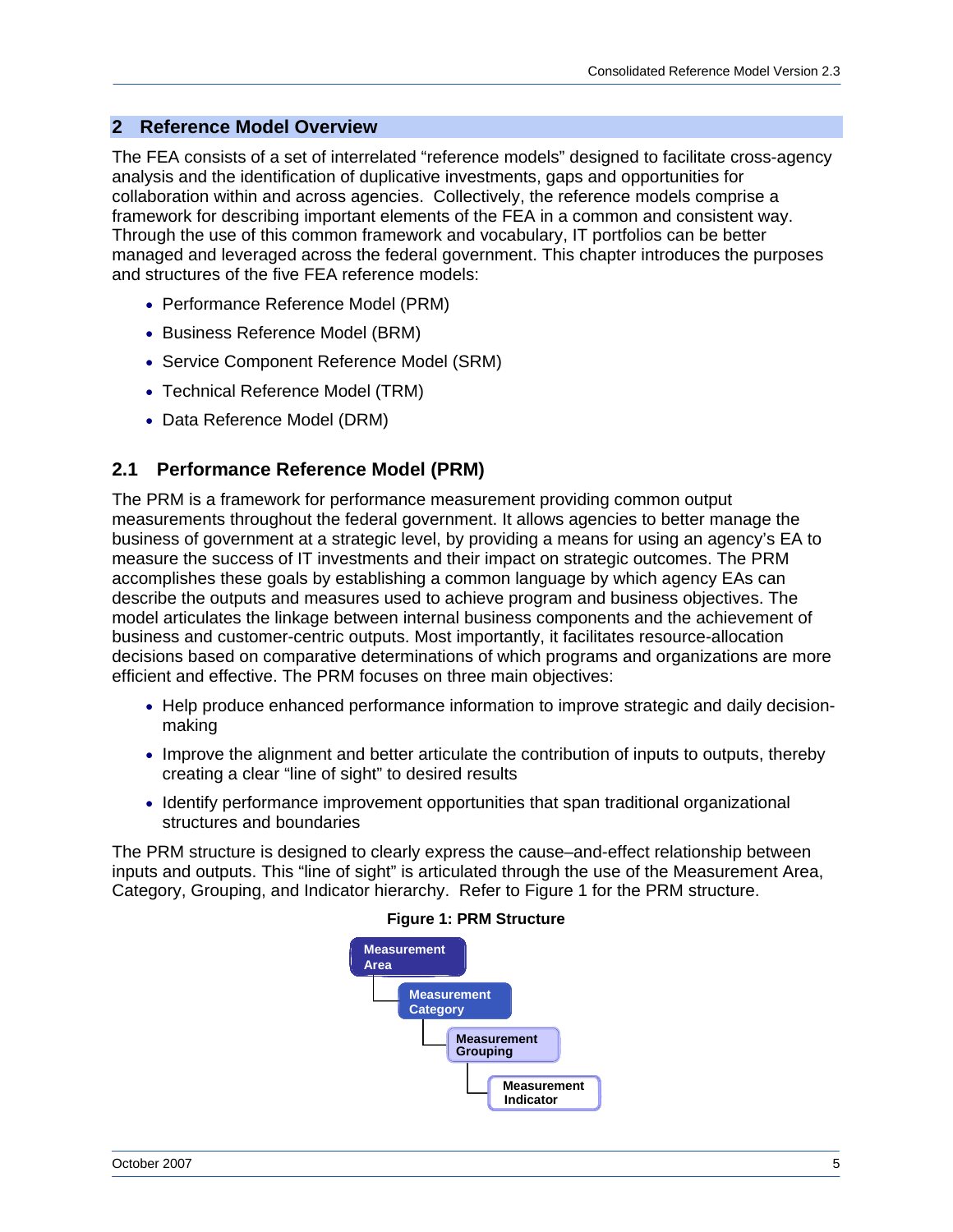## 2 Reference Model Overview

The FEA consists of a set of interrelated “reference models” designed to facilitate cross-agency analysis and the identification of duplicative investments, gaps and opportunities for collaboration within and across agencies. Collectively, the reference models comprise a framework for describing important elements of the FEA in a common and consistent way. Through the use of this common framework and vocabulary, IT portfolios can be better managed and leveraged across the federal government. This chapter introduces the purposes and structures of the five FEA reference models:

- Performance Reference Model (PRM)
- Business Reference Model (BRM)
- Service Component Reference Model (SRM)
- Technical Reference Model (TRM)
- Data Reference Model (DRM)

### 2.1 Performance Reference Model (PRM)

The PRM is a framework for performance measurement providing common output measurements throughout the federal government. It allows agencies to better manage the business of government at a strategic level, by providing a means for using an agency’s EA to measure the success of IT investments and their impact on strategic outcomes. The PRM accomplishes these goals by establishing a common language by which agency EAs can describe the outputs and measures used to achieve program and business objectives. The model articulates the linkage between internal business components and the achievement of business and customer-centric outputs. Most importantly, it facilitates resource-allocation decisions based on comparative determinations of which programs and organizations are more efficient and effective. The PRM focuses on three main objectives:

- Help produce enhanced performance information to improve strategic and daily decision-making
- Improve the alignment and better articulate the contribution of inputs to outputs, thereby creating a clear “line of sight” to desired results
- Identify performance improvement opportunities that span traditional organizational structures and boundaries

The PRM structure is designed to clearly express the cause–and-effect relationship between inputs and outputs. This “line of sight” is articulated through the use of the Measurement Area, Category, Grouping, and Indicator hierarchy. Refer to Figure 1 for the PRM structure.

**Figure 1: PRM Structure**

Measurement Area
Measurement Category
Measurement Grouping
Measurement Indicator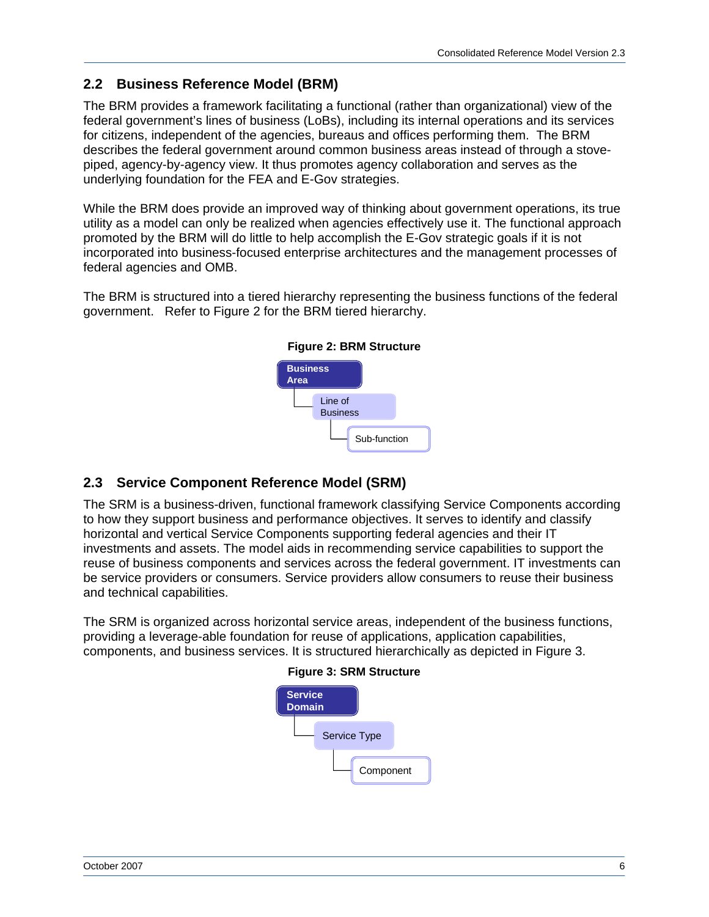## 2.2 Business Reference Model (BRM)

The BRM provides a framework facilitating a functional (rather than organizational) view of the federal government's lines of business (LoBs), including its internal operations and its services for citizens, independent of the agencies, bureaus and offices performing them. The BRM describes the federal government around common business areas instead of through a stove-piped, agency-by-agency view. It thus promotes agency collaboration and serves as the underlying foundation for the FEA and E-Gov strategies.

While the BRM does provide an improved way of thinking about government operations, its true utility as a model can only be realized when agencies effectively use it. The functional approach promoted by the BRM will do little to help accomplish the E-Gov strategic goals if it is not incorporated into business-focused enterprise architectures and the management processes of federal agencies and OMB.

The BRM is structured into a tiered hierarchy representing the business functions of the federal government. Refer to Figure 2 for the BRM tiered hierarchy.

**Figure 2: BRM Structure**

- Business Area
  - Line of Business
    - Sub-function

## 2.3 Service Component Reference Model (SRM)

The SRM is a business-driven, functional framework classifying Service Components according to how they support business and performance objectives. It serves to identify and classify horizontal and vertical Service Components supporting federal agencies and their IT investments and assets. The model aids in recommending service capabilities to support the reuse of business components and services across the federal government. IT investments can be service providers or consumers. Service providers allow consumers to reuse their business and technical capabilities.

The SRM is organized across horizontal service areas, independent of the business functions, providing a leverage-able foundation for reuse of applications, application capabilities, components, and business services. It is structured hierarchically as depicted in Figure 3.

**Figure 3: SRM Structure**

- Service Domain
  - Service Type
    - Component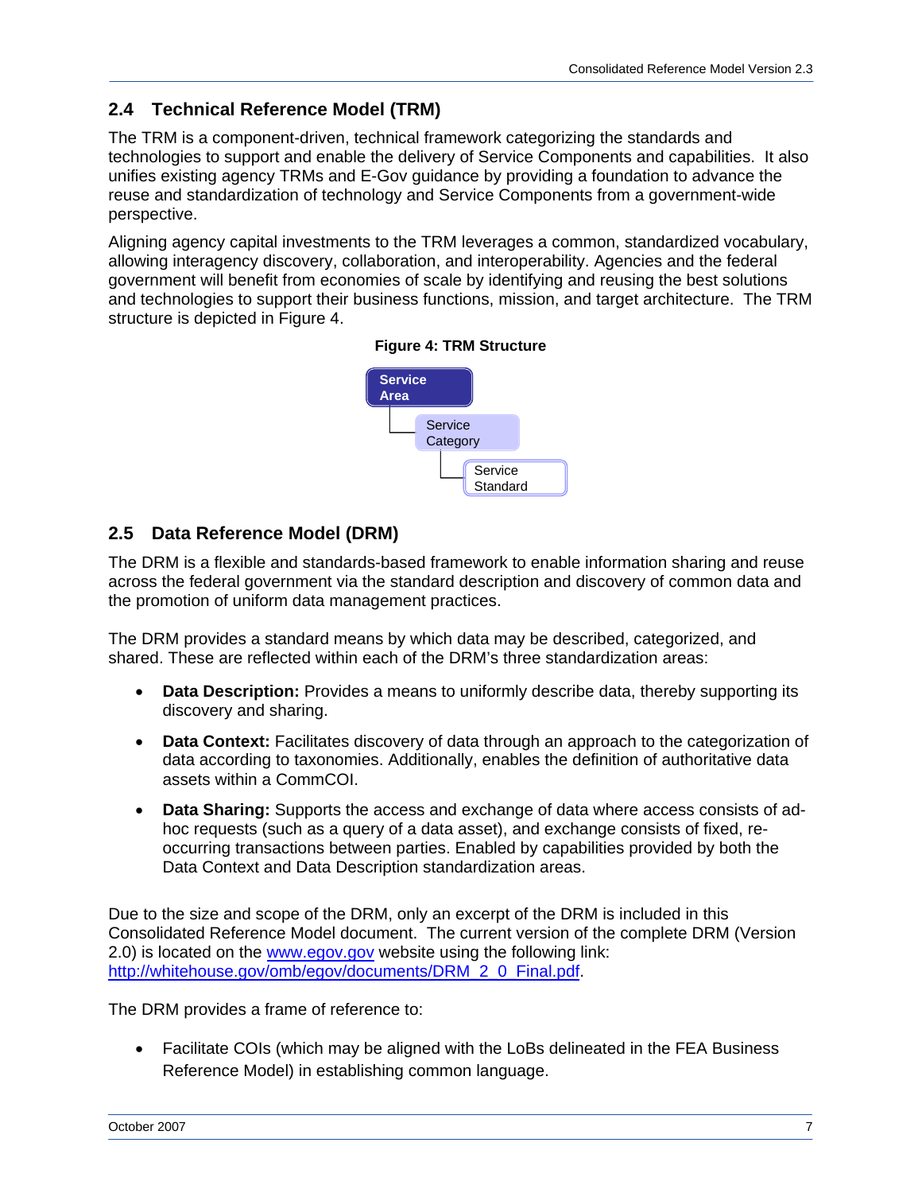## 2.4 Technical Reference Model (TRM)

The TRM is a component-driven, technical framework categorizing the standards and technologies to support and enable the delivery of Service Components and capabilities. It also unifies existing agency TRMs and E-Gov guidance by providing a foundation to advance the reuse and standardization of technology and Service Components from a government-wide perspective.

Aligning agency capital investments to the TRM leverages a common, standardized vocabulary, allowing interagency discovery, collaboration, and interoperability. Agencies and the federal government will benefit from economies of scale by identifying and reusing the best solutions and technologies to support their business functions, mission, and target architecture. The TRM structure is depicted in Figure 4.

**Figure 4: TRM Structure**

- Service Area
  - Service Category
    - Service Standard

## 2.5 Data Reference Model (DRM)

The DRM is a flexible and standards-based framework to enable information sharing and reuse across the federal government via the standard description and discovery of common data and the promotion of uniform data management practices.

The DRM provides a standard means by which data may be described, categorized, and shared. These are reflected within each of the DRM's three standardization areas:

- **Data Description:** Provides a means to uniformly describe data, thereby supporting its discovery and sharing.
- **Data Context:** Facilitates discovery of data through an approach to the categorization of data according to taxonomies. Additionally, enables the definition of authoritative data assets within a CommCOI.
- **Data Sharing:** Supports the access and exchange of data where access consists of ad-hoc requests (such as a query of a data asset), and exchange consists of fixed, re-occurring transactions between parties. Enabled by capabilities provided by both the Data Context and Data Description standardization areas.

Due to the size and scope of the DRM, only an excerpt of the DRM is included in this Consolidated Reference Model document. The current version of the complete DRM (Version 2.0) is located on the www.egov.gov website using the following link: http://whitehouse.gov/omb/egov/documents/DRM_2_0_Final.pdf.

The DRM provides a frame of reference to:

- Facilitate COIs (which may be aligned with the LoBs delineated in the FEA Business Reference Model) in establishing common language.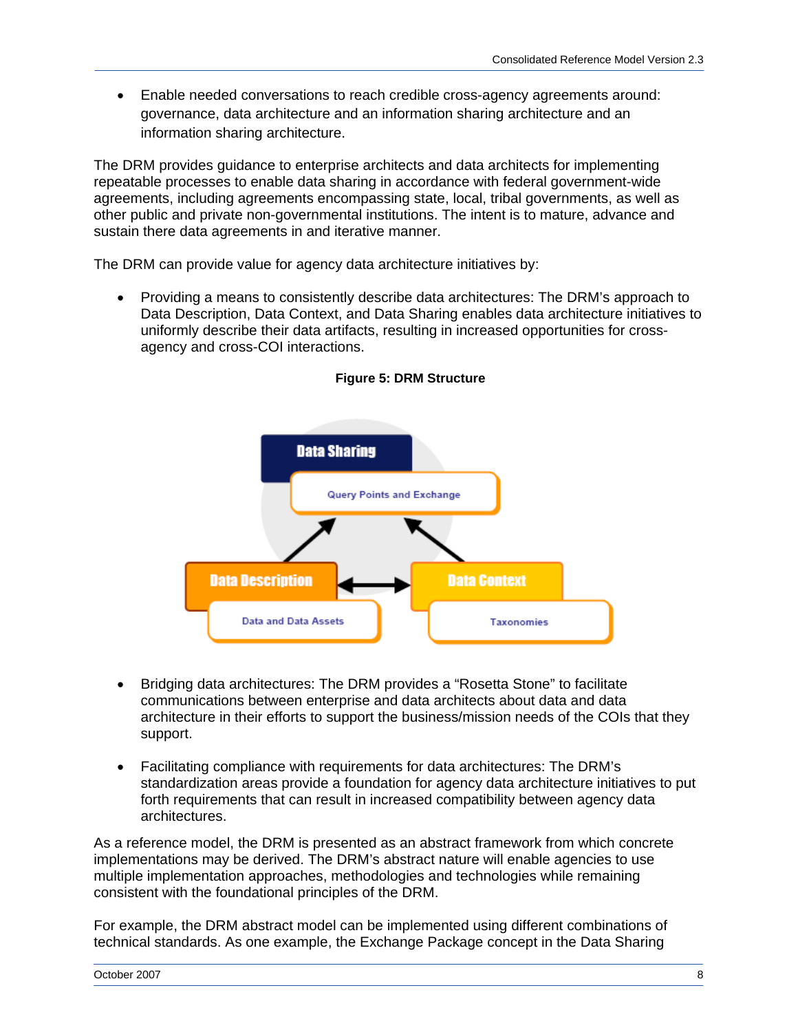- Enable needed conversations to reach credible cross-agency agreements around: governance, data architecture and an information sharing architecture and an information sharing architecture.

The DRM provides guidance to enterprise architects and data architects for implementing repeatable processes to enable data sharing in accordance with federal government-wide agreements, including agreements encompassing state, local, tribal governments, as well as other public and private non-governmental institutions. The intent is to mature, advance and sustain there data agreements in and iterative manner.

The DRM can provide value for agency data architecture initiatives by:

- Providing a means to consistently describe data architectures: The DRM's approach to Data Description, Data Context, and Data Sharing enables data architecture initiatives to uniformly describe their data artifacts, resulting in increased opportunities for cross-agency and cross-COI interactions.

**Figure 5: DRM Structure**

- Bridging data architectures: The DRM provides a "Rosetta Stone" to facilitate communications between enterprise and data architects about data and data architecture in their efforts to support the business/mission needs of the COIs that they support.

- Facilitating compliance with requirements for data architectures: The DRM's standardization areas provide a foundation for agency data architecture initiatives to put forth requirements that can result in increased compatibility between agency data architectures.

As a reference model, the DRM is presented as an abstract framework from which concrete implementations may be derived. The DRM's abstract nature will enable agencies to use multiple implementation approaches, methodologies and technologies while remaining consistent with the foundational principles of the DRM.

For example, the DRM abstract model can be implemented using different combinations of technical standards. As one example, the Exchange Package concept in the Data Sharing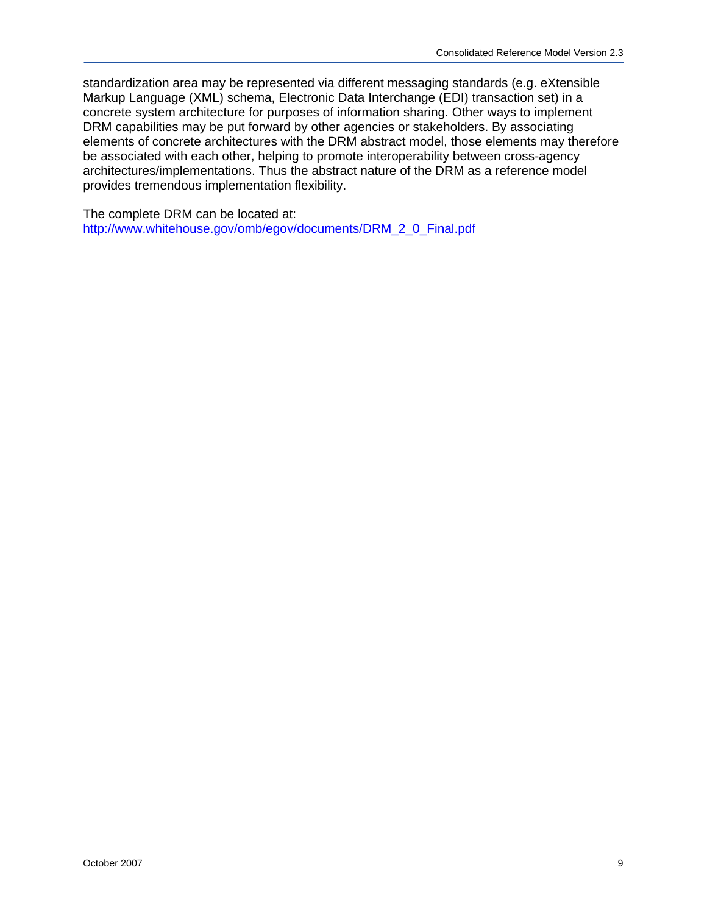standardization area may be represented via different messaging standards (e.g. eXtensible Markup Language (XML) schema, Electronic Data Interchange (EDI) transaction set) in a concrete system architecture for purposes of information sharing. Other ways to implement DRM capabilities may be put forward by other agencies or stakeholders. By associating elements of concrete architectures with the DRM abstract model, those elements may therefore be associated with each other, helping to promote interoperability between cross-agency architectures/implementations. Thus the abstract nature of the DRM as a reference model provides tremendous implementation flexibility.

The complete DRM can be located at:
http://www.whitehouse.gov/omb/egov/documents/DRM_2_0_Final.pdf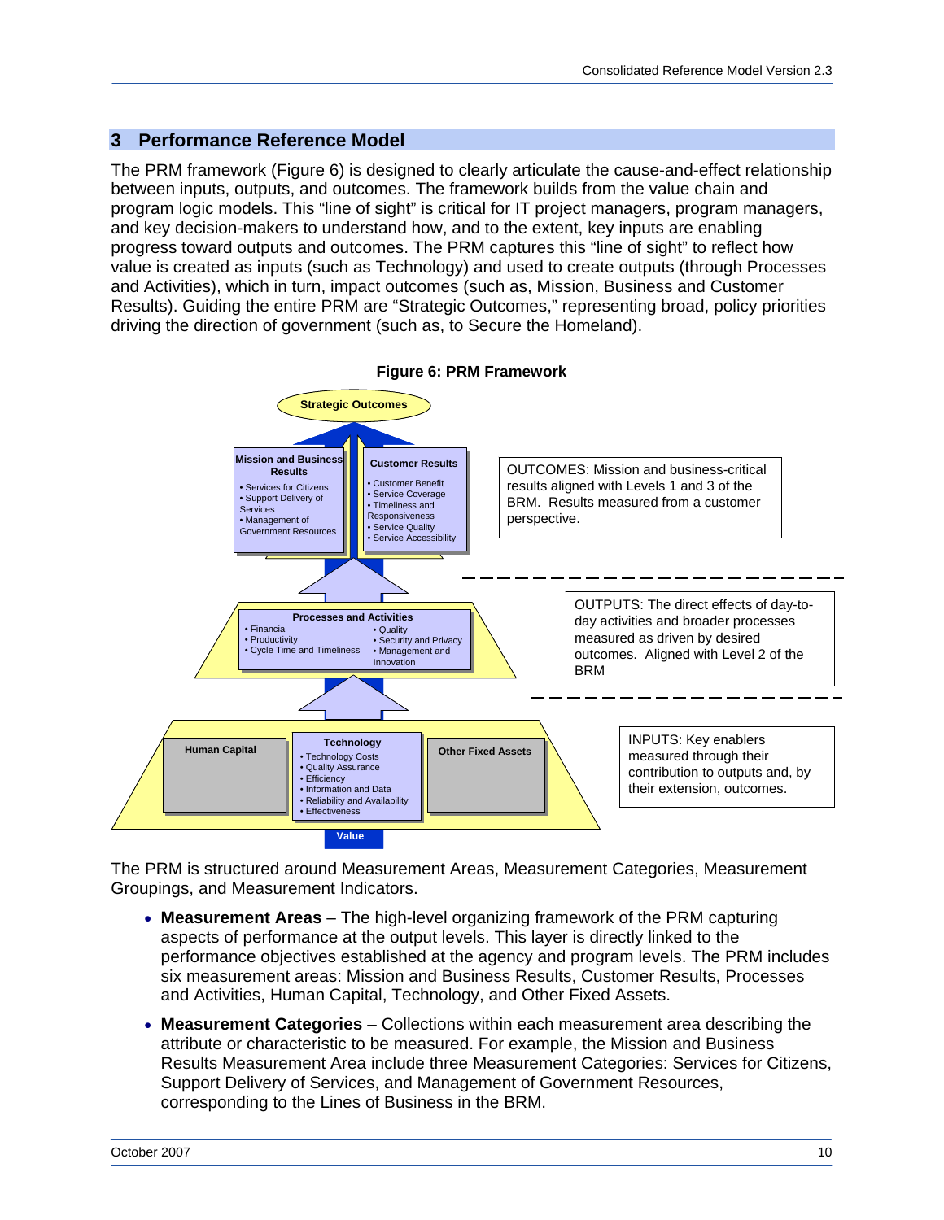## 3 Performance Reference Model

The PRM framework (Figure 6) is designed to clearly articulate the cause-and-effect relationship between inputs, outputs, and outcomes. The framework builds from the value chain and program logic models. This “line of sight” is critical for IT project managers, program managers, and key decision-makers to understand how, and to the extent, key inputs are enabling progress toward outputs and outcomes. The PRM captures this “line of sight” to reflect how value is created as inputs (such as Technology) and used to create outputs (through Processes and Activities), which in turn, impact outcomes (such as, Mission, Business and Customer Results). Guiding the entire PRM are “Strategic Outcomes,” representing broad, policy priorities driving the direction of government (such as, to Secure the Homeland).

**Figure 6: PRM Framework**

Strategic Outcomes

**Mission and Business Results**
- Services for Citizens
- Support Delivery of Services
- Management of Government Resources

**Customer Results**
- Customer Benefit
- Service Coverage
- Timeliness and Responsiveness
- Service Quality
- Service Accessibility

OUTCOMES: Mission and business-critical results aligned with Levels 1 and 3 of the BRM. Results measured from a customer perspective.

**Processes and Activities**
- Financial
- Productivity
- Cycle Time and Timeliness
- Quality
- Security and Privacy
- Management and Innovation

OUTPUTS: The direct effects of day-to-day activities and broader processes measured as driven by desired outcomes. Aligned with Level 2 of the BRM

**Human Capital**

**Technology**
- Technology Costs
- Quality Assurance
- Efficiency
- Information and Data
- Reliability and Availability
- Effectiveness

**Other Fixed Assets**

INPUTS: Key enablers measured through their contribution to outputs and, by their extension, outcomes.

Value

The PRM is structured around Measurement Areas, Measurement Categories, Measurement Groupings, and Measurement Indicators.

- **Measurement Areas** – The high-level organizing framework of the PRM capturing aspects of performance at the output levels. This layer is directly linked to the performance objectives established at the agency and program levels. The PRM includes six measurement areas: Mission and Business Results, Customer Results, Processes and Activities, Human Capital, Technology, and Other Fixed Assets.
- **Measurement Categories** – Collections within each measurement area describing the attribute or characteristic to be measured. For example, the Mission and Business Results Measurement Area include three Measurement Categories: Services for Citizens, Support Delivery of Services, and Management of Government Resources, corresponding to the Lines of Business in the BRM.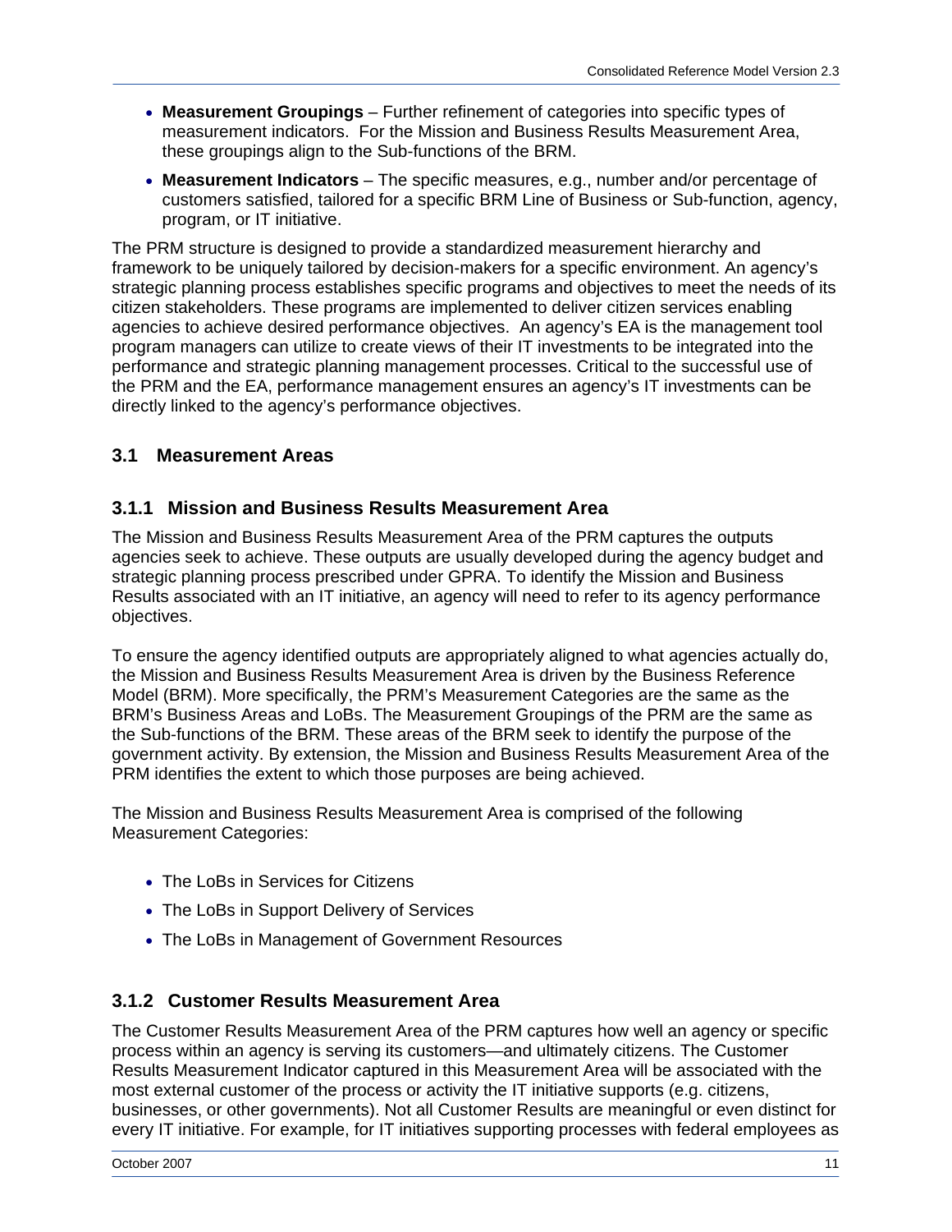- **Measurement Groupings** – Further refinement of categories into specific types of measurement indicators. For the Mission and Business Results Measurement Area, these groupings align to the Sub-functions of the BRM.
- **Measurement Indicators** – The specific measures, e.g., number and/or percentage of customers satisfied, tailored for a specific BRM Line of Business or Sub-function, agency, program, or IT initiative.

The PRM structure is designed to provide a standardized measurement hierarchy and framework to be uniquely tailored by decision-makers for a specific environment. An agency's strategic planning process establishes specific programs and objectives to meet the needs of its citizen stakeholders. These programs are implemented to deliver citizen services enabling agencies to achieve desired performance objectives. An agency's EA is the management tool program managers can utilize to create views of their IT investments to be integrated into the performance and strategic planning management processes. Critical to the successful use of the PRM and the EA, performance management ensures an agency's IT investments can be directly linked to the agency's performance objectives.

## 3.1 Measurement Areas

### 3.1.1 Mission and Business Results Measurement Area

The Mission and Business Results Measurement Area of the PRM captures the outputs agencies seek to achieve. These outputs are usually developed during the agency budget and strategic planning process prescribed under GPRA. To identify the Mission and Business Results associated with an IT initiative, an agency will need to refer to its agency performance objectives.

To ensure the agency identified outputs are appropriately aligned to what agencies actually do, the Mission and Business Results Measurement Area is driven by the Business Reference Model (BRM). More specifically, the PRM's Measurement Categories are the same as the BRM's Business Areas and LoBs. The Measurement Groupings of the PRM are the same as the Sub-functions of the BRM. These areas of the BRM seek to identify the purpose of the government activity. By extension, the Mission and Business Results Measurement Area of the PRM identifies the extent to which those purposes are being achieved.

The Mission and Business Results Measurement Area is comprised of the following Measurement Categories:

- The LoBs in Services for Citizens
- The LoBs in Support Delivery of Services
- The LoBs in Management of Government Resources

### 3.1.2 Customer Results Measurement Area

The Customer Results Measurement Area of the PRM captures how well an agency or specific process within an agency is serving its customers—and ultimately citizens. The Customer Results Measurement Indicator captured in this Measurement Area will be associated with the most external customer of the process or activity the IT initiative supports (e.g. citizens, businesses, or other governments). Not all Customer Results are meaningful or even distinct for every IT initiative. For example, for IT initiatives supporting processes with federal employees as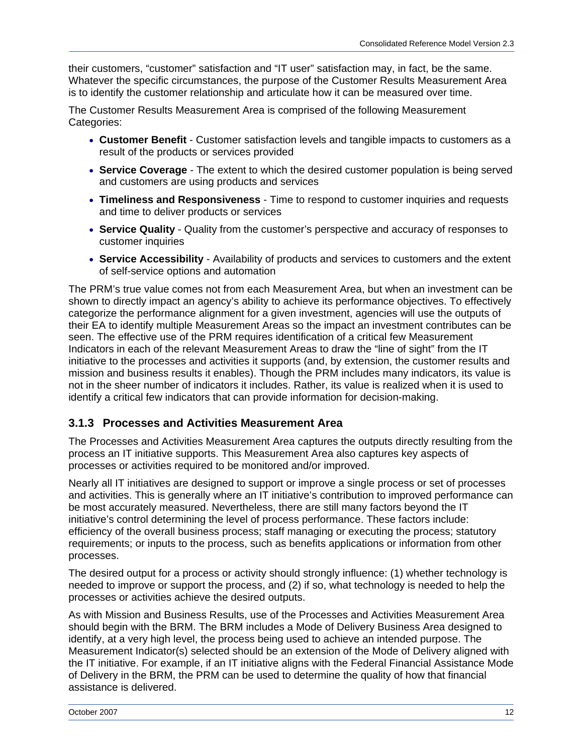their customers, "customer" satisfaction and "IT user" satisfaction may, in fact, be the same. Whatever the specific circumstances, the purpose of the Customer Results Measurement Area is to identify the customer relationship and articulate how it can be measured over time.

The Customer Results Measurement Area is comprised of the following Measurement Categories:

- **Customer Benefit** - Customer satisfaction levels and tangible impacts to customers as a result of the products or services provided
- **Service Coverage** - The extent to which the desired customer population is being served and customers are using products and services
- **Timeliness and Responsiveness** - Time to respond to customer inquiries and requests and time to deliver products or services
- **Service Quality** - Quality from the customer's perspective and accuracy of responses to customer inquiries
- **Service Accessibility** - Availability of products and services to customers and the extent of self-service options and automation

The PRM's true value comes not from each Measurement Area, but when an investment can be shown to directly impact an agency's ability to achieve its performance objectives. To effectively categorize the performance alignment for a given investment, agencies will use the outputs of their EA to identify multiple Measurement Areas so the impact an investment contributes can be seen. The effective use of the PRM requires identification of a critical few Measurement Indicators in each of the relevant Measurement Areas to draw the "line of sight" from the IT initiative to the processes and activities it supports (and, by extension, the customer results and mission and business results it enables). Though the PRM includes many indicators, its value is not in the sheer number of indicators it includes. Rather, its value is realized when it is used to identify a critical few indicators that can provide information for decision-making.

### 3.1.3 Processes and Activities Measurement Area

The Processes and Activities Measurement Area captures the outputs directly resulting from the process an IT initiative supports. This Measurement Area also captures key aspects of processes or activities required to be monitored and/or improved.

Nearly all IT initiatives are designed to support or improve a single process or set of processes and activities. This is generally where an IT initiative's contribution to improved performance can be most accurately measured. Nevertheless, there are still many factors beyond the IT initiative's control determining the level of process performance. These factors include: efficiency of the overall business process; staff managing or executing the process; statutory requirements; or inputs to the process, such as benefits applications or information from other processes.

The desired output for a process or activity should strongly influence: (1) whether technology is needed to improve or support the process, and (2) if so, what technology is needed to help the processes or activities achieve the desired outputs.

As with Mission and Business Results, use of the Processes and Activities Measurement Area should begin with the BRM. The BRM includes a Mode of Delivery Business Area designed to identify, at a very high level, the process being used to achieve an intended purpose. The Measurement Indicator(s) selected should be an extension of the Mode of Delivery aligned with the IT initiative. For example, if an IT initiative aligns with the Federal Financial Assistance Mode of Delivery in the BRM, the PRM can be used to determine the quality of how that financial assistance is delivered.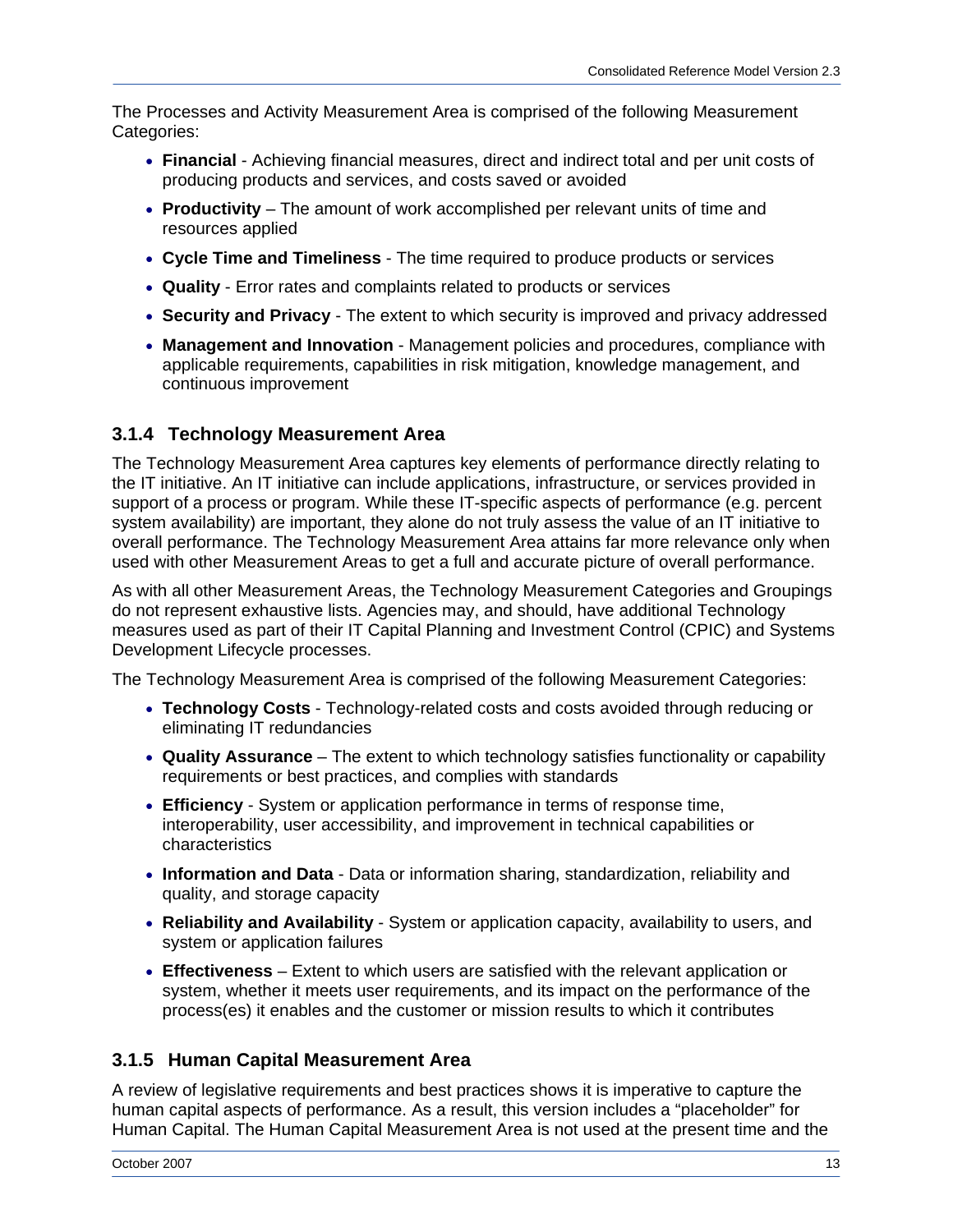The Processes and Activity Measurement Area is comprised of the following Measurement Categories:

- **Financial** - Achieving financial measures, direct and indirect total and per unit costs of producing products and services, and costs saved or avoided
- **Productivity** – The amount of work accomplished per relevant units of time and resources applied
- **Cycle Time and Timeliness** - The time required to produce products or services
- **Quality** - Error rates and complaints related to products or services
- **Security and Privacy** - The extent to which security is improved and privacy addressed
- **Management and Innovation** - Management policies and procedures, compliance with applicable requirements, capabilities in risk mitigation, knowledge management, and continuous improvement

### 3.1.4 Technology Measurement Area

The Technology Measurement Area captures key elements of performance directly relating to the IT initiative. An IT initiative can include applications, infrastructure, or services provided in support of a process or program. While these IT-specific aspects of performance (e.g. percent system availability) are important, they alone do not truly assess the value of an IT initiative to overall performance. The Technology Measurement Area attains far more relevance only when used with other Measurement Areas to get a full and accurate picture of overall performance.

As with all other Measurement Areas, the Technology Measurement Categories and Groupings do not represent exhaustive lists. Agencies may, and should, have additional Technology measures used as part of their IT Capital Planning and Investment Control (CPIC) and Systems Development Lifecycle processes.

The Technology Measurement Area is comprised of the following Measurement Categories:

- **Technology Costs** - Technology-related costs and costs avoided through reducing or eliminating IT redundancies
- **Quality Assurance** – The extent to which technology satisfies functionality or capability requirements or best practices, and complies with standards
- **Efficiency** - System or application performance in terms of response time, interoperability, user accessibility, and improvement in technical capabilities or characteristics
- **Information and Data** - Data or information sharing, standardization, reliability and quality, and storage capacity
- **Reliability and Availability** - System or application capacity, availability to users, and system or application failures
- **Effectiveness** – Extent to which users are satisfied with the relevant application or system, whether it meets user requirements, and its impact on the performance of the process(es) it enables and the customer or mission results to which it contributes

### 3.1.5 Human Capital Measurement Area

A review of legislative requirements and best practices shows it is imperative to capture the human capital aspects of performance. As a result, this version includes a "placeholder" for Human Capital. The Human Capital Measurement Area is not used at the present time and the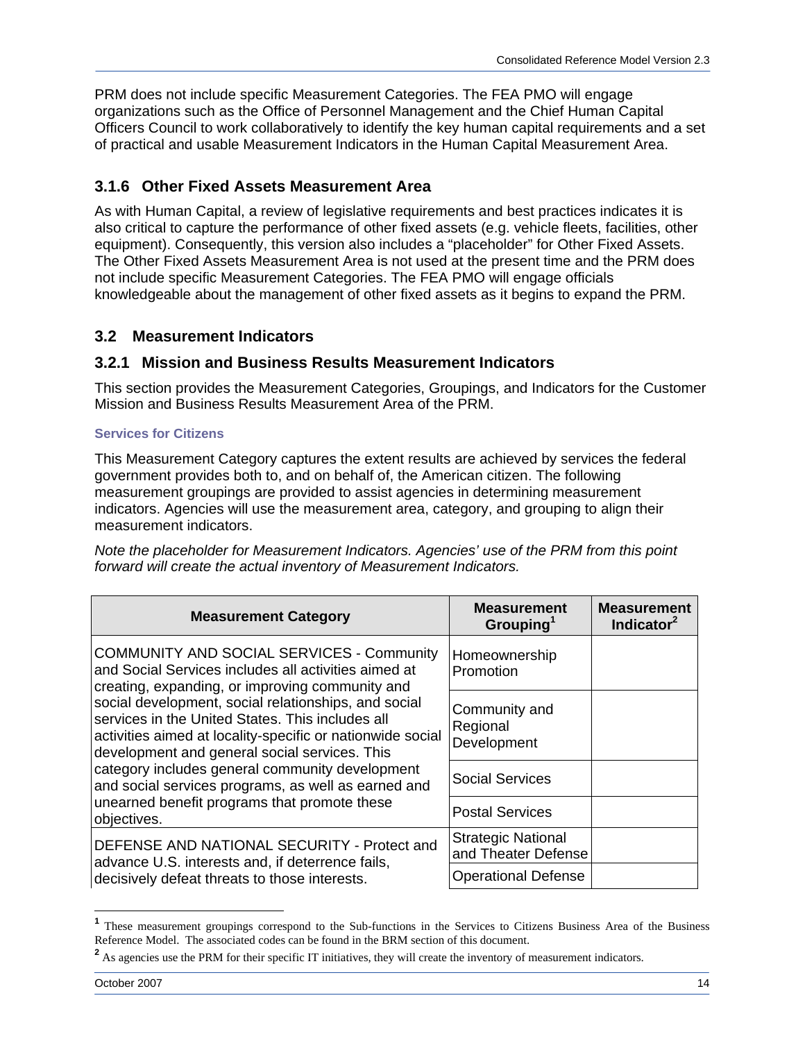PRM does not include specific Measurement Categories. The FEA PMO will engage organizations such as the Office of Personnel Management and the Chief Human Capital Officers Council to work collaboratively to identify the key human capital requirements and a set of practical and usable Measurement Indicators in the Human Capital Measurement Area.

### 3.1.6 Other Fixed Assets Measurement Area

As with Human Capital, a review of legislative requirements and best practices indicates it is also critical to capture the performance of other fixed assets (e.g. vehicle fleets, facilities, other equipment). Consequently, this version also includes a "placeholder" for Other Fixed Assets. The Other Fixed Assets Measurement Area is not used at the present time and the PRM does not include specific Measurement Categories. The FEA PMO will engage officials knowledgeable about the management of other fixed assets as it begins to expand the PRM.

## 3.2 Measurement Indicators

### 3.2.1 Mission and Business Results Measurement Indicators

This section provides the Measurement Categories, Groupings, and Indicators for the Customer Mission and Business Results Measurement Area of the PRM.

#### Services for Citizens

This Measurement Category captures the extent results are achieved by services the federal government provides both to, and on behalf of, the American citizen. The following measurement groupings are provided to assist agencies in determining measurement indicators. Agencies will use the measurement area, category, and grouping to align their measurement indicators.

*Note the placeholder for Measurement Indicators. Agencies' use of the PRM from this point forward will create the actual inventory of Measurement Indicators.*

| Measurement Category | Measurement Grouping[1] | Measurement Indicator[2] |
|---|---|---|
| COMMUNITY AND SOCIAL SERVICES - Community and Social Services includes all activities aimed at creating, expanding, or improving community and social development, social relationships, and social services in the United States. This includes all activities aimed at locality-specific or nationwide social development and general social services. This category includes general community development and social services programs, as well as earned and unearned benefit programs that promote these objectives. | Homeownership Promotion | |
| | Community and Regional Development | |
| | Social Services | |
| | Postal Services | |
| DEFENSE AND NATIONAL SECURITY - Protect and advance U.S. interests and, if deterrence fails, decisively defeat threats to those interests. | Strategic National and Theater Defense | |
| | Operational Defense | |

[1] These measurement groupings correspond to the Sub-functions in the Services to Citizens Business Area of the Business Reference Model. The associated codes can be found in the BRM section of this document.

[2] As agencies use the PRM for their specific IT initiatives, they will create the inventory of measurement indicators.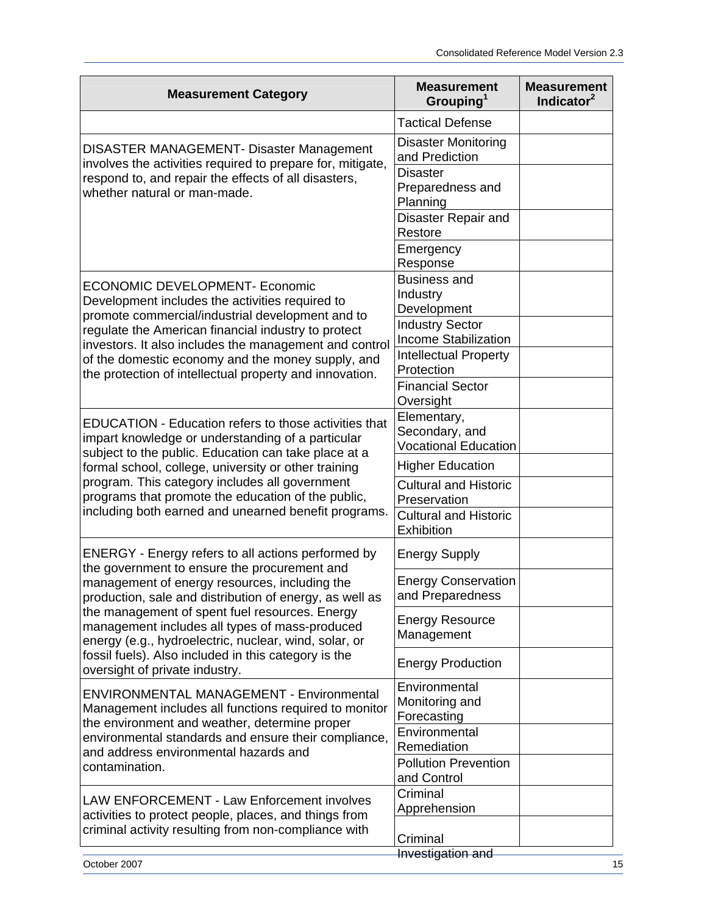| Measurement Category | Measurement Grouping[1] | Measurement Indicator[2] |
|---|---|---|
| | Tactical Defense | |
| DISASTER MANAGEMENT- Disaster Management involves the activities required to prepare for, mitigate, respond to, and repair the effects of all disasters, whether natural or man-made. | Disaster Monitoring and Prediction | |
| | Disaster Preparedness and Planning | |
| | Disaster Repair and Restore | |
| | Emergency Response | |
| ECONOMIC DEVELOPMENT- Economic Development includes the activities required to promote commercial/industrial development and to regulate the American financial industry to protect investors. It also includes the management and control of the domestic economy and the money supply, and the protection of intellectual property and innovation. | Business and Industry Development | |
| | Industry Sector Income Stabilization | |
| | Intellectual Property Protection | |
| | Financial Sector Oversight | |
| EDUCATION - Education refers to those activities that impart knowledge or understanding of a particular subject to the public. Education can take place at a formal school, college, university or other training program. This category includes all government programs that promote the education of the public, including both earned and unearned benefit programs. | Elementary, Secondary, and Vocational Education | |
| | Higher Education | |
| | Cultural and Historic Preservation | |
| | Cultural and Historic Exhibition | |
| ENERGY - Energy refers to all actions performed by the government to ensure the procurement and management of energy resources, including the production, sale and distribution of energy, as well as the management of spent fuel resources. Energy management includes all types of mass-produced energy (e.g., hydroelectric, nuclear, wind, solar, or fossil fuels). Also included in this category is the oversight of private industry. | Energy Supply | |
| | Energy Conservation and Preparedness | |
| | Energy Resource Management | |
| | Energy Production | |
| ENVIRONMENTAL MANAGEMENT - Environmental Management includes all functions required to monitor the environment and weather, determine proper environmental standards and ensure their compliance, and address environmental hazards and contamination. | Environmental Monitoring and Forecasting | |
| | Environmental Remediation | |
| | Pollution Prevention and Control | |
| LAW ENFORCEMENT - Law Enforcement involves activities to protect people, places, and things from criminal activity resulting from non-compliance with | Criminal Apprehension | |
| | Criminal Investigation and | |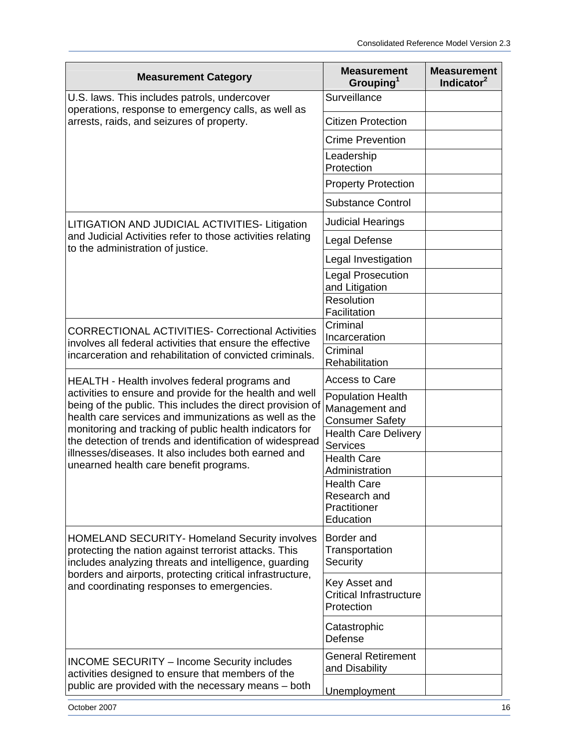| Measurement Category | Measurement Grouping[1] | Measurement Indicator[2] |
|---|---|---|
| U.S. laws. This includes patrols, undercover operations, response to emergency calls, as well as arrests, raids, and seizures of property. | Surveillance | |
| | Citizen Protection | |
| | Crime Prevention | |
| | Leadership Protection | |
| | Property Protection | |
| | Substance Control | |
| LITIGATION AND JUDICIAL ACTIVITIES- Litigation and Judicial Activities refer to those activities relating to the administration of justice. | Judicial Hearings | |
| | Legal Defense | |
| | Legal Investigation | |
| | Legal Prosecution and Litigation | |
| | Resolution Facilitation | |
| CORRECTIONAL ACTIVITIES- Correctional Activities involves all federal activities that ensure the effective incarceration and rehabilitation of convicted criminals. | Criminal Incarceration | |
| | Criminal Rehabilitation | |
| HEALTH - Health involves federal programs and activities to ensure and provide for the health and well being of the public. This includes the direct provision of health care services and immunizations as well as the monitoring and tracking of public health indicators for the detection of trends and identification of widespread illnesses/diseases. It also includes both earned and unearned health care benefit programs. | Access to Care | |
| | Population Health Management and Consumer Safety | |
| | Health Care Delivery Services | |
| | Health Care Administration | |
| | Health Care Research and Practitioner Education | |
| HOMELAND SECURITY- Homeland Security involves protecting the nation against terrorist attacks. This includes analyzing threats and intelligence, guarding borders and airports, protecting critical infrastructure, and coordinating responses to emergencies. | Border and Transportation Security | |
| | Key Asset and Critical Infrastructure Protection | |
| | Catastrophic Defense | |
| INCOME SECURITY – Income Security includes activities designed to ensure that members of the public are provided with the necessary means – both | General Retirement and Disability | |
| | Unemployment | |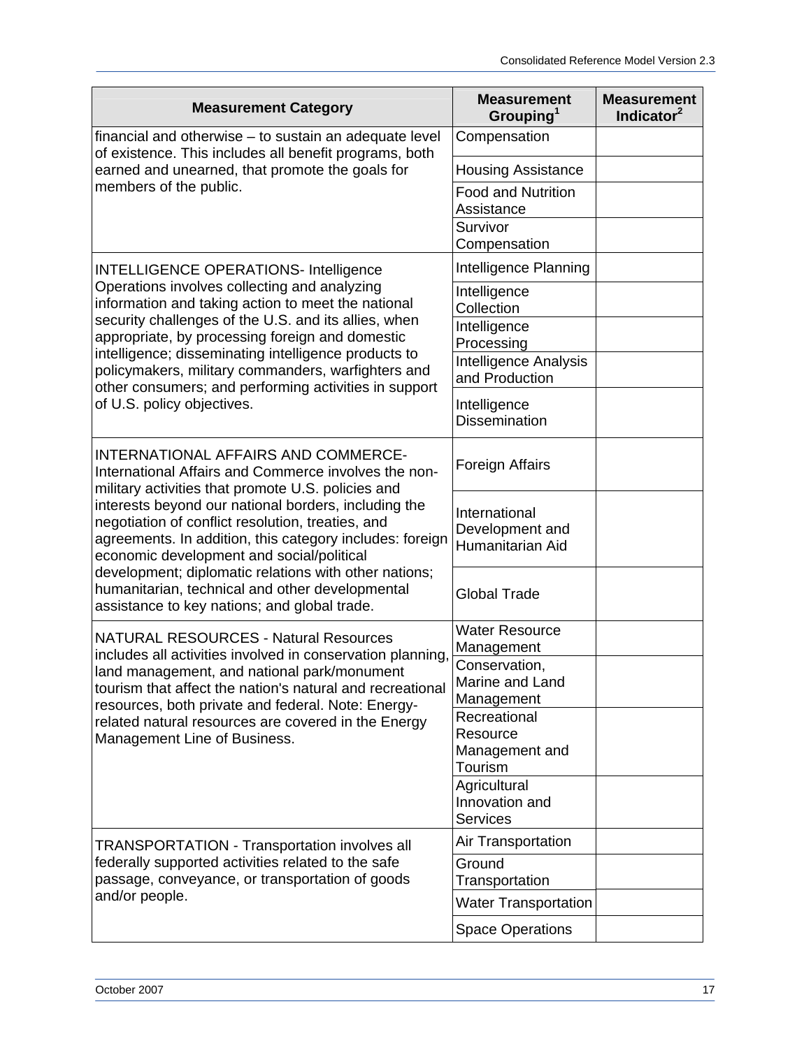| Measurement Category | Measurement Grouping[1] | Measurement Indicator[2] |
|---|---|---|
| financial and otherwise – to sustain an adequate level of existence. This includes all benefit programs, both earned and unearned, that promote the goals for members of the public. | Compensation | |
| | Housing Assistance | |
| | Food and Nutrition Assistance | |
| | Survivor Compensation | |
| INTELLIGENCE OPERATIONS- Intelligence Operations involves collecting and analyzing information and taking action to meet the national security challenges of the U.S. and its allies, when appropriate, by processing foreign and domestic intelligence; disseminating intelligence products to policymakers, military commanders, warfighters and other consumers; and performing activities in support of U.S. policy objectives. | Intelligence Planning | |
| | Intelligence Collection | |
| | Intelligence Processing | |
| | Intelligence Analysis and Production | |
| | Intelligence Dissemination | |
| INTERNATIONAL AFFAIRS AND COMMERCE- International Affairs and Commerce involves the non-military activities that promote U.S. policies and interests beyond our national borders, including the negotiation of conflict resolution, treaties, and agreements. In addition, this category includes: foreign economic development and social/political development; diplomatic relations with other nations; humanitarian, technical and other developmental assistance to key nations; and global trade. | Foreign Affairs | |
| | International Development and Humanitarian Aid | |
| | Global Trade | |
| NATURAL RESOURCES - Natural Resources includes all activities involved in conservation planning, land management, and national park/monument tourism that affect the nation's natural and recreational resources, both private and federal. Note: Energy-related natural resources are covered in the Energy Management Line of Business. | Water Resource Management | |
| | Conservation, Marine and Land Management | |
| | Recreational Resource Management and Tourism | |
| | Agricultural Innovation and Services | |
| TRANSPORTATION - Transportation involves all federally supported activities related to the safe passage, conveyance, or transportation of goods and/or people. | Air Transportation | |
| | Ground Transportation | |
| | Water Transportation | |
| | Space Operations | |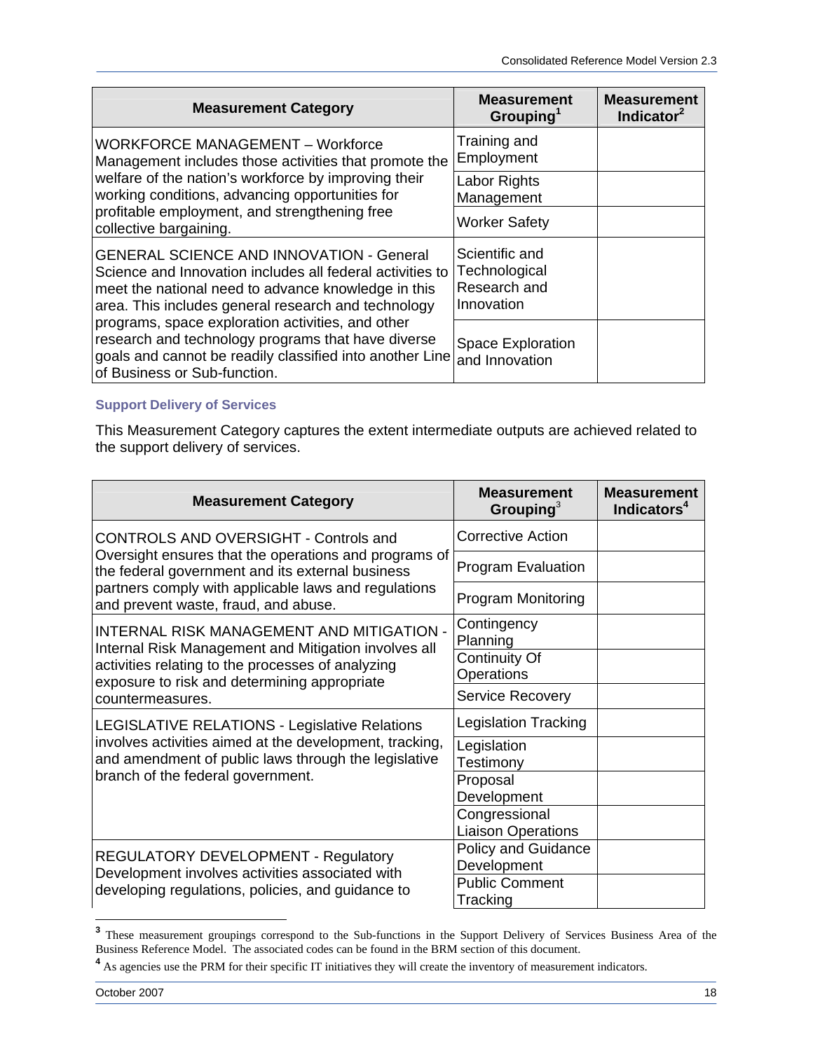| Measurement Category | Measurement Grouping[1] | Measurement Indicator[2] |
|---|---|---|
| WORKFORCE MANAGEMENT – Workforce Management includes those activities that promote the welfare of the nation's workforce by improving their working conditions, advancing opportunities for profitable employment, and strengthening free collective bargaining. | Training and Employment | |
| | Labor Rights Management | |
| | Worker Safety | |
| GENERAL SCIENCE AND INNOVATION - General Science and Innovation includes all federal activities to meet the national need to advance knowledge in this area. This includes general research and technology programs, space exploration activities, and other research and technology programs that have diverse goals and cannot be readily classified into another Line of Business or Sub-function. | Scientific and Technological Research and Innovation | |
| | Space Exploration and Innovation | |

### Support Delivery of Services

This Measurement Category captures the extent intermediate outputs are achieved related to the support delivery of services.

| Measurement Category | Measurement Grouping[3] | Measurement Indicators[4] |
|---|---|---|
| CONTROLS AND OVERSIGHT - Controls and Oversight ensures that the operations and programs of the federal government and its external business partners comply with applicable laws and regulations and prevent waste, fraud, and abuse. | Corrective Action | |
| | Program Evaluation | |
| | Program Monitoring | |
| INTERNAL RISK MANAGEMENT AND MITIGATION - Internal Risk Management and Mitigation involves all activities relating to the processes of analyzing exposure to risk and determining appropriate countermeasures. | Contingency Planning | |
| | Continuity Of Operations | |
| | Service Recovery | |
| LEGISLATIVE RELATIONS - Legislative Relations involves activities aimed at the development, tracking, and amendment of public laws through the legislative branch of the federal government. | Legislation Tracking | |
| | Legislation Testimony | |
| | Proposal Development | |
| | Congressional Liaison Operations | |
| REGULATORY DEVELOPMENT - Regulatory Development involves activities associated with developing regulations, policies, and guidance to | Policy and Guidance Development | |
| | Public Comment Tracking | |

[3] These measurement groupings correspond to the Sub-functions in the Support Delivery of Services Business Area of the Business Reference Model. The associated codes can be found in the BRM section of this document.

[4] As agencies use the PRM for their specific IT initiatives they will create the inventory of measurement indicators.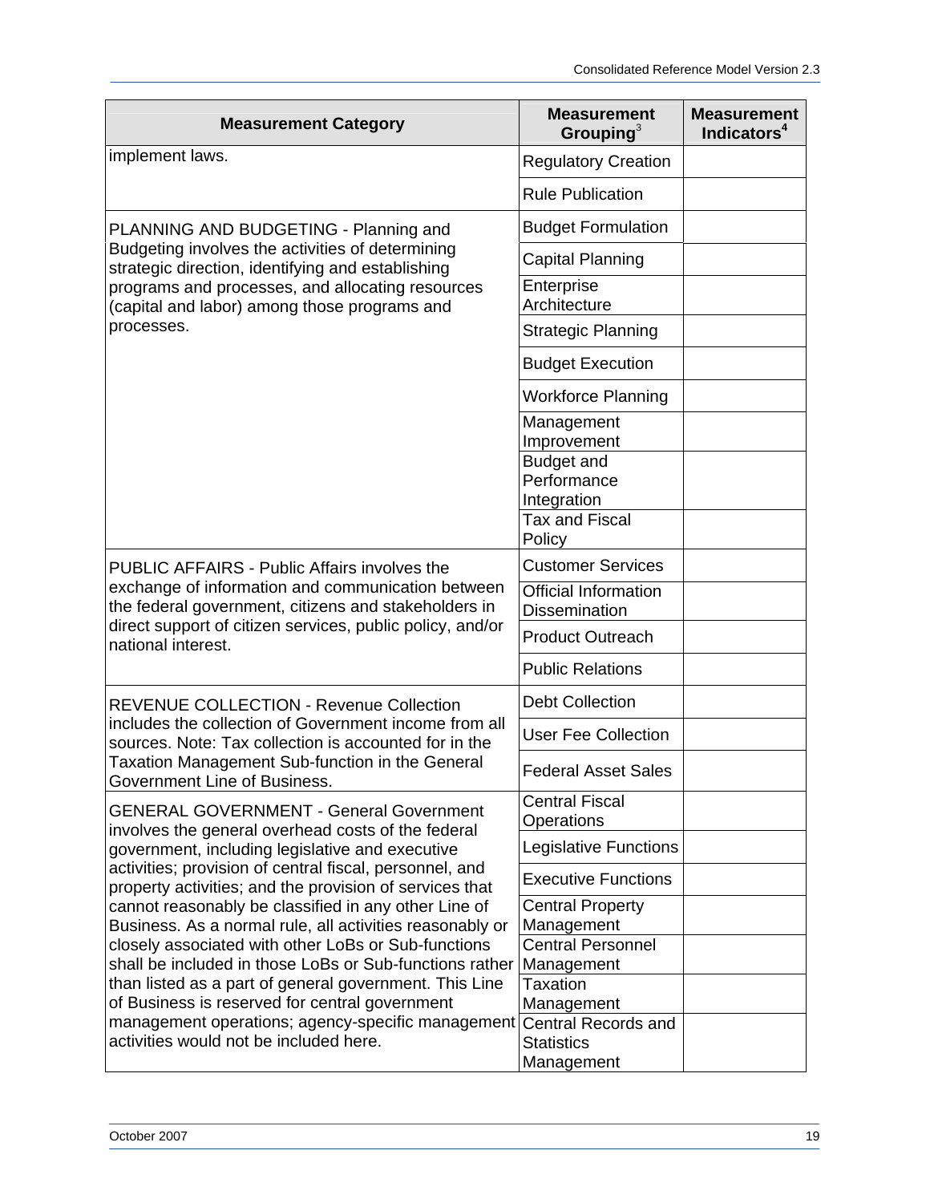| Measurement Category | Measurement Grouping[3] | Measurement Indicators[4] |
|---|---|---|
| implement laws. | Regulatory Creation | |
| | Rule Publication | |
| PLANNING AND BUDGETING - Planning and Budgeting involves the activities of determining strategic direction, identifying and establishing programs and processes, and allocating resources (capital and labor) among those programs and processes. | Budget Formulation | |
| | Capital Planning | |
| | Enterprise Architecture | |
| | Strategic Planning | |
| | Budget Execution | |
| | Workforce Planning | |
| | Management Improvement | |
| | Budget and Performance Integration | |
| | Tax and Fiscal Policy | |
| PUBLIC AFFAIRS - Public Affairs involves the exchange of information and communication between the federal government, citizens and stakeholders in direct support of citizen services, public policy, and/or national interest. | Customer Services | |
| | Official Information Dissemination | |
| | Product Outreach | |
| | Public Relations | |
| REVENUE COLLECTION - Revenue Collection includes the collection of Government income from all sources. Note: Tax collection is accounted for in the Taxation Management Sub-function in the General Government Line of Business. | Debt Collection | |
| | User Fee Collection | |
| | Federal Asset Sales | |
| GENERAL GOVERNMENT - General Government involves the general overhead costs of the federal government, including legislative and executive activities; provision of central fiscal, personnel, and property activities; and the provision of services that cannot reasonably be classified in any other Line of Business. As a normal rule, all activities reasonably or closely associated with other LoBs or Sub-functions shall be included in those LoBs or Sub-functions rather than listed as a part of general government. This Line of Business is reserved for central government management operations; agency-specific management activities would not be included here. | Central Fiscal Operations | |
| | Legislative Functions | |
| | Executive Functions | |
| | Central Property Management | |
| | Central Personnel Management | |
| | Taxation Management | |
| | Central Records and Statistics Management | |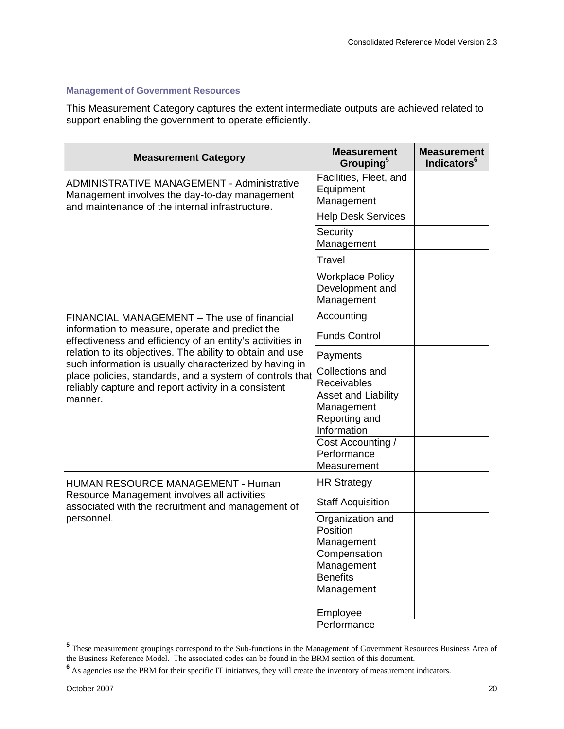### Management of Government Resources

This Measurement Category captures the extent intermediate outputs are achieved related to support enabling the government to operate efficiently.

| Measurement Category | Measurement Grouping[5] | Measurement Indicators[6] |
|---|---|---|
| ADMINISTRATIVE MANAGEMENT - Administrative Management involves the day-to-day management and maintenance of the internal infrastructure. | Facilities, Fleet, and Equipment Management | |
| | Help Desk Services | |
| | Security Management | |
| | Travel | |
| | Workplace Policy Development and Management | |
| FINANCIAL MANAGEMENT – The use of financial information to measure, operate and predict the effectiveness and efficiency of an entity's activities in relation to its objectives. The ability to obtain and use such information is usually characterized by having in place policies, standards, and a system of controls that reliably capture and report activity in a consistent manner. | Accounting | |
| | Funds Control | |
| | Payments | |
| | Collections and Receivables | |
| | Asset and Liability Management | |
| | Reporting and Information | |
| | Cost Accounting / Performance Measurement | |
| HUMAN RESOURCE MANAGEMENT - Human Resource Management involves all activities associated with the recruitment and management of personnel. | HR Strategy | |
| | Staff Acquisition | |
| | Organization and Position Management | |
| | Compensation Management | |
| | Benefits Management | |
| | Employee Performance | |

[5] These measurement groupings correspond to the Sub-functions in the Management of Government Resources Business Area of the Business Reference Model. The associated codes can be found in the BRM section of this document.

[6] As agencies use the PRM for their specific IT initiatives, they will create the inventory of measurement indicators.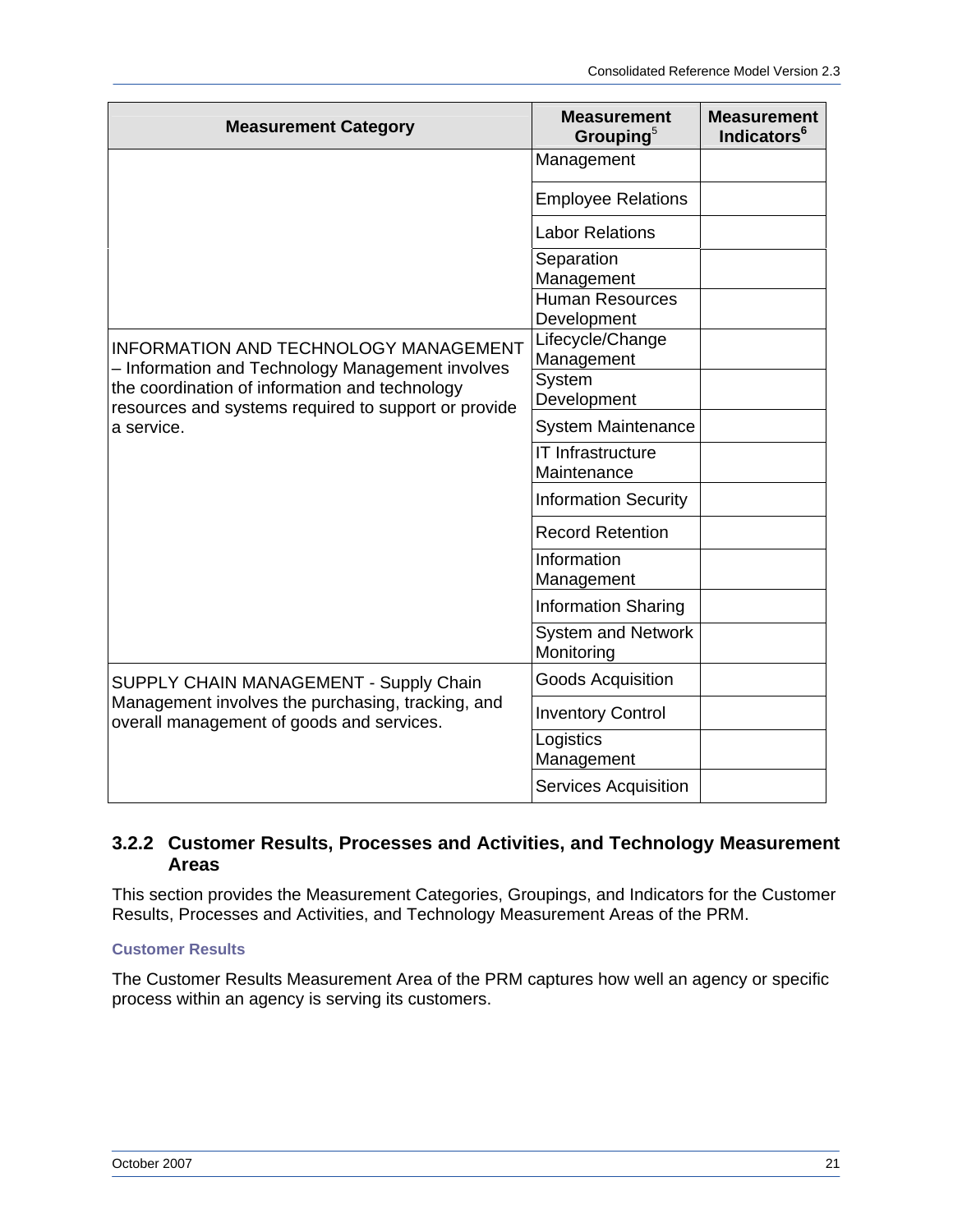| Measurement Category | Measurement Grouping[5] | Measurement Indicators[6] |
|---|---|---|
| | Management | |
| | Employee Relations | |
| | Labor Relations | |
| | Separation Management | |
| | Human Resources Development | |
| INFORMATION AND TECHNOLOGY MANAGEMENT – Information and Technology Management involves the coordination of information and technology resources and systems required to support or provide a service. | Lifecycle/Change Management | |
| | System Development | |
| | System Maintenance | |
| | IT Infrastructure Maintenance | |
| | Information Security | |
| | Record Retention | |
| | Information Management | |
| | Information Sharing | |
| | System and Network Monitoring | |
| SUPPLY CHAIN MANAGEMENT - Supply Chain Management involves the purchasing, tracking, and overall management of goods and services. | Goods Acquisition | |
| | Inventory Control | |
| | Logistics Management | |
| | Services Acquisition | |

### 3.2.2 Customer Results, Processes and Activities, and Technology Measurement Areas

This section provides the Measurement Categories, Groupings, and Indicators for the Customer Results, Processes and Activities, and Technology Measurement Areas of the PRM.

#### Customer Results

The Customer Results Measurement Area of the PRM captures how well an agency or specific process within an agency is serving its customers.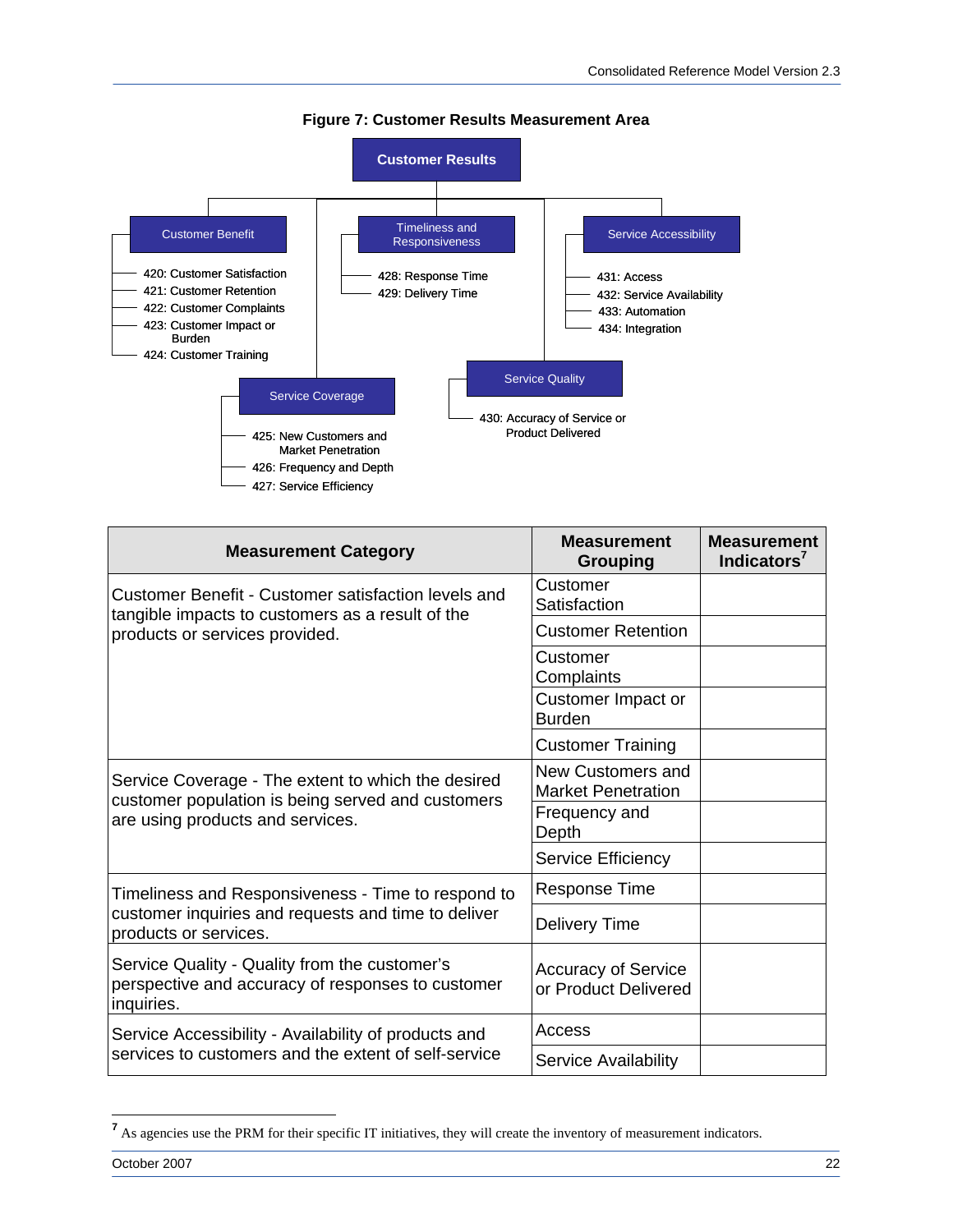**Figure 7: Customer Results Measurement Area**

- **Customer Results**
  - Customer Benefit
    - 420: Customer Satisfaction
    - 421: Customer Retention
    - 422: Customer Complaints
    - 423: Customer Impact or Burden
    - 424: Customer Training
  - Service Coverage
    - 425: New Customers and Market Penetration
    - 426: Frequency and Depth
    - 427: Service Efficiency
  - Timeliness and Responsiveness
    - 428: Response Time
    - 429: Delivery Time
  - Service Quality
    - 430: Accuracy of Service or Product Delivered
  - Service Accessibility
    - 431: Access
    - 432: Service Availability
    - 433: Automation
    - 434: Integration

| Measurement Category | Measurement Grouping | Measurement Indicators[7] |
|---|---|---|
| Customer Benefit - Customer satisfaction levels and tangible impacts to customers as a result of the products or services provided. | Customer Satisfaction | |
| | Customer Retention | |
| | Customer Complaints | |
| | Customer Impact or Burden | |
| | Customer Training | |
| Service Coverage - The extent to which the desired customer population is being served and customers are using products and services. | New Customers and Market Penetration | |
| | Frequency and Depth | |
| | Service Efficiency | |
| Timeliness and Responsiveness - Time to respond to customer inquiries and requests and time to deliver products or services. | Response Time | |
| | Delivery Time | |
| Service Quality - Quality from the customer's perspective and accuracy of responses to customer inquiries. | Accuracy of Service or Product Delivered | |
| Service Accessibility - Availability of products and services to customers and the extent of self-service | Access | |
| | Service Availability | |

[7] As agencies use the PRM for their specific IT initiatives, they will create the inventory of measurement indicators.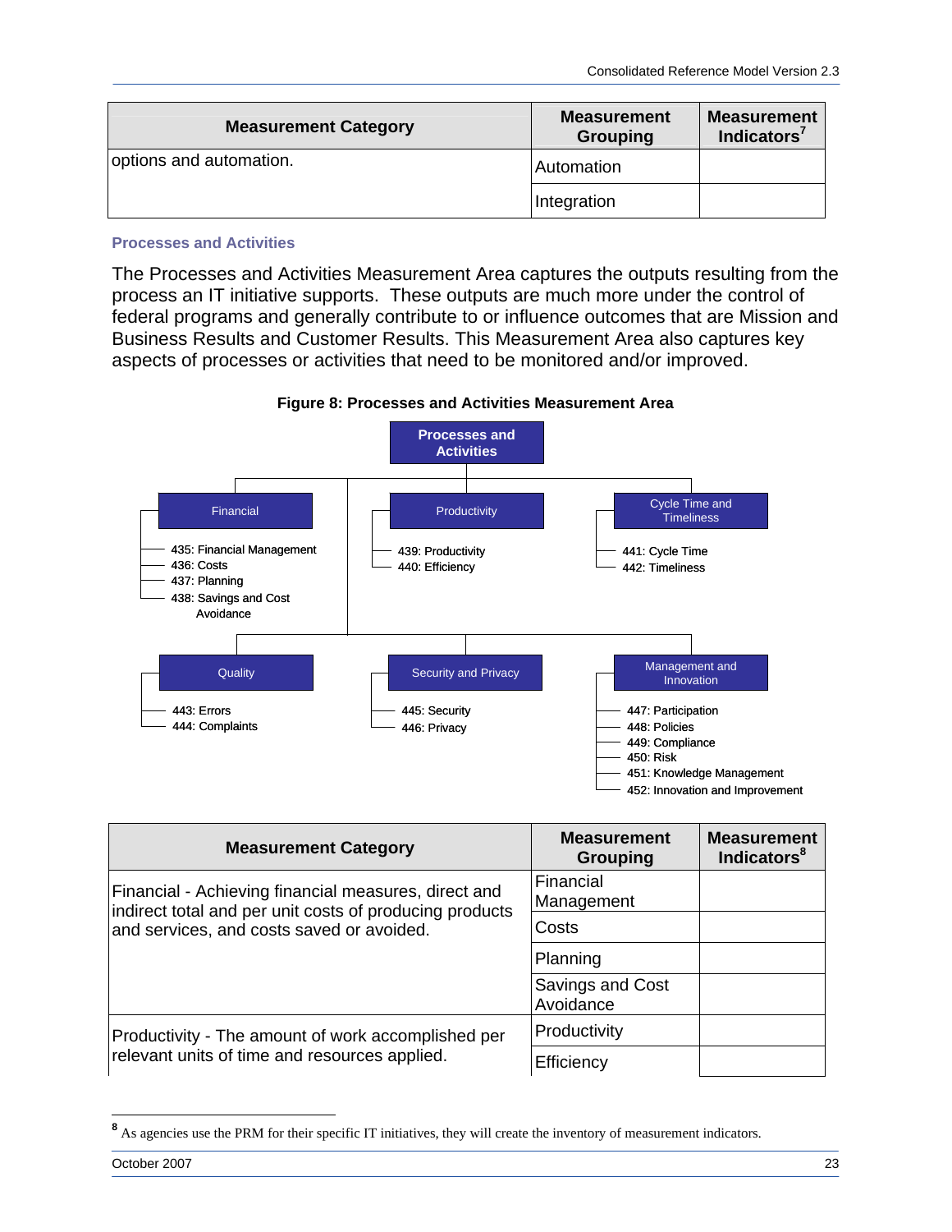| Measurement Category | Measurement Grouping | Measurement Indicators[7] |
|---|---|---|
| options and automation. | Automation | |
| | Integration | |

### Processes and Activities

The Processes and Activities Measurement Area captures the outputs resulting from the process an IT initiative supports. These outputs are much more under the control of federal programs and generally contribute to or influence outcomes that are Mission and Business Results and Customer Results. This Measurement Area also captures key aspects of processes or activities that need to be monitored and/or improved.

**Figure 8: Processes and Activities Measurement Area**

- **Processes and Activities**
  - Financial
    - 435: Financial Management
    - 436: Costs
    - 437: Planning
    - 438: Savings and Cost Avoidance
  - Productivity
    - 439: Productivity
    - 440: Efficiency
  - Cycle Time and Timeliness
    - 441: Cycle Time
    - 442: Timeliness
  - Quality
    - 443: Errors
    - 444: Complaints
  - Security and Privacy
    - 445: Security
    - 446: Privacy
  - Management and Innovation
    - 447: Participation
    - 448: Policies
    - 449: Compliance
    - 450: Risk
    - 451: Knowledge Management
    - 452: Innovation and Improvement

| Measurement Category | Measurement Grouping | Measurement Indicators[8] |
|---|---|---|
| Financial - Achieving financial measures, direct and indirect total and per unit costs of producing products and services, and costs saved or avoided. | Financial Management | |
| | Costs | |
| | Planning | |
| | Savings and Cost Avoidance | |
| Productivity - The amount of work accomplished per relevant units of time and resources applied. | Productivity | |
| | Efficiency | |

[8] As agencies use the PRM for their specific IT initiatives, they will create the inventory of measurement indicators.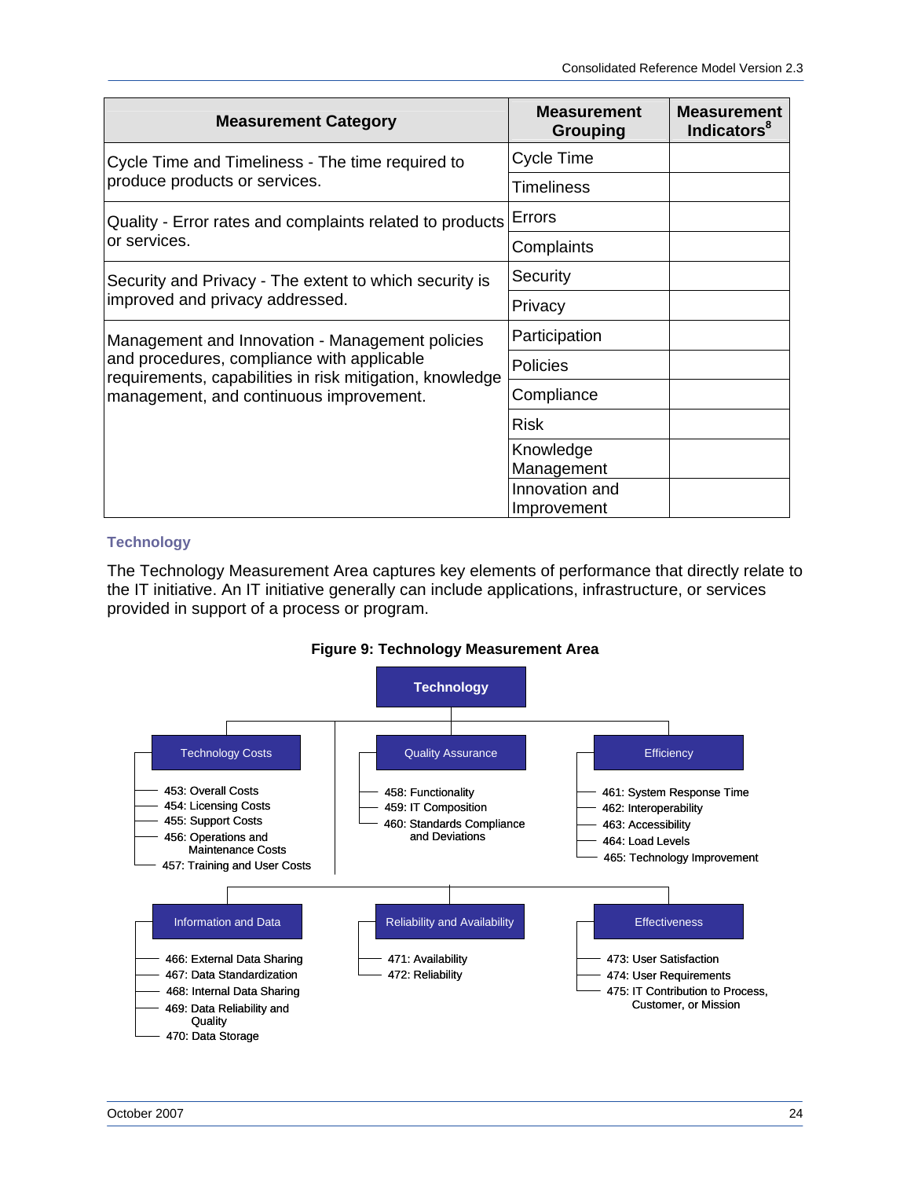| Measurement Category | Measurement Grouping | Measurement Indicators[8] |
|---|---|---|
| Cycle Time and Timeliness - The time required to produce products or services. | Cycle Time | |
| | Timeliness | |
| Quality - Error rates and complaints related to products or services. | Errors | |
| | Complaints | |
| Security and Privacy - The extent to which security is improved and privacy addressed. | Security | |
| | Privacy | |
| Management and Innovation - Management policies and procedures, compliance with applicable requirements, capabilities in risk mitigation, knowledge management, and continuous improvement. | Participation | |
| | Policies | |
| | Compliance | |
| | Risk | |
| | Knowledge Management | |
| | Innovation and Improvement | |

### Technology

The Technology Measurement Area captures key elements of performance that directly relate to the IT initiative. An IT initiative generally can include applications, infrastructure, or services provided in support of a process or program.

**Figure 9: Technology Measurement Area**

**Technology**

- **Technology Costs**
  - 453: Overall Costs
  - 454: Licensing Costs
  - 455: Support Costs
  - 456: Operations and Maintenance Costs
  - 457: Training and User Costs
- **Quality Assurance**
  - 458: Functionality
  - 459: IT Composition
  - 460: Standards Compliance and Deviations
- **Efficiency**
  - 461: System Response Time
  - 462: Interoperability
  - 463: Accessibility
  - 464: Load Levels
  - 465: Technology Improvement
- **Information and Data**
  - 466: External Data Sharing
  - 467: Data Standardization
  - 468: Internal Data Sharing
  - 469: Data Reliability and Quality
  - 470: Data Storage
- **Reliability and Availability**
  - 471: Availability
  - 472: Reliability
- **Effectiveness**
  - 473: User Satisfaction
  - 474: User Requirements
  - 475: IT Contribution to Process, Customer, or Mission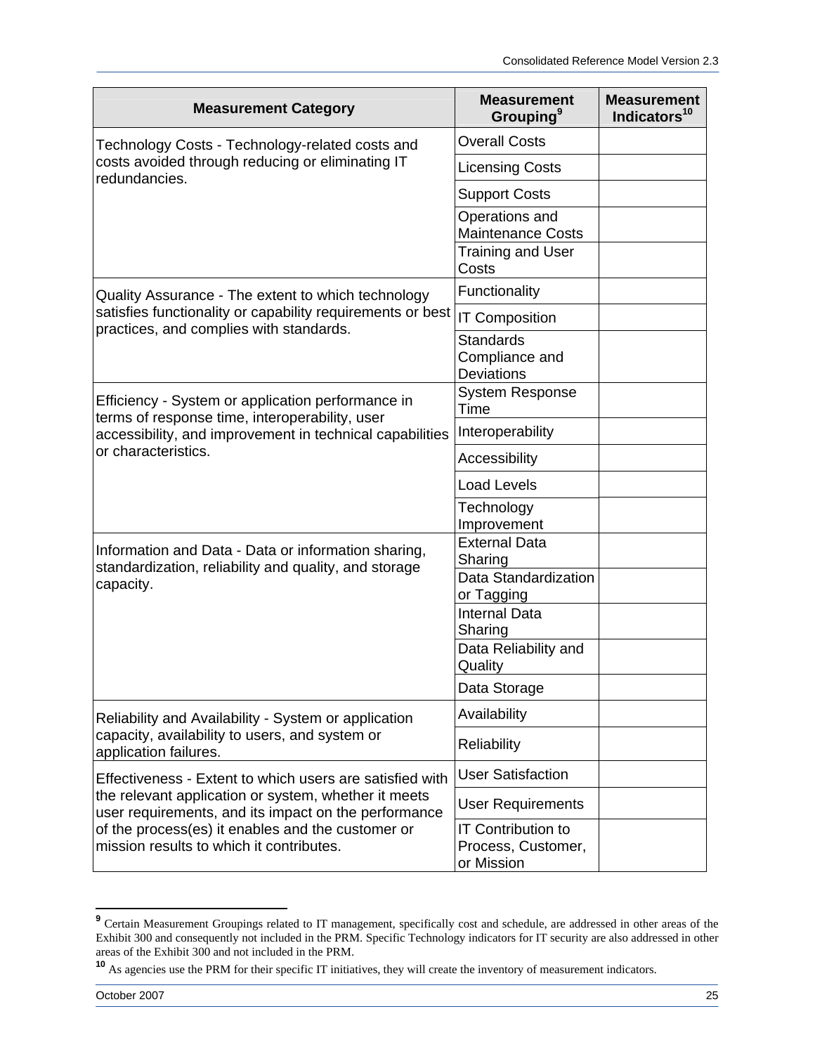| Measurement Category | Measurement Grouping[9] | Measurement Indicators[10] |
|---|---|---|
| Technology Costs - Technology-related costs and costs avoided through reducing or eliminating IT redundancies. | Overall Costs | |
| | Licensing Costs | |
| | Support Costs | |
| | Operations and Maintenance Costs | |
| | Training and User Costs | |
| Quality Assurance - The extent to which technology satisfies functionality or capability requirements or best practices, and complies with standards. | Functionality | |
| | IT Composition | |
| | Standards Compliance and Deviations | |
| Efficiency - System or application performance in terms of response time, interoperability, user accessibility, and improvement in technical capabilities or characteristics. | System Response Time | |
| | Interoperability | |
| | Accessibility | |
| | Load Levels | |
| | Technology Improvement | |
| Information and Data - Data or information sharing, standardization, reliability and quality, and storage capacity. | External Data Sharing | |
| | Data Standardization or Tagging | |
| | Internal Data Sharing | |
| | Data Reliability and Quality | |
| | Data Storage | |
| Reliability and Availability - System or application capacity, availability to users, and system or application failures. | Availability | |
| | Reliability | |
| Effectiveness - Extent to which users are satisfied with the relevant application or system, whether it meets user requirements, and its impact on the performance of the process(es) it enables and the customer or mission results to which it contributes. | User Satisfaction | |
| | User Requirements | |
| | IT Contribution to Process, Customer, or Mission | |

[9] Certain Measurement Groupings related to IT management, specifically cost and schedule, are addressed in other areas of the Exhibit 300 and consequently not included in the PRM. Specific Technology indicators for IT security are also addressed in other areas of the Exhibit 300 and not included in the PRM.

[10] As agencies use the PRM for their specific IT initiatives, they will create the inventory of measurement indicators.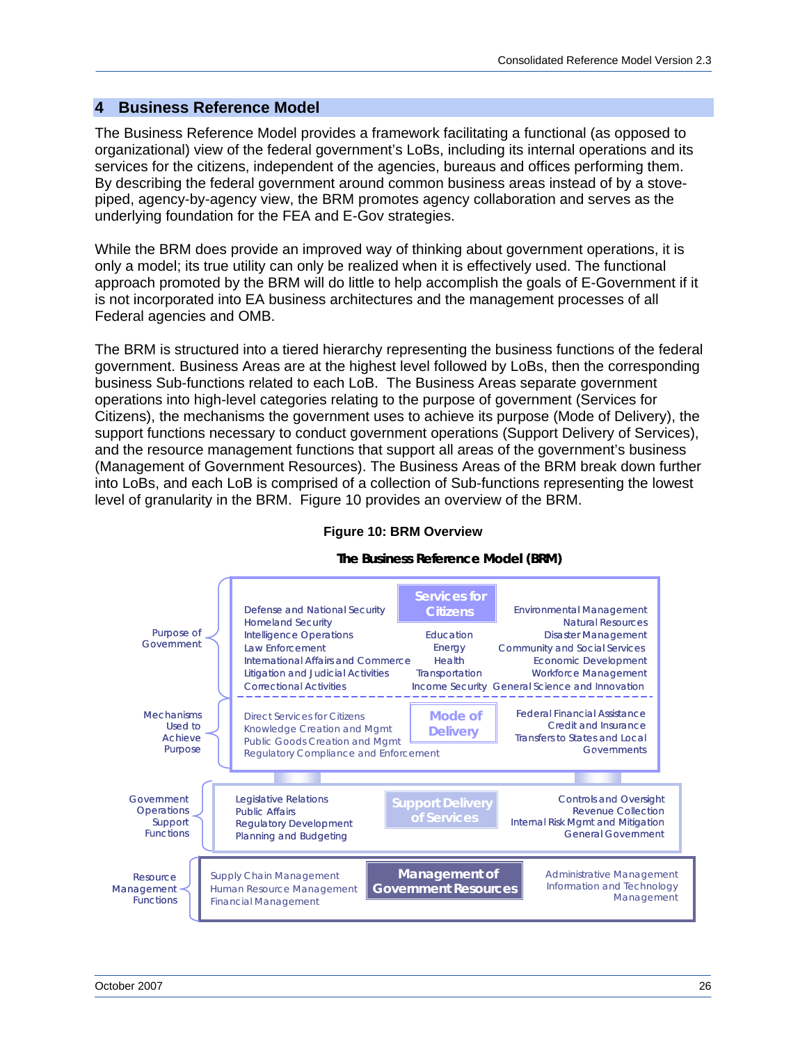# 4 Business Reference Model

The Business Reference Model provides a framework facilitating a functional (as opposed to organizational) view of the federal government's LoBs, including its internal operations and its services for the citizens, independent of the agencies, bureaus and offices performing them. By describing the federal government around common business areas instead of by a stove-piped, agency-by-agency view, the BRM promotes agency collaboration and serves as the underlying foundation for the FEA and E-Gov strategies.

While the BRM does provide an improved way of thinking about government operations, it is only a model; its true utility can only be realized when it is effectively used. The functional approach promoted by the BRM will do little to help accomplish the goals of E-Government if it is not incorporated into EA business architectures and the management processes of all Federal agencies and OMB.

The BRM is structured into a tiered hierarchy representing the business functions of the federal government. Business Areas are at the highest level followed by LoBs, then the corresponding business Sub-functions related to each LoB. The Business Areas separate government operations into high-level categories relating to the purpose of government (Services for Citizens), the mechanisms the government uses to achieve its purpose (Mode of Delivery), the support functions necessary to conduct government operations (Support Delivery of Services), and the resource management functions that support all areas of the government's business (Management of Government Resources). The Business Areas of the BRM break down further into LoBs, and each LoB is comprised of a collection of Sub-functions representing the lowest level of granularity in the BRM. Figure 10 provides an overview of the BRM.

**Figure 10: BRM Overview**

**The Business Reference Model (BRM)**

**Purpose of Government — Services for Citizens**
- Defense and National Security
- Homeland Security
- Intelligence Operations
- Law Enforcement
- International Affairs and Commerce
- Litigation and Judicial Activities
- Correctional Activities
- Education
- Energy
- Health
- Transportation
- Income Security
- Environmental Management
- Natural Resources
- Disaster Management
- Community and Social Services
- Economic Development
- Workforce Management
- General Science and Innovation

**Mechanisms Used to Achieve Purpose — Mode of Delivery**
- Direct Services for Citizens
- Knowledge Creation and Mgmt
- Public Goods Creation and Mgmt
- Regulatory Compliance and Enforcement
- Federal Financial Assistance
- Credit and Insurance
- Transfers to States and Local Governments

**Government Operations Support Functions — Support Delivery of Services**
- Legislative Relations
- Public Affairs
- Regulatory Development
- Planning and Budgeting
- Controls and Oversight
- Revenue Collection
- Internal Risk Mgmt and Mitigation
- General Government

**Resource Management Functions — Management of Government Resources**
- Supply Chain Management
- Human Resource Management
- Financial Management
- Administrative Management
- Information and Technology Management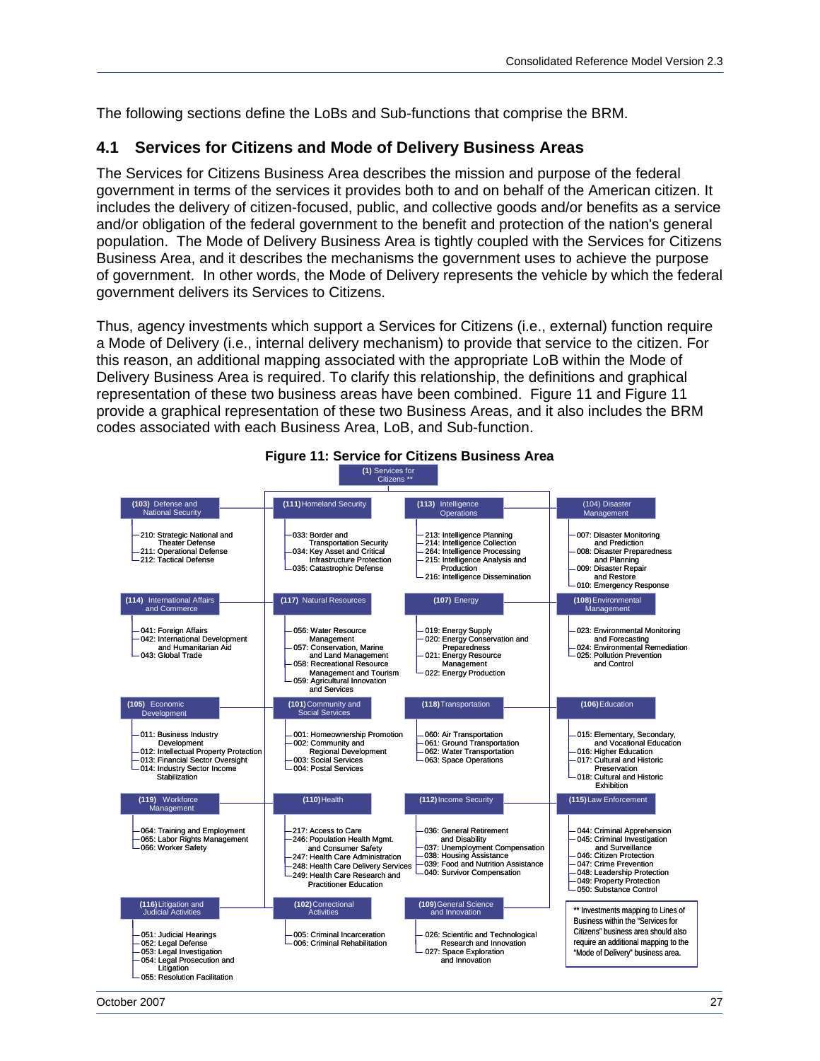The following sections define the LoBs and Sub-functions that comprise the BRM.

## 4.1 Services for Citizens and Mode of Delivery Business Areas

The Services for Citizens Business Area describes the mission and purpose of the federal government in terms of the services it provides both to and on behalf of the American citizen. It includes the delivery of citizen-focused, public, and collective goods and/or benefits as a service and/or obligation of the federal government to the benefit and protection of the nation's general population. The Mode of Delivery Business Area is tightly coupled with the Services for Citizens Business Area, and it describes the mechanisms the government uses to achieve the purpose of government. In other words, the Mode of Delivery represents the vehicle by which the federal government delivers its Services to Citizens.

Thus, agency investments which support a Services for Citizens (i.e., external) function require a Mode of Delivery (i.e., internal delivery mechanism) to provide that service to the citizen. For this reason, an additional mapping associated with the appropriate LoB within the Mode of Delivery Business Area is required. To clarify this relationship, the definitions and graphical representation of these two business areas have been combined. Figure 11 and Figure 11 provide a graphical representation of these two Business Areas, and it also includes the BRM codes associated with each Business Area, LoB, and Sub-function.

**Figure 11: Service for Citizens Business Area**

**(1) Services for Citizens ****

- **(103) Defense and National Security**
  - 210: Strategic National and Theater Defense
  - 211: Operational Defense
  - 212: Tactical Defense
- **(111) Homeland Security**
  - 033: Border and Transportation Security
  - 034: Key Asset and Critical Infrastructure Protection
  - 035: Catastrophic Defense
- **(113) Intelligence Operations**
  - 213: Intelligence Planning
  - 214: Intelligence Collection
  - 264: Intelligence Processing
  - 215: Intelligence Analysis and Production
  - 216: Intelligence Dissemination
- **(104) Disaster Management**
  - 007: Disaster Monitoring and Prediction
  - 008: Disaster Preparedness and Planning
  - 009: Disaster Repair and Restore
  - 010: Emergency Response
- **(114) International Affairs and Commerce**
  - 041: Foreign Affairs
  - 042: International Development and Humanitarian Aid
  - 043: Global Trade
- **(117) Natural Resources**
  - 056: Water Resource Management
  - 057: Conservation, Marine and Land Management
  - 058: Recreational Resource Management and Tourism
  - 059: Agricultural Innovation and Services
- **(107) Energy**
  - 019: Energy Supply
  - 020: Energy Conservation and Preparedness
  - 021: Energy Resource Management
  - 022: Energy Production
- **(108) Environmental Management**
  - 023: Environmental Monitoring and Forecasting
  - 024: Environmental Remediation
  - 025: Pollution Prevention and Control
- **(105) Economic Development**
  - 011: Business Industry Development
  - 012: Intellectual Property Protection
  - 013: Financial Sector Oversight
  - 014: Industry Sector Income Stabilization
- **(101) Community and Social Services**
  - 001: Homeownership Promotion
  - 002: Community and Regional Development
  - 003: Social Services
  - 004: Postal Services
- **(118) Transportation**
  - 060: Air Transportation
  - 061: Ground Transportation
  - 062: Water Transportation
  - 063: Space Operations
- **(106) Education**
  - 015: Elementary, Secondary, and Vocational Education
  - 016: Higher Education
  - 017: Cultural and Historic Preservation
  - 018: Cultural and Historic Exhibition
- **(119) Workforce Management**
  - 064: Training and Employment
  - 065: Labor Rights Management
  - 066: Worker Safety
- **(110) Health**
  - 217: Access to Care
  - 246: Population Health Mgmt. and Consumer Safety
  - 247: Health Care Administration
  - 248: Health Care Delivery Services
  - 249: Health Care Research and Practitioner Education
- **(112) Income Security**
  - 036: General Retirement and Disability
  - 037: Unemployment Compensation
  - 038: Housing Assistance
  - 039: Food and Nutrition Assistance
  - 040: Survivor Compensation
- **(115) Law Enforcement**
  - 044: Criminal Apprehension
  - 045: Criminal Investigation and Surveillance
  - 046: Citizen Protection
  - 047: Crime Prevention
  - 048: Leadership Protection
  - 049: Property Protection
  - 050: Substance Control
- **(116) Litigation and Judicial Activities**
  - 051: Judicial Hearings
  - 052: Legal Defense
  - 053: Legal Investigation
  - 054: Legal Prosecution and Litigation
  - 055: Resolution Facilitation
- **(102) Correctional Activities**
  - 005: Criminal Incarceration
  - 006: Criminal Rehabilitation
- **(109) General Science and Innovation**
  - 026: Scientific and Technological Research and Innovation
  - 027: Space Exploration and Innovation

** Investments mapping to Lines of Business within the "Services for Citizens" business area should also require an additional mapping to the "Mode of Delivery" business area.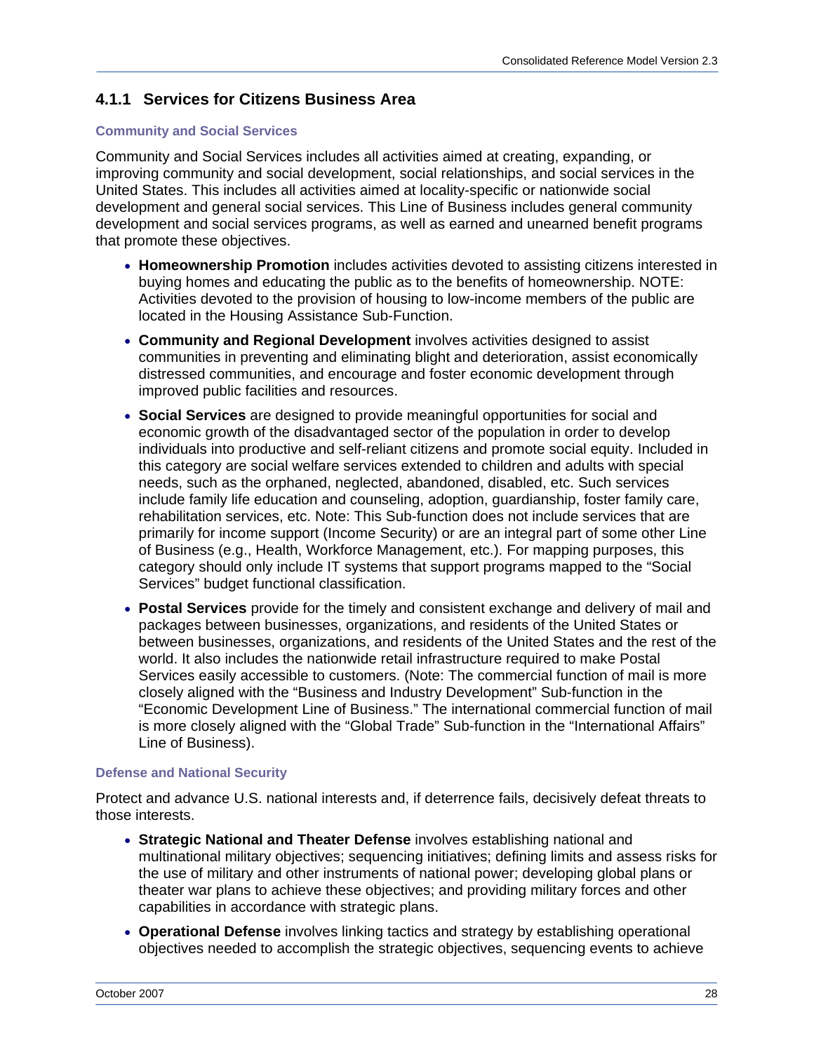### 4.1.1 Services for Citizens Business Area

#### Community and Social Services

Community and Social Services includes all activities aimed at creating, expanding, or improving community and social development, social relationships, and social services in the United States. This includes all activities aimed at locality-specific or nationwide social development and general social services. This Line of Business includes general community development and social services programs, as well as earned and unearned benefit programs that promote these objectives.

- **Homeownership Promotion** includes activities devoted to assisting citizens interested in buying homes and educating the public as to the benefits of homeownership. NOTE: Activities devoted to the provision of housing to low-income members of the public are located in the Housing Assistance Sub-Function.
- **Community and Regional Development** involves activities designed to assist communities in preventing and eliminating blight and deterioration, assist economically distressed communities, and encourage and foster economic development through improved public facilities and resources.
- **Social Services** are designed to provide meaningful opportunities for social and economic growth of the disadvantaged sector of the population in order to develop individuals into productive and self-reliant citizens and promote social equity. Included in this category are social welfare services extended to children and adults with special needs, such as the orphaned, neglected, abandoned, disabled, etc. Such services include family life education and counseling, adoption, guardianship, foster family care, rehabilitation services, etc. Note: This Sub-function does not include services that are primarily for income support (Income Security) or are an integral part of some other Line of Business (e.g., Health, Workforce Management, etc.). For mapping purposes, this category should only include IT systems that support programs mapped to the "Social Services" budget functional classification.
- **Postal Services** provide for the timely and consistent exchange and delivery of mail and packages between businesses, organizations, and residents of the United States or between businesses, organizations, and residents of the United States and the rest of the world. It also includes the nationwide retail infrastructure required to make Postal Services easily accessible to customers. (Note: The commercial function of mail is more closely aligned with the "Business and Industry Development" Sub-function in the "Economic Development Line of Business." The international commercial function of mail is more closely aligned with the "Global Trade" Sub-function in the "International Affairs" Line of Business).

#### Defense and National Security

Protect and advance U.S. national interests and, if deterrence fails, decisively defeat threats to those interests.

- **Strategic National and Theater Defense** involves establishing national and multinational military objectives; sequencing initiatives; defining limits and assess risks for the use of military and other instruments of national power; developing global plans or theater war plans to achieve these objectives; and providing military forces and other capabilities in accordance with strategic plans.
- **Operational Defense** involves linking tactics and strategy by establishing operational objectives needed to accomplish the strategic objectives, sequencing events to achieve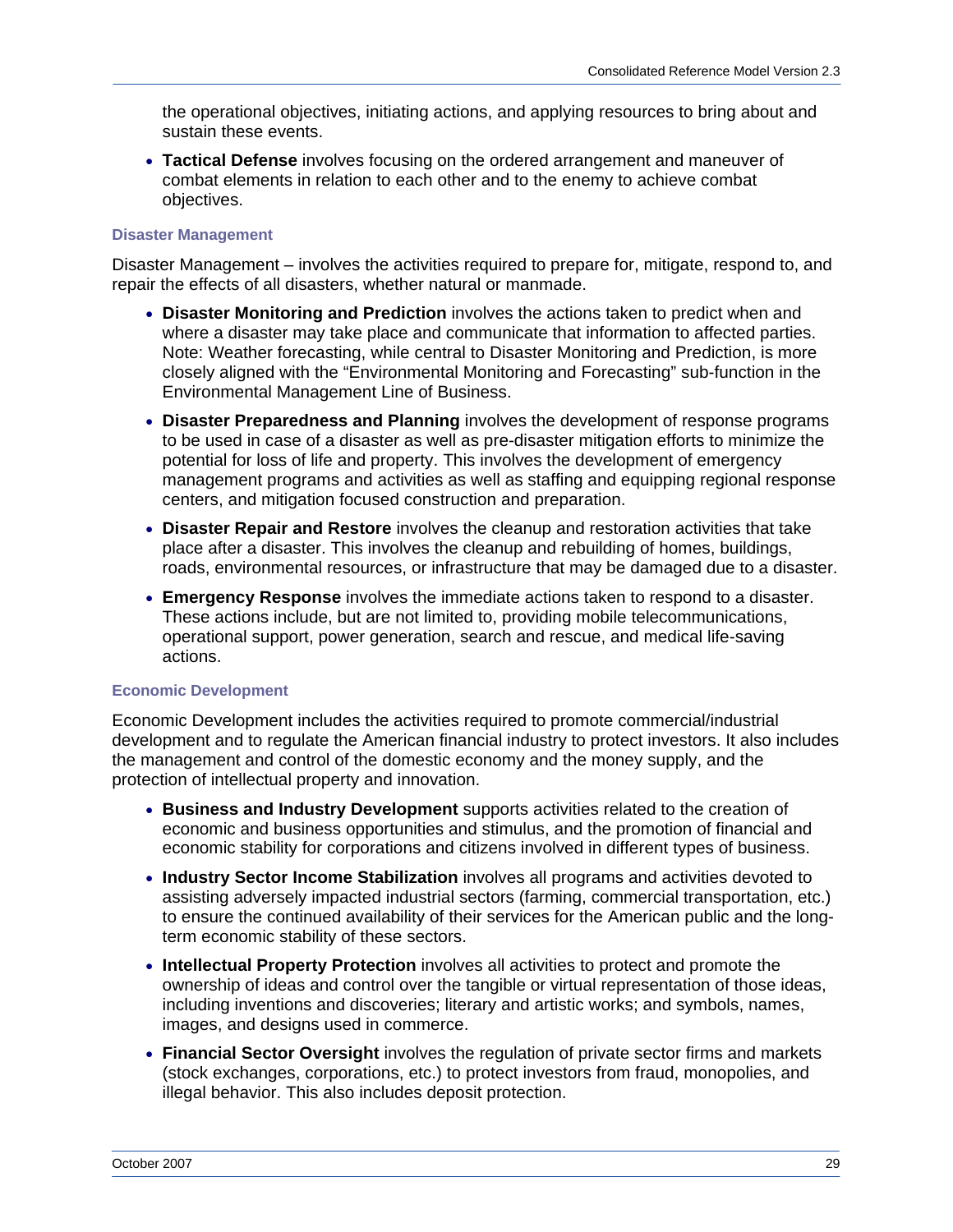the operational objectives, initiating actions, and applying resources to bring about and sustain these events.

- **Tactical Defense** involves focusing on the ordered arrangement and maneuver of combat elements in relation to each other and to the enemy to achieve combat objectives.

#### Disaster Management

Disaster Management – involves the activities required to prepare for, mitigate, respond to, and repair the effects of all disasters, whether natural or manmade.

- **Disaster Monitoring and Prediction** involves the actions taken to predict when and where a disaster may take place and communicate that information to affected parties. Note: Weather forecasting, while central to Disaster Monitoring and Prediction, is more closely aligned with the "Environmental Monitoring and Forecasting" sub-function in the Environmental Management Line of Business.
- **Disaster Preparedness and Planning** involves the development of response programs to be used in case of a disaster as well as pre-disaster mitigation efforts to minimize the potential for loss of life and property. This involves the development of emergency management programs and activities as well as staffing and equipping regional response centers, and mitigation focused construction and preparation.
- **Disaster Repair and Restore** involves the cleanup and restoration activities that take place after a disaster. This involves the cleanup and rebuilding of homes, buildings, roads, environmental resources, or infrastructure that may be damaged due to a disaster.
- **Emergency Response** involves the immediate actions taken to respond to a disaster. These actions include, but are not limited to, providing mobile telecommunications, operational support, power generation, search and rescue, and medical life-saving actions.

#### Economic Development

Economic Development includes the activities required to promote commercial/industrial development and to regulate the American financial industry to protect investors. It also includes the management and control of the domestic economy and the money supply, and the protection of intellectual property and innovation.

- **Business and Industry Development** supports activities related to the creation of economic and business opportunities and stimulus, and the promotion of financial and economic stability for corporations and citizens involved in different types of business.
- **Industry Sector Income Stabilization** involves all programs and activities devoted to assisting adversely impacted industrial sectors (farming, commercial transportation, etc.) to ensure the continued availability of their services for the American public and the long-term economic stability of these sectors.
- **Intellectual Property Protection** involves all activities to protect and promote the ownership of ideas and control over the tangible or virtual representation of those ideas, including inventions and discoveries; literary and artistic works; and symbols, names, images, and designs used in commerce.
- **Financial Sector Oversight** involves the regulation of private sector firms and markets (stock exchanges, corporations, etc.) to protect investors from fraud, monopolies, and illegal behavior. This also includes deposit protection.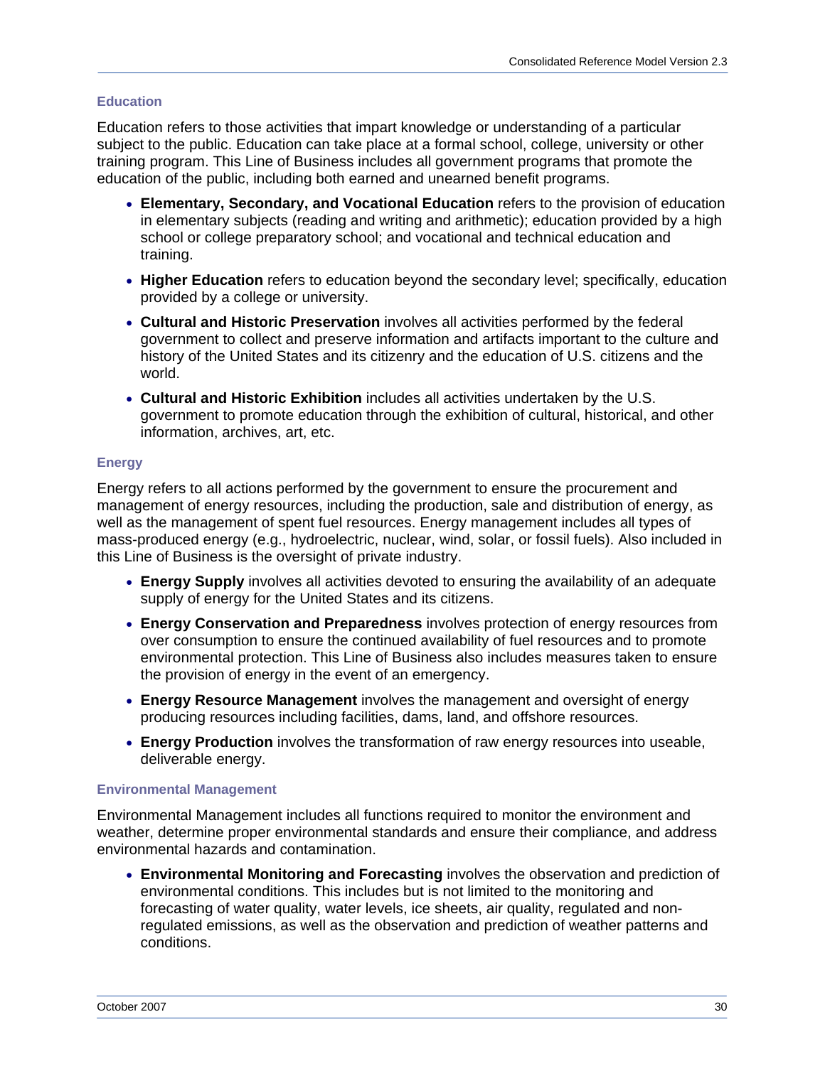### Education

Education refers to those activities that impart knowledge or understanding of a particular subject to the public. Education can take place at a formal school, college, university or other training program. This Line of Business includes all government programs that promote the education of the public, including both earned and unearned benefit programs.

- **Elementary, Secondary, and Vocational Education** refers to the provision of education in elementary subjects (reading and writing and arithmetic); education provided by a high school or college preparatory school; and vocational and technical education and training.
- **Higher Education** refers to education beyond the secondary level; specifically, education provided by a college or university.
- **Cultural and Historic Preservation** involves all activities performed by the federal government to collect and preserve information and artifacts important to the culture and history of the United States and its citizenry and the education of U.S. citizens and the world.
- **Cultural and Historic Exhibition** includes all activities undertaken by the U.S. government to promote education through the exhibition of cultural, historical, and other information, archives, art, etc.

### Energy

Energy refers to all actions performed by the government to ensure the procurement and management of energy resources, including the production, sale and distribution of energy, as well as the management of spent fuel resources. Energy management includes all types of mass-produced energy (e.g., hydroelectric, nuclear, wind, solar, or fossil fuels). Also included in this Line of Business is the oversight of private industry.

- **Energy Supply** involves all activities devoted to ensuring the availability of an adequate supply of energy for the United States and its citizens.
- **Energy Conservation and Preparedness** involves protection of energy resources from over consumption to ensure the continued availability of fuel resources and to promote environmental protection. This Line of Business also includes measures taken to ensure the provision of energy in the event of an emergency.
- **Energy Resource Management** involves the management and oversight of energy producing resources including facilities, dams, land, and offshore resources.
- **Energy Production** involves the transformation of raw energy resources into useable, deliverable energy.

### Environmental Management

Environmental Management includes all functions required to monitor the environment and weather, determine proper environmental standards and ensure their compliance, and address environmental hazards and contamination.

- **Environmental Monitoring and Forecasting** involves the observation and prediction of environmental conditions. This includes but is not limited to the monitoring and forecasting of water quality, water levels, ice sheets, air quality, regulated and non-regulated emissions, as well as the observation and prediction of weather patterns and conditions.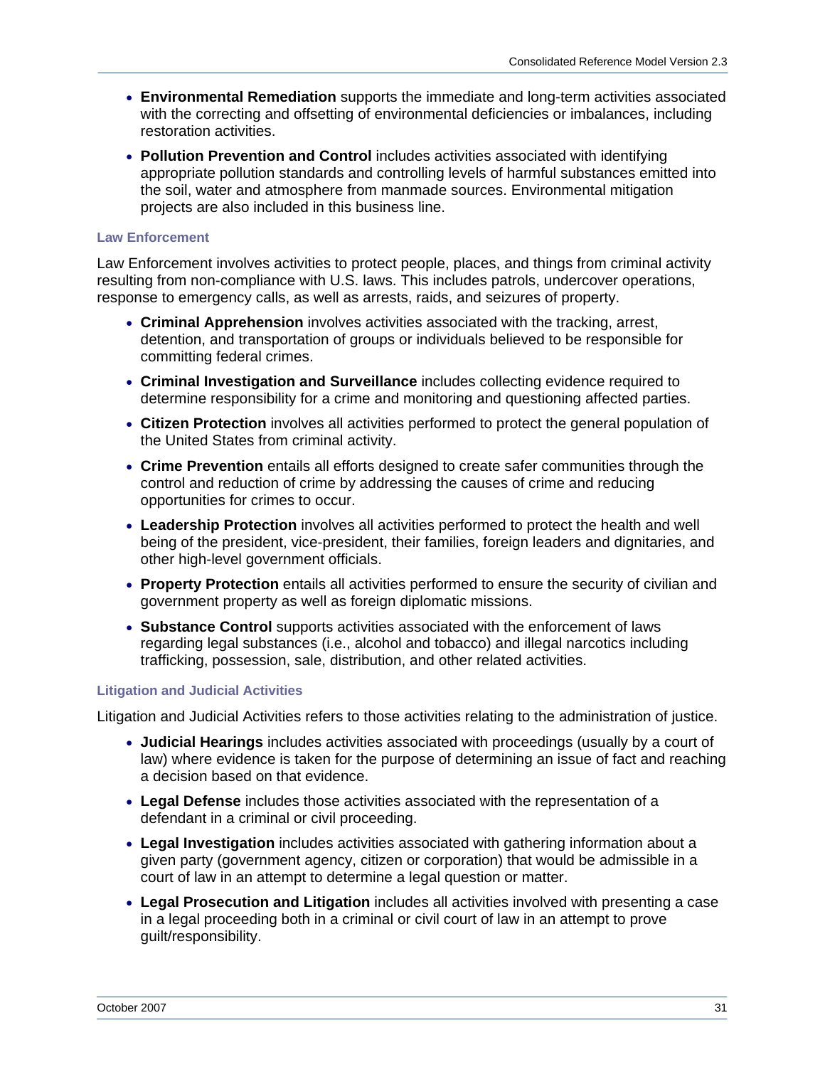- **Environmental Remediation** supports the immediate and long-term activities associated with the correcting and offsetting of environmental deficiencies or imbalances, including restoration activities.
- **Pollution Prevention and Control** includes activities associated with identifying appropriate pollution standards and controlling levels of harmful substances emitted into the soil, water and atmosphere from manmade sources. Environmental mitigation projects are also included in this business line.

#### Law Enforcement

Law Enforcement involves activities to protect people, places, and things from criminal activity resulting from non-compliance with U.S. laws. This includes patrols, undercover operations, response to emergency calls, as well as arrests, raids, and seizures of property.

- **Criminal Apprehension** involves activities associated with the tracking, arrest, detention, and transportation of groups or individuals believed to be responsible for committing federal crimes.
- **Criminal Investigation and Surveillance** includes collecting evidence required to determine responsibility for a crime and monitoring and questioning affected parties.
- **Citizen Protection** involves all activities performed to protect the general population of the United States from criminal activity.
- **Crime Prevention** entails all efforts designed to create safer communities through the control and reduction of crime by addressing the causes of crime and reducing opportunities for crimes to occur.
- **Leadership Protection** involves all activities performed to protect the health and well being of the president, vice-president, their families, foreign leaders and dignitaries, and other high-level government officials.
- **Property Protection** entails all activities performed to ensure the security of civilian and government property as well as foreign diplomatic missions.
- **Substance Control** supports activities associated with the enforcement of laws regarding legal substances (i.e., alcohol and tobacco) and illegal narcotics including trafficking, possession, sale, distribution, and other related activities.

#### Litigation and Judicial Activities

Litigation and Judicial Activities refers to those activities relating to the administration of justice.

- **Judicial Hearings** includes activities associated with proceedings (usually by a court of law) where evidence is taken for the purpose of determining an issue of fact and reaching a decision based on that evidence.
- **Legal Defense** includes those activities associated with the representation of a defendant in a criminal or civil proceeding.
- **Legal Investigation** includes activities associated with gathering information about a given party (government agency, citizen or corporation) that would be admissible in a court of law in an attempt to determine a legal question or matter.
- **Legal Prosecution and Litigation** includes all activities involved with presenting a case in a legal proceeding both in a criminal or civil court of law in an attempt to prove guilt/responsibility.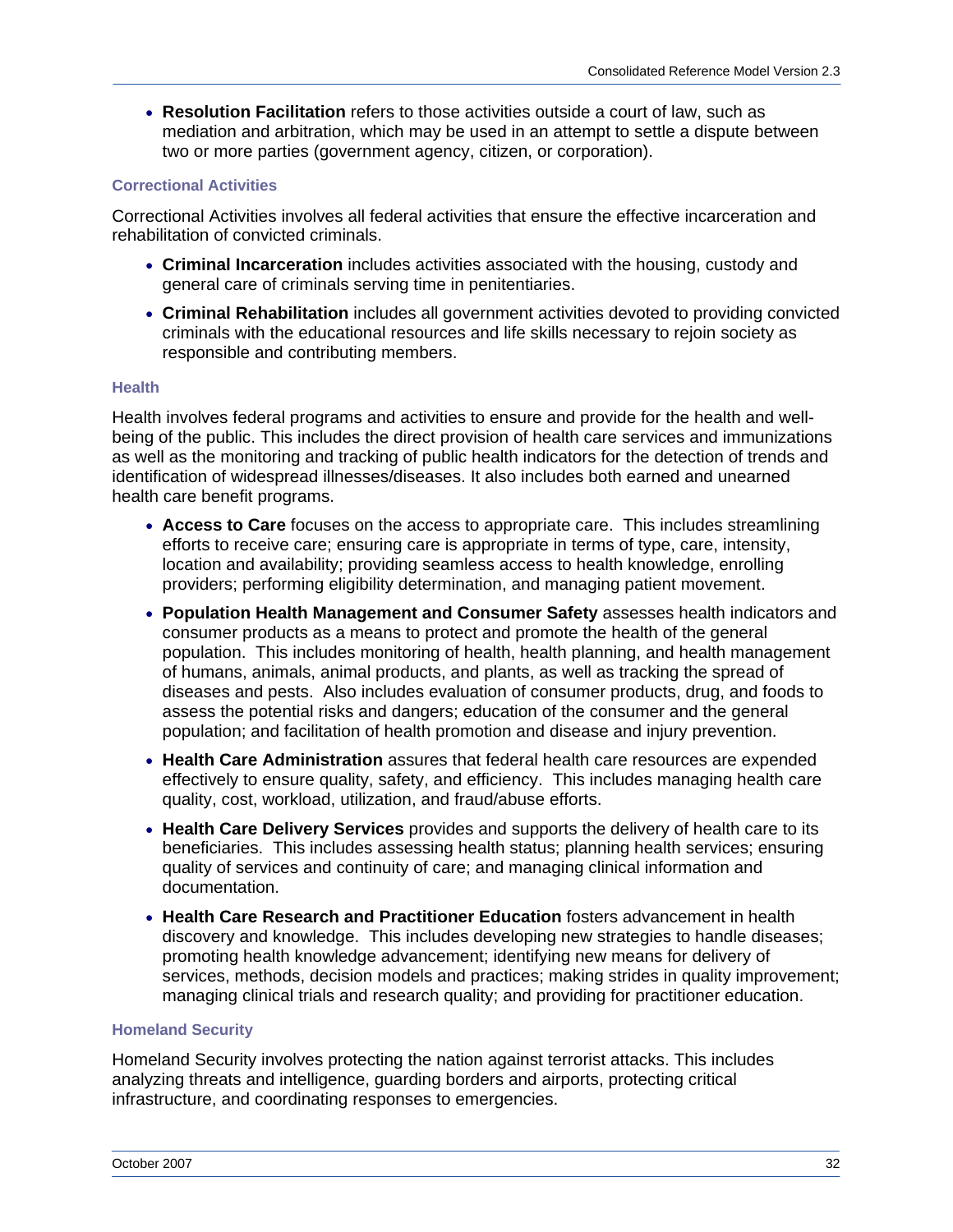- **Resolution Facilitation** refers to those activities outside a court of law, such as mediation and arbitration, which may be used in an attempt to settle a dispute between two or more parties (government agency, citizen, or corporation).

### Correctional Activities

Correctional Activities involves all federal activities that ensure the effective incarceration and rehabilitation of convicted criminals.

- **Criminal Incarceration** includes activities associated with the housing, custody and general care of criminals serving time in penitentiaries.
- **Criminal Rehabilitation** includes all government activities devoted to providing convicted criminals with the educational resources and life skills necessary to rejoin society as responsible and contributing members.

### Health

Health involves federal programs and activities to ensure and provide for the health and well-being of the public. This includes the direct provision of health care services and immunizations as well as the monitoring and tracking of public health indicators for the detection of trends and identification of widespread illnesses/diseases. It also includes both earned and unearned health care benefit programs.

- **Access to Care** focuses on the access to appropriate care. This includes streamlining efforts to receive care; ensuring care is appropriate in terms of type, care, intensity, location and availability; providing seamless access to health knowledge, enrolling providers; performing eligibility determination, and managing patient movement.
- **Population Health Management and Consumer Safety** assesses health indicators and consumer products as a means to protect and promote the health of the general population. This includes monitoring of health, health planning, and health management of humans, animals, animal products, and plants, as well as tracking the spread of diseases and pests. Also includes evaluation of consumer products, drug, and foods to assess the potential risks and dangers; education of the consumer and the general population; and facilitation of health promotion and disease and injury prevention.
- **Health Care Administration** assures that federal health care resources are expended effectively to ensure quality, safety, and efficiency. This includes managing health care quality, cost, workload, utilization, and fraud/abuse efforts.
- **Health Care Delivery Services** provides and supports the delivery of health care to its beneficiaries. This includes assessing health status; planning health services; ensuring quality of services and continuity of care; and managing clinical information and documentation.
- **Health Care Research and Practitioner Education** fosters advancement in health discovery and knowledge. This includes developing new strategies to handle diseases; promoting health knowledge advancement; identifying new means for delivery of services, methods, decision models and practices; making strides in quality improvement; managing clinical trials and research quality; and providing for practitioner education.

### Homeland Security

Homeland Security involves protecting the nation against terrorist attacks. This includes analyzing threats and intelligence, guarding borders and airports, protecting critical infrastructure, and coordinating responses to emergencies.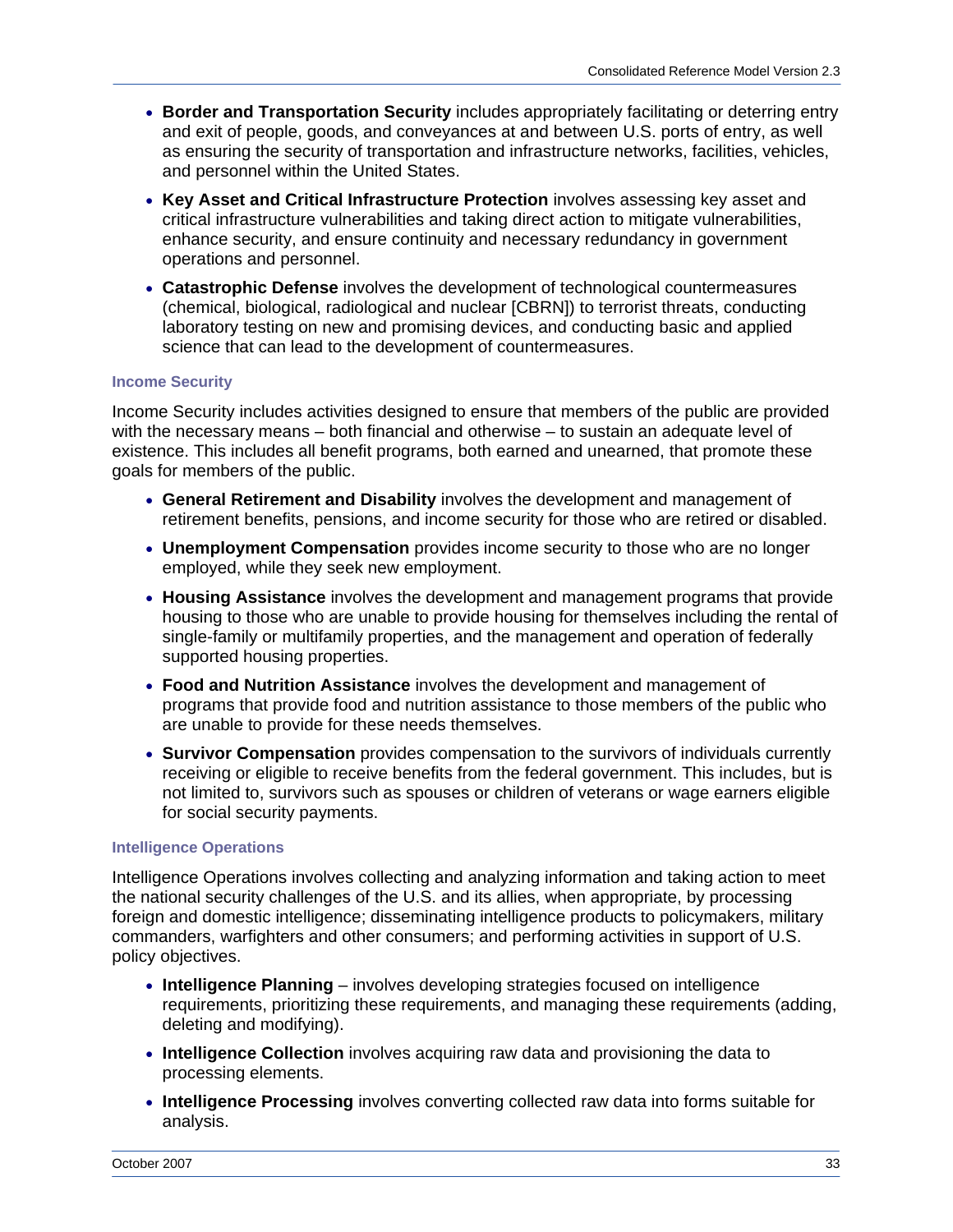- **Border and Transportation Security** includes appropriately facilitating or deterring entry and exit of people, goods, and conveyances at and between U.S. ports of entry, as well as ensuring the security of transportation and infrastructure networks, facilities, vehicles, and personnel within the United States.
- **Key Asset and Critical Infrastructure Protection** involves assessing key asset and critical infrastructure vulnerabilities and taking direct action to mitigate vulnerabilities, enhance security, and ensure continuity and necessary redundancy in government operations and personnel.
- **Catastrophic Defense** involves the development of technological countermeasures (chemical, biological, radiological and nuclear [CBRN]) to terrorist threats, conducting laboratory testing on new and promising devices, and conducting basic and applied science that can lead to the development of countermeasures.

#### Income Security

Income Security includes activities designed to ensure that members of the public are provided with the necessary means – both financial and otherwise – to sustain an adequate level of existence. This includes all benefit programs, both earned and unearned, that promote these goals for members of the public.

- **General Retirement and Disability** involves the development and management of retirement benefits, pensions, and income security for those who are retired or disabled.
- **Unemployment Compensation** provides income security to those who are no longer employed, while they seek new employment.
- **Housing Assistance** involves the development and management programs that provide housing to those who are unable to provide housing for themselves including the rental of single-family or multifamily properties, and the management and operation of federally supported housing properties.
- **Food and Nutrition Assistance** involves the development and management of programs that provide food and nutrition assistance to those members of the public who are unable to provide for these needs themselves.
- **Survivor Compensation** provides compensation to the survivors of individuals currently receiving or eligible to receive benefits from the federal government. This includes, but is not limited to, survivors such as spouses or children of veterans or wage earners eligible for social security payments.

#### Intelligence Operations

Intelligence Operations involves collecting and analyzing information and taking action to meet the national security challenges of the U.S. and its allies, when appropriate, by processing foreign and domestic intelligence; disseminating intelligence products to policymakers, military commanders, warfighters and other consumers; and performing activities in support of U.S. policy objectives.

- **Intelligence Planning** – involves developing strategies focused on intelligence requirements, prioritizing these requirements, and managing these requirements (adding, deleting and modifying).
- **Intelligence Collection** involves acquiring raw data and provisioning the data to processing elements.
- **Intelligence Processing** involves converting collected raw data into forms suitable for analysis.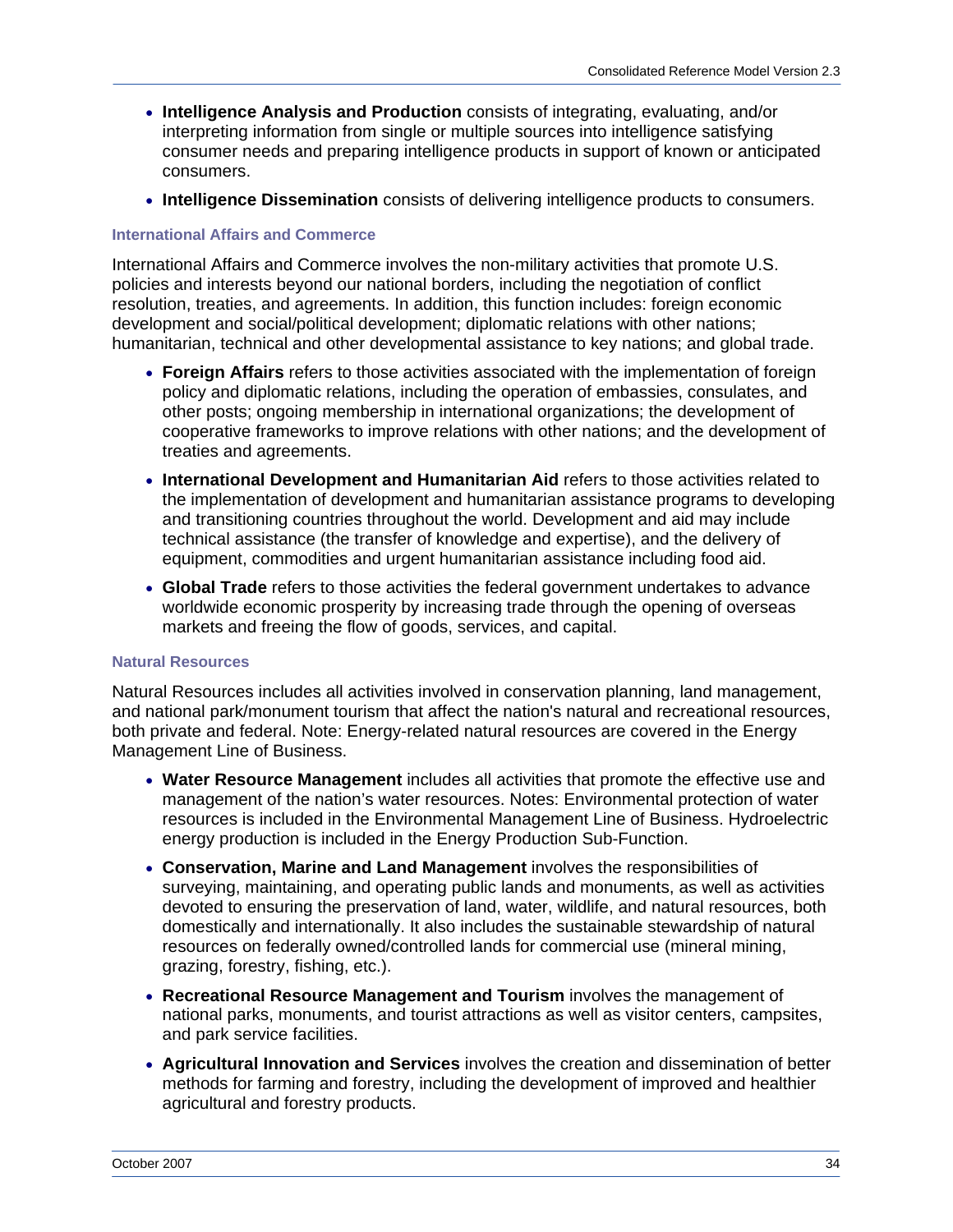- **Intelligence Analysis and Production** consists of integrating, evaluating, and/or interpreting information from single or multiple sources into intelligence satisfying consumer needs and preparing intelligence products in support of known or anticipated consumers.
- **Intelligence Dissemination** consists of delivering intelligence products to consumers.

### International Affairs and Commerce

International Affairs and Commerce involves the non-military activities that promote U.S. policies and interests beyond our national borders, including the negotiation of conflict resolution, treaties, and agreements. In addition, this function includes: foreign economic development and social/political development; diplomatic relations with other nations; humanitarian, technical and other developmental assistance to key nations; and global trade.

- **Foreign Affairs** refers to those activities associated with the implementation of foreign policy and diplomatic relations, including the operation of embassies, consulates, and other posts; ongoing membership in international organizations; the development of cooperative frameworks to improve relations with other nations; and the development of treaties and agreements.
- **International Development and Humanitarian Aid** refers to those activities related to the implementation of development and humanitarian assistance programs to developing and transitioning countries throughout the world. Development and aid may include technical assistance (the transfer of knowledge and expertise), and the delivery of equipment, commodities and urgent humanitarian assistance including food aid.
- **Global Trade** refers to those activities the federal government undertakes to advance worldwide economic prosperity by increasing trade through the opening of overseas markets and freeing the flow of goods, services, and capital.

### Natural Resources

Natural Resources includes all activities involved in conservation planning, land management, and national park/monument tourism that affect the nation's natural and recreational resources, both private and federal. Note: Energy-related natural resources are covered in the Energy Management Line of Business.

- **Water Resource Management** includes all activities that promote the effective use and management of the nation's water resources. Notes: Environmental protection of water resources is included in the Environmental Management Line of Business. Hydroelectric energy production is included in the Energy Production Sub-Function.
- **Conservation, Marine and Land Management** involves the responsibilities of surveying, maintaining, and operating public lands and monuments, as well as activities devoted to ensuring the preservation of land, water, wildlife, and natural resources, both domestically and internationally. It also includes the sustainable stewardship of natural resources on federally owned/controlled lands for commercial use (mineral mining, grazing, forestry, fishing, etc.).
- **Recreational Resource Management and Tourism** involves the management of national parks, monuments, and tourist attractions as well as visitor centers, campsites, and park service facilities.
- **Agricultural Innovation and Services** involves the creation and dissemination of better methods for farming and forestry, including the development of improved and healthier agricultural and forestry products.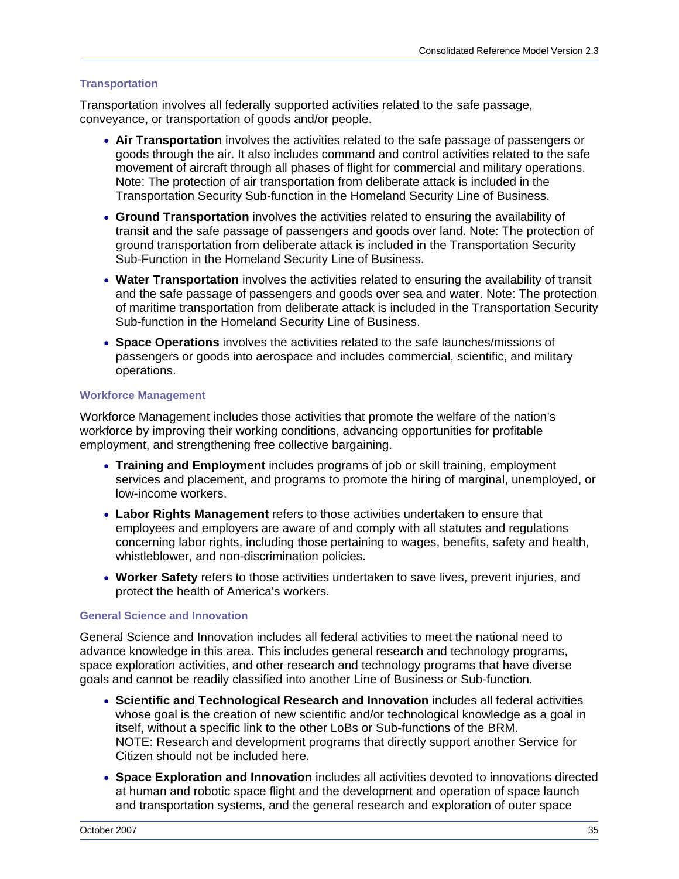### Transportation

Transportation involves all federally supported activities related to the safe passage, conveyance, or transportation of goods and/or people.

- **Air Transportation** involves the activities related to the safe passage of passengers or goods through the air. It also includes command and control activities related to the safe movement of aircraft through all phases of flight for commercial and military operations. Note: The protection of air transportation from deliberate attack is included in the Transportation Security Sub-function in the Homeland Security Line of Business.
- **Ground Transportation** involves the activities related to ensuring the availability of transit and the safe passage of passengers and goods over land. Note: The protection of ground transportation from deliberate attack is included in the Transportation Security Sub-Function in the Homeland Security Line of Business.
- **Water Transportation** involves the activities related to ensuring the availability of transit and the safe passage of passengers and goods over sea and water. Note: The protection of maritime transportation from deliberate attack is included in the Transportation Security Sub-function in the Homeland Security Line of Business.
- **Space Operations** involves the activities related to the safe launches/missions of passengers or goods into aerospace and includes commercial, scientific, and military operations.

### Workforce Management

Workforce Management includes those activities that promote the welfare of the nation's workforce by improving their working conditions, advancing opportunities for profitable employment, and strengthening free collective bargaining.

- **Training and Employment** includes programs of job or skill training, employment services and placement, and programs to promote the hiring of marginal, unemployed, or low-income workers.
- **Labor Rights Management** refers to those activities undertaken to ensure that employees and employers are aware of and comply with all statutes and regulations concerning labor rights, including those pertaining to wages, benefits, safety and health, whistleblower, and non-discrimination policies.
- **Worker Safety** refers to those activities undertaken to save lives, prevent injuries, and protect the health of America's workers.

### General Science and Innovation

General Science and Innovation includes all federal activities to meet the national need to advance knowledge in this area. This includes general research and technology programs, space exploration activities, and other research and technology programs that have diverse goals and cannot be readily classified into another Line of Business or Sub-function.

- **Scientific and Technological Research and Innovation** includes all federal activities whose goal is the creation of new scientific and/or technological knowledge as a goal in itself, without a specific link to the other LoBs or Sub-functions of the BRM. NOTE: Research and development programs that directly support another Service for Citizen should not be included here.
- **Space Exploration and Innovation** includes all activities devoted to innovations directed at human and robotic space flight and the development and operation of space launch and transportation systems, and the general research and exploration of outer space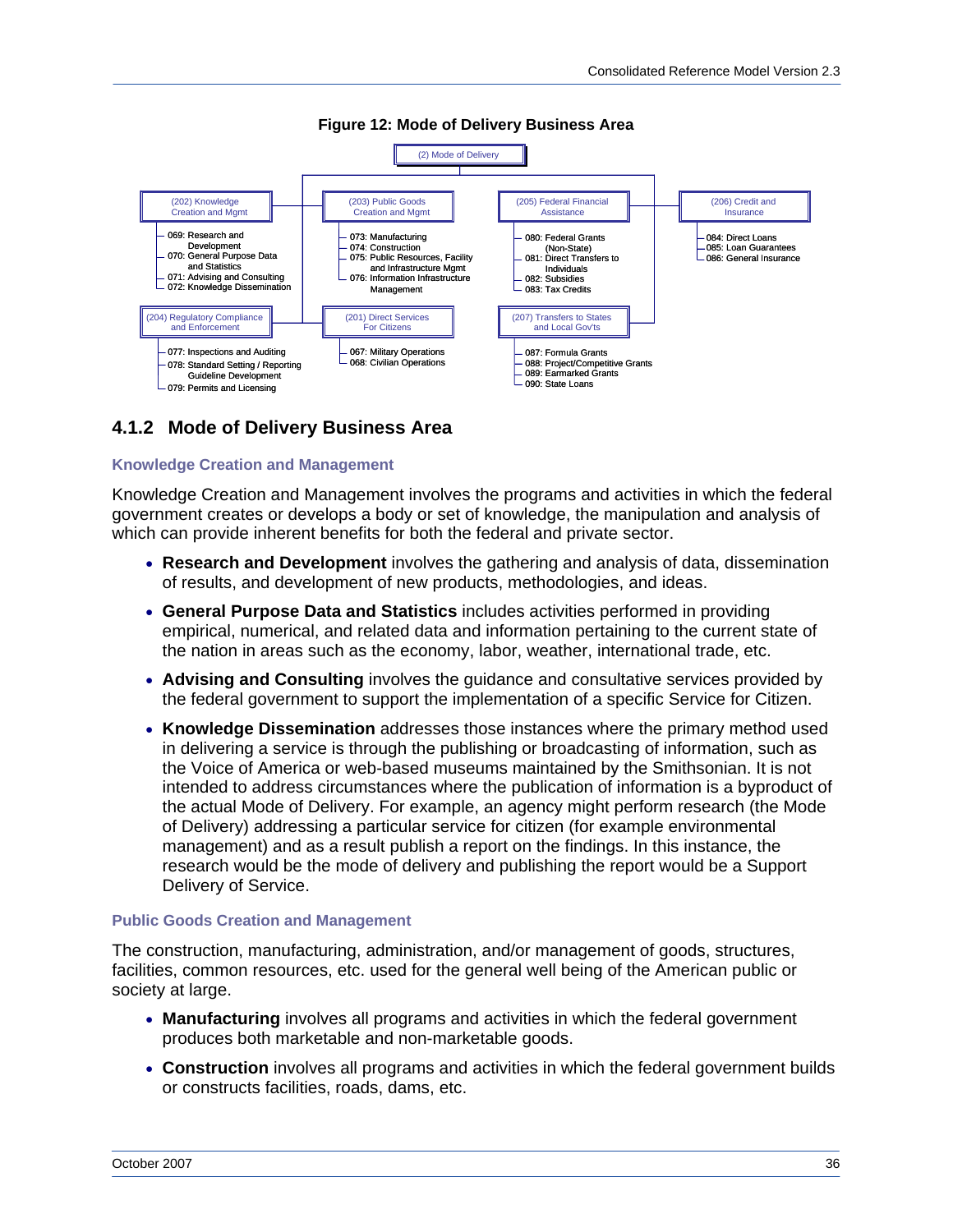**Figure 12: Mode of Delivery Business Area**

(2) Mode of Delivery

- (202) Knowledge Creation and Mgmt
  - 069: Research and Development
  - 070: General Purpose Data and Statistics
  - 071: Advising and Consulting
  - 072: Knowledge Dissemination
- (203) Public Goods Creation and Mgmt
  - 073: Manufacturing
  - 074: Construction
  - 075: Public Resources, Facility and Infrastructure Mgmt
  - 076: Information Infrastructure Management
- (205) Federal Financial Assistance
  - 080: Federal Grants (Non-State)
  - 081: Direct Transfers to Individuals
  - 082: Subsidies
  - 083: Tax Credits
- (206) Credit and Insurance
  - 084: Direct Loans
  - 085: Loan Guarantees
  - 086: General Insurance
- (204) Regulatory Compliance and Enforcement
  - 077: Inspections and Auditing
  - 078: Standard Setting / Reporting Guideline Development
  - 079: Permits and Licensing
- (201) Direct Services For Citizens
  - 067: Military Operations
  - 068: Civilian Operations
- (207) Transfers to States and Local Gov'ts
  - 087: Formula Grants
  - 088: Project/Competitive Grants
  - 089: Earmarked Grants
  - 090: State Loans

### 4.1.2 Mode of Delivery Business Area

#### Knowledge Creation and Management

Knowledge Creation and Management involves the programs and activities in which the federal government creates or develops a body or set of knowledge, the manipulation and analysis of which can provide inherent benefits for both the federal and private sector.

- **Research and Development** involves the gathering and analysis of data, dissemination of results, and development of new products, methodologies, and ideas.
- **General Purpose Data and Statistics** includes activities performed in providing empirical, numerical, and related data and information pertaining to the current state of the nation in areas such as the economy, labor, weather, international trade, etc.
- **Advising and Consulting** involves the guidance and consultative services provided by the federal government to support the implementation of a specific Service for Citizen.
- **Knowledge Dissemination** addresses those instances where the primary method used in delivering a service is through the publishing or broadcasting of information, such as the Voice of America or web-based museums maintained by the Smithsonian. It is not intended to address circumstances where the publication of information is a byproduct of the actual Mode of Delivery. For example, an agency might perform research (the Mode of Delivery) addressing a particular service for citizen (for example environmental management) and as a result publish a report on the findings. In this instance, the research would be the mode of delivery and publishing the report would be a Support Delivery of Service.

#### Public Goods Creation and Management

The construction, manufacturing, administration, and/or management of goods, structures, facilities, common resources, etc. used for the general well being of the American public or society at large.

- **Manufacturing** involves all programs and activities in which the federal government produces both marketable and non-marketable goods.
- **Construction** involves all programs and activities in which the federal government builds or constructs facilities, roads, dams, etc.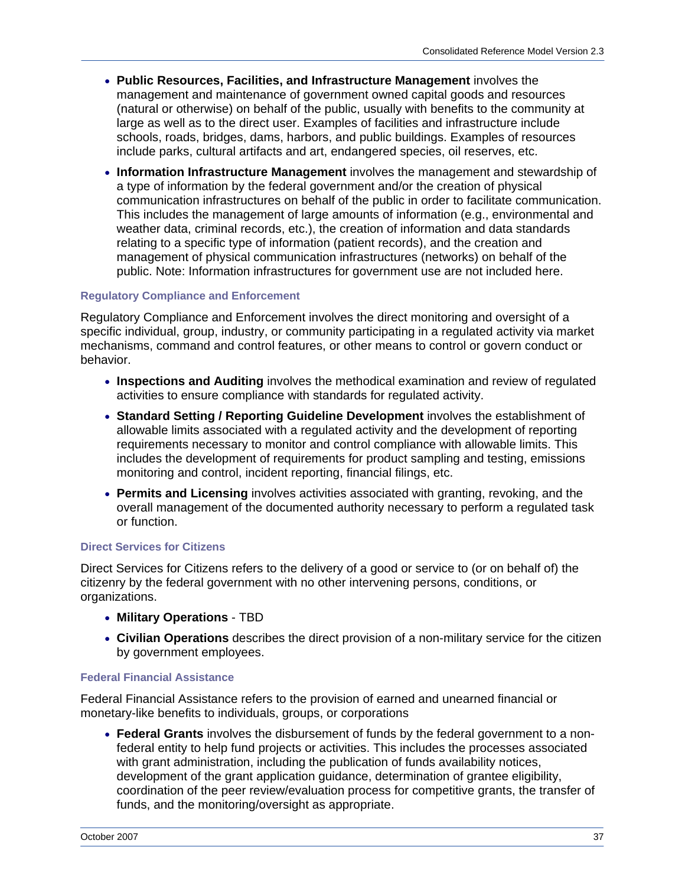- **Public Resources, Facilities, and Infrastructure Management** involves the management and maintenance of government owned capital goods and resources (natural or otherwise) on behalf of the public, usually with benefits to the community at large as well as to the direct user. Examples of facilities and infrastructure include schools, roads, bridges, dams, harbors, and public buildings. Examples of resources include parks, cultural artifacts and art, endangered species, oil reserves, etc.
- **Information Infrastructure Management** involves the management and stewardship of a type of information by the federal government and/or the creation of physical communication infrastructures on behalf of the public in order to facilitate communication. This includes the management of large amounts of information (e.g., environmental and weather data, criminal records, etc.), the creation of information and data standards relating to a specific type of information (patient records), and the creation and management of physical communication infrastructures (networks) on behalf of the public. Note: Information infrastructures for government use are not included here.

#### Regulatory Compliance and Enforcement

Regulatory Compliance and Enforcement involves the direct monitoring and oversight of a specific individual, group, industry, or community participating in a regulated activity via market mechanisms, command and control features, or other means to control or govern conduct or behavior.

- **Inspections and Auditing** involves the methodical examination and review of regulated activities to ensure compliance with standards for regulated activity.
- **Standard Setting / Reporting Guideline Development** involves the establishment of allowable limits associated with a regulated activity and the development of reporting requirements necessary to monitor and control compliance with allowable limits. This includes the development of requirements for product sampling and testing, emissions monitoring and control, incident reporting, financial filings, etc.
- **Permits and Licensing** involves activities associated with granting, revoking, and the overall management of the documented authority necessary to perform a regulated task or function.

#### Direct Services for Citizens

Direct Services for Citizens refers to the delivery of a good or service to (or on behalf of) the citizenry by the federal government with no other intervening persons, conditions, or organizations.

- **Military Operations** - TBD
- **Civilian Operations** describes the direct provision of a non-military service for the citizen by government employees.

#### Federal Financial Assistance

Federal Financial Assistance refers to the provision of earned and unearned financial or monetary-like benefits to individuals, groups, or corporations

- **Federal Grants** involves the disbursement of funds by the federal government to a non-federal entity to help fund projects or activities. This includes the processes associated with grant administration, including the publication of funds availability notices, development of the grant application guidance, determination of grantee eligibility, coordination of the peer review/evaluation process for competitive grants, the transfer of funds, and the monitoring/oversight as appropriate.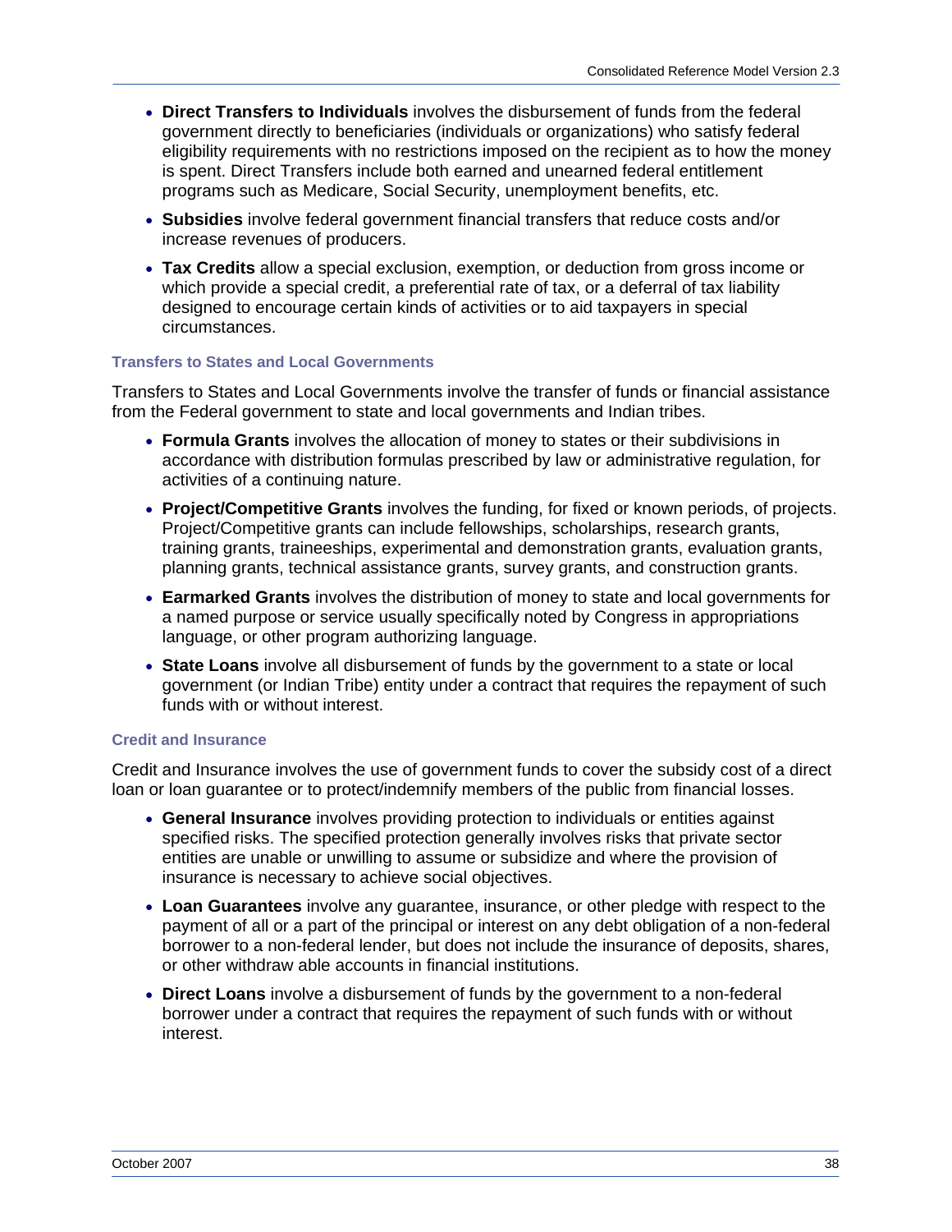- **Direct Transfers to Individuals** involves the disbursement of funds from the federal government directly to beneficiaries (individuals or organizations) who satisfy federal eligibility requirements with no restrictions imposed on the recipient as to how the money is spent. Direct Transfers include both earned and unearned federal entitlement programs such as Medicare, Social Security, unemployment benefits, etc.
- **Subsidies** involve federal government financial transfers that reduce costs and/or increase revenues of producers.
- **Tax Credits** allow a special exclusion, exemption, or deduction from gross income or which provide a special credit, a preferential rate of tax, or a deferral of tax liability designed to encourage certain kinds of activities or to aid taxpayers in special circumstances.

#### Transfers to States and Local Governments

Transfers to States and Local Governments involve the transfer of funds or financial assistance from the Federal government to state and local governments and Indian tribes.

- **Formula Grants** involves the allocation of money to states or their subdivisions in accordance with distribution formulas prescribed by law or administrative regulation, for activities of a continuing nature.
- **Project/Competitive Grants** involves the funding, for fixed or known periods, of projects. Project/Competitive grants can include fellowships, scholarships, research grants, training grants, traineeships, experimental and demonstration grants, evaluation grants, planning grants, technical assistance grants, survey grants, and construction grants.
- **Earmarked Grants** involves the distribution of money to state and local governments for a named purpose or service usually specifically noted by Congress in appropriations language, or other program authorizing language.
- **State Loans** involve all disbursement of funds by the government to a state or local government (or Indian Tribe) entity under a contract that requires the repayment of such funds with or without interest.

#### Credit and Insurance

Credit and Insurance involves the use of government funds to cover the subsidy cost of a direct loan or loan guarantee or to protect/indemnify members of the public from financial losses.

- **General Insurance** involves providing protection to individuals or entities against specified risks. The specified protection generally involves risks that private sector entities are unable or unwilling to assume or subsidize and where the provision of insurance is necessary to achieve social objectives.
- **Loan Guarantees** involve any guarantee, insurance, or other pledge with respect to the payment of all or a part of the principal or interest on any debt obligation of a non-federal borrower to a non-federal lender, but does not include the insurance of deposits, shares, or other withdraw able accounts in financial institutions.
- **Direct Loans** involve a disbursement of funds by the government to a non-federal borrower under a contract that requires the repayment of such funds with or without interest.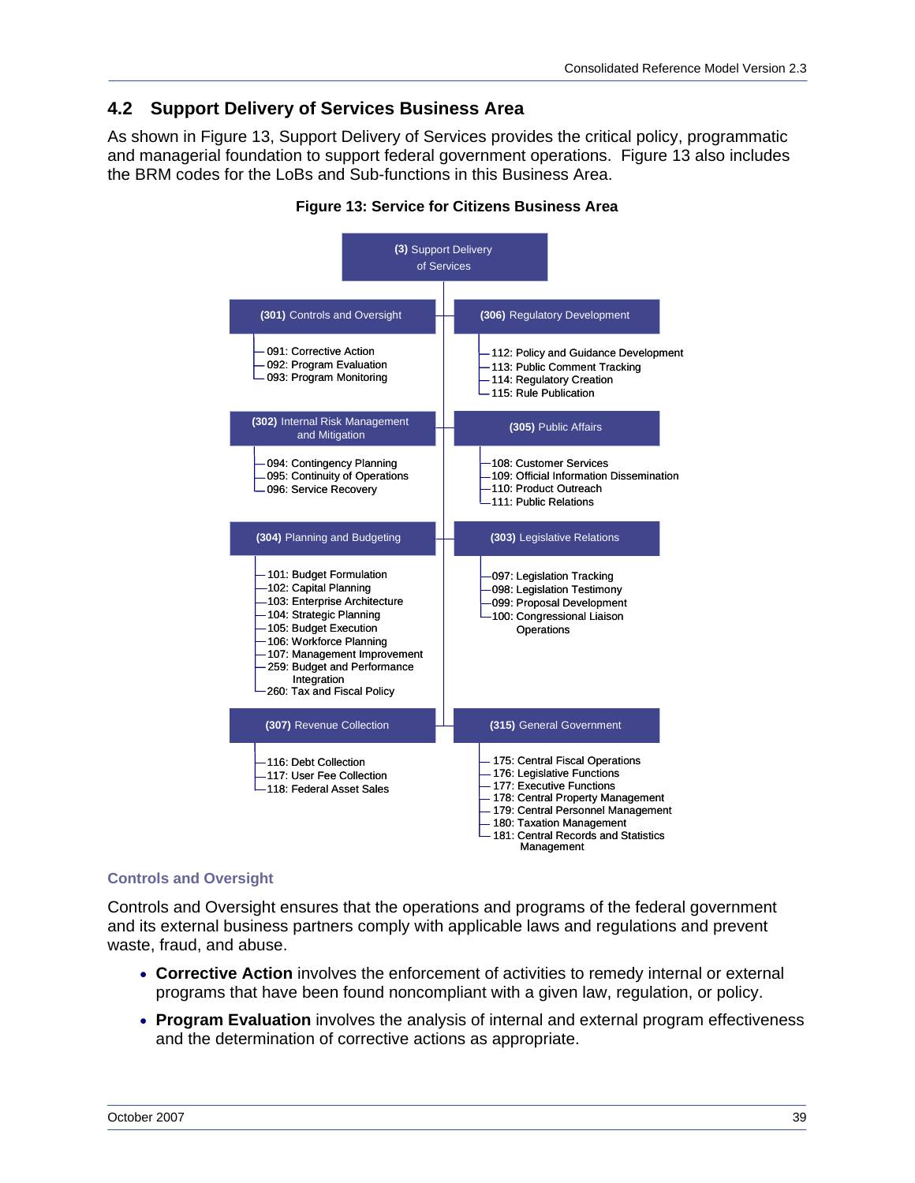## 4.2 Support Delivery of Services Business Area

As shown in Figure 13, Support Delivery of Services provides the critical policy, programmatic and managerial foundation to support federal government operations. Figure 13 also includes the BRM codes for the LoBs and Sub-functions in this Business Area.

**Figure 13: Service for Citizens Business Area**

**(3)** Support Delivery of Services

**(301)** Controls and Oversight
- 091: Corrective Action
- 092: Program Evaluation
- 093: Program Monitoring

**(306)** Regulatory Development
- 112: Policy and Guidance Development
- 113: Public Comment Tracking
- 114: Regulatory Creation
- 115: Rule Publication

**(302)** Internal Risk Management and Mitigation
- 094: Contingency Planning
- 095: Continuity of Operations
- 096: Service Recovery

**(305)** Public Affairs
- 108: Customer Services
- 109: Official Information Dissemination
- 110: Product Outreach
- 111: Public Relations

**(304)** Planning and Budgeting
- 101: Budget Formulation
- 102: Capital Planning
- 103: Enterprise Architecture
- 104: Strategic Planning
- 105: Budget Execution
- 106: Workforce Planning
- 107: Management Improvement
- 259: Budget and Performance Integration
- 260: Tax and Fiscal Policy

**(303)** Legislative Relations
- 097: Legislation Tracking
- 098: Legislation Testimony
- 099: Proposal Development
- 100: Congressional Liaison Operations

**(307)** Revenue Collection
- 116: Debt Collection
- 117: User Fee Collection
- 118: Federal Asset Sales

**(315)** General Government
- 175: Central Fiscal Operations
- 176: Legislative Functions
- 177: Executive Functions
- 178: Central Property Management
- 179: Central Personnel Management
- 180: Taxation Management
- 181: Central Records and Statistics Management

### Controls and Oversight

Controls and Oversight ensures that the operations and programs of the federal government and its external business partners comply with applicable laws and regulations and prevent waste, fraud, and abuse.

- **Corrective Action** involves the enforcement of activities to remedy internal or external programs that have been found noncompliant with a given law, regulation, or policy.
- **Program Evaluation** involves the analysis of internal and external program effectiveness and the determination of corrective actions as appropriate.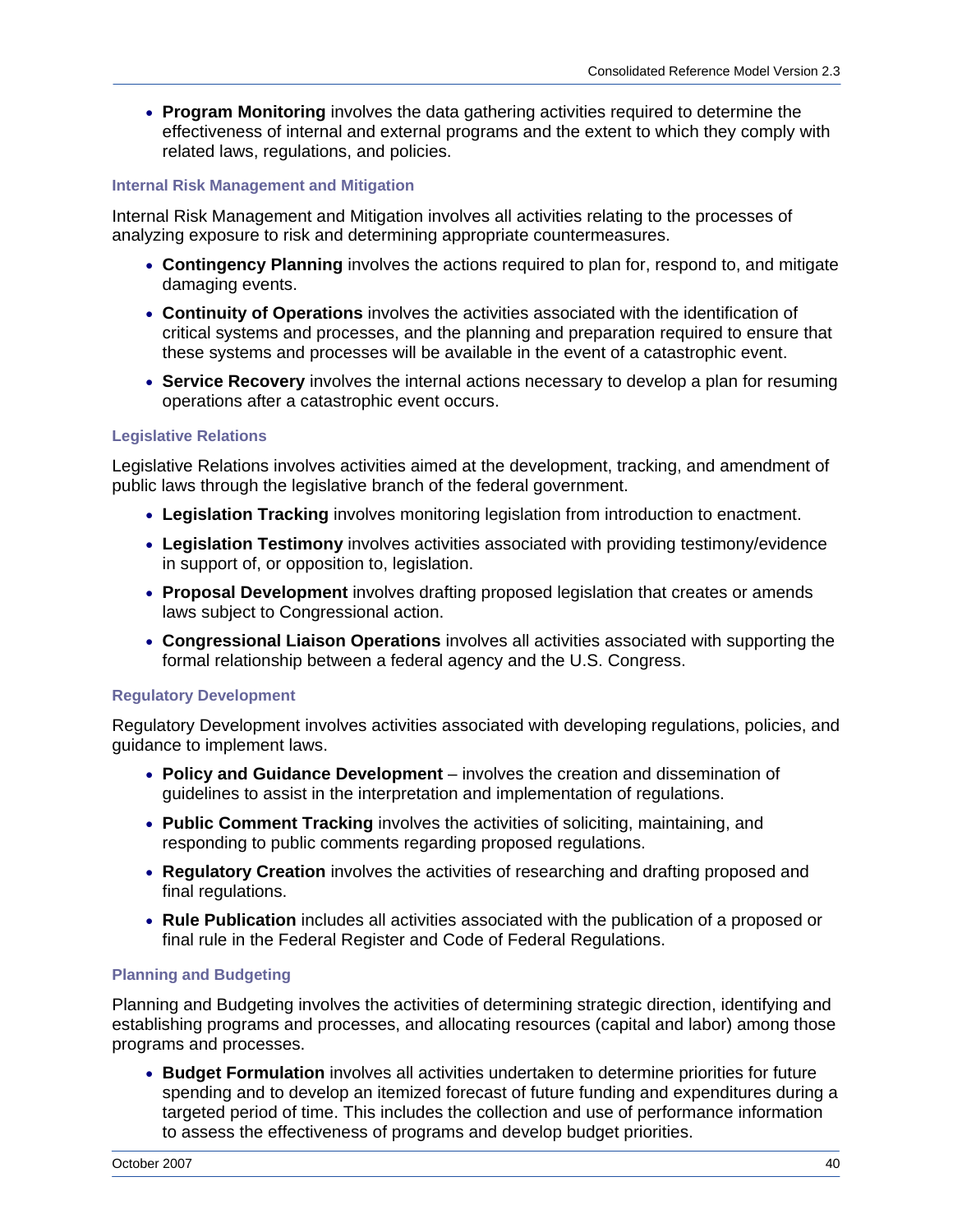- **Program Monitoring** involves the data gathering activities required to determine the effectiveness of internal and external programs and the extent to which they comply with related laws, regulations, and policies.

#### Internal Risk Management and Mitigation

Internal Risk Management and Mitigation involves all activities relating to the processes of analyzing exposure to risk and determining appropriate countermeasures.

- **Contingency Planning** involves the actions required to plan for, respond to, and mitigate damaging events.
- **Continuity of Operations** involves the activities associated with the identification of critical systems and processes, and the planning and preparation required to ensure that these systems and processes will be available in the event of a catastrophic event.
- **Service Recovery** involves the internal actions necessary to develop a plan for resuming operations after a catastrophic event occurs.

#### Legislative Relations

Legislative Relations involves activities aimed at the development, tracking, and amendment of public laws through the legislative branch of the federal government.

- **Legislation Tracking** involves monitoring legislation from introduction to enactment.
- **Legislation Testimony** involves activities associated with providing testimony/evidence in support of, or opposition to, legislation.
- **Proposal Development** involves drafting proposed legislation that creates or amends laws subject to Congressional action.
- **Congressional Liaison Operations** involves all activities associated with supporting the formal relationship between a federal agency and the U.S. Congress.

#### Regulatory Development

Regulatory Development involves activities associated with developing regulations, policies, and guidance to implement laws.

- **Policy and Guidance Development** – involves the creation and dissemination of guidelines to assist in the interpretation and implementation of regulations.
- **Public Comment Tracking** involves the activities of soliciting, maintaining, and responding to public comments regarding proposed regulations.
- **Regulatory Creation** involves the activities of researching and drafting proposed and final regulations.
- **Rule Publication** includes all activities associated with the publication of a proposed or final rule in the Federal Register and Code of Federal Regulations.

#### Planning and Budgeting

Planning and Budgeting involves the activities of determining strategic direction, identifying and establishing programs and processes, and allocating resources (capital and labor) among those programs and processes.

- **Budget Formulation** involves all activities undertaken to determine priorities for future spending and to develop an itemized forecast of future funding and expenditures during a targeted period of time. This includes the collection and use of performance information to assess the effectiveness of programs and develop budget priorities.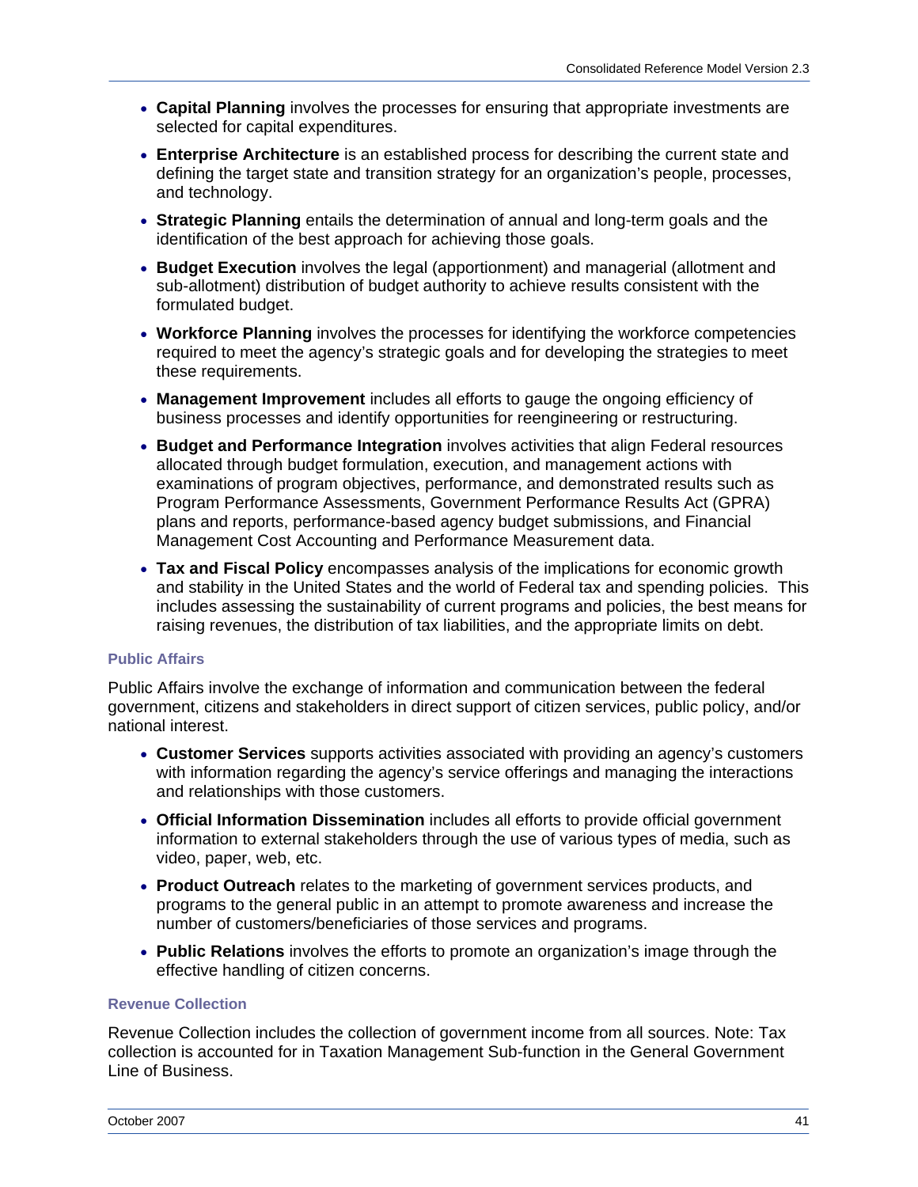- **Capital Planning** involves the processes for ensuring that appropriate investments are selected for capital expenditures.
- **Enterprise Architecture** is an established process for describing the current state and defining the target state and transition strategy for an organization's people, processes, and technology.
- **Strategic Planning** entails the determination of annual and long-term goals and the identification of the best approach for achieving those goals.
- **Budget Execution** involves the legal (apportionment) and managerial (allotment and sub-allotment) distribution of budget authority to achieve results consistent with the formulated budget.
- **Workforce Planning** involves the processes for identifying the workforce competencies required to meet the agency's strategic goals and for developing the strategies to meet these requirements.
- **Management Improvement** includes all efforts to gauge the ongoing efficiency of business processes and identify opportunities for reengineering or restructuring.
- **Budget and Performance Integration** involves activities that align Federal resources allocated through budget formulation, execution, and management actions with examinations of program objectives, performance, and demonstrated results such as Program Performance Assessments, Government Performance Results Act (GPRA) plans and reports, performance-based agency budget submissions, and Financial Management Cost Accounting and Performance Measurement data.
- **Tax and Fiscal Policy** encompasses analysis of the implications for economic growth and stability in the United States and the world of Federal tax and spending policies. This includes assessing the sustainability of current programs and policies, the best means for raising revenues, the distribution of tax liabilities, and the appropriate limits on debt.

#### Public Affairs

Public Affairs involve the exchange of information and communication between the federal government, citizens and stakeholders in direct support of citizen services, public policy, and/or national interest.

- **Customer Services** supports activities associated with providing an agency's customers with information regarding the agency's service offerings and managing the interactions and relationships with those customers.
- **Official Information Dissemination** includes all efforts to provide official government information to external stakeholders through the use of various types of media, such as video, paper, web, etc.
- **Product Outreach** relates to the marketing of government services products, and programs to the general public in an attempt to promote awareness and increase the number of customers/beneficiaries of those services and programs.
- **Public Relations** involves the efforts to promote an organization's image through the effective handling of citizen concerns.

#### Revenue Collection

Revenue Collection includes the collection of government income from all sources. Note: Tax collection is accounted for in Taxation Management Sub-function in the General Government Line of Business.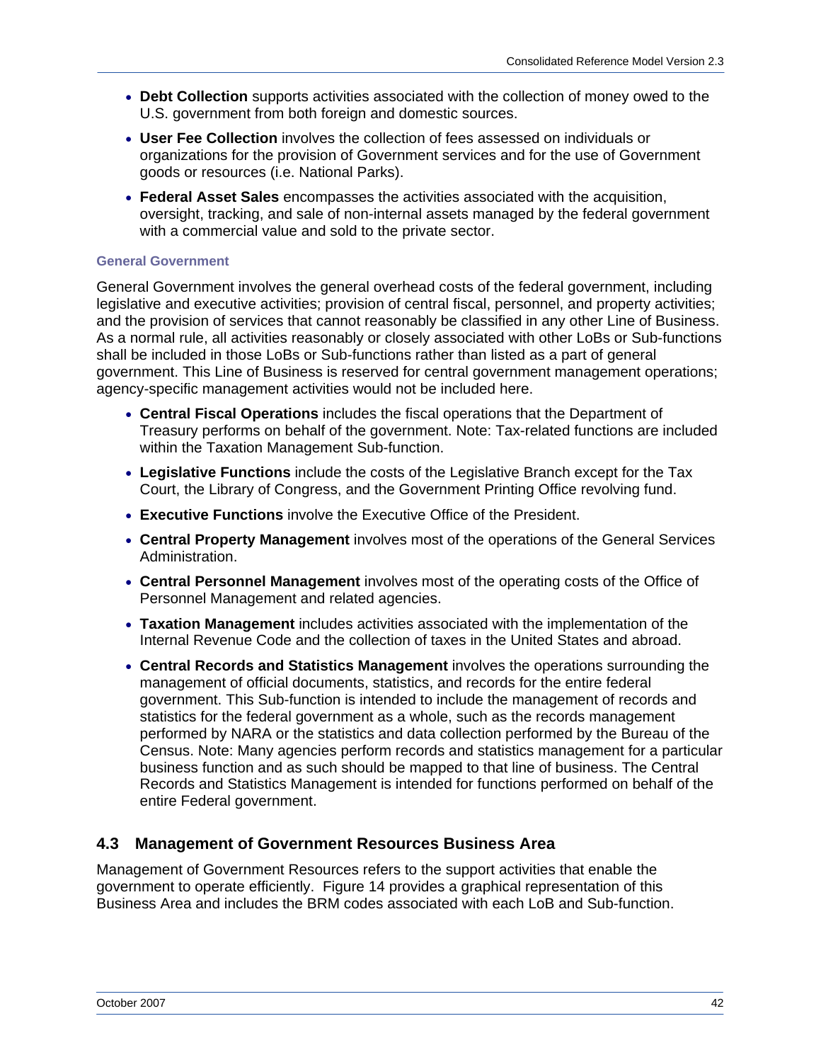- **Debt Collection** supports activities associated with the collection of money owed to the U.S. government from both foreign and domestic sources.
- **User Fee Collection** involves the collection of fees assessed on individuals or organizations for the provision of Government services and for the use of Government goods or resources (i.e. National Parks).
- **Federal Asset Sales** encompasses the activities associated with the acquisition, oversight, tracking, and sale of non-internal assets managed by the federal government with a commercial value and sold to the private sector.

#### General Government

General Government involves the general overhead costs of the federal government, including legislative and executive activities; provision of central fiscal, personnel, and property activities; and the provision of services that cannot reasonably be classified in any other Line of Business. As a normal rule, all activities reasonably or closely associated with other LoBs or Sub-functions shall be included in those LoBs or Sub-functions rather than listed as a part of general government. This Line of Business is reserved for central government management operations; agency-specific management activities would not be included here.

- **Central Fiscal Operations** includes the fiscal operations that the Department of Treasury performs on behalf of the government. Note: Tax-related functions are included within the Taxation Management Sub-function.
- **Legislative Functions** include the costs of the Legislative Branch except for the Tax Court, the Library of Congress, and the Government Printing Office revolving fund.
- **Executive Functions** involve the Executive Office of the President.
- **Central Property Management** involves most of the operations of the General Services Administration.
- **Central Personnel Management** involves most of the operating costs of the Office of Personnel Management and related agencies.
- **Taxation Management** includes activities associated with the implementation of the Internal Revenue Code and the collection of taxes in the United States and abroad.
- **Central Records and Statistics Management** involves the operations surrounding the management of official documents, statistics, and records for the entire federal government. This Sub-function is intended to include the management of records and statistics for the federal government as a whole, such as the records management performed by NARA or the statistics and data collection performed by the Bureau of the Census. Note: Many agencies perform records and statistics management for a particular business function and as such should be mapped to that line of business. The Central Records and Statistics Management is intended for functions performed on behalf of the entire Federal government.

## 4.3 Management of Government Resources Business Area

Management of Government Resources refers to the support activities that enable the government to operate efficiently. Figure 14 provides a graphical representation of this Business Area and includes the BRM codes associated with each LoB and Sub-function.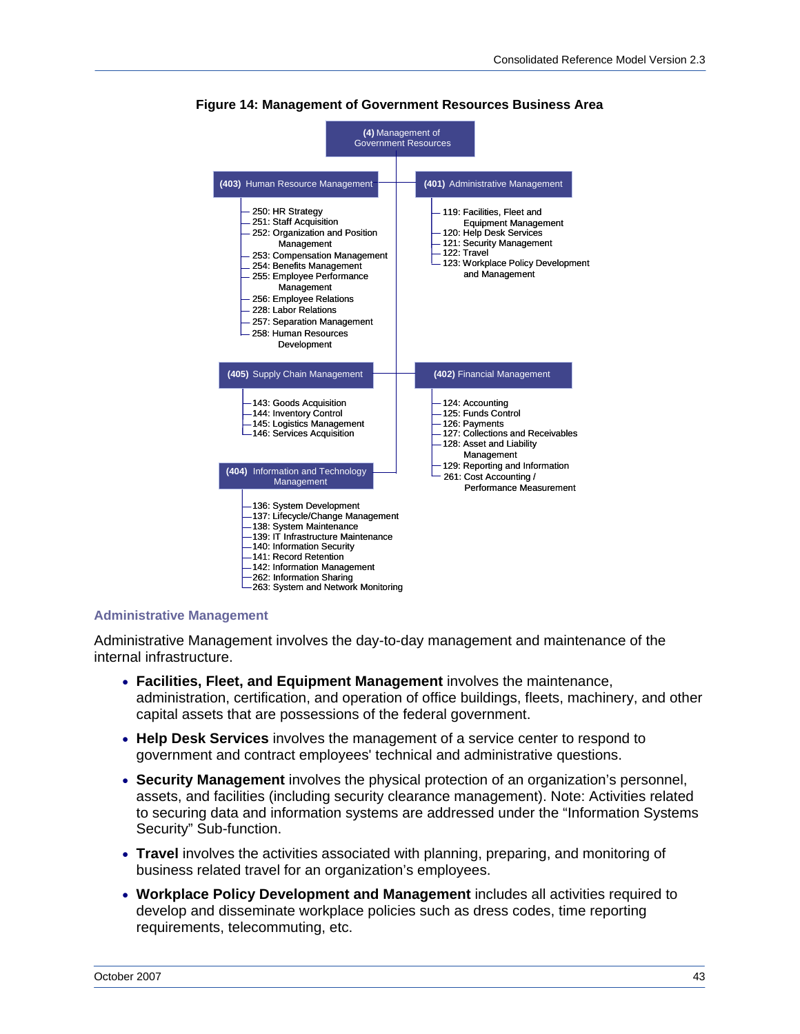**Figure 14: Management of Government Resources Business Area**

**(4)** Management of Government Resources

- **(403)** Human Resource Management
  - 250: HR Strategy
  - 251: Staff Acquisition
  - 252: Organization and Position Management
  - 253: Compensation Management
  - 254: Benefits Management
  - 255: Employee Performance Management
  - 256: Employee Relations
  - 228: Labor Relations
  - 257: Separation Management
  - 258: Human Resources Development
- **(401)** Administrative Management
  - 119: Facilities, Fleet and Equipment Management
  - 120: Help Desk Services
  - 121: Security Management
  - 122: Travel
  - 123: Workplace Policy Development and Management
- **(405)** Supply Chain Management
  - 143: Goods Acquisition
  - 144: Inventory Control
  - 145: Logistics Management
  - 146: Services Acquisition
- **(402)** Financial Management
  - 124: Accounting
  - 125: Funds Control
  - 126: Payments
  - 127: Collections and Receivables
  - 128: Asset and Liability Management
  - 129: Reporting and Information
  - 261: Cost Accounting / Performance Measurement
- **(404)** Information and Technology Management
  - 136: System Development
  - 137: Lifecycle/Change Management
  - 138: System Maintenance
  - 139: IT Infrastructure Maintenance
  - 140: Information Security
  - 141: Record Retention
  - 142: Information Management
  - 262: Information Sharing
  - 263: System and Network Monitoring

## Administrative Management

Administrative Management involves the day-to-day management and maintenance of the internal infrastructure.

- **Facilities, Fleet, and Equipment Management** involves the maintenance, administration, certification, and operation of office buildings, fleets, machinery, and other capital assets that are possessions of the federal government.
- **Help Desk Services** involves the management of a service center to respond to government and contract employees' technical and administrative questions.
- **Security Management** involves the physical protection of an organization's personnel, assets, and facilities (including security clearance management). Note: Activities related to securing data and information systems are addressed under the "Information Systems Security" Sub-function.
- **Travel** involves the activities associated with planning, preparing, and monitoring of business related travel for an organization's employees.
- **Workplace Policy Development and Management** includes all activities required to develop and disseminate workplace policies such as dress codes, time reporting requirements, telecommuting, etc.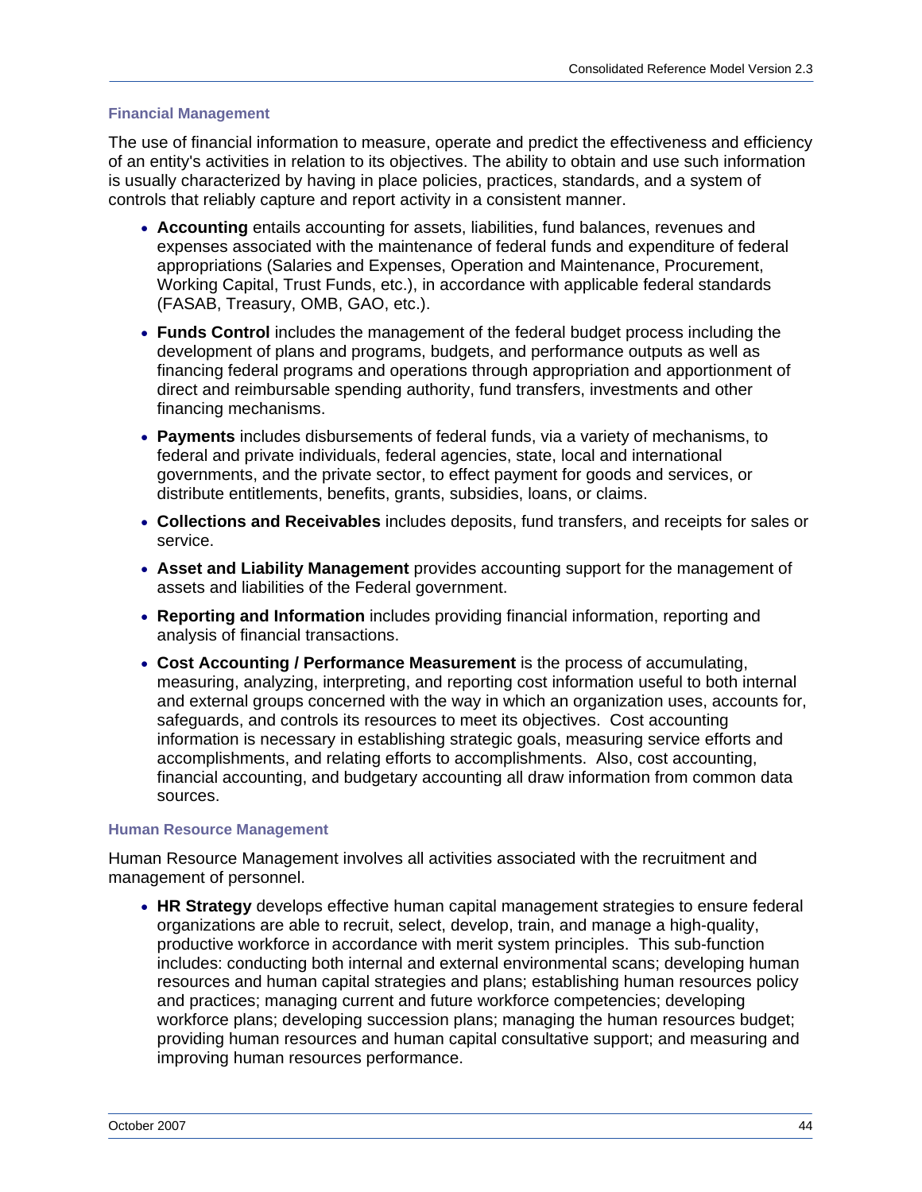### Financial Management

The use of financial information to measure, operate and predict the effectiveness and efficiency of an entity's activities in relation to its objectives. The ability to obtain and use such information is usually characterized by having in place policies, practices, standards, and a system of controls that reliably capture and report activity in a consistent manner.

- **Accounting** entails accounting for assets, liabilities, fund balances, revenues and expenses associated with the maintenance of federal funds and expenditure of federal appropriations (Salaries and Expenses, Operation and Maintenance, Procurement, Working Capital, Trust Funds, etc.), in accordance with applicable federal standards (FASAB, Treasury, OMB, GAO, etc.).
- **Funds Control** includes the management of the federal budget process including the development of plans and programs, budgets, and performance outputs as well as financing federal programs and operations through appropriation and apportionment of direct and reimbursable spending authority, fund transfers, investments and other financing mechanisms.
- **Payments** includes disbursements of federal funds, via a variety of mechanisms, to federal and private individuals, federal agencies, state, local and international governments, and the private sector, to effect payment for goods and services, or distribute entitlements, benefits, grants, subsidies, loans, or claims.
- **Collections and Receivables** includes deposits, fund transfers, and receipts for sales or service.
- **Asset and Liability Management** provides accounting support for the management of assets and liabilities of the Federal government.
- **Reporting and Information** includes providing financial information, reporting and analysis of financial transactions.
- **Cost Accounting / Performance Measurement** is the process of accumulating, measuring, analyzing, interpreting, and reporting cost information useful to both internal and external groups concerned with the way in which an organization uses, accounts for, safeguards, and controls its resources to meet its objectives. Cost accounting information is necessary in establishing strategic goals, measuring service efforts and accomplishments, and relating efforts to accomplishments. Also, cost accounting, financial accounting, and budgetary accounting all draw information from common data sources.

### Human Resource Management

Human Resource Management involves all activities associated with the recruitment and management of personnel.

- **HR Strategy** develops effective human capital management strategies to ensure federal organizations are able to recruit, select, develop, train, and manage a high-quality, productive workforce in accordance with merit system principles. This sub-function includes: conducting both internal and external environmental scans; developing human resources and human capital strategies and plans; establishing human resources policy and practices; managing current and future workforce competencies; developing workforce plans; developing succession plans; managing the human resources budget; providing human resources and human capital consultative support; and measuring and improving human resources performance.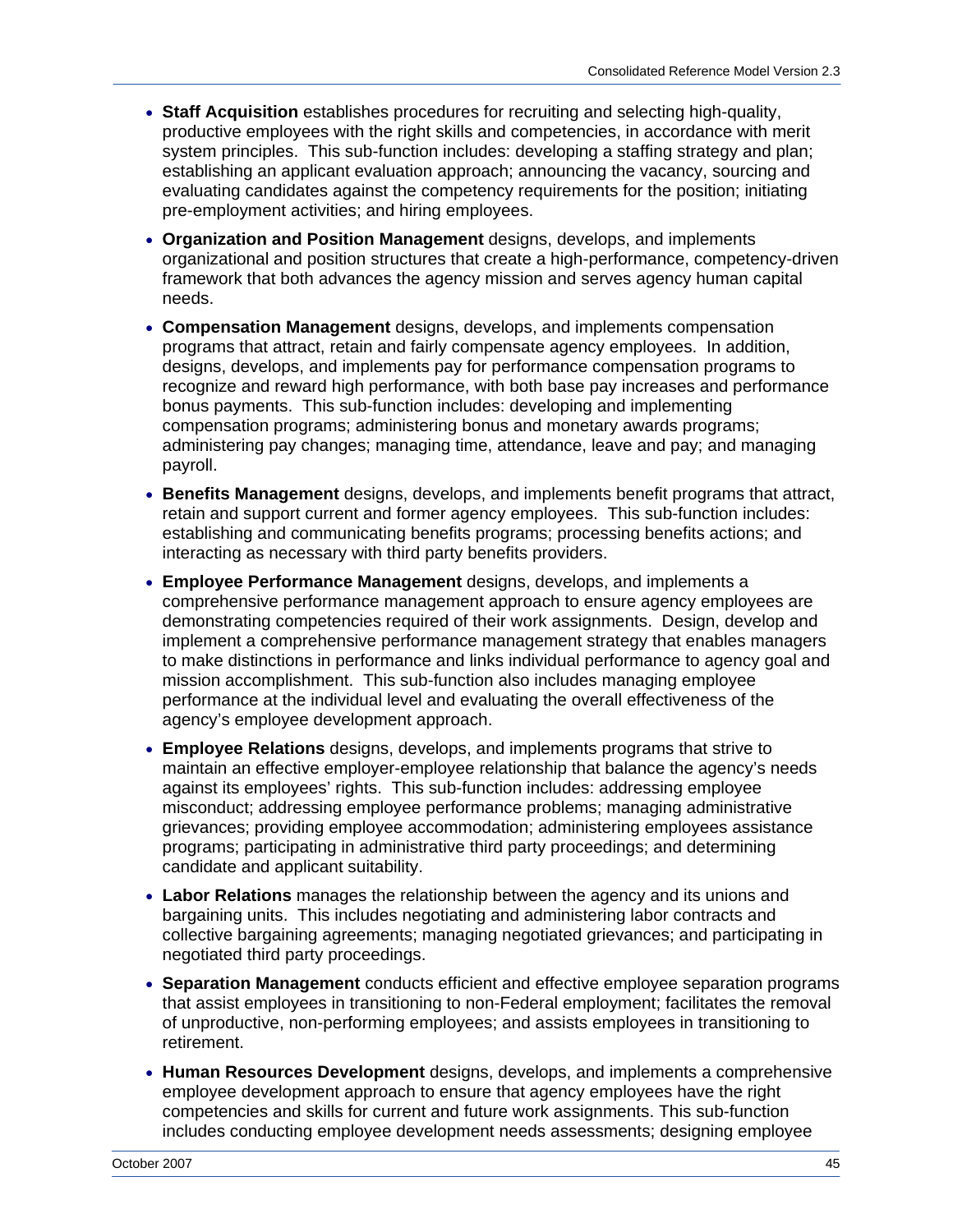- **Staff Acquisition** establishes procedures for recruiting and selecting high-quality, productive employees with the right skills and competencies, in accordance with merit system principles. This sub-function includes: developing a staffing strategy and plan; establishing an applicant evaluation approach; announcing the vacancy, sourcing and evaluating candidates against the competency requirements for the position; initiating pre-employment activities; and hiring employees.
- **Organization and Position Management** designs, develops, and implements organizational and position structures that create a high-performance, competency-driven framework that both advances the agency mission and serves agency human capital needs.
- **Compensation Management** designs, develops, and implements compensation programs that attract, retain and fairly compensate agency employees. In addition, designs, develops, and implements pay for performance compensation programs to recognize and reward high performance, with both base pay increases and performance bonus payments. This sub-function includes: developing and implementing compensation programs; administering bonus and monetary awards programs; administering pay changes; managing time, attendance, leave and pay; and managing payroll.
- **Benefits Management** designs, develops, and implements benefit programs that attract, retain and support current and former agency employees. This sub-function includes: establishing and communicating benefits programs; processing benefits actions; and interacting as necessary with third party benefits providers.
- **Employee Performance Management** designs, develops, and implements a comprehensive performance management approach to ensure agency employees are demonstrating competencies required of their work assignments. Design, develop and implement a comprehensive performance management strategy that enables managers to make distinctions in performance and links individual performance to agency goal and mission accomplishment. This sub-function also includes managing employee performance at the individual level and evaluating the overall effectiveness of the agency's employee development approach.
- **Employee Relations** designs, develops, and implements programs that strive to maintain an effective employer-employee relationship that balance the agency's needs against its employees' rights. This sub-function includes: addressing employee misconduct; addressing employee performance problems; managing administrative grievances; providing employee accommodation; administering employees assistance programs; participating in administrative third party proceedings; and determining candidate and applicant suitability.
- **Labor Relations** manages the relationship between the agency and its unions and bargaining units. This includes negotiating and administering labor contracts and collective bargaining agreements; managing negotiated grievances; and participating in negotiated third party proceedings.
- **Separation Management** conducts efficient and effective employee separation programs that assist employees in transitioning to non-Federal employment; facilitates the removal of unproductive, non-performing employees; and assists employees in transitioning to retirement.
- **Human Resources Development** designs, develops, and implements a comprehensive employee development approach to ensure that agency employees have the right competencies and skills for current and future work assignments. This sub-function includes conducting employee development needs assessments; designing employee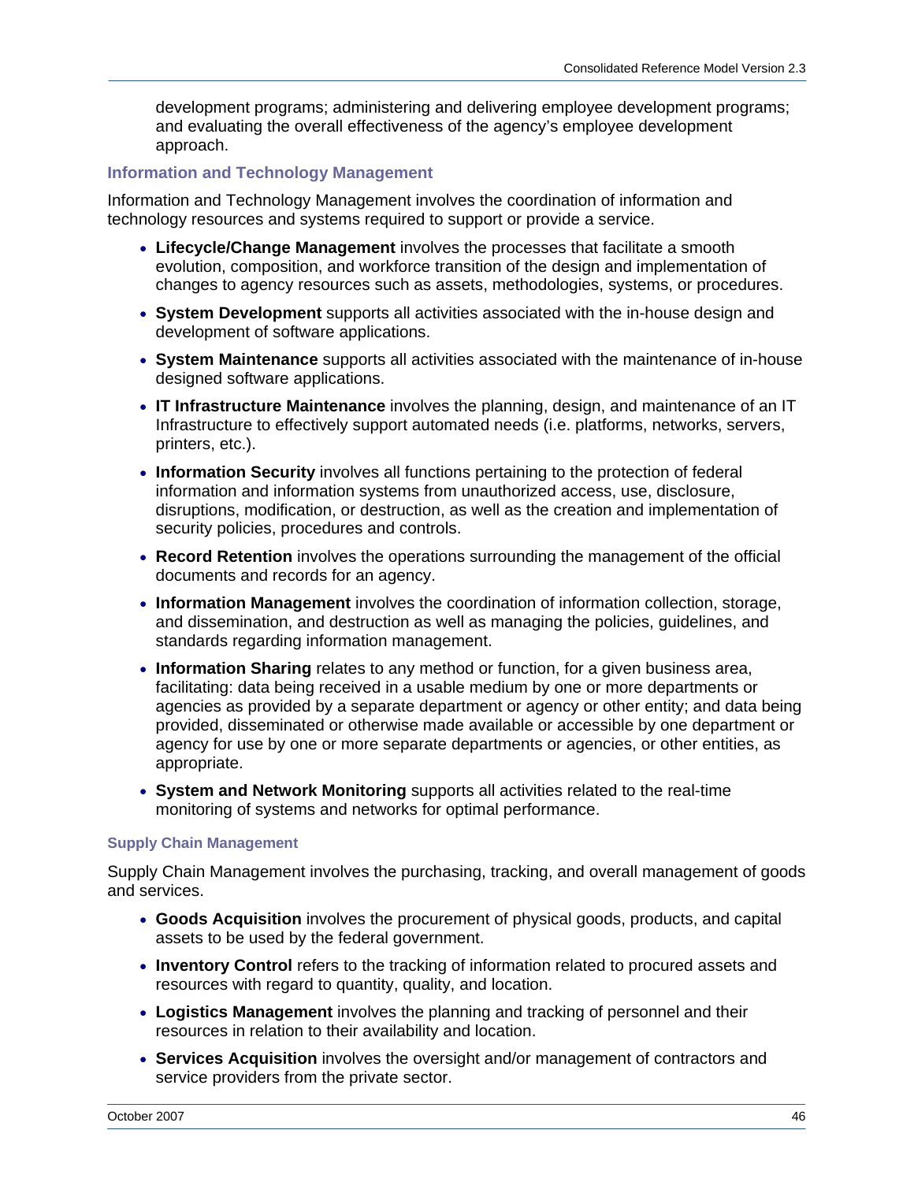development programs; administering and delivering employee development programs; and evaluating the overall effectiveness of the agency's employee development approach.

### Information and Technology Management

Information and Technology Management involves the coordination of information and technology resources and systems required to support or provide a service.

- **Lifecycle/Change Management** involves the processes that facilitate a smooth evolution, composition, and workforce transition of the design and implementation of changes to agency resources such as assets, methodologies, systems, or procedures.
- **System Development** supports all activities associated with the in-house design and development of software applications.
- **System Maintenance** supports all activities associated with the maintenance of in-house designed software applications.
- **IT Infrastructure Maintenance** involves the planning, design, and maintenance of an IT Infrastructure to effectively support automated needs (i.e. platforms, networks, servers, printers, etc.).
- **Information Security** involves all functions pertaining to the protection of federal information and information systems from unauthorized access, use, disclosure, disruptions, modification, or destruction, as well as the creation and implementation of security policies, procedures and controls.
- **Record Retention** involves the operations surrounding the management of the official documents and records for an agency.
- **Information Management** involves the coordination of information collection, storage, and dissemination, and destruction as well as managing the policies, guidelines, and standards regarding information management.
- **Information Sharing** relates to any method or function, for a given business area, facilitating: data being received in a usable medium by one or more departments or agencies as provided by a separate department or agency or other entity; and data being provided, disseminated or otherwise made available or accessible by one department or agency for use by one or more separate departments or agencies, or other entities, as appropriate.
- **System and Network Monitoring** supports all activities related to the real-time monitoring of systems and networks for optimal performance.

### Supply Chain Management

Supply Chain Management involves the purchasing, tracking, and overall management of goods and services.

- **Goods Acquisition** involves the procurement of physical goods, products, and capital assets to be used by the federal government.
- **Inventory Control** refers to the tracking of information related to procured assets and resources with regard to quantity, quality, and location.
- **Logistics Management** involves the planning and tracking of personnel and their resources in relation to their availability and location.
- **Services Acquisition** involves the oversight and/or management of contractors and service providers from the private sector.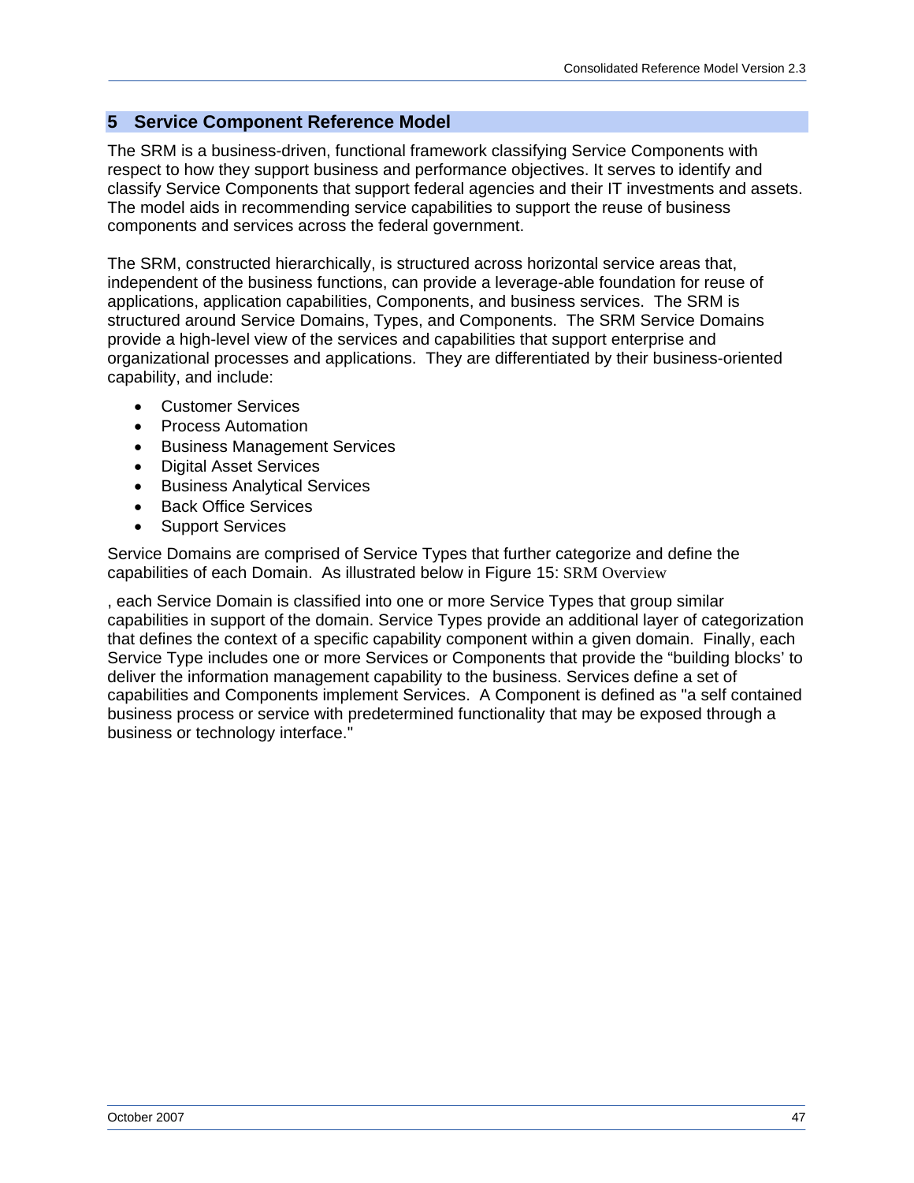# 5 Service Component Reference Model

The SRM is a business-driven, functional framework classifying Service Components with respect to how they support business and performance objectives. It serves to identify and classify Service Components that support federal agencies and their IT investments and assets. The model aids in recommending service capabilities to support the reuse of business components and services across the federal government.

The SRM, constructed hierarchically, is structured across horizontal service areas that, independent of the business functions, can provide a leverage-able foundation for reuse of applications, application capabilities, Components, and business services. The SRM is structured around Service Domains, Types, and Components. The SRM Service Domains provide a high-level view of the services and capabilities that support enterprise and organizational processes and applications. They are differentiated by their business-oriented capability, and include:

- Customer Services
- Process Automation
- Business Management Services
- Digital Asset Services
- Business Analytical Services
- Back Office Services
- Support Services

Service Domains are comprised of Service Types that further categorize and define the capabilities of each Domain. As illustrated below in Figure 15: SRM Overview

, each Service Domain is classified into one or more Service Types that group similar capabilities in support of the domain. Service Types provide an additional layer of categorization that defines the context of a specific capability component within a given domain. Finally, each Service Type includes one or more Services or Components that provide the "building blocks' to deliver the information management capability to the business. Services define a set of capabilities and Components implement Services. A Component is defined as "a self contained business process or service with predetermined functionality that may be exposed through a business or technology interface."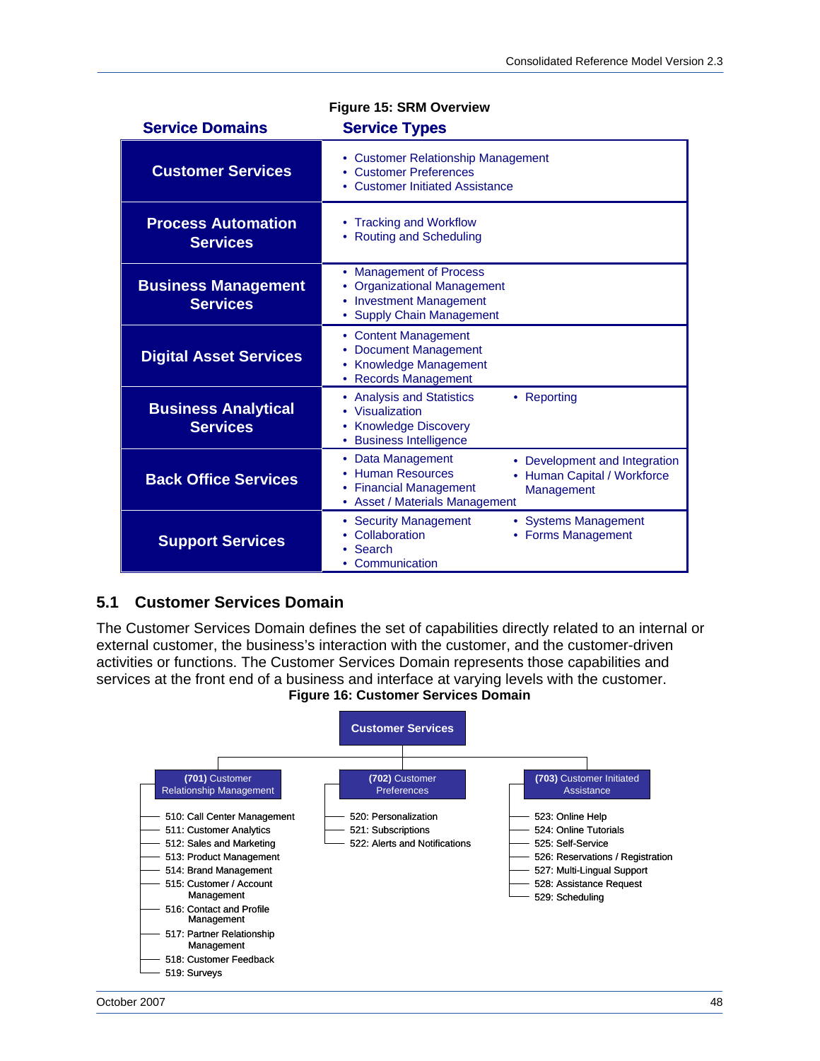**Figure 15: SRM Overview**

| Service Domains | Service Types |
|---|---|
| Customer Services | • Customer Relationship Management<br>• Customer Preferences<br>• Customer Initiated Assistance |
| Process Automation Services | • Tracking and Workflow<br>• Routing and Scheduling |
| Business Management Services | • Management of Process<br>• Organizational Management<br>• Investment Management<br>• Supply Chain Management |
| Digital Asset Services | • Content Management<br>• Document Management<br>• Knowledge Management<br>• Records Management |
| Business Analytical Services | • Analysis and Statistics<br>• Visualization<br>• Knowledge Discovery<br>• Business Intelligence<br>• Reporting |
| Back Office Services | • Data Management<br>• Human Resources<br>• Financial Management<br>• Asset / Materials Management<br>• Development and Integration<br>• Human Capital / Workforce Management |
| Support Services | • Security Management<br>• Collaboration<br>• Search<br>• Communication<br>• Systems Management<br>• Forms Management |

## 5.1 Customer Services Domain

The Customer Services Domain defines the set of capabilities directly related to an internal or external customer, the business's interaction with the customer, and the customer-driven activities or functions. The Customer Services Domain represents those capabilities and services at the front end of a business and interface at varying levels with the customer.

**Figure 16: Customer Services Domain**

**Customer Services**

- **(701)** Customer Relationship Management
  - 510: Call Center Management
  - 511: Customer Analytics
  - 512: Sales and Marketing
  - 513: Product Management
  - 514: Brand Management
  - 515: Customer / Account Management
  - 516: Contact and Profile Management
  - 517: Partner Relationship Management
  - 518: Customer Feedback
  - 519: Surveys
- **(702)** Customer Preferences
  - 520: Personalization
  - 521: Subscriptions
  - 522: Alerts and Notifications
- **(703)** Customer Initiated Assistance
  - 523: Online Help
  - 524: Online Tutorials
  - 525: Self-Service
  - 526: Reservations / Registration
  - 527: Multi-Lingual Support
  - 528: Assistance Request
  - 529: Scheduling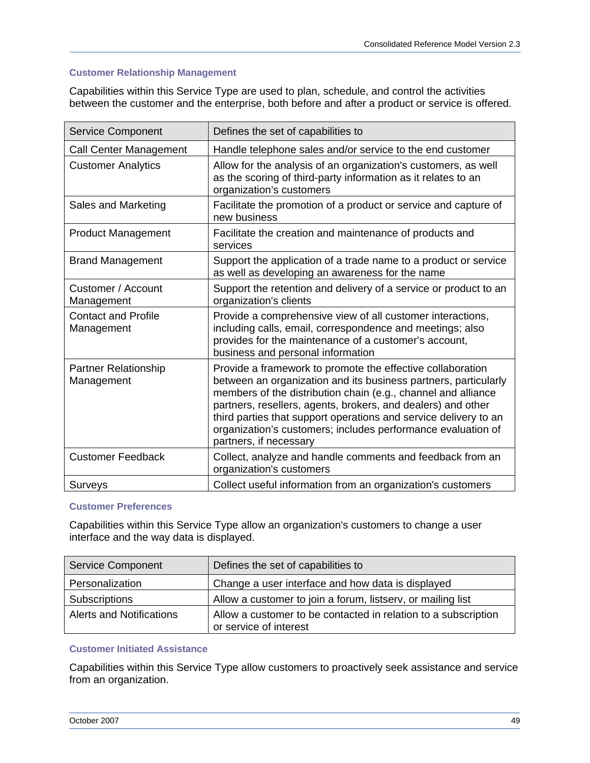### Customer Relationship Management

Capabilities within this Service Type are used to plan, schedule, and control the activities between the customer and the enterprise, both before and after a product or service is offered.

| Service Component | Defines the set of capabilities to |
|---|---|
| Call Center Management | Handle telephone sales and/or service to the end customer |
| Customer Analytics | Allow for the analysis of an organization's customers, as well as the scoring of third-party information as it relates to an organization's customers |
| Sales and Marketing | Facilitate the promotion of a product or service and capture of new business |
| Product Management | Facilitate the creation and maintenance of products and services |
| Brand Management | Support the application of a trade name to a product or service as well as developing an awareness for the name |
| Customer / Account Management | Support the retention and delivery of a service or product to an organization's clients |
| Contact and Profile Management | Provide a comprehensive view of all customer interactions, including calls, email, correspondence and meetings; also provides for the maintenance of a customer's account, business and personal information |
| Partner Relationship Management | Provide a framework to promote the effective collaboration between an organization and its business partners, particularly members of the distribution chain (e.g., channel and alliance partners, resellers, agents, brokers, and dealers) and other third parties that support operations and service delivery to an organization's customers; includes performance evaluation of partners, if necessary |
| Customer Feedback | Collect, analyze and handle comments and feedback from an organization's customers |
| Surveys | Collect useful information from an organization's customers |

### Customer Preferences

Capabilities within this Service Type allow an organization's customers to change a user interface and the way data is displayed.

| Service Component | Defines the set of capabilities to |
|---|---|
| Personalization | Change a user interface and how data is displayed |
| Subscriptions | Allow a customer to join a forum, listserv, or mailing list |
| Alerts and Notifications | Allow a customer to be contacted in relation to a subscription or service of interest |

### Customer Initiated Assistance

Capabilities within this Service Type allow customers to proactively seek assistance and service from an organization.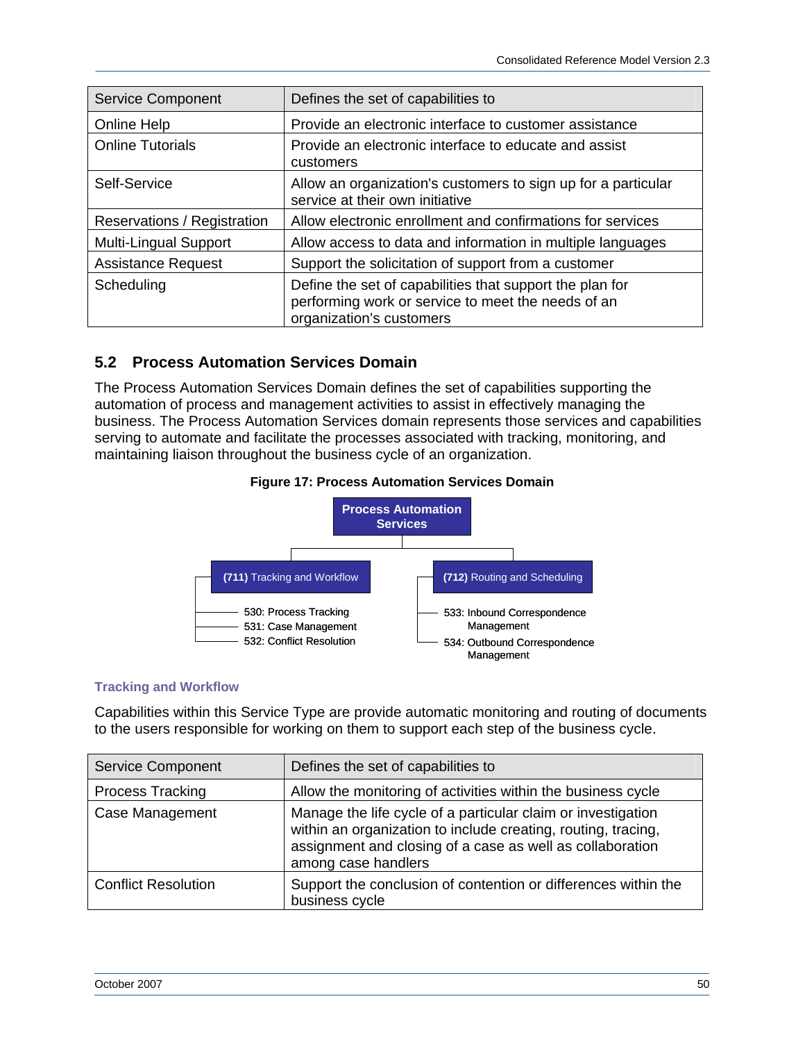| Service Component | Defines the set of capabilities to |
| --- | --- |
| Online Help | Provide an electronic interface to customer assistance |
| Online Tutorials | Provide an electronic interface to educate and assist customers |
| Self-Service | Allow an organization's customers to sign up for a particular service at their own initiative |
| Reservations / Registration | Allow electronic enrollment and confirmations for services |
| Multi-Lingual Support | Allow access to data and information in multiple languages |
| Assistance Request | Support the solicitation of support from a customer |
| Scheduling | Define the set of capabilities that support the plan for performing work or service to meet the needs of an organization's customers |

## 5.2 Process Automation Services Domain

The Process Automation Services Domain defines the set of capabilities supporting the automation of process and management activities to assist in effectively managing the business. The Process Automation Services domain represents those services and capabilities serving to automate and facilitate the processes associated with tracking, monitoring, and maintaining liaison throughout the business cycle of an organization.

**Figure 17: Process Automation Services Domain**

- **Process Automation Services**
  - **(711)** Tracking and Workflow
    - 530: Process Tracking
    - 531: Case Management
    - 532: Conflict Resolution
  - **(712)** Routing and Scheduling
    - 533: Inbound Correspondence Management
    - 534: Outbound Correspondence Management

### Tracking and Workflow

Capabilities within this Service Type are provide automatic monitoring and routing of documents to the users responsible for working on them to support each step of the business cycle.

| Service Component | Defines the set of capabilities to |
| --- | --- |
| Process Tracking | Allow the monitoring of activities within the business cycle |
| Case Management | Manage the life cycle of a particular claim or investigation within an organization to include creating, routing, tracing, assignment and closing of a case as well as collaboration among case handlers |
| Conflict Resolution | Support the conclusion of contention or differences within the business cycle |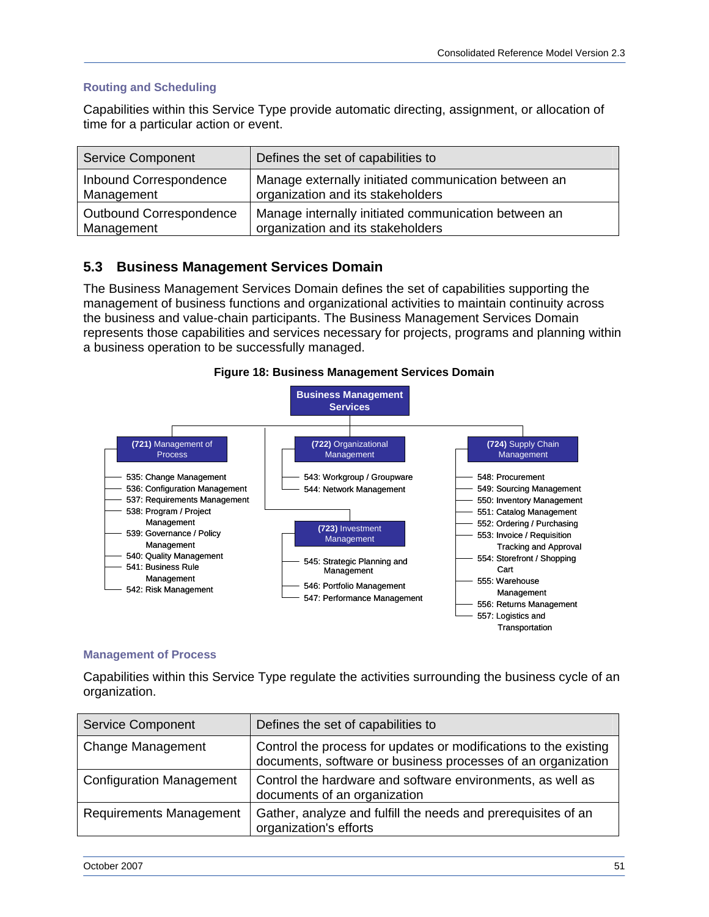### Routing and Scheduling

Capabilities within this Service Type provide automatic directing, assignment, or allocation of time for a particular action or event.

| Service Component | Defines the set of capabilities to |
|---|---|
| Inbound Correspondence Management | Manage externally initiated communication between an organization and its stakeholders |
| Outbound Correspondence Management | Manage internally initiated communication between an organization and its stakeholders |

## 5.3 Business Management Services Domain

The Business Management Services Domain defines the set of capabilities supporting the management of business functions and organizational activities to maintain continuity across the business and value-chain participants. The Business Management Services Domain represents those capabilities and services necessary for projects, programs and planning within a business operation to be successfully managed.

**Figure 18: Business Management Services Domain**

**Business Management Services**

- **(721)** Management of Process
  - 535: Change Management
  - 536: Configuration Management
  - 537: Requirements Management
  - 538: Program / Project Management
  - 539: Governance / Policy Management
  - 540: Quality Management
  - 541: Business Rule Management
  - 542: Risk Management
- **(722)** Organizational Management
  - 543: Workgroup / Groupware
  - 544: Network Management
- **(723)** Investment Management
  - 545: Strategic Planning and Management
  - 546: Portfolio Management
  - 547: Performance Management
- **(724)** Supply Chain Management
  - 548: Procurement
  - 549: Sourcing Management
  - 550: Inventory Management
  - 551: Catalog Management
  - 552: Ordering / Purchasing
  - 553: Invoice / Requisition Tracking and Approval
  - 554: Storefront / Shopping Cart
  - 555: Warehouse Management
  - 556: Returns Management
  - 557: Logistics and Transportation

### Management of Process

Capabilities within this Service Type regulate the activities surrounding the business cycle of an organization.

| Service Component | Defines the set of capabilities to |
|---|---|
| Change Management | Control the process for updates or modifications to the existing documents, software or business processes of an organization |
| Configuration Management | Control the hardware and software environments, as well as documents of an organization |
| Requirements Management | Gather, analyze and fulfill the needs and prerequisites of an organization's efforts |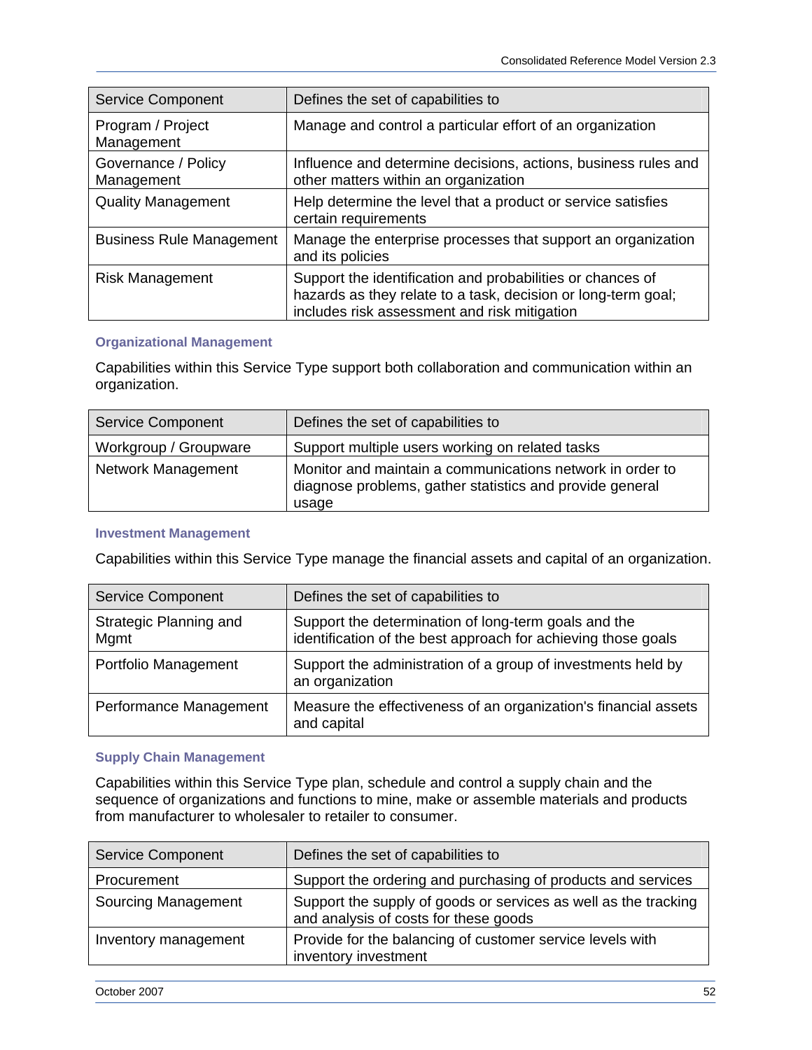| Service Component | Defines the set of capabilities to |
| --- | --- |
| Program / Project Management | Manage and control a particular effort of an organization |
| Governance / Policy Management | Influence and determine decisions, actions, business rules and other matters within an organization |
| Quality Management | Help determine the level that a product or service satisfies certain requirements |
| Business Rule Management | Manage the enterprise processes that support an organization and its policies |
| Risk Management | Support the identification and probabilities or chances of hazards as they relate to a task, decision or long-term goal; includes risk assessment and risk mitigation |

#### Organizational Management

Capabilities within this Service Type support both collaboration and communication within an organization.

| Service Component | Defines the set of capabilities to |
| --- | --- |
| Workgroup / Groupware | Support multiple users working on related tasks |
| Network Management | Monitor and maintain a communications network in order to diagnose problems, gather statistics and provide general usage |

#### Investment Management

Capabilities within this Service Type manage the financial assets and capital of an organization.

| Service Component | Defines the set of capabilities to |
| --- | --- |
| Strategic Planning and Mgmt | Support the determination of long-term goals and the identification of the best approach for achieving those goals |
| Portfolio Management | Support the administration of a group of investments held by an organization |
| Performance Management | Measure the effectiveness of an organization's financial assets and capital |

#### Supply Chain Management

Capabilities within this Service Type plan, schedule and control a supply chain and the sequence of organizations and functions to mine, make or assemble materials and products from manufacturer to wholesaler to retailer to consumer.

| Service Component | Defines the set of capabilities to |
| --- | --- |
| Procurement | Support the ordering and purchasing of products and services |
| Sourcing Management | Support the supply of goods or services as well as the tracking and analysis of costs for these goods |
| Inventory management | Provide for the balancing of customer service levels with inventory investment |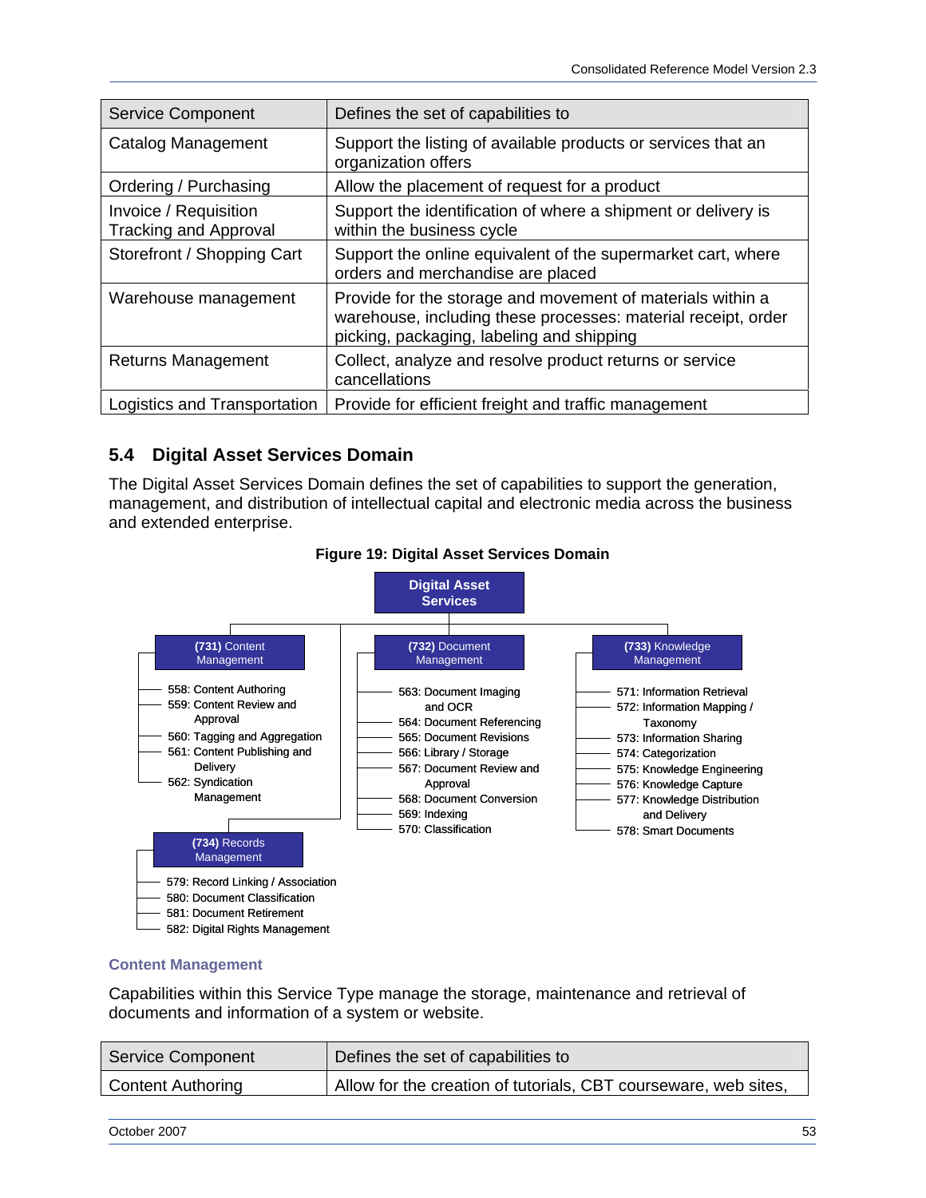| Service Component | Defines the set of capabilities to |
| --- | --- |
| Catalog Management | Support the listing of available products or services that an organization offers |
| Ordering / Purchasing | Allow the placement of request for a product |
| Invoice / Requisition Tracking and Approval | Support the identification of where a shipment or delivery is within the business cycle |
| Storefront / Shopping Cart | Support the online equivalent of the supermarket cart, where orders and merchandise are placed |
| Warehouse management | Provide for the storage and movement of materials within a warehouse, including these processes: material receipt, order picking, packaging, labeling and shipping |
| Returns Management | Collect, analyze and resolve product returns or service cancellations |
| Logistics and Transportation | Provide for efficient freight and traffic management |

## 5.4 Digital Asset Services Domain

The Digital Asset Services Domain defines the set of capabilities to support the generation, management, and distribution of intellectual capital and electronic media across the business and extended enterprise.

**Figure 19: Digital Asset Services Domain**

**Digital Asset Services**

- **(731)** Content Management
  - 558: Content Authoring
  - 559: Content Review and Approval
  - 560: Tagging and Aggregation
  - 561: Content Publishing and Delivery
  - 562: Syndication Management
- **(732)** Document Management
  - 563: Document Imaging and OCR
  - 564: Document Referencing
  - 565: Document Revisions
  - 566: Library / Storage
  - 567: Document Review and Approval
  - 568: Document Conversion
  - 569: Indexing
  - 570: Classification
- **(733)** Knowledge Management
  - 571: Information Retrieval
  - 572: Information Mapping / Taxonomy
  - 573: Information Sharing
  - 574: Categorization
  - 575: Knowledge Engineering
  - 576: Knowledge Capture
  - 577: Knowledge Distribution and Delivery
  - 578: Smart Documents
- **(734)** Records Management
  - 579: Record Linking / Association
  - 580: Document Classification
  - 581: Document Retirement
  - 582: Digital Rights Management

### Content Management

Capabilities within this Service Type manage the storage, maintenance and retrieval of documents and information of a system or website.

| Service Component | Defines the set of capabilities to |
| --- | --- |
| Content Authoring | Allow for the creation of tutorials, CBT courseware, web sites, |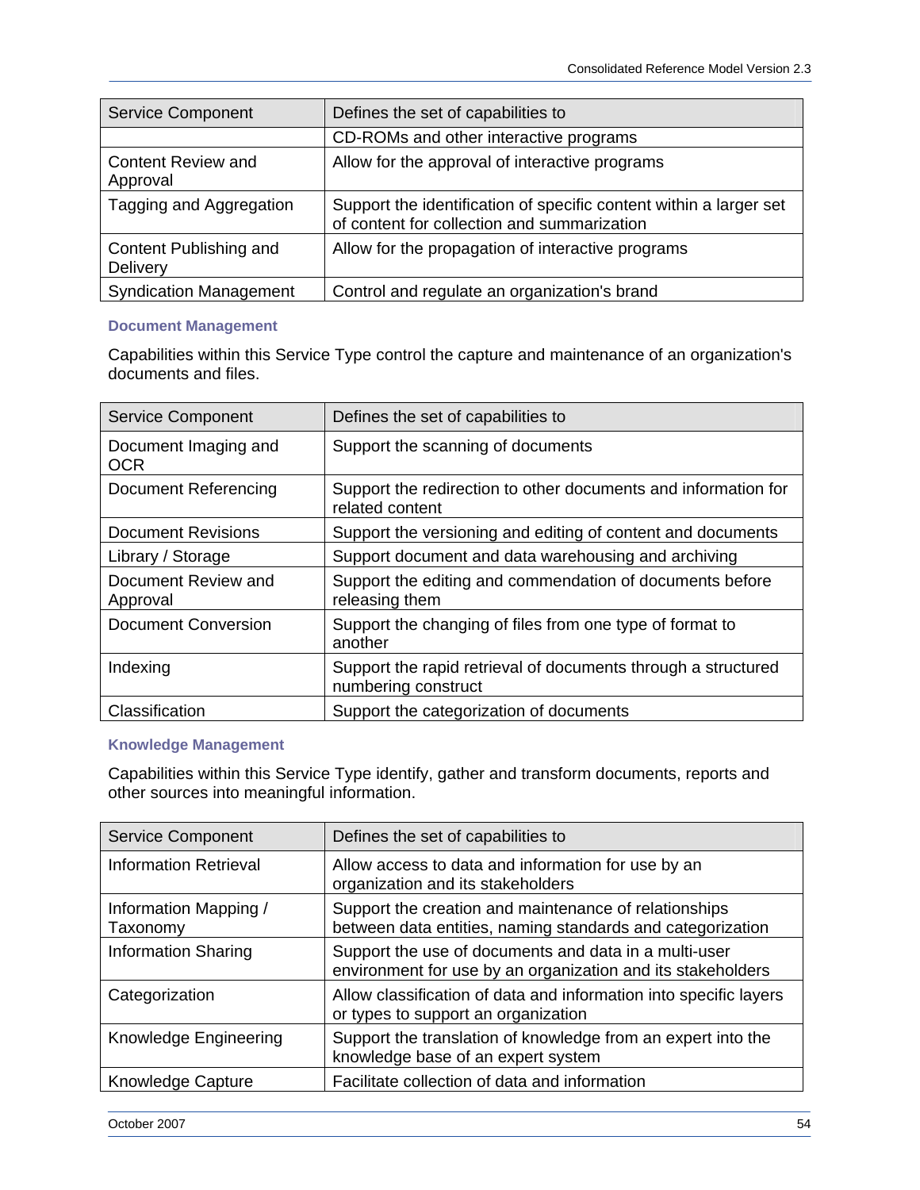| Service Component | Defines the set of capabilities to |
|---|---|
| | CD-ROMs and other interactive programs |
| Content Review and Approval | Allow for the approval of interactive programs |
| Tagging and Aggregation | Support the identification of specific content within a larger set of content for collection and summarization |
| Content Publishing and Delivery | Allow for the propagation of interactive programs |
| Syndication Management | Control and regulate an organization's brand |

#### Document Management

Capabilities within this Service Type control the capture and maintenance of an organization's documents and files.

| Service Component | Defines the set of capabilities to |
|---|---|
| Document Imaging and OCR | Support the scanning of documents |
| Document Referencing | Support the redirection to other documents and information for related content |
| Document Revisions | Support the versioning and editing of content and documents |
| Library / Storage | Support document and data warehousing and archiving |
| Document Review and Approval | Support the editing and commendation of documents before releasing them |
| Document Conversion | Support the changing of files from one type of format to another |
| Indexing | Support the rapid retrieval of documents through a structured numbering construct |
| Classification | Support the categorization of documents |

#### Knowledge Management

Capabilities within this Service Type identify, gather and transform documents, reports and other sources into meaningful information.

| Service Component | Defines the set of capabilities to |
|---|---|
| Information Retrieval | Allow access to data and information for use by an organization and its stakeholders |
| Information Mapping / Taxonomy | Support the creation and maintenance of relationships between data entities, naming standards and categorization |
| Information Sharing | Support the use of documents and data in a multi-user environment for use by an organization and its stakeholders |
| Categorization | Allow classification of data and information into specific layers or types to support an organization |
| Knowledge Engineering | Support the translation of knowledge from an expert into the knowledge base of an expert system |
| Knowledge Capture | Facilitate collection of data and information |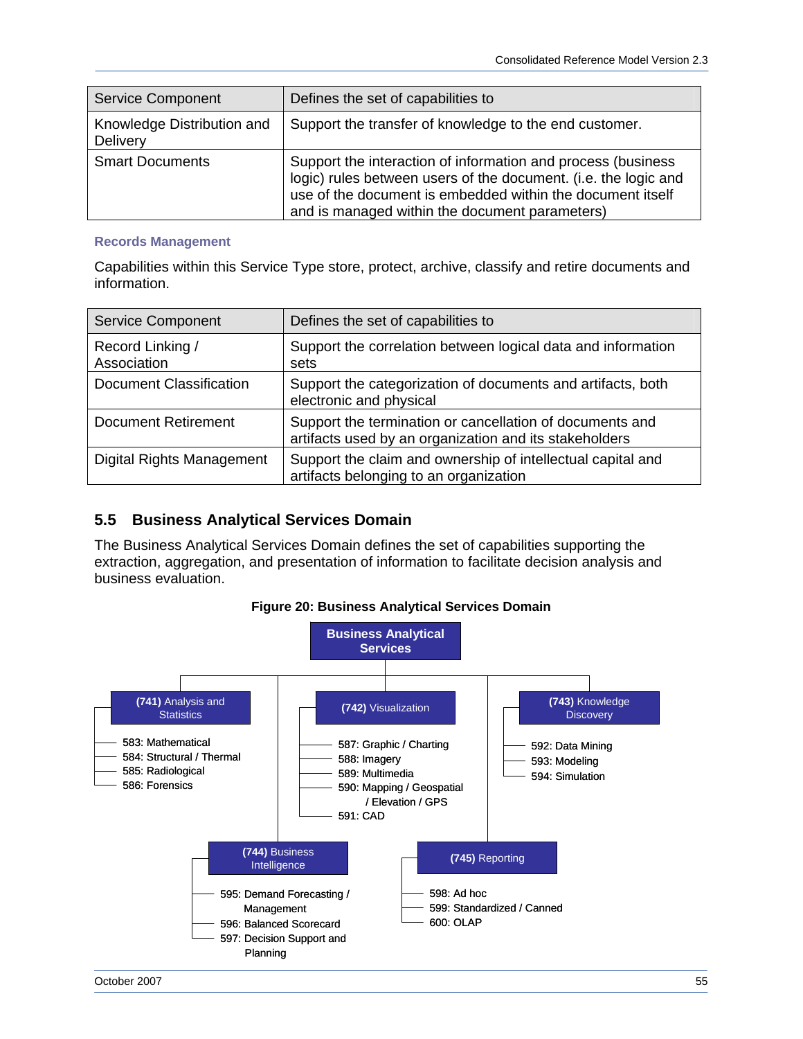| Service Component | Defines the set of capabilities to |
|---|---|
| Knowledge Distribution and Delivery | Support the transfer of knowledge to the end customer. |
| Smart Documents | Support the interaction of information and process (business logic) rules between users of the document. (i.e. the logic and use of the document is embedded within the document itself and is managed within the document parameters) |

#### Records Management

Capabilities within this Service Type store, protect, archive, classify and retire documents and information.

| Service Component | Defines the set of capabilities to |
|---|---|
| Record Linking / Association | Support the correlation between logical data and information sets |
| Document Classification | Support the categorization of documents and artifacts, both electronic and physical |
| Document Retirement | Support the termination or cancellation of documents and artifacts used by an organization and its stakeholders |
| Digital Rights Management | Support the claim and ownership of intellectual capital and artifacts belonging to an organization |

## 5.5 Business Analytical Services Domain

The Business Analytical Services Domain defines the set of capabilities supporting the extraction, aggregation, and presentation of information to facilitate decision analysis and business evaluation.

**Figure 20: Business Analytical Services Domain**

**Business Analytical Services**

- **(741)** Analysis and Statistics
  - 583: Mathematical
  - 584: Structural / Thermal
  - 585: Radiological
  - 586: Forensics
- **(742)** Visualization
  - 587: Graphic / Charting
  - 588: Imagery
  - 589: Multimedia
  - 590: Mapping / Geospatial / Elevation / GPS
  - 591: CAD
- **(743)** Knowledge Discovery
  - 592: Data Mining
  - 593: Modeling
  - 594: Simulation
- **(744)** Business Intelligence
  - 595: Demand Forecasting / Management
  - 596: Balanced Scorecard
  - 597: Decision Support and Planning
- **(745)** Reporting
  - 598: Ad hoc
  - 599: Standardized / Canned
  - 600: OLAP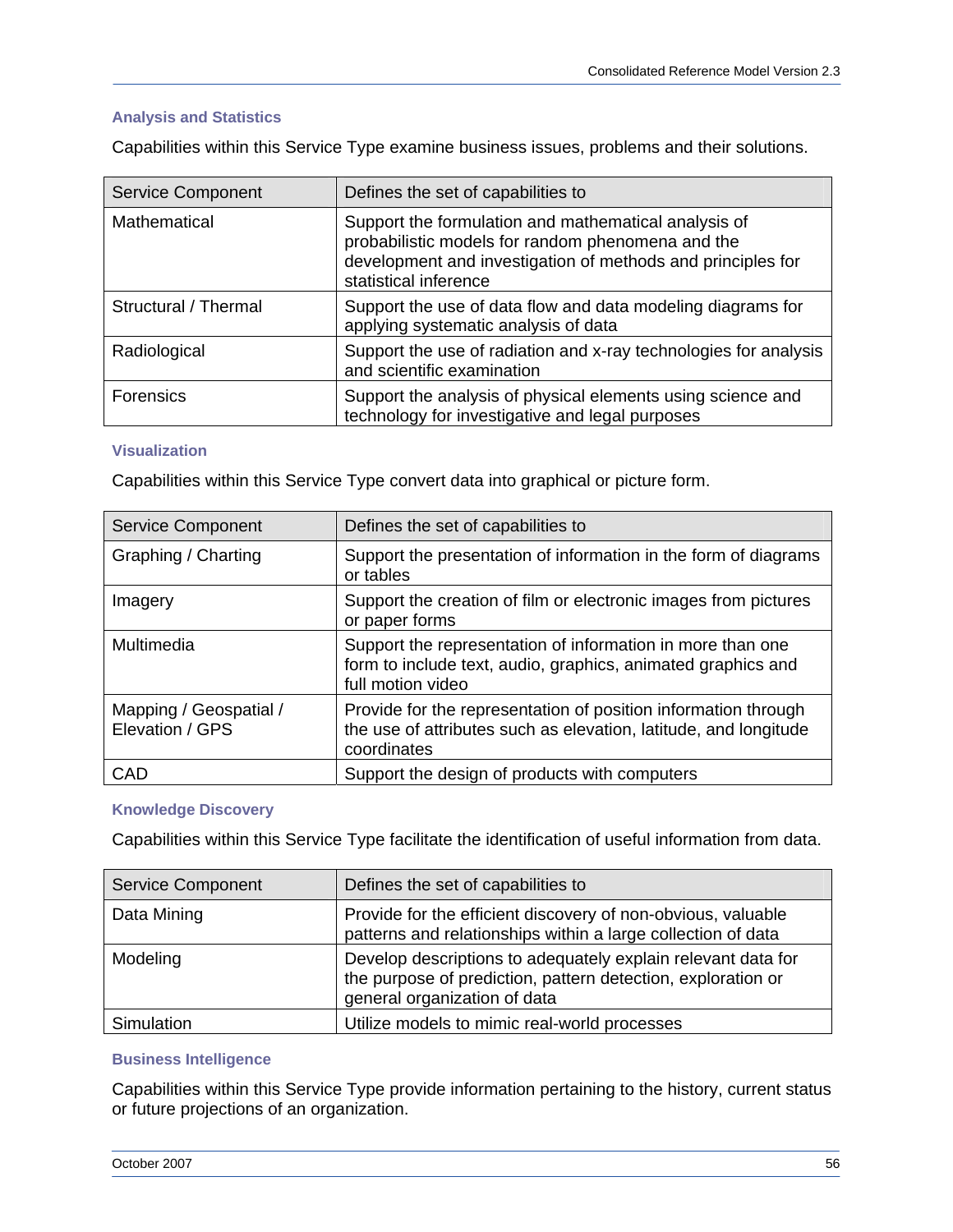### Analysis and Statistics

Capabilities within this Service Type examine business issues, problems and their solutions.

| Service Component | Defines the set of capabilities to |
| --- | --- |
| Mathematical | Support the formulation and mathematical analysis of probabilistic models for random phenomena and the development and investigation of methods and principles for statistical inference |
| Structural / Thermal | Support the use of data flow and data modeling diagrams for applying systematic analysis of data |
| Radiological | Support the use of radiation and x-ray technologies for analysis and scientific examination |
| Forensics | Support the analysis of physical elements using science and technology for investigative and legal purposes |

### Visualization

Capabilities within this Service Type convert data into graphical or picture form.

| Service Component | Defines the set of capabilities to |
| --- | --- |
| Graphing / Charting | Support the presentation of information in the form of diagrams or tables |
| Imagery | Support the creation of film or electronic images from pictures or paper forms |
| Multimedia | Support the representation of information in more than one form to include text, audio, graphics, animated graphics and full motion video |
| Mapping / Geospatial / Elevation / GPS | Provide for the representation of position information through the use of attributes such as elevation, latitude, and longitude coordinates |
| CAD | Support the design of products with computers |

### Knowledge Discovery

Capabilities within this Service Type facilitate the identification of useful information from data.

| Service Component | Defines the set of capabilities to |
| --- | --- |
| Data Mining | Provide for the efficient discovery of non-obvious, valuable patterns and relationships within a large collection of data |
| Modeling | Develop descriptions to adequately explain relevant data for the purpose of prediction, pattern detection, exploration or general organization of data |
| Simulation | Utilize models to mimic real-world processes |

### Business Intelligence

Capabilities within this Service Type provide information pertaining to the history, current status or future projections of an organization.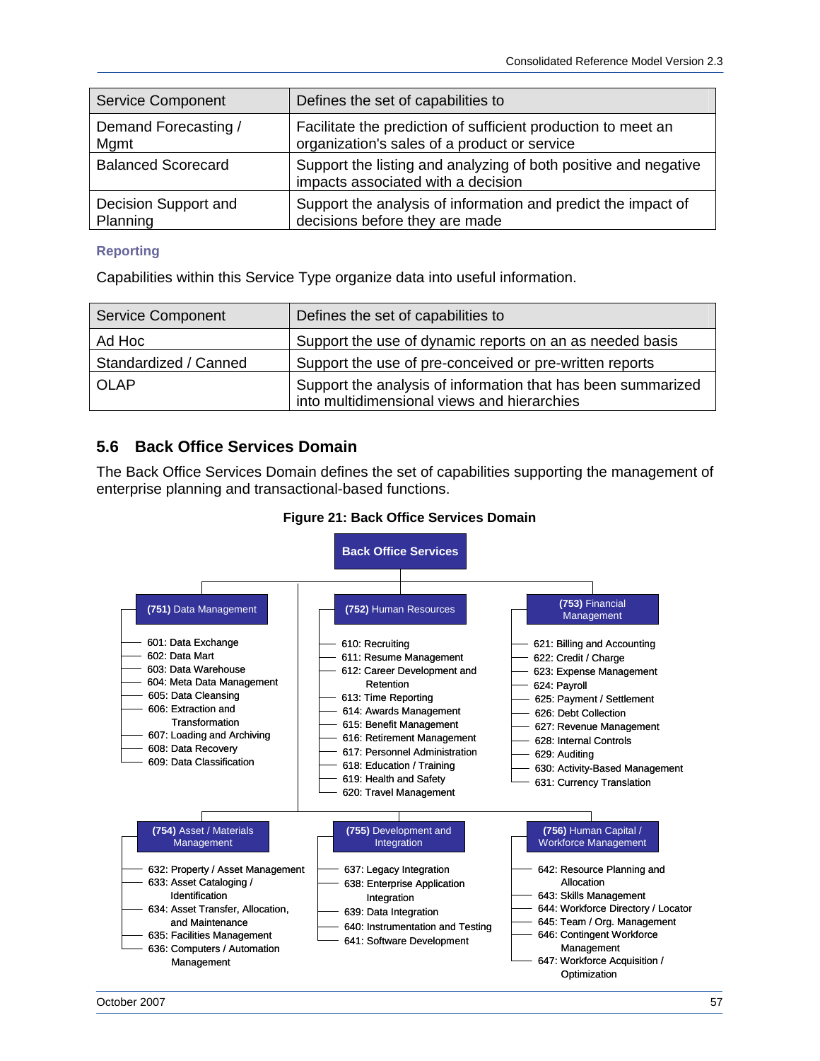| Service Component | Defines the set of capabilities to |
| --- | --- |
| Demand Forecasting / Mgmt | Facilitate the prediction of sufficient production to meet an organization's sales of a product or service |
| Balanced Scorecard | Support the listing and analyzing of both positive and negative impacts associated with a decision |
| Decision Support and Planning | Support the analysis of information and predict the impact of decisions before they are made |

### Reporting

Capabilities within this Service Type organize data into useful information.

| Service Component | Defines the set of capabilities to |
| --- | --- |
| Ad Hoc | Support the use of dynamic reports on an as needed basis |
| Standardized / Canned | Support the use of pre-conceived or pre-written reports |
| OLAP | Support the analysis of information that has been summarized into multidimensional views and hierarchies |

## 5.6 Back Office Services Domain

The Back Office Services Domain defines the set of capabilities supporting the management of enterprise planning and transactional-based functions.

**Figure 21: Back Office Services Domain**

**Back Office Services**

**(751)** Data Management
- 601: Data Exchange
- 602: Data Mart
- 603: Data Warehouse
- 604: Meta Data Management
- 605: Data Cleansing
- 606: Extraction and Transformation
- 607: Loading and Archiving
- 608: Data Recovery
- 609: Data Classification

**(752)** Human Resources
- 610: Recruiting
- 611: Resume Management
- 612: Career Development and Retention
- 613: Time Reporting
- 614: Awards Management
- 615: Benefit Management
- 616: Retirement Management
- 617: Personnel Administration
- 618: Education / Training
- 619: Health and Safety
- 620: Travel Management

**(753)** Financial Management
- 621: Billing and Accounting
- 622: Credit / Charge
- 623: Expense Management
- 624: Payroll
- 625: Payment / Settlement
- 626: Debt Collection
- 627: Revenue Management
- 628: Internal Controls
- 629: Auditing
- 630: Activity-Based Management
- 631: Currency Translation

**(754)** Asset / Materials Management
- 632: Property / Asset Management
- 633: Asset Cataloging / Identification
- 634: Asset Transfer, Allocation, and Maintenance
- 635: Facilities Management
- 636: Computers / Automation Management

**(755)** Development and Integration
- 637: Legacy Integration
- 638: Enterprise Application Integration
- 639: Data Integration
- 640: Instrumentation and Testing
- 641: Software Development

**(756)** Human Capital / Workforce Management
- 642: Resource Planning and Allocation
- 643: Skills Management
- 644: Workforce Directory / Locator
- 645: Team / Org. Management
- 646: Contingent Workforce Management
- 647: Workforce Acquisition / Optimization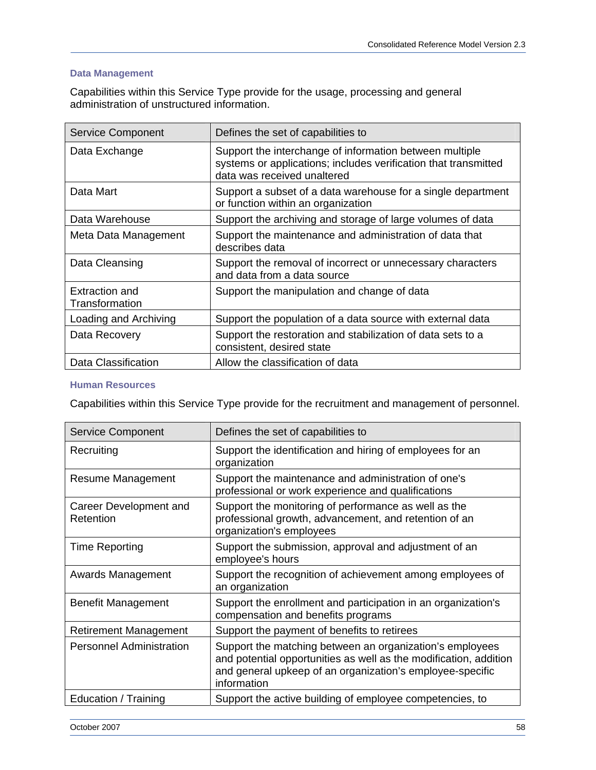### Data Management

Capabilities within this Service Type provide for the usage, processing and general administration of unstructured information.

| Service Component | Defines the set of capabilities to |
| --- | --- |
| Data Exchange | Support the interchange of information between multiple systems or applications; includes verification that transmitted data was received unaltered |
| Data Mart | Support a subset of a data warehouse for a single department or function within an organization |
| Data Warehouse | Support the archiving and storage of large volumes of data |
| Meta Data Management | Support the maintenance and administration of data that describes data |
| Data Cleansing | Support the removal of incorrect or unnecessary characters and data from a data source |
| Extraction and Transformation | Support the manipulation and change of data |
| Loading and Archiving | Support the population of a data source with external data |
| Data Recovery | Support the restoration and stabilization of data sets to a consistent, desired state |
| Data Classification | Allow the classification of data |

### Human Resources

Capabilities within this Service Type provide for the recruitment and management of personnel.

| Service Component | Defines the set of capabilities to |
| --- | --- |
| Recruiting | Support the identification and hiring of employees for an organization |
| Resume Management | Support the maintenance and administration of one's professional or work experience and qualifications |
| Career Development and Retention | Support the monitoring of performance as well as the professional growth, advancement, and retention of an organization's employees |
| Time Reporting | Support the submission, approval and adjustment of an employee's hours |
| Awards Management | Support the recognition of achievement among employees of an organization |
| Benefit Management | Support the enrollment and participation in an organization's compensation and benefits programs |
| Retirement Management | Support the payment of benefits to retirees |
| Personnel Administration | Support the matching between an organization's employees and potential opportunities as well as the modification, addition and general upkeep of an organization's employee-specific information |
| Education / Training | Support the active building of employee competencies, to |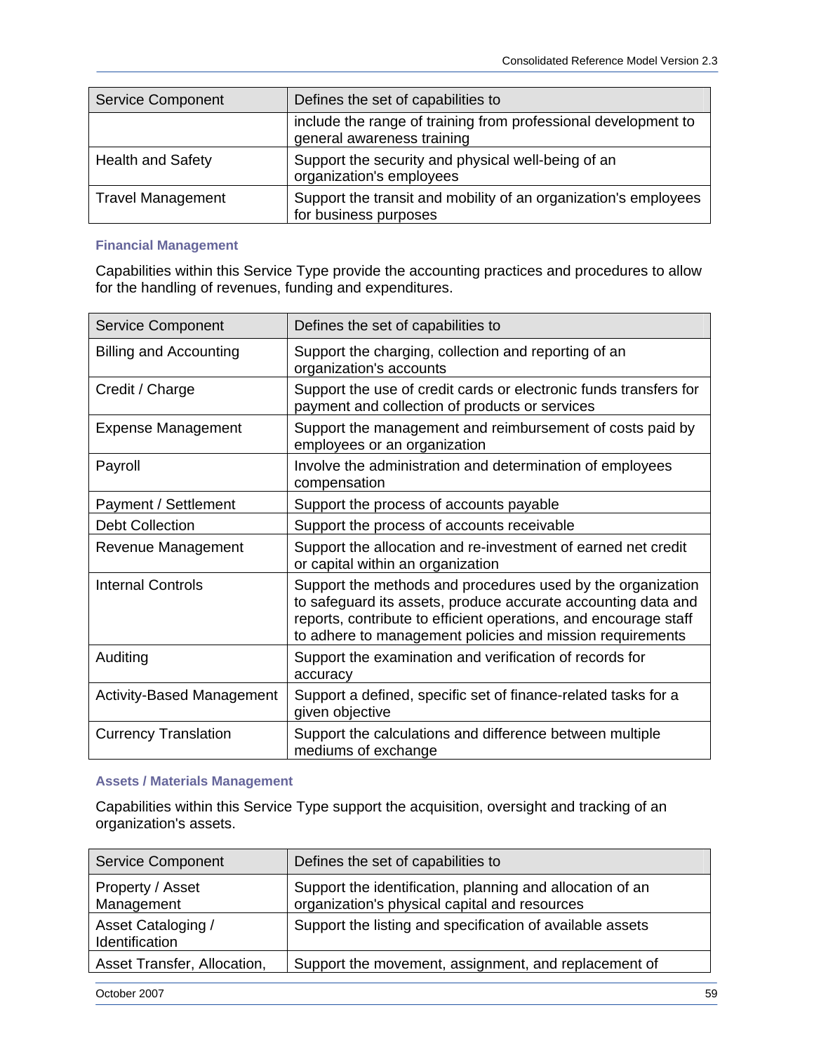| Service Component | Defines the set of capabilities to |
| --- | --- |
| | include the range of training from professional development to general awareness training |
| Health and Safety | Support the security and physical well-being of an organization's employees |
| Travel Management | Support the transit and mobility of an organization's employees for business purposes |

#### Financial Management

Capabilities within this Service Type provide the accounting practices and procedures to allow for the handling of revenues, funding and expenditures.

| Service Component | Defines the set of capabilities to |
| --- | --- |
| Billing and Accounting | Support the charging, collection and reporting of an organization's accounts |
| Credit / Charge | Support the use of credit cards or electronic funds transfers for payment and collection of products or services |
| Expense Management | Support the management and reimbursement of costs paid by employees or an organization |
| Payroll | Involve the administration and determination of employees compensation |
| Payment / Settlement | Support the process of accounts payable |
| Debt Collection | Support the process of accounts receivable |
| Revenue Management | Support the allocation and re-investment of earned net credit or capital within an organization |
| Internal Controls | Support the methods and procedures used by the organization to safeguard its assets, produce accurate accounting data and reports, contribute to efficient operations, and encourage staff to adhere to management policies and mission requirements |
| Auditing | Support the examination and verification of records for accuracy |
| Activity-Based Management | Support a defined, specific set of finance-related tasks for a given objective |
| Currency Translation | Support the calculations and difference between multiple mediums of exchange |

#### Assets / Materials Management

Capabilities within this Service Type support the acquisition, oversight and tracking of an organization's assets.

| Service Component | Defines the set of capabilities to |
| --- | --- |
| Property / Asset Management | Support the identification, planning and allocation of an organization's physical capital and resources |
| Asset Cataloging / Identification | Support the listing and specification of available assets |
| Asset Transfer, Allocation, | Support the movement, assignment, and replacement of |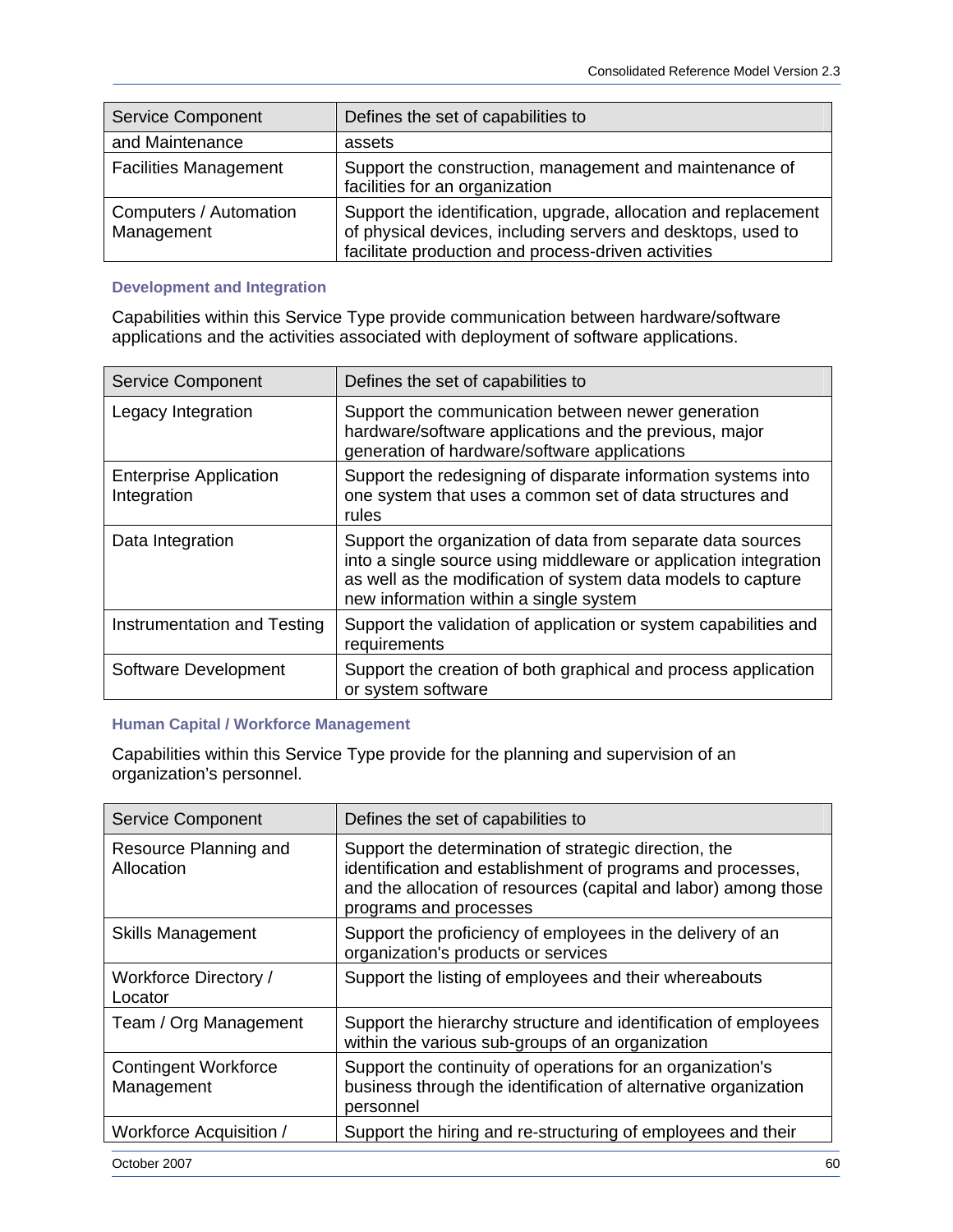| Service Component | Defines the set of capabilities to |
|---|---|
| and Maintenance | assets |
| Facilities Management | Support the construction, management and maintenance of facilities for an organization |
| Computers / Automation Management | Support the identification, upgrade, allocation and replacement of physical devices, including servers and desktops, used to facilitate production and process-driven activities |

#### Development and Integration

Capabilities within this Service Type provide communication between hardware/software applications and the activities associated with deployment of software applications.

| Service Component | Defines the set of capabilities to |
|---|---|
| Legacy Integration | Support the communication between newer generation hardware/software applications and the previous, major generation of hardware/software applications |
| Enterprise Application Integration | Support the redesigning of disparate information systems into one system that uses a common set of data structures and rules |
| Data Integration | Support the organization of data from separate data sources into a single source using middleware or application integration as well as the modification of system data models to capture new information within a single system |
| Instrumentation and Testing | Support the validation of application or system capabilities and requirements |
| Software Development | Support the creation of both graphical and process application or system software |

#### Human Capital / Workforce Management

Capabilities within this Service Type provide for the planning and supervision of an organization's personnel.

| Service Component | Defines the set of capabilities to |
|---|---|
| Resource Planning and Allocation | Support the determination of strategic direction, the identification and establishment of programs and processes, and the allocation of resources (capital and labor) among those programs and processes |
| Skills Management | Support the proficiency of employees in the delivery of an organization's products or services |
| Workforce Directory / Locator | Support the listing of employees and their whereabouts |
| Team / Org Management | Support the hierarchy structure and identification of employees within the various sub-groups of an organization |
| Contingent Workforce Management | Support the continuity of operations for an organization's business through the identification of alternative organization personnel |
| Workforce Acquisition / | Support the hiring and re-structuring of employees and their |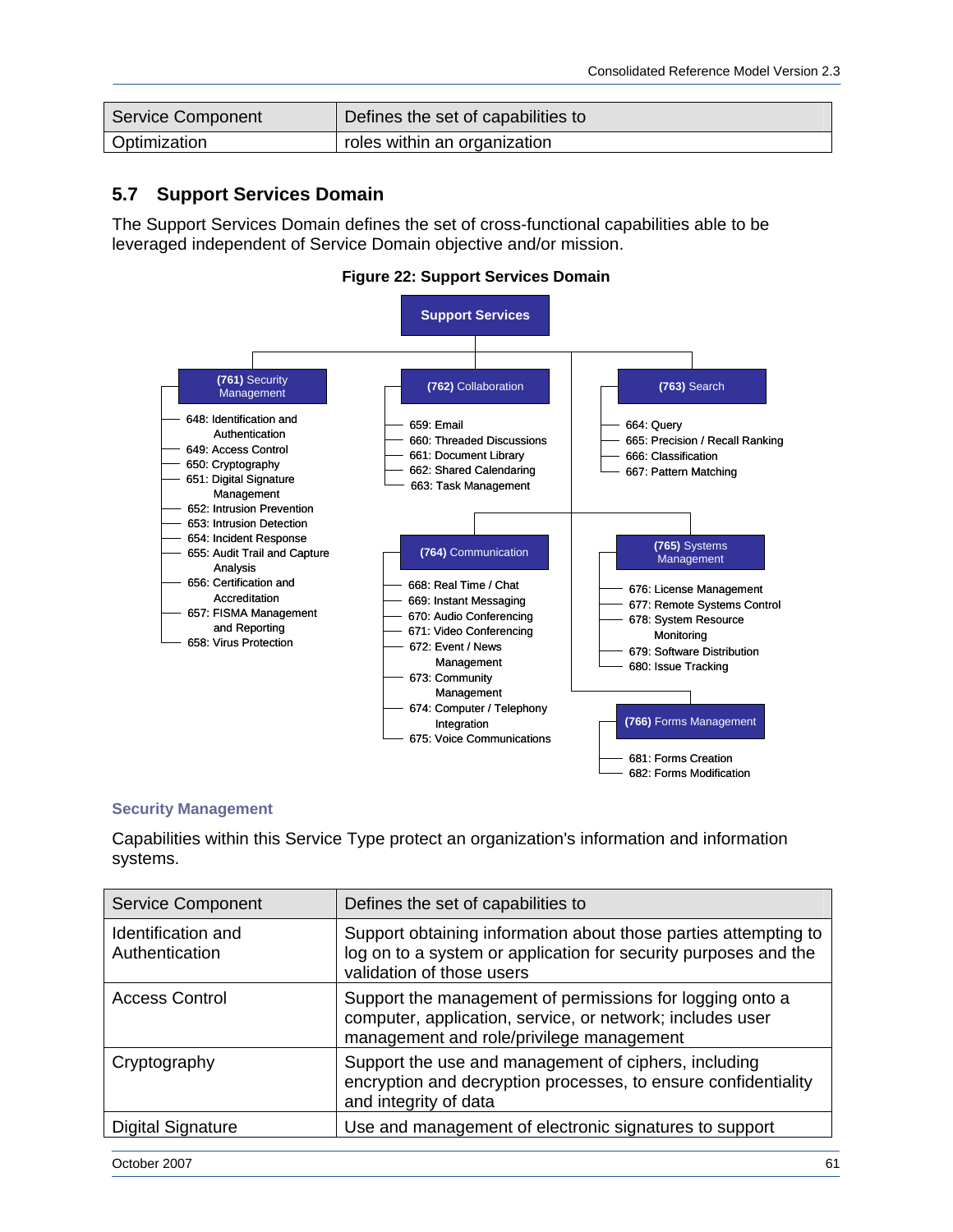| Service Component | Defines the set of capabilities to |
|---|---|
| Optimization | roles within an organization |

## 5.7 Support Services Domain

The Support Services Domain defines the set of cross-functional capabilities able to be leveraged independent of Service Domain objective and/or mission.

**Figure 22: Support Services Domain**

**Support Services**

- **(761) Security Management**
  - 648: Identification and Authentication
  - 649: Access Control
  - 650: Cryptography
  - 651: Digital Signature Management
  - 652: Intrusion Prevention
  - 653: Intrusion Detection
  - 654: Incident Response
  - 655: Audit Trail and Capture Analysis
  - 656: Certification and Accreditation
  - 657: FISMA Management and Reporting
  - 658: Virus Protection
- **(762) Collaboration**
  - 659: Email
  - 660: Threaded Discussions
  - 661: Document Library
  - 662: Shared Calendaring
  - 663: Task Management
- **(763) Search**
  - 664: Query
  - 665: Precision / Recall Ranking
  - 666: Classification
  - 667: Pattern Matching
- **(764) Communication**
  - 668: Real Time / Chat
  - 669: Instant Messaging
  - 670: Audio Conferencing
  - 671: Video Conferencing
  - 672: Event / News Management
  - 673: Community Management
  - 674: Computer / Telephony Integration
  - 675: Voice Communications
- **(765) Systems Management**
  - 676: License Management
  - 677: Remote Systems Control
  - 678: System Resource Monitoring
  - 679: Software Distribution
  - 680: Issue Tracking
- **(766) Forms Management**
  - 681: Forms Creation
  - 682: Forms Modification

### Security Management

Capabilities within this Service Type protect an organization's information and information systems.

| Service Component | Defines the set of capabilities to |
|---|---|
| Identification and Authentication | Support obtaining information about those parties attempting to log on to a system or application for security purposes and the validation of those users |
| Access Control | Support the management of permissions for logging onto a computer, application, service, or network; includes user management and role/privilege management |
| Cryptography | Support the use and management of ciphers, including encryption and decryption processes, to ensure confidentiality and integrity of data |
| Digital Signature | Use and management of electronic signatures to support |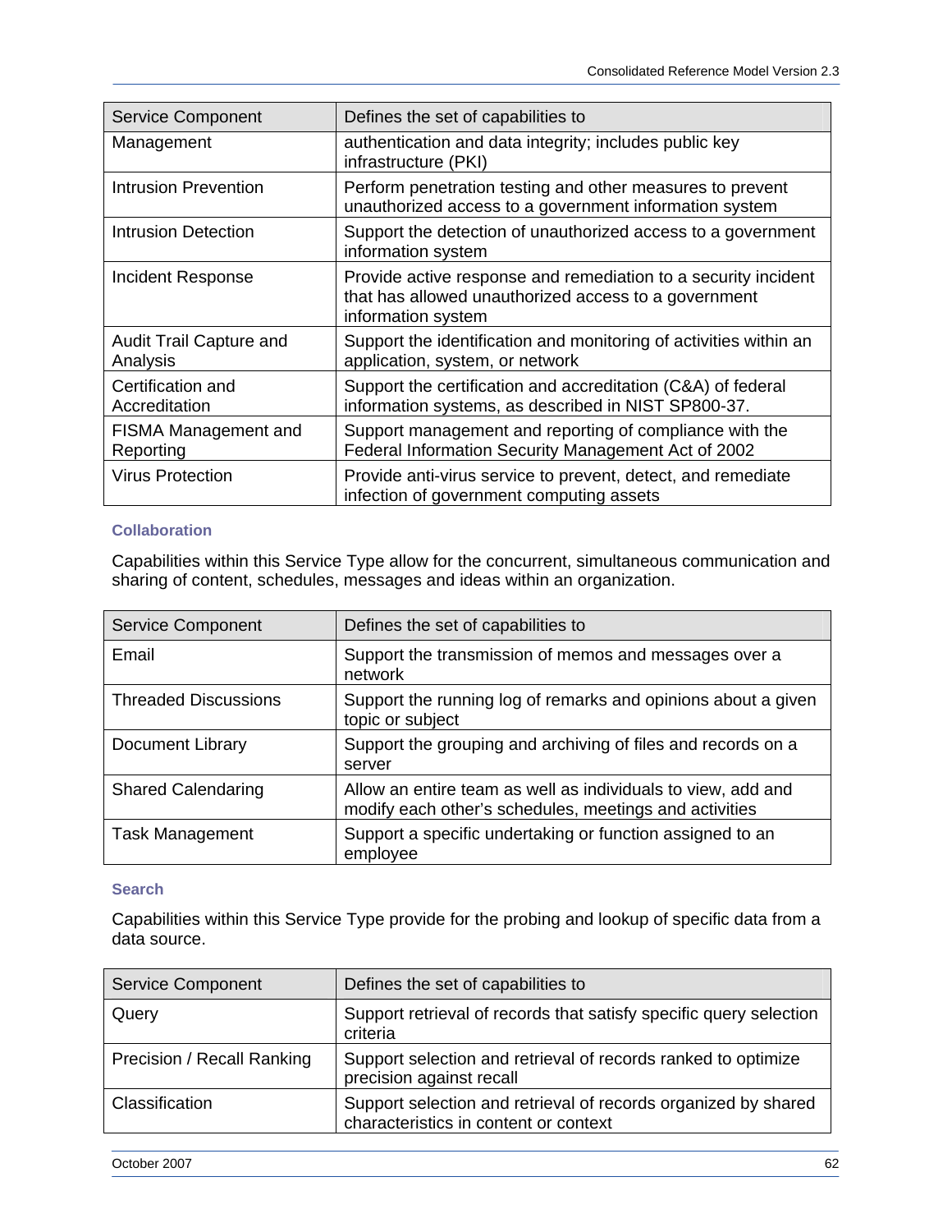| Service Component | Defines the set of capabilities to |
| --- | --- |
| Management | authentication and data integrity; includes public key infrastructure (PKI) |
| Intrusion Prevention | Perform penetration testing and other measures to prevent unauthorized access to a government information system |
| Intrusion Detection | Support the detection of unauthorized access to a government information system |
| Incident Response | Provide active response and remediation to a security incident that has allowed unauthorized access to a government information system |
| Audit Trail Capture and Analysis | Support the identification and monitoring of activities within an application, system, or network |
| Certification and Accreditation | Support the certification and accreditation (C&A) of federal information systems, as described in NIST SP800-37. |
| FISMA Management and Reporting | Support management and reporting of compliance with the Federal Information Security Management Act of 2002 |
| Virus Protection | Provide anti-virus service to prevent, detect, and remediate infection of government computing assets |

#### Collaboration

Capabilities within this Service Type allow for the concurrent, simultaneous communication and sharing of content, schedules, messages and ideas within an organization.

| Service Component | Defines the set of capabilities to |
| --- | --- |
| Email | Support the transmission of memos and messages over a network |
| Threaded Discussions | Support the running log of remarks and opinions about a given topic or subject |
| Document Library | Support the grouping and archiving of files and records on a server |
| Shared Calendaring | Allow an entire team as well as individuals to view, add and modify each other’s schedules, meetings and activities |
| Task Management | Support a specific undertaking or function assigned to an employee |

#### Search

Capabilities within this Service Type provide for the probing and lookup of specific data from a data source.

| Service Component | Defines the set of capabilities to |
| --- | --- |
| Query | Support retrieval of records that satisfy specific query selection criteria |
| Precision / Recall Ranking | Support selection and retrieval of records ranked to optimize precision against recall |
| Classification | Support selection and retrieval of records organized by shared characteristics in content or context |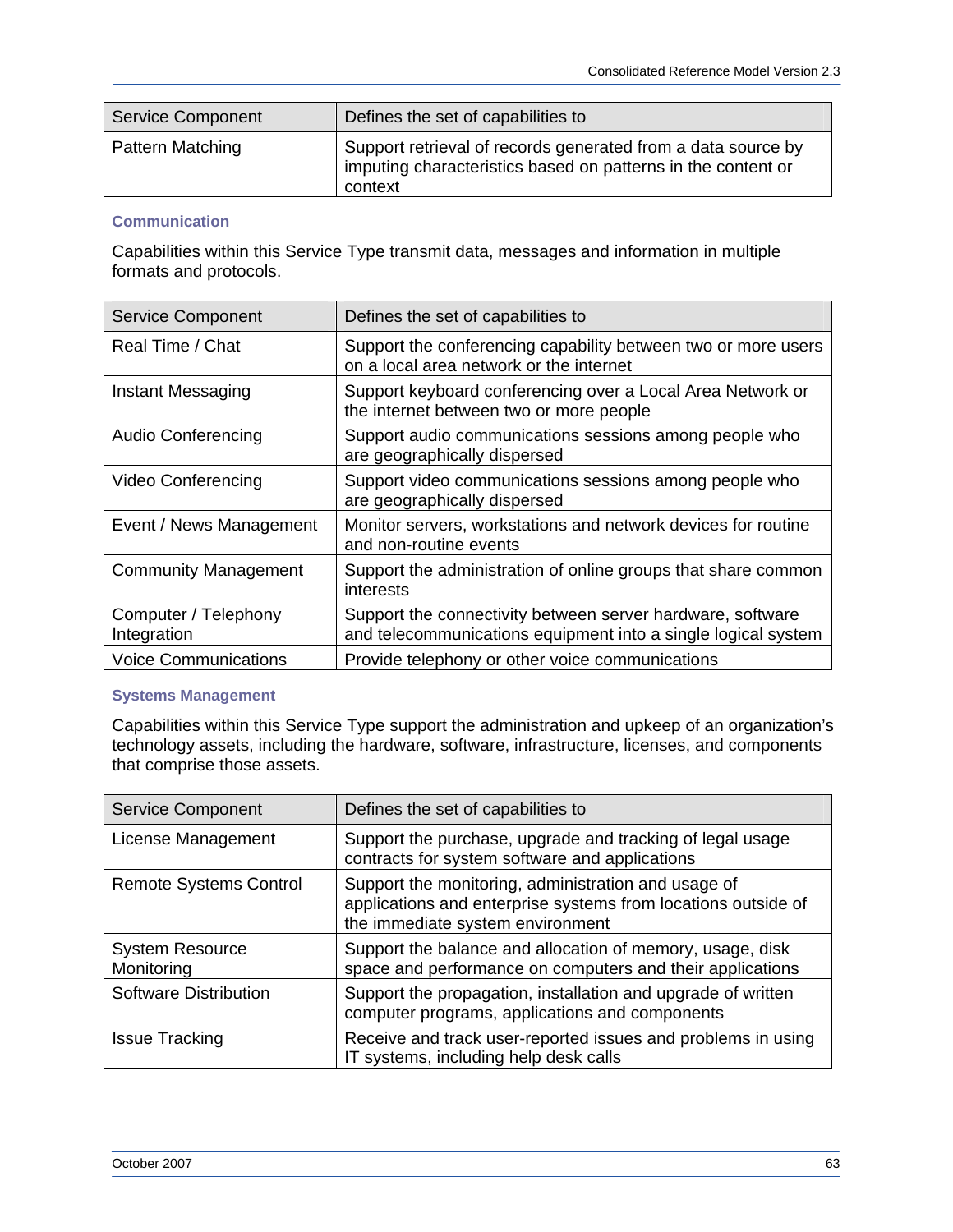| Service Component | Defines the set of capabilities to |
| --- | --- |
| Pattern Matching | Support retrieval of records generated from a data source by imputing characteristics based on patterns in the content or context |

#### Communication

Capabilities within this Service Type transmit data, messages and information in multiple formats and protocols.

| Service Component | Defines the set of capabilities to |
| --- | --- |
| Real Time / Chat | Support the conferencing capability between two or more users on a local area network or the internet |
| Instant Messaging | Support keyboard conferencing over a Local Area Network or the internet between two or more people |
| Audio Conferencing | Support audio communications sessions among people who are geographically dispersed |
| Video Conferencing | Support video communications sessions among people who are geographically dispersed |
| Event / News Management | Monitor servers, workstations and network devices for routine and non-routine events |
| Community Management | Support the administration of online groups that share common interests |
| Computer / Telephony Integration | Support the connectivity between server hardware, software and telecommunications equipment into a single logical system |
| Voice Communications | Provide telephony or other voice communications |

#### Systems Management

Capabilities within this Service Type support the administration and upkeep of an organization's technology assets, including the hardware, software, infrastructure, licenses, and components that comprise those assets.

| Service Component | Defines the set of capabilities to |
| --- | --- |
| License Management | Support the purchase, upgrade and tracking of legal usage contracts for system software and applications |
| Remote Systems Control | Support the monitoring, administration and usage of applications and enterprise systems from locations outside of the immediate system environment |
| System Resource Monitoring | Support the balance and allocation of memory, usage, disk space and performance on computers and their applications |
| Software Distribution | Support the propagation, installation and upgrade of written computer programs, applications and components |
| Issue Tracking | Receive and track user-reported issues and problems in using IT systems, including help desk calls |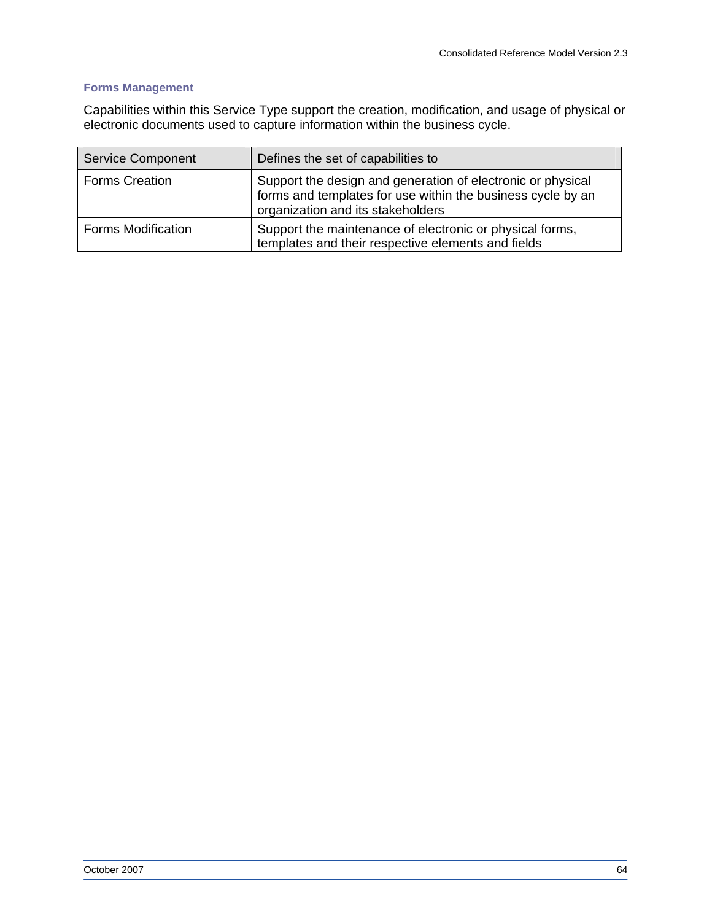### Forms Management

Capabilities within this Service Type support the creation, modification, and usage of physical or electronic documents used to capture information within the business cycle.

| Service Component | Defines the set of capabilities to |
|---|---|
| Forms Creation | Support the design and generation of electronic or physical forms and templates for use within the business cycle by an organization and its stakeholders |
| Forms Modification | Support the maintenance of electronic or physical forms, templates and their respective elements and fields |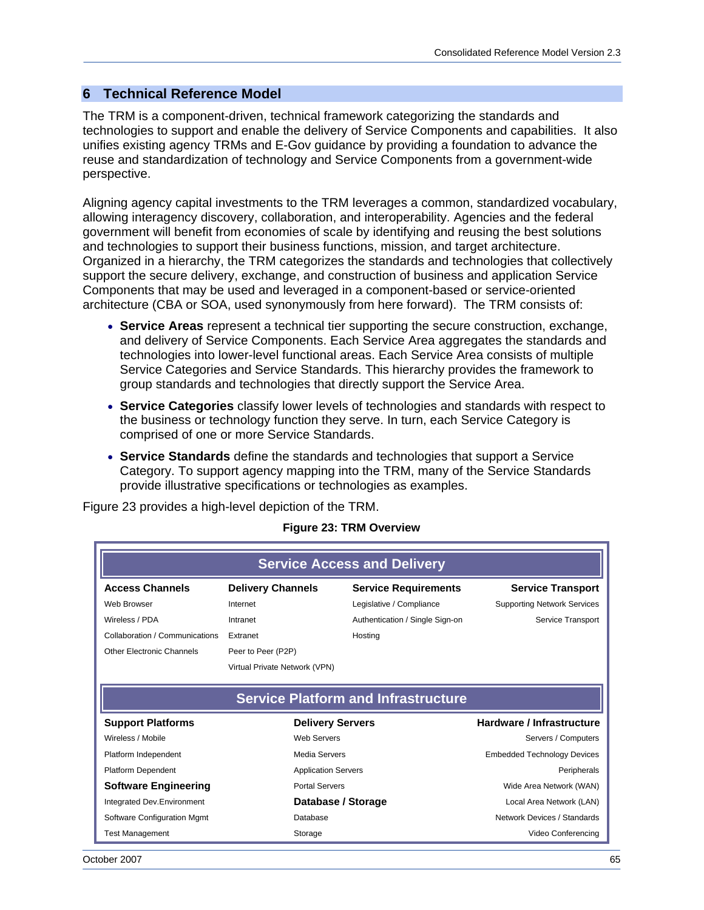# 6 Technical Reference Model

The TRM is a component-driven, technical framework categorizing the standards and technologies to support and enable the delivery of Service Components and capabilities. It also unifies existing agency TRMs and E-Gov guidance by providing a foundation to advance the reuse and standardization of technology and Service Components from a government-wide perspective.

Aligning agency capital investments to the TRM leverages a common, standardized vocabulary, allowing interagency discovery, collaboration, and interoperability. Agencies and the federal government will benefit from economies of scale by identifying and reusing the best solutions and technologies to support their business functions, mission, and target architecture. Organized in a hierarchy, the TRM categorizes the standards and technologies that collectively support the secure delivery, exchange, and construction of business and application Service Components that may be used and leveraged in a component-based or service-oriented architecture (CBA or SOA, used synonymously from here forward). The TRM consists of:

- **Service Areas** represent a technical tier supporting the secure construction, exchange, and delivery of Service Components. Each Service Area aggregates the standards and technologies into lower-level functional areas. Each Service Area consists of multiple Service Categories and Service Standards. This hierarchy provides the framework to group standards and technologies that directly support the Service Area.
- **Service Categories** classify lower levels of technologies and standards with respect to the business or technology function they serve. In turn, each Service Category is comprised of one or more Service Standards.
- **Service Standards** define the standards and technologies that support a Service Category. To support agency mapping into the TRM, many of the Service Standards provide illustrative specifications or technologies as examples.

Figure 23 provides a high-level depiction of the TRM.

**Figure 23: TRM Overview**

**Service Access and Delivery**

| Access Channels | Delivery Channels | Service Requirements | Service Transport |
|---|---|---|---|
| Web Browser | Internet | Legislative / Compliance | Supporting Network Services |
| Wireless / PDA | Intranet | Authentication / Single Sign-on | Service Transport |
| Collaboration / Communications | Extranet | Hosting | |
| Other Electronic Channels | Peer to Peer (P2P) | | |
| | Virtual Private Network (VPN) | | |

**Service Platform and Infrastructure**

| Support Platforms | Delivery Servers | Hardware / Infrastructure |
|---|---|---|
| Wireless / Mobile | Web Servers | Servers / Computers |
| Platform Independent | Media Servers | Embedded Technology Devices |
| Platform Dependent | Application Servers | Peripherals |
| **Software Engineering** | Portal Servers | Wide Area Network (WAN) |
| Integrated Dev.Environment | **Database / Storage** | Local Area Network (LAN) |
| Software Configuration Mgmt | Database | Network Devices / Standards |
| Test Management | Storage | Video Conferencing |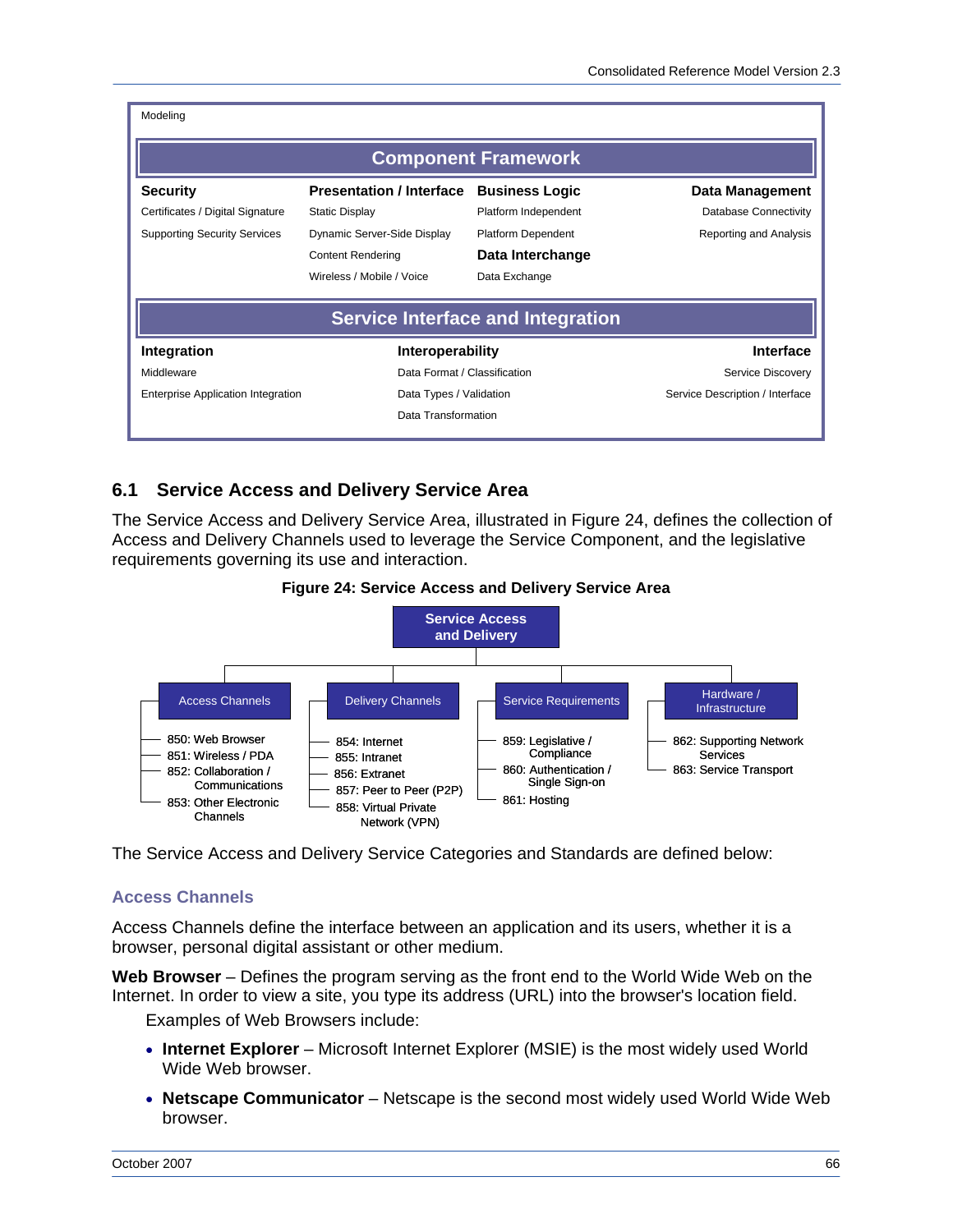Modeling

**Component Framework**

| Security | Presentation / Interface | Business Logic | Data Management |
|---|---|---|---|
| Certificates / Digital Signature | Static Display | Platform Independent | Database Connectivity |
| Supporting Security Services | Dynamic Server-Side Display | Platform Dependent | Reporting and Analysis |
| | Content Rendering | **Data Interchange** | |
| | Wireless / Mobile / Voice | Data Exchange | |

**Service Interface and Integration**

| Integration | Interoperability | Interface |
|---|---|---|
| Middleware | Data Format / Classification | Service Discovery |
| Enterprise Application Integration | Data Types / Validation | Service Description / Interface |
| | Data Transformation | |

## 6.1 Service Access and Delivery Service Area

The Service Access and Delivery Service Area, illustrated in Figure 24, defines the collection of Access and Delivery Channels used to leverage the Service Component, and the legislative requirements governing its use and interaction.

**Figure 24: Service Access and Delivery Service Area**

**Service Access and Delivery**

- Access Channels
  - 850: Web Browser
  - 851: Wireless / PDA
  - 852: Collaboration / Communications
  - 853: Other Electronic Channels
- Delivery Channels
  - 854: Internet
  - 855: Intranet
  - 856: Extranet
  - 857: Peer to Peer (P2P)
  - 858: Virtual Private Network (VPN)
- Service Requirements
  - 859: Legislative / Compliance
  - 860: Authentication / Single Sign-on
  - 861: Hosting
- Hardware / Infrastructure
  - 862: Supporting Network Services
  - 863: Service Transport

The Service Access and Delivery Service Categories and Standards are defined below:

### Access Channels

Access Channels define the interface between an application and its users, whether it is a browser, personal digital assistant or other medium.

**Web Browser** – Defines the program serving as the front end to the World Wide Web on the Internet. In order to view a site, you type its address (URL) into the browser's location field.

Examples of Web Browsers include:

- **Internet Explorer** – Microsoft Internet Explorer (MSIE) is the most widely used World Wide Web browser.
- **Netscape Communicator** – Netscape is the second most widely used World Wide Web browser.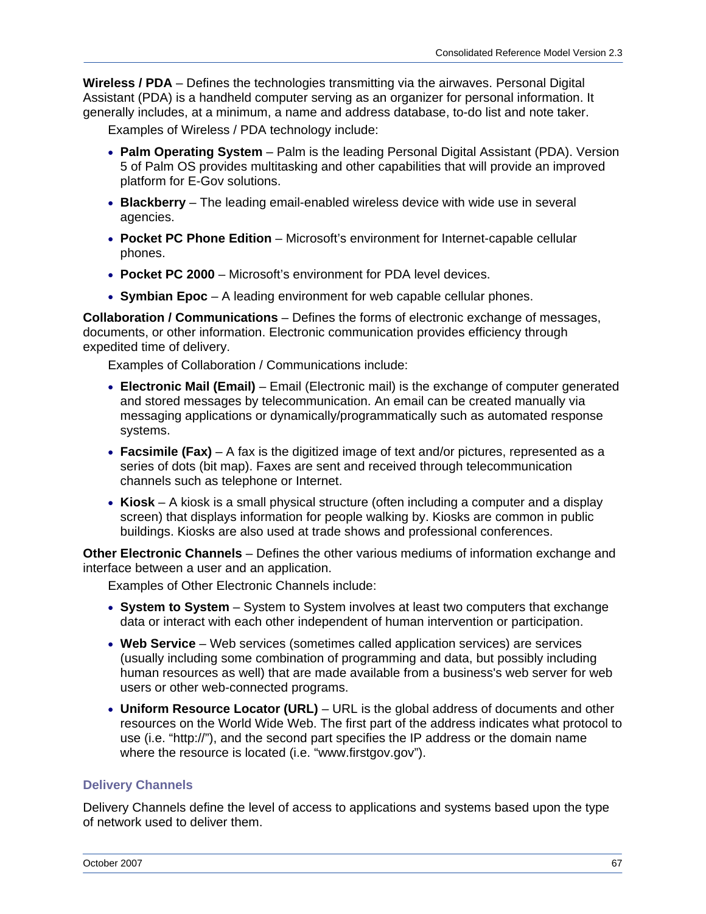**Wireless / PDA** – Defines the technologies transmitting via the airwaves. Personal Digital Assistant (PDA) is a handheld computer serving as an organizer for personal information. It generally includes, at a minimum, a name and address database, to-do list and note taker.

Examples of Wireless / PDA technology include:

- **Palm Operating System** – Palm is the leading Personal Digital Assistant (PDA). Version 5 of Palm OS provides multitasking and other capabilities that will provide an improved platform for E-Gov solutions.
- **Blackberry** – The leading email-enabled wireless device with wide use in several agencies.
- **Pocket PC Phone Edition** – Microsoft's environment for Internet-capable cellular phones.
- **Pocket PC 2000** – Microsoft's environment for PDA level devices.
- **Symbian Epoc** – A leading environment for web capable cellular phones.

**Collaboration / Communications** – Defines the forms of electronic exchange of messages, documents, or other information. Electronic communication provides efficiency through expedited time of delivery.

Examples of Collaboration / Communications include:

- **Electronic Mail (Email)** – Email (Electronic mail) is the exchange of computer generated and stored messages by telecommunication. An email can be created manually via messaging applications or dynamically/programmatically such as automated response systems.
- **Facsimile (Fax)** – A fax is the digitized image of text and/or pictures, represented as a series of dots (bit map). Faxes are sent and received through telecommunication channels such as telephone or Internet.
- **Kiosk** – A kiosk is a small physical structure (often including a computer and a display screen) that displays information for people walking by. Kiosks are common in public buildings. Kiosks are also used at trade shows and professional conferences.

**Other Electronic Channels** – Defines the other various mediums of information exchange and interface between a user and an application.

Examples of Other Electronic Channels include:

- **System to System** – System to System involves at least two computers that exchange data or interact with each other independent of human intervention or participation.
- **Web Service** – Web services (sometimes called application services) are services (usually including some combination of programming and data, but possibly including human resources as well) that are made available from a business's web server for web users or other web-connected programs.
- **Uniform Resource Locator (URL)** – URL is the global address of documents and other resources on the World Wide Web. The first part of the address indicates what protocol to use (i.e. "http://"), and the second part specifies the IP address or the domain name where the resource is located (i.e. "www.firstgov.gov").

### Delivery Channels

Delivery Channels define the level of access to applications and systems based upon the type of network used to deliver them.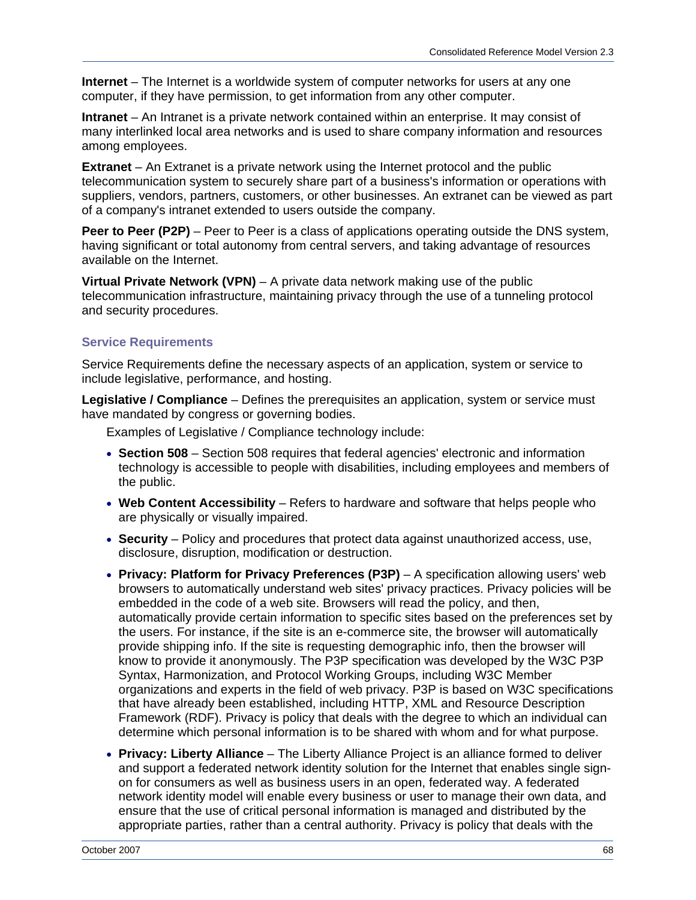**Internet** – The Internet is a worldwide system of computer networks for users at any one computer, if they have permission, to get information from any other computer.

**Intranet** – An Intranet is a private network contained within an enterprise. It may consist of many interlinked local area networks and is used to share company information and resources among employees.

**Extranet** – An Extranet is a private network using the Internet protocol and the public telecommunication system to securely share part of a business's information or operations with suppliers, vendors, partners, customers, or other businesses. An extranet can be viewed as part of a company's intranet extended to users outside the company.

**Peer to Peer (P2P)** – Peer to Peer is a class of applications operating outside the DNS system, having significant or total autonomy from central servers, and taking advantage of resources available on the Internet.

**Virtual Private Network (VPN)** – A private data network making use of the public telecommunication infrastructure, maintaining privacy through the use of a tunneling protocol and security procedures.

### Service Requirements

Service Requirements define the necessary aspects of an application, system or service to include legislative, performance, and hosting.

**Legislative / Compliance** – Defines the prerequisites an application, system or service must have mandated by congress or governing bodies.

Examples of Legislative / Compliance technology include:

- **Section 508** – Section 508 requires that federal agencies' electronic and information technology is accessible to people with disabilities, including employees and members of the public.
- **Web Content Accessibility** – Refers to hardware and software that helps people who are physically or visually impaired.
- **Security** – Policy and procedures that protect data against unauthorized access, use, disclosure, disruption, modification or destruction.
- **Privacy: Platform for Privacy Preferences (P3P)** – A specification allowing users' web browsers to automatically understand web sites' privacy practices. Privacy policies will be embedded in the code of a web site. Browsers will read the policy, and then, automatically provide certain information to specific sites based on the preferences set by the users. For instance, if the site is an e-commerce site, the browser will automatically provide shipping info. If the site is requesting demographic info, then the browser will know to provide it anonymously. The P3P specification was developed by the W3C P3P Syntax, Harmonization, and Protocol Working Groups, including W3C Member organizations and experts in the field of web privacy. P3P is based on W3C specifications that have already been established, including HTTP, XML and Resource Description Framework (RDF). Privacy is policy that deals with the degree to which an individual can determine which personal information is to be shared with whom and for what purpose.
- **Privacy: Liberty Alliance** – The Liberty Alliance Project is an alliance formed to deliver and support a federated network identity solution for the Internet that enables single sign-on for consumers as well as business users in an open, federated way. A federated network identity model will enable every business or user to manage their own data, and ensure that the use of critical personal information is managed and distributed by the appropriate parties, rather than a central authority. Privacy is policy that deals with the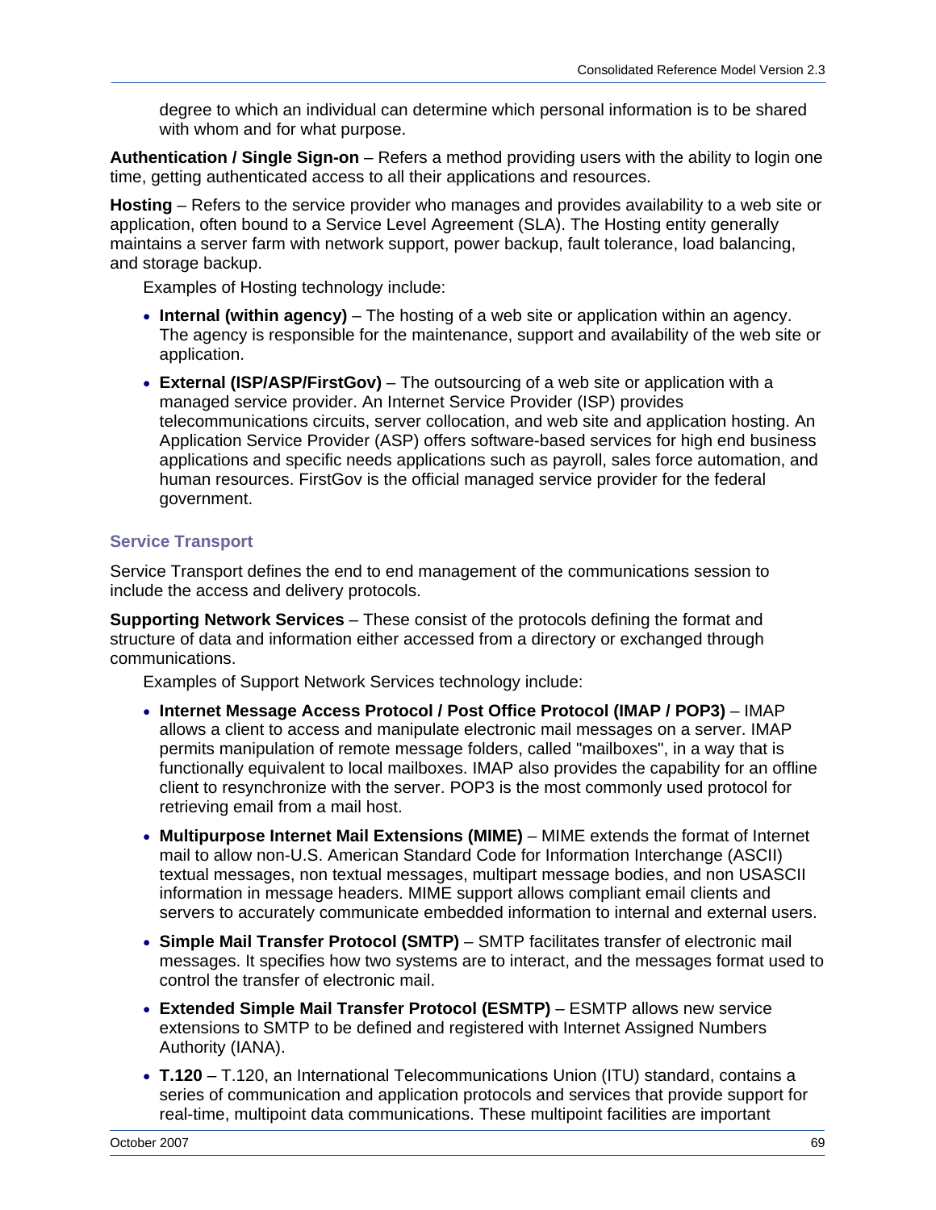degree to which an individual can determine which personal information is to be shared with whom and for what purpose.

**Authentication / Single Sign-on** – Refers a method providing users with the ability to login one time, getting authenticated access to all their applications and resources.

**Hosting** – Refers to the service provider who manages and provides availability to a web site or application, often bound to a Service Level Agreement (SLA). The Hosting entity generally maintains a server farm with network support, power backup, fault tolerance, load balancing, and storage backup.

Examples of Hosting technology include:

- **Internal (within agency)** – The hosting of a web site or application within an agency. The agency is responsible for the maintenance, support and availability of the web site or application.
- **External (ISP/ASP/FirstGov)** – The outsourcing of a web site or application with a managed service provider. An Internet Service Provider (ISP) provides telecommunications circuits, server collocation, and web site and application hosting. An Application Service Provider (ASP) offers software-based services for high end business applications and specific needs applications such as payroll, sales force automation, and human resources. FirstGov is the official managed service provider for the federal government.

### Service Transport

Service Transport defines the end to end management of the communications session to include the access and delivery protocols.

**Supporting Network Services** – These consist of the protocols defining the format and structure of data and information either accessed from a directory or exchanged through communications.

Examples of Support Network Services technology include:

- **Internet Message Access Protocol / Post Office Protocol (IMAP / POP3)** – IMAP allows a client to access and manipulate electronic mail messages on a server. IMAP permits manipulation of remote message folders, called "mailboxes", in a way that is functionally equivalent to local mailboxes. IMAP also provides the capability for an offline client to resynchronize with the server. POP3 is the most commonly used protocol for retrieving email from a mail host.
- **Multipurpose Internet Mail Extensions (MIME)** – MIME extends the format of Internet mail to allow non-U.S. American Standard Code for Information Interchange (ASCII) textual messages, non textual messages, multipart message bodies, and non USASCII information in message headers. MIME support allows compliant email clients and servers to accurately communicate embedded information to internal and external users.
- **Simple Mail Transfer Protocol (SMTP)** – SMTP facilitates transfer of electronic mail messages. It specifies how two systems are to interact, and the messages format used to control the transfer of electronic mail.
- **Extended Simple Mail Transfer Protocol (ESMTP)** – ESMTP allows new service extensions to SMTP to be defined and registered with Internet Assigned Numbers Authority (IANA).
- **T.120** – T.120, an International Telecommunications Union (ITU) standard, contains a series of communication and application protocols and services that provide support for real-time, multipoint data communications. These multipoint facilities are important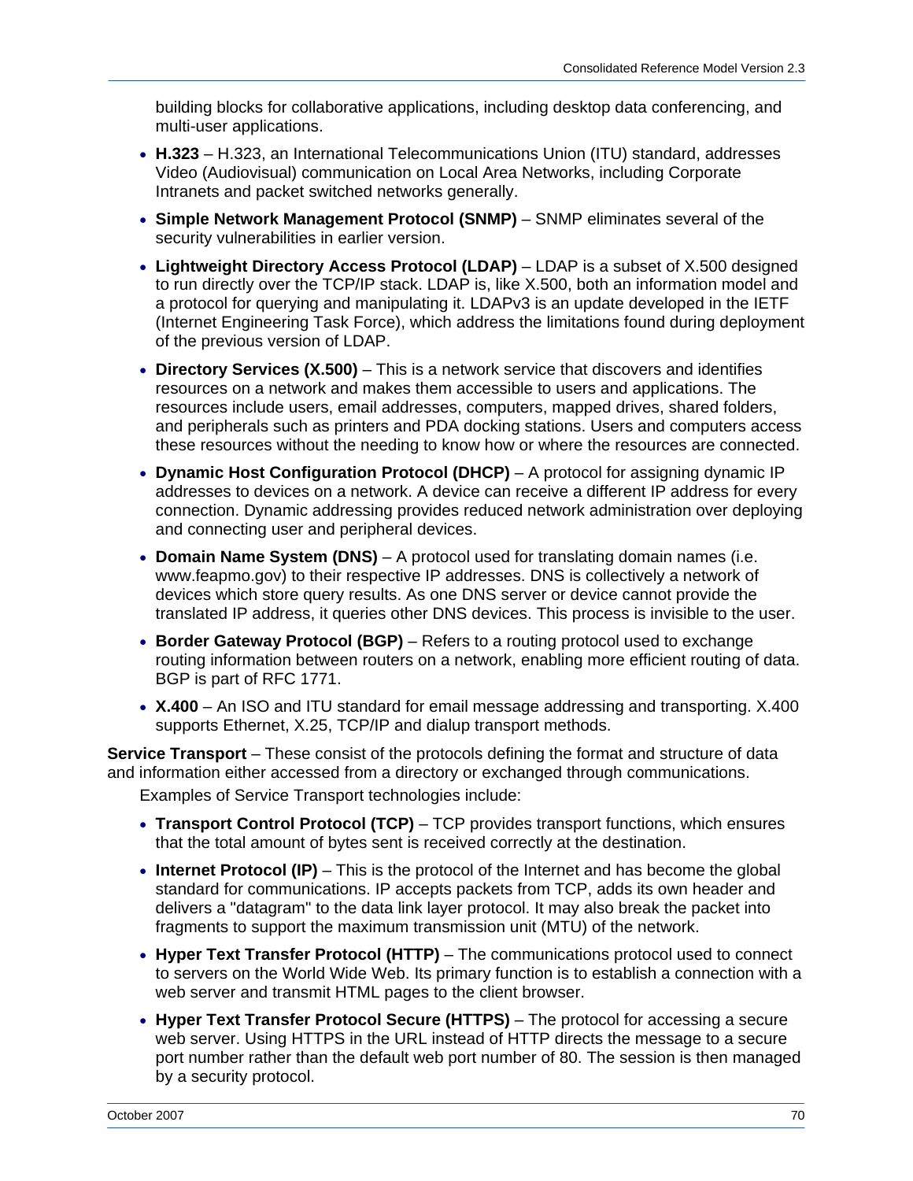building blocks for collaborative applications, including desktop data conferencing, and multi-user applications.

- **H.323** – H.323, an International Telecommunications Union (ITU) standard, addresses Video (Audiovisual) communication on Local Area Networks, including Corporate Intranets and packet switched networks generally.
- **Simple Network Management Protocol (SNMP)** – SNMP eliminates several of the security vulnerabilities in earlier version.
- **Lightweight Directory Access Protocol (LDAP)** – LDAP is a subset of X.500 designed to run directly over the TCP/IP stack. LDAP is, like X.500, both an information model and a protocol for querying and manipulating it. LDAPv3 is an update developed in the IETF (Internet Engineering Task Force), which address the limitations found during deployment of the previous version of LDAP.
- **Directory Services (X.500)** – This is a network service that discovers and identifies resources on a network and makes them accessible to users and applications. The resources include users, email addresses, computers, mapped drives, shared folders, and peripherals such as printers and PDA docking stations. Users and computers access these resources without the needing to know how or where the resources are connected.
- **Dynamic Host Configuration Protocol (DHCP)** – A protocol for assigning dynamic IP addresses to devices on a network. A device can receive a different IP address for every connection. Dynamic addressing provides reduced network administration over deploying and connecting user and peripheral devices.
- **Domain Name System (DNS)** – A protocol used for translating domain names (i.e. www.feapmo.gov) to their respective IP addresses. DNS is collectively a network of devices which store query results. As one DNS server or device cannot provide the translated IP address, it queries other DNS devices. This process is invisible to the user.
- **Border Gateway Protocol (BGP)** – Refers to a routing protocol used to exchange routing information between routers on a network, enabling more efficient routing of data. BGP is part of RFC 1771.
- **X.400** – An ISO and ITU standard for email message addressing and transporting. X.400 supports Ethernet, X.25, TCP/IP and dialup transport methods.

**Service Transport** – These consist of the protocols defining the format and structure of data and information either accessed from a directory or exchanged through communications.

Examples of Service Transport technologies include:

- **Transport Control Protocol (TCP)** – TCP provides transport functions, which ensures that the total amount of bytes sent is received correctly at the destination.
- **Internet Protocol (IP)** – This is the protocol of the Internet and has become the global standard for communications. IP accepts packets from TCP, adds its own header and delivers a "datagram" to the data link layer protocol. It may also break the packet into fragments to support the maximum transmission unit (MTU) of the network.
- **Hyper Text Transfer Protocol (HTTP)** – The communications protocol used to connect to servers on the World Wide Web. Its primary function is to establish a connection with a web server and transmit HTML pages to the client browser.
- **Hyper Text Transfer Protocol Secure (HTTPS)** – The protocol for accessing a secure web server. Using HTTPS in the URL instead of HTTP directs the message to a secure port number rather than the default web port number of 80. The session is then managed by a security protocol.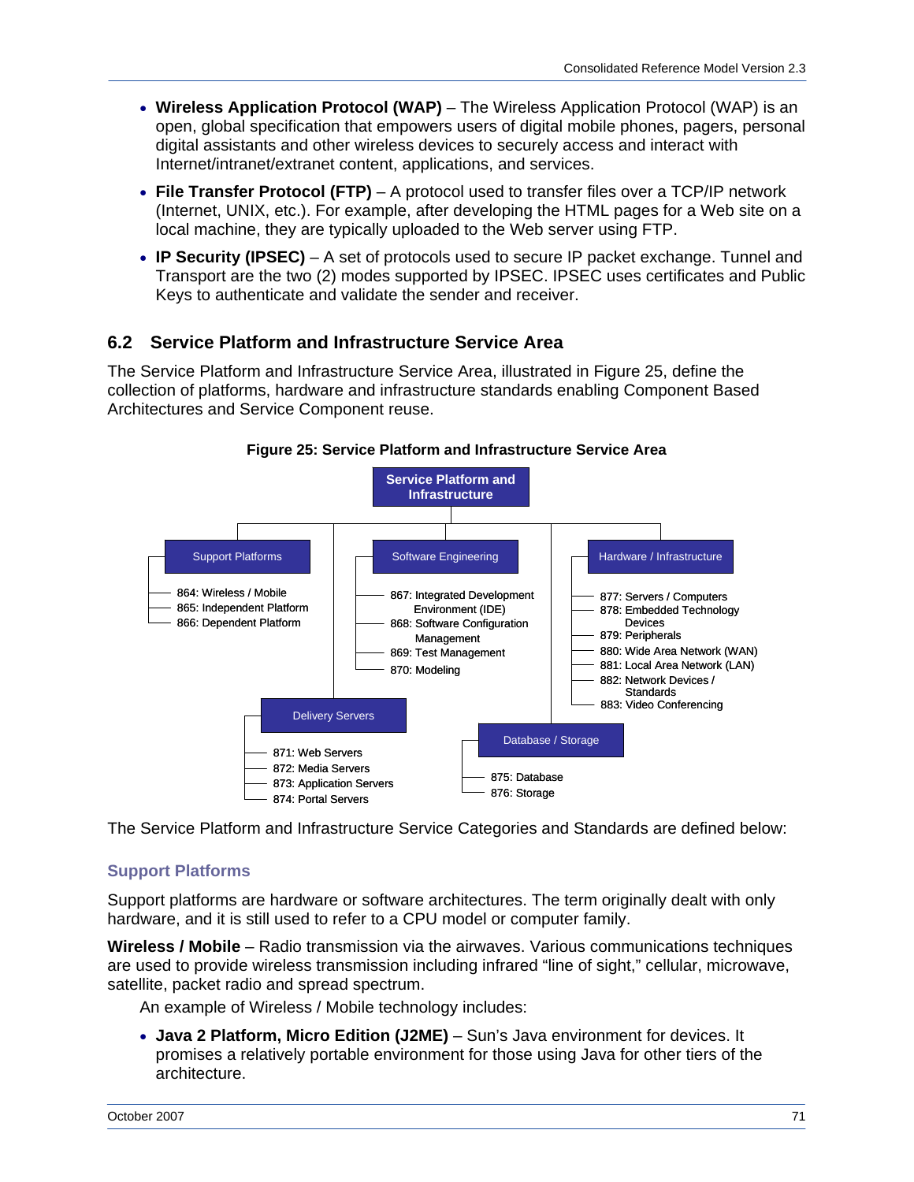- **Wireless Application Protocol (WAP)** – The Wireless Application Protocol (WAP) is an open, global specification that empowers users of digital mobile phones, pagers, personal digital assistants and other wireless devices to securely access and interact with Internet/intranet/extranet content, applications, and services.
- **File Transfer Protocol (FTP)** – A protocol used to transfer files over a TCP/IP network (Internet, UNIX, etc.). For example, after developing the HTML pages for a Web site on a local machine, they are typically uploaded to the Web server using FTP.
- **IP Security (IPSEC)** – A set of protocols used to secure IP packet exchange. Tunnel and Transport are the two (2) modes supported by IPSEC. IPSEC uses certificates and Public Keys to authenticate and validate the sender and receiver.

## 6.2 Service Platform and Infrastructure Service Area

The Service Platform and Infrastructure Service Area, illustrated in Figure 25, define the collection of platforms, hardware and infrastructure standards enabling Component Based Architectures and Service Component reuse.

**Figure 25: Service Platform and Infrastructure Service Area**

Service Platform and Infrastructure

- Support Platforms
  - 864: Wireless / Mobile
  - 865: Independent Platform
  - 866: Dependent Platform
- Software Engineering
  - 867: Integrated Development Environment (IDE)
  - 868: Software Configuration Management
  - 869: Test Management
  - 870: Modeling
- Hardware / Infrastructure
  - 877: Servers / Computers
  - 878: Embedded Technology Devices
  - 879: Peripherals
  - 880: Wide Area Network (WAN)
  - 881: Local Area Network (LAN)
  - 882: Network Devices / Standards
  - 883: Video Conferencing
- Delivery Servers
  - 871: Web Servers
  - 872: Media Servers
  - 873: Application Servers
  - 874: Portal Servers
- Database / Storage
  - 875: Database
  - 876: Storage

The Service Platform and Infrastructure Service Categories and Standards are defined below:

### Support Platforms

Support platforms are hardware or software architectures. The term originally dealt with only hardware, and it is still used to refer to a CPU model or computer family.

**Wireless / Mobile** – Radio transmission via the airwaves. Various communications techniques are used to provide wireless transmission including infrared "line of sight," cellular, microwave, satellite, packet radio and spread spectrum.

An example of Wireless / Mobile technology includes:

- **Java 2 Platform, Micro Edition (J2ME)** – Sun's Java environment for devices. It promises a relatively portable environment for those using Java for other tiers of the architecture.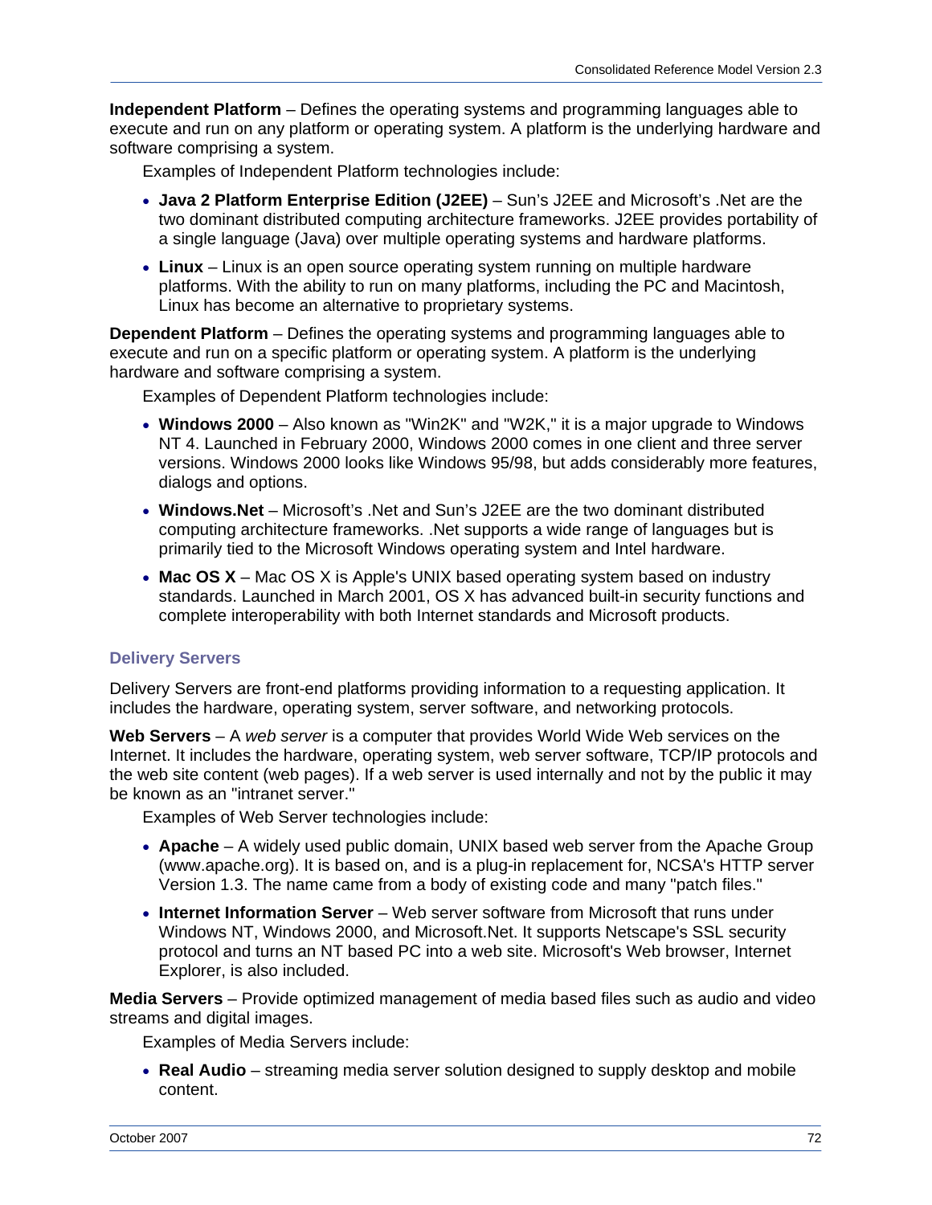**Independent Platform** – Defines the operating systems and programming languages able to execute and run on any platform or operating system. A platform is the underlying hardware and software comprising a system.

Examples of Independent Platform technologies include:

- **Java 2 Platform Enterprise Edition (J2EE)** – Sun's J2EE and Microsoft's .Net are the two dominant distributed computing architecture frameworks. J2EE provides portability of a single language (Java) over multiple operating systems and hardware platforms.
- **Linux** – Linux is an open source operating system running on multiple hardware platforms. With the ability to run on many platforms, including the PC and Macintosh, Linux has become an alternative to proprietary systems.

**Dependent Platform** – Defines the operating systems and programming languages able to execute and run on a specific platform or operating system. A platform is the underlying hardware and software comprising a system.

Examples of Dependent Platform technologies include:

- **Windows 2000** – Also known as "Win2K" and "W2K," it is a major upgrade to Windows NT 4. Launched in February 2000, Windows 2000 comes in one client and three server versions. Windows 2000 looks like Windows 95/98, but adds considerably more features, dialogs and options.
- **Windows.Net** – Microsoft's .Net and Sun's J2EE are the two dominant distributed computing architecture frameworks. .Net supports a wide range of languages but is primarily tied to the Microsoft Windows operating system and Intel hardware.
- **Mac OS X** – Mac OS X is Apple's UNIX based operating system based on industry standards. Launched in March 2001, OS X has advanced built-in security functions and complete interoperability with both Internet standards and Microsoft products.

### Delivery Servers

Delivery Servers are front-end platforms providing information to a requesting application. It includes the hardware, operating system, server software, and networking protocols.

**Web Servers** – A *web server* is a computer that provides World Wide Web services on the Internet. It includes the hardware, operating system, web server software, TCP/IP protocols and the web site content (web pages). If a web server is used internally and not by the public it may be known as an "intranet server."

Examples of Web Server technologies include:

- **Apache** – A widely used public domain, UNIX based web server from the Apache Group (www.apache.org). It is based on, and is a plug-in replacement for, NCSA's HTTP server Version 1.3. The name came from a body of existing code and many "patch files."
- **Internet Information Server** – Web server software from Microsoft that runs under Windows NT, Windows 2000, and Microsoft.Net. It supports Netscape's SSL security protocol and turns an NT based PC into a web site. Microsoft's Web browser, Internet Explorer, is also included.

**Media Servers** – Provide optimized management of media based files such as audio and video streams and digital images.

Examples of Media Servers include:

- **Real Audio** – streaming media server solution designed to supply desktop and mobile content.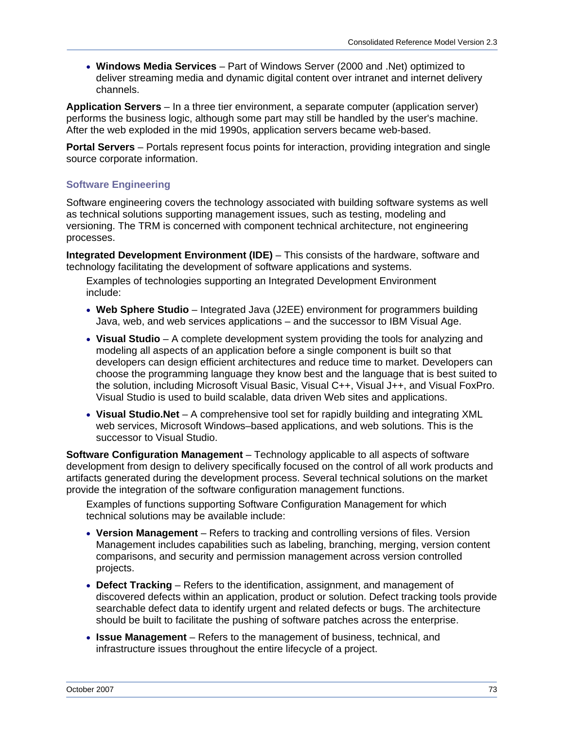- **Windows Media Services** – Part of Windows Server (2000 and .Net) optimized to deliver streaming media and dynamic digital content over intranet and internet delivery channels.

**Application Servers** – In a three tier environment, a separate computer (application server) performs the business logic, although some part may still be handled by the user's machine. After the web exploded in the mid 1990s, application servers became web-based.

**Portal Servers** – Portals represent focus points for interaction, providing integration and single source corporate information.

### Software Engineering

Software engineering covers the technology associated with building software systems as well as technical solutions supporting management issues, such as testing, modeling and versioning. The TRM is concerned with component technical architecture, not engineering processes.

**Integrated Development Environment (IDE)** – This consists of the hardware, software and technology facilitating the development of software applications and systems.

Examples of technologies supporting an Integrated Development Environment include:

- **Web Sphere Studio** – Integrated Java (J2EE) environment for programmers building Java, web, and web services applications – and the successor to IBM Visual Age.
- **Visual Studio** – A complete development system providing the tools for analyzing and modeling all aspects of an application before a single component is built so that developers can design efficient architectures and reduce time to market. Developers can choose the programming language they know best and the language that is best suited to the solution, including Microsoft Visual Basic, Visual C++, Visual J++, and Visual FoxPro. Visual Studio is used to build scalable, data driven Web sites and applications.
- **Visual Studio.Net** – A comprehensive tool set for rapidly building and integrating XML web services, Microsoft Windows–based applications, and web solutions. This is the successor to Visual Studio.

**Software Configuration Management** – Technology applicable to all aspects of software development from design to delivery specifically focused on the control of all work products and artifacts generated during the development process. Several technical solutions on the market provide the integration of the software configuration management functions.

Examples of functions supporting Software Configuration Management for which technical solutions may be available include:

- **Version Management** – Refers to tracking and controlling versions of files. Version Management includes capabilities such as labeling, branching, merging, version content comparisons, and security and permission management across version controlled projects.
- **Defect Tracking** – Refers to the identification, assignment, and management of discovered defects within an application, product or solution. Defect tracking tools provide searchable defect data to identify urgent and related defects or bugs. The architecture should be built to facilitate the pushing of software patches across the enterprise.
- **Issue Management** – Refers to the management of business, technical, and infrastructure issues throughout the entire lifecycle of a project.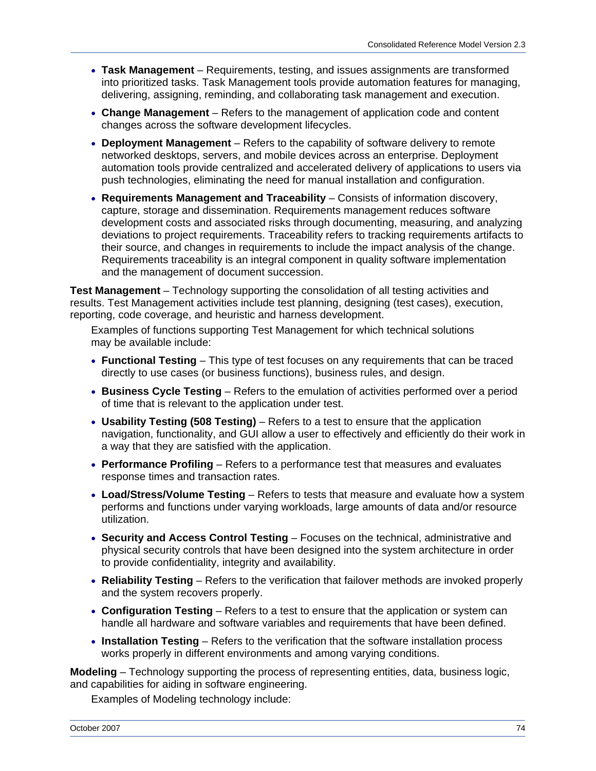- **Task Management** – Requirements, testing, and issues assignments are transformed into prioritized tasks. Task Management tools provide automation features for managing, delivering, assigning, reminding, and collaborating task management and execution.
- **Change Management** – Refers to the management of application code and content changes across the software development lifecycles.
- **Deployment Management** – Refers to the capability of software delivery to remote networked desktops, servers, and mobile devices across an enterprise. Deployment automation tools provide centralized and accelerated delivery of applications to users via push technologies, eliminating the need for manual installation and configuration.
- **Requirements Management and Traceability** – Consists of information discovery, capture, storage and dissemination. Requirements management reduces software development costs and associated risks through documenting, measuring, and analyzing deviations to project requirements. Traceability refers to tracking requirements artifacts to their source, and changes in requirements to include the impact analysis of the change. Requirements traceability is an integral component in quality software implementation and the management of document succession.

**Test Management** – Technology supporting the consolidation of all testing activities and results. Test Management activities include test planning, designing (test cases), execution, reporting, code coverage, and heuristic and harness development.

Examples of functions supporting Test Management for which technical solutions may be available include:

- **Functional Testing** – This type of test focuses on any requirements that can be traced directly to use cases (or business functions), business rules, and design.
- **Business Cycle Testing** – Refers to the emulation of activities performed over a period of time that is relevant to the application under test.
- **Usability Testing (508 Testing)** – Refers to a test to ensure that the application navigation, functionality, and GUI allow a user to effectively and efficiently do their work in a way that they are satisfied with the application.
- **Performance Profiling** – Refers to a performance test that measures and evaluates response times and transaction rates.
- **Load/Stress/Volume Testing** – Refers to tests that measure and evaluate how a system performs and functions under varying workloads, large amounts of data and/or resource utilization.
- **Security and Access Control Testing** – Focuses on the technical, administrative and physical security controls that have been designed into the system architecture in order to provide confidentiality, integrity and availability.
- **Reliability Testing** – Refers to the verification that failover methods are invoked properly and the system recovers properly.
- **Configuration Testing** – Refers to a test to ensure that the application or system can handle all hardware and software variables and requirements that have been defined.
- **Installation Testing** – Refers to the verification that the software installation process works properly in different environments and among varying conditions.

**Modeling** – Technology supporting the process of representing entities, data, business logic, and capabilities for aiding in software engineering.

Examples of Modeling technology include: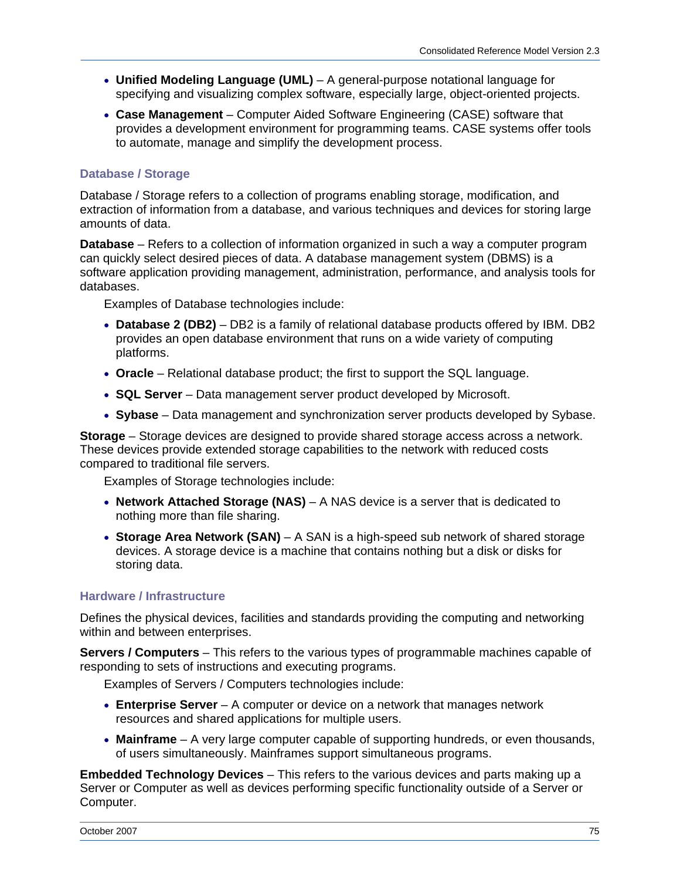- **Unified Modeling Language (UML)** – A general-purpose notational language for specifying and visualizing complex software, especially large, object-oriented projects.
- **Case Management** – Computer Aided Software Engineering (CASE) software that provides a development environment for programming teams. CASE systems offer tools to automate, manage and simplify the development process.

### Database / Storage

Database / Storage refers to a collection of programs enabling storage, modification, and extraction of information from a database, and various techniques and devices for storing large amounts of data.

**Database** – Refers to a collection of information organized in such a way a computer program can quickly select desired pieces of data. A database management system (DBMS) is a software application providing management, administration, performance, and analysis tools for databases.

Examples of Database technologies include:

- **Database 2 (DB2)** – DB2 is a family of relational database products offered by IBM. DB2 provides an open database environment that runs on a wide variety of computing platforms.
- **Oracle** – Relational database product; the first to support the SQL language.
- **SQL Server** – Data management server product developed by Microsoft.
- **Sybase** – Data management and synchronization server products developed by Sybase.

**Storage** – Storage devices are designed to provide shared storage access across a network. These devices provide extended storage capabilities to the network with reduced costs compared to traditional file servers.

Examples of Storage technologies include:

- **Network Attached Storage (NAS)** – A NAS device is a server that is dedicated to nothing more than file sharing.
- **Storage Area Network (SAN)** – A SAN is a high-speed sub network of shared storage devices. A storage device is a machine that contains nothing but a disk or disks for storing data.

### Hardware / Infrastructure

Defines the physical devices, facilities and standards providing the computing and networking within and between enterprises.

**Servers / Computers** – This refers to the various types of programmable machines capable of responding to sets of instructions and executing programs.

Examples of Servers / Computers technologies include:

- **Enterprise Server** – A computer or device on a network that manages network resources and shared applications for multiple users.
- **Mainframe** – A very large computer capable of supporting hundreds, or even thousands, of users simultaneously. Mainframes support simultaneous programs.

**Embedded Technology Devices** – This refers to the various devices and parts making up a Server or Computer as well as devices performing specific functionality outside of a Server or Computer.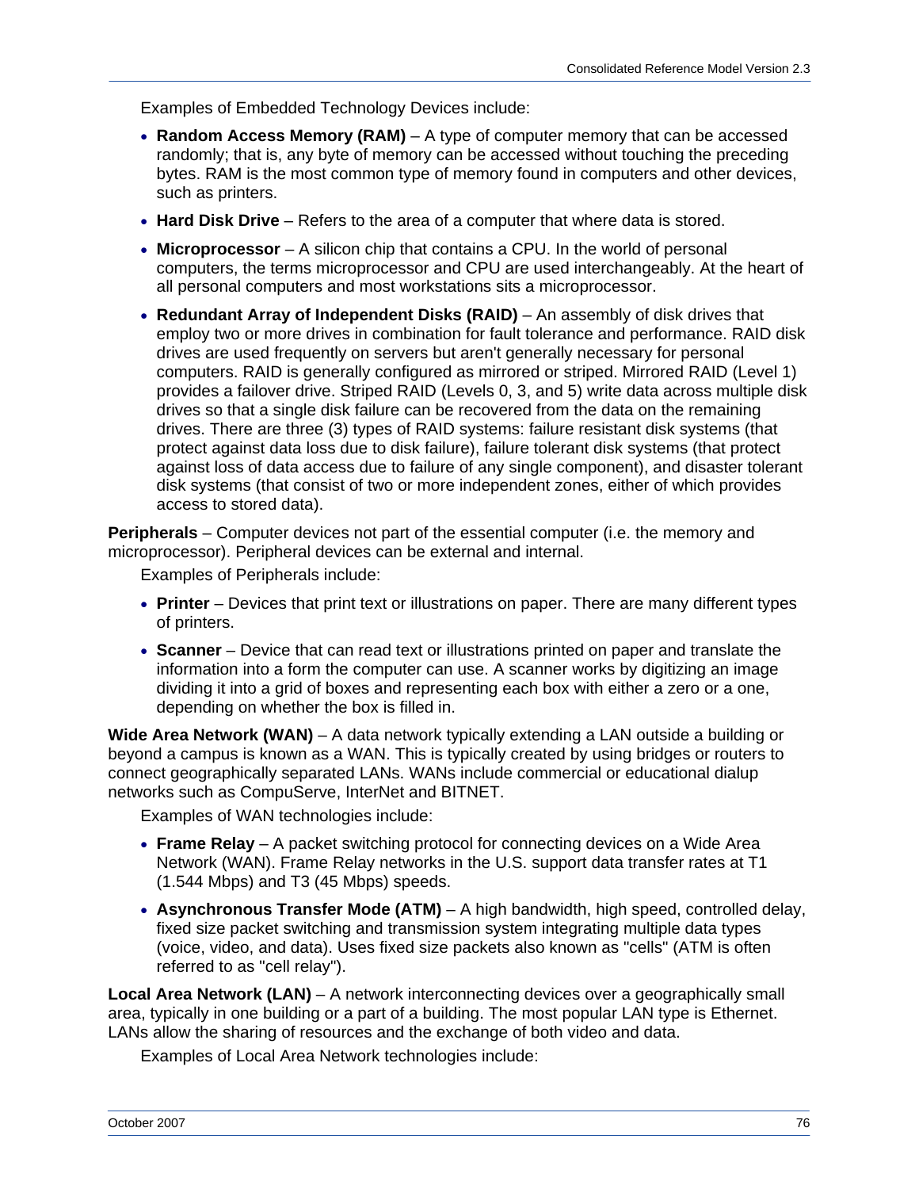Examples of Embedded Technology Devices include:

- **Random Access Memory (RAM)** – A type of computer memory that can be accessed randomly; that is, any byte of memory can be accessed without touching the preceding bytes. RAM is the most common type of memory found in computers and other devices, such as printers.
- **Hard Disk Drive** – Refers to the area of a computer that where data is stored.
- **Microprocessor** – A silicon chip that contains a CPU. In the world of personal computers, the terms microprocessor and CPU are used interchangeably. At the heart of all personal computers and most workstations sits a microprocessor.
- **Redundant Array of Independent Disks (RAID)** – An assembly of disk drives that employ two or more drives in combination for fault tolerance and performance. RAID disk drives are used frequently on servers but aren't generally necessary for personal computers. RAID is generally configured as mirrored or striped. Mirrored RAID (Level 1) provides a failover drive. Striped RAID (Levels 0, 3, and 5) write data across multiple disk drives so that a single disk failure can be recovered from the data on the remaining drives. There are three (3) types of RAID systems: failure resistant disk systems (that protect against data loss due to disk failure), failure tolerant disk systems (that protect against loss of data access due to failure of any single component), and disaster tolerant disk systems (that consist of two or more independent zones, either of which provides access to stored data).

**Peripherals** – Computer devices not part of the essential computer (i.e. the memory and microprocessor). Peripheral devices can be external and internal.

Examples of Peripherals include:

- **Printer** – Devices that print text or illustrations on paper. There are many different types of printers.
- **Scanner** – Device that can read text or illustrations printed on paper and translate the information into a form the computer can use. A scanner works by digitizing an image dividing it into a grid of boxes and representing each box with either a zero or a one, depending on whether the box is filled in.

**Wide Area Network (WAN)** – A data network typically extending a LAN outside a building or beyond a campus is known as a WAN. This is typically created by using bridges or routers to connect geographically separated LANs. WANs include commercial or educational dialup networks such as CompuServe, InterNet and BITNET.

Examples of WAN technologies include:

- **Frame Relay** – A packet switching protocol for connecting devices on a Wide Area Network (WAN). Frame Relay networks in the U.S. support data transfer rates at T1 (1.544 Mbps) and T3 (45 Mbps) speeds.
- **Asynchronous Transfer Mode (ATM)** – A high bandwidth, high speed, controlled delay, fixed size packet switching and transmission system integrating multiple data types (voice, video, and data). Uses fixed size packets also known as "cells" (ATM is often referred to as "cell relay").

**Local Area Network (LAN)** – A network interconnecting devices over a geographically small area, typically in one building or a part of a building. The most popular LAN type is Ethernet. LANs allow the sharing of resources and the exchange of both video and data.

Examples of Local Area Network technologies include: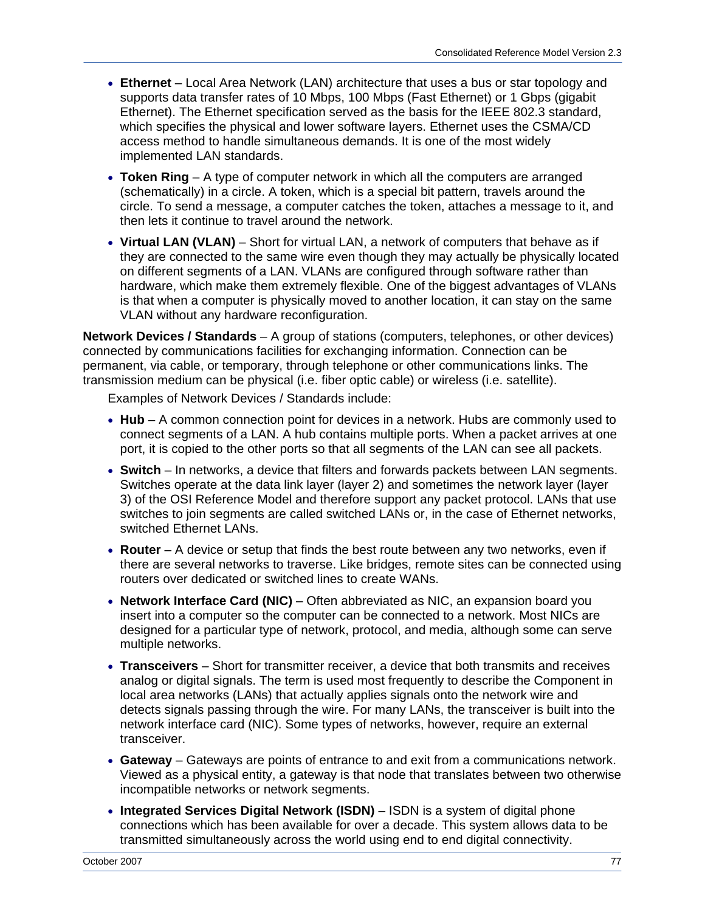- **Ethernet** – Local Area Network (LAN) architecture that uses a bus or star topology and supports data transfer rates of 10 Mbps, 100 Mbps (Fast Ethernet) or 1 Gbps (gigabit Ethernet). The Ethernet specification served as the basis for the IEEE 802.3 standard, which specifies the physical and lower software layers. Ethernet uses the CSMA/CD access method to handle simultaneous demands. It is one of the most widely implemented LAN standards.
- **Token Ring** – A type of computer network in which all the computers are arranged (schematically) in a circle. A token, which is a special bit pattern, travels around the circle. To send a message, a computer catches the token, attaches a message to it, and then lets it continue to travel around the network.
- **Virtual LAN (VLAN)** – Short for virtual LAN, a network of computers that behave as if they are connected to the same wire even though they may actually be physically located on different segments of a LAN. VLANs are configured through software rather than hardware, which make them extremely flexible. One of the biggest advantages of VLANs is that when a computer is physically moved to another location, it can stay on the same VLAN without any hardware reconfiguration.

**Network Devices / Standards** – A group of stations (computers, telephones, or other devices) connected by communications facilities for exchanging information. Connection can be permanent, via cable, or temporary, through telephone or other communications links. The transmission medium can be physical (i.e. fiber optic cable) or wireless (i.e. satellite).

Examples of Network Devices / Standards include:

- **Hub** – A common connection point for devices in a network. Hubs are commonly used to connect segments of a LAN. A hub contains multiple ports. When a packet arrives at one port, it is copied to the other ports so that all segments of the LAN can see all packets.
- **Switch** – In networks, a device that filters and forwards packets between LAN segments. Switches operate at the data link layer (layer 2) and sometimes the network layer (layer 3) of the OSI Reference Model and therefore support any packet protocol. LANs that use switches to join segments are called switched LANs or, in the case of Ethernet networks, switched Ethernet LANs.
- **Router** – A device or setup that finds the best route between any two networks, even if there are several networks to traverse. Like bridges, remote sites can be connected using routers over dedicated or switched lines to create WANs.
- **Network Interface Card (NIC)** – Often abbreviated as NIC, an expansion board you insert into a computer so the computer can be connected to a network. Most NICs are designed for a particular type of network, protocol, and media, although some can serve multiple networks.
- **Transceivers** – Short for transmitter receiver, a device that both transmits and receives analog or digital signals. The term is used most frequently to describe the Component in local area networks (LANs) that actually applies signals onto the network wire and detects signals passing through the wire. For many LANs, the transceiver is built into the network interface card (NIC). Some types of networks, however, require an external transceiver.
- **Gateway** – Gateways are points of entrance to and exit from a communications network. Viewed as a physical entity, a gateway is that node that translates between two otherwise incompatible networks or network segments.
- **Integrated Services Digital Network (ISDN)** – ISDN is a system of digital phone connections which has been available for over a decade. This system allows data to be transmitted simultaneously across the world using end to end digital connectivity.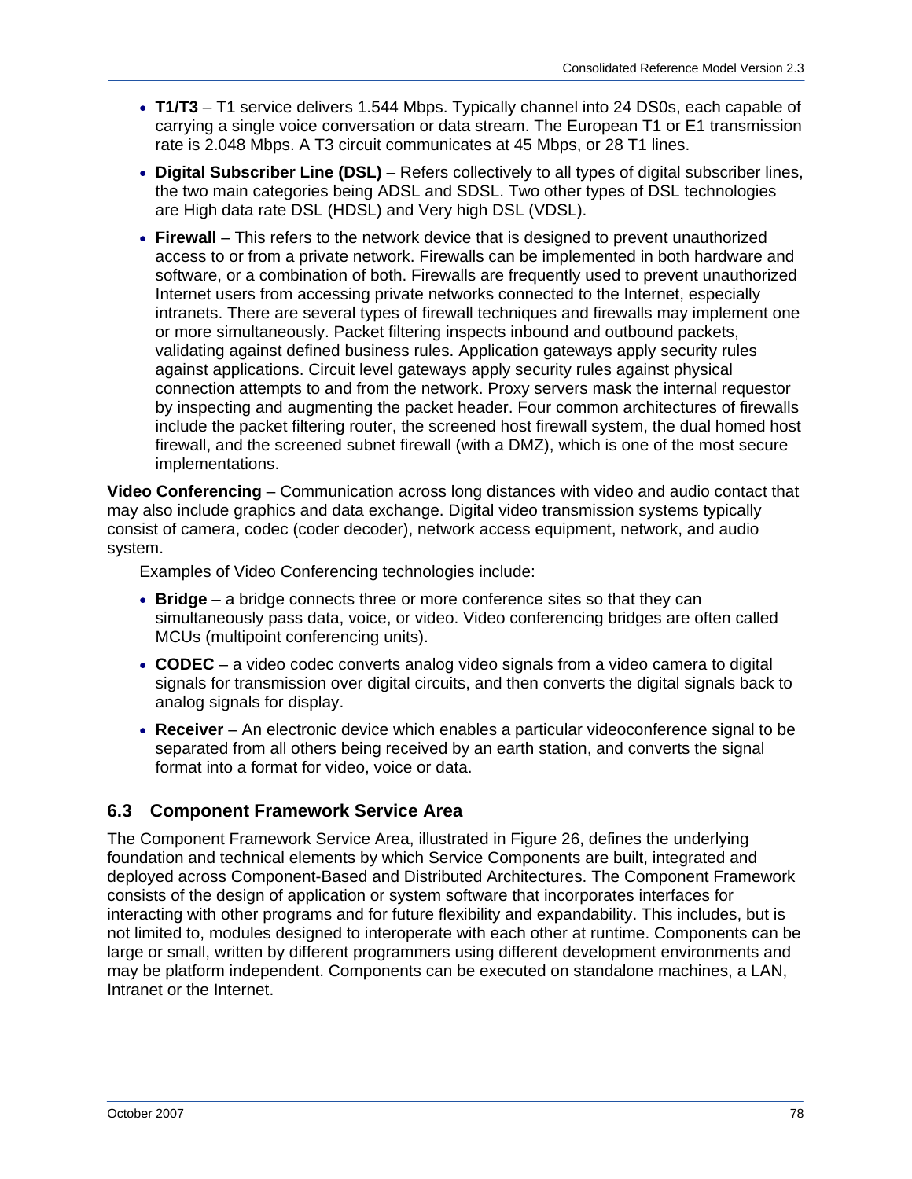- **T1/T3** – T1 service delivers 1.544 Mbps. Typically channel into 24 DS0s, each capable of carrying a single voice conversation or data stream. The European T1 or E1 transmission rate is 2.048 Mbps. A T3 circuit communicates at 45 Mbps, or 28 T1 lines.
- **Digital Subscriber Line (DSL)** – Refers collectively to all types of digital subscriber lines, the two main categories being ADSL and SDSL. Two other types of DSL technologies are High data rate DSL (HDSL) and Very high DSL (VDSL).
- **Firewall** – This refers to the network device that is designed to prevent unauthorized access to or from a private network. Firewalls can be implemented in both hardware and software, or a combination of both. Firewalls are frequently used to prevent unauthorized Internet users from accessing private networks connected to the Internet, especially intranets. There are several types of firewall techniques and firewalls may implement one or more simultaneously. Packet filtering inspects inbound and outbound packets, validating against defined business rules. Application gateways apply security rules against applications. Circuit level gateways apply security rules against physical connection attempts to and from the network. Proxy servers mask the internal requestor by inspecting and augmenting the packet header. Four common architectures of firewalls include the packet filtering router, the screened host firewall system, the dual homed host firewall, and the screened subnet firewall (with a DMZ), which is one of the most secure implementations.

**Video Conferencing** – Communication across long distances with video and audio contact that may also include graphics and data exchange. Digital video transmission systems typically consist of camera, codec (coder decoder), network access equipment, network, and audio system.

Examples of Video Conferencing technologies include:

- **Bridge** – a bridge connects three or more conference sites so that they can simultaneously pass data, voice, or video. Video conferencing bridges are often called MCUs (multipoint conferencing units).
- **CODEC** – a video codec converts analog video signals from a video camera to digital signals for transmission over digital circuits, and then converts the digital signals back to analog signals for display.
- **Receiver** – An electronic device which enables a particular videoconference signal to be separated from all others being received by an earth station, and converts the signal format into a format for video, voice or data.

## 6.3 Component Framework Service Area

The Component Framework Service Area, illustrated in Figure 26, defines the underlying foundation and technical elements by which Service Components are built, integrated and deployed across Component-Based and Distributed Architectures. The Component Framework consists of the design of application or system software that incorporates interfaces for interacting with other programs and for future flexibility and expandability. This includes, but is not limited to, modules designed to interoperate with each other at runtime. Components can be large or small, written by different programmers using different development environments and may be platform independent. Components can be executed on standalone machines, a LAN, Intranet or the Internet.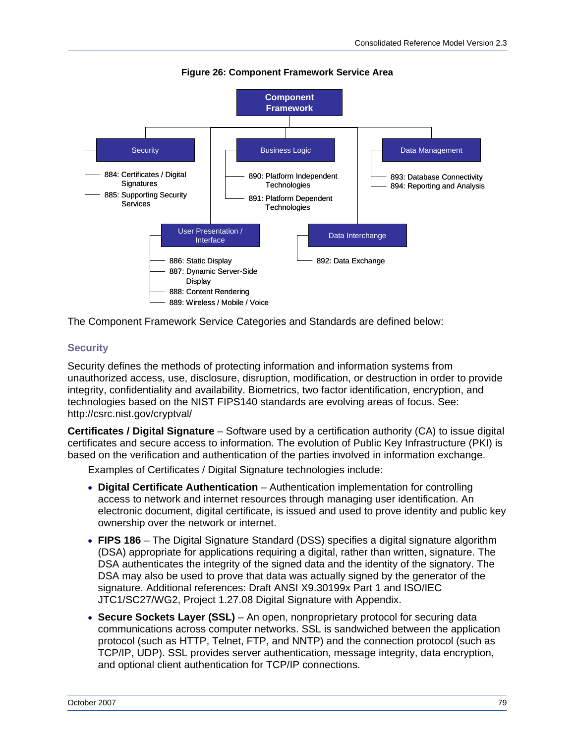**Figure 26: Component Framework Service Area**

- **Component Framework**
  - Security
    - 884: Certificates / Digital Signatures
    - 885: Supporting Security Services
  - Business Logic
    - 890: Platform Independent Technologies
    - 891: Platform Dependent Technologies
  - Data Management
    - 893: Database Connectivity
    - 894: Reporting and Analysis
  - User Presentation / Interface
    - 886: Static Display
    - 887: Dynamic Server-Side Display
    - 888: Content Rendering
    - 889: Wireless / Mobile / Voice
  - Data Interchange
    - 892: Data Exchange

The Component Framework Service Categories and Standards are defined below:

## Security

Security defines the methods of protecting information and information systems from unauthorized access, use, disclosure, disruption, modification, or destruction in order to provide integrity, confidentiality and availability. Biometrics, two factor identification, encryption, and technologies based on the NIST FIPS140 standards are evolving areas of focus. See: http://csrc.nist.gov/cryptval/

**Certificates / Digital Signature** – Software used by a certification authority (CA) to issue digital certificates and secure access to information. The evolution of Public Key Infrastructure (PKI) is based on the verification and authentication of the parties involved in information exchange.

Examples of Certificates / Digital Signature technologies include:

- **Digital Certificate Authentication** – Authentication implementation for controlling access to network and internet resources through managing user identification. An electronic document, digital certificate, is issued and used to prove identity and public key ownership over the network or internet.
- **FIPS 186** – The Digital Signature Standard (DSS) specifies a digital signature algorithm (DSA) appropriate for applications requiring a digital, rather than written, signature. The DSA authenticates the integrity of the signed data and the identity of the signatory. The DSA may also be used to prove that data was actually signed by the generator of the signature. Additional references: Draft ANSI X9.30199x Part 1 and ISO/IEC JTC1/SC27/WG2, Project 1.27.08 Digital Signature with Appendix.
- **Secure Sockets Layer (SSL)** – An open, nonproprietary protocol for securing data communications across computer networks. SSL is sandwiched between the application protocol (such as HTTP, Telnet, FTP, and NNTP) and the connection protocol (such as TCP/IP, UDP). SSL provides server authentication, message integrity, data encryption, and optional client authentication for TCP/IP connections.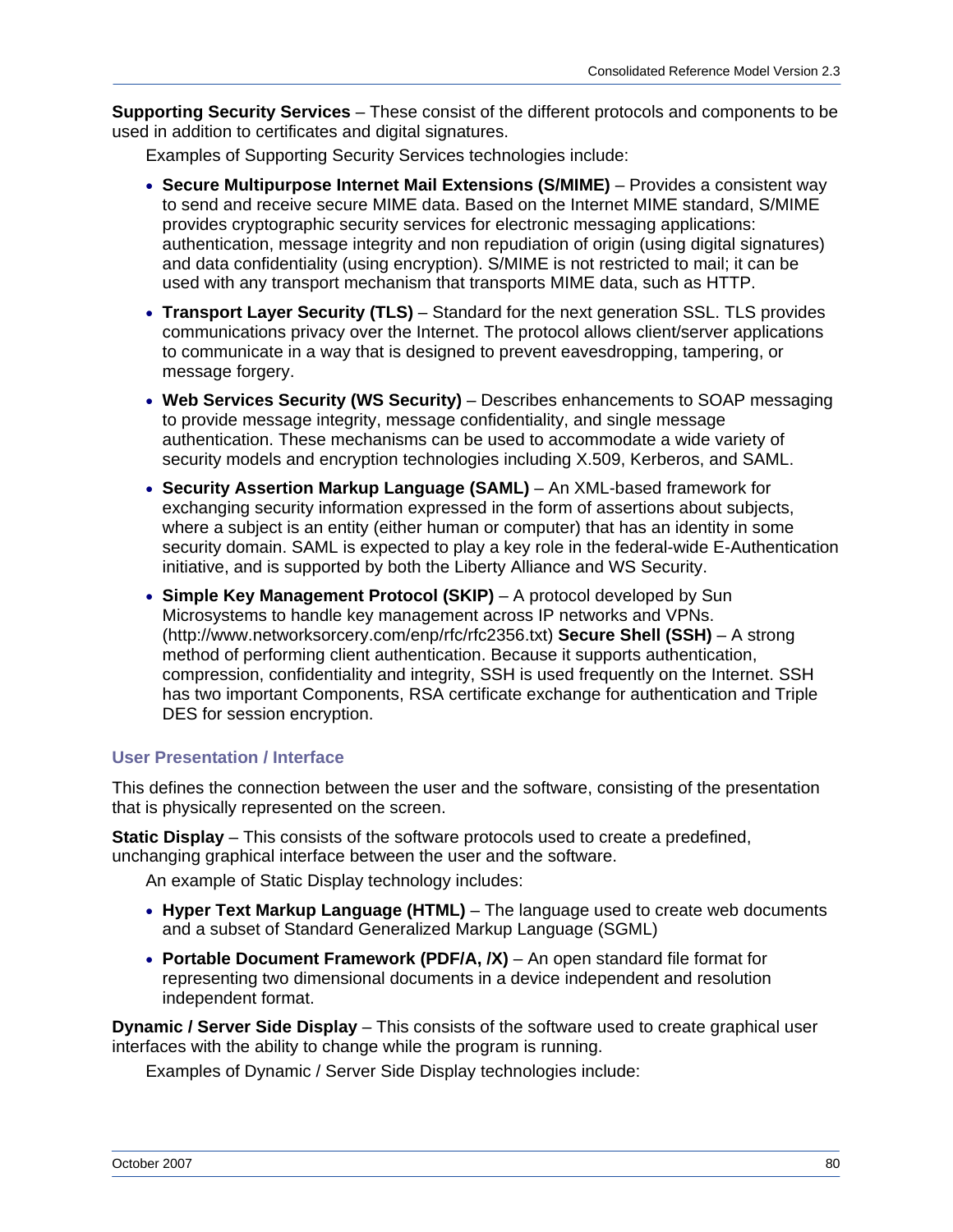**Supporting Security Services** – These consist of the different protocols and components to be used in addition to certificates and digital signatures.

Examples of Supporting Security Services technologies include:

- **Secure Multipurpose Internet Mail Extensions (S/MIME)** – Provides a consistent way to send and receive secure MIME data. Based on the Internet MIME standard, S/MIME provides cryptographic security services for electronic messaging applications: authentication, message integrity and non repudiation of origin (using digital signatures) and data confidentiality (using encryption). S/MIME is not restricted to mail; it can be used with any transport mechanism that transports MIME data, such as HTTP.
- **Transport Layer Security (TLS)** – Standard for the next generation SSL. TLS provides communications privacy over the Internet. The protocol allows client/server applications to communicate in a way that is designed to prevent eavesdropping, tampering, or message forgery.
- **Web Services Security (WS Security)** – Describes enhancements to SOAP messaging to provide message integrity, message confidentiality, and single message authentication. These mechanisms can be used to accommodate a wide variety of security models and encryption technologies including X.509, Kerberos, and SAML.
- **Security Assertion Markup Language (SAML)** – An XML-based framework for exchanging security information expressed in the form of assertions about subjects, where a subject is an entity (either human or computer) that has an identity in some security domain. SAML is expected to play a key role in the federal-wide E-Authentication initiative, and is supported by both the Liberty Alliance and WS Security.
- **Simple Key Management Protocol (SKIP)** – A protocol developed by Sun Microsystems to handle key management across IP networks and VPNs. (http://www.networksorcery.com/enp/rfc/rfc2356.txt) **Secure Shell (SSH)** – A strong method of performing client authentication. Because it supports authentication, compression, confidentiality and integrity, SSH is used frequently on the Internet. SSH has two important Components, RSA certificate exchange for authentication and Triple DES for session encryption.

### User Presentation / Interface

This defines the connection between the user and the software, consisting of the presentation that is physically represented on the screen.

**Static Display** – This consists of the software protocols used to create a predefined, unchanging graphical interface between the user and the software.

An example of Static Display technology includes:

- **Hyper Text Markup Language (HTML)** – The language used to create web documents and a subset of Standard Generalized Markup Language (SGML)
- **Portable Document Framework (PDF/A, /X)** – An open standard file format for representing two dimensional documents in a device independent and resolution independent format.

**Dynamic / Server Side Display** – This consists of the software used to create graphical user interfaces with the ability to change while the program is running.

Examples of Dynamic / Server Side Display technologies include: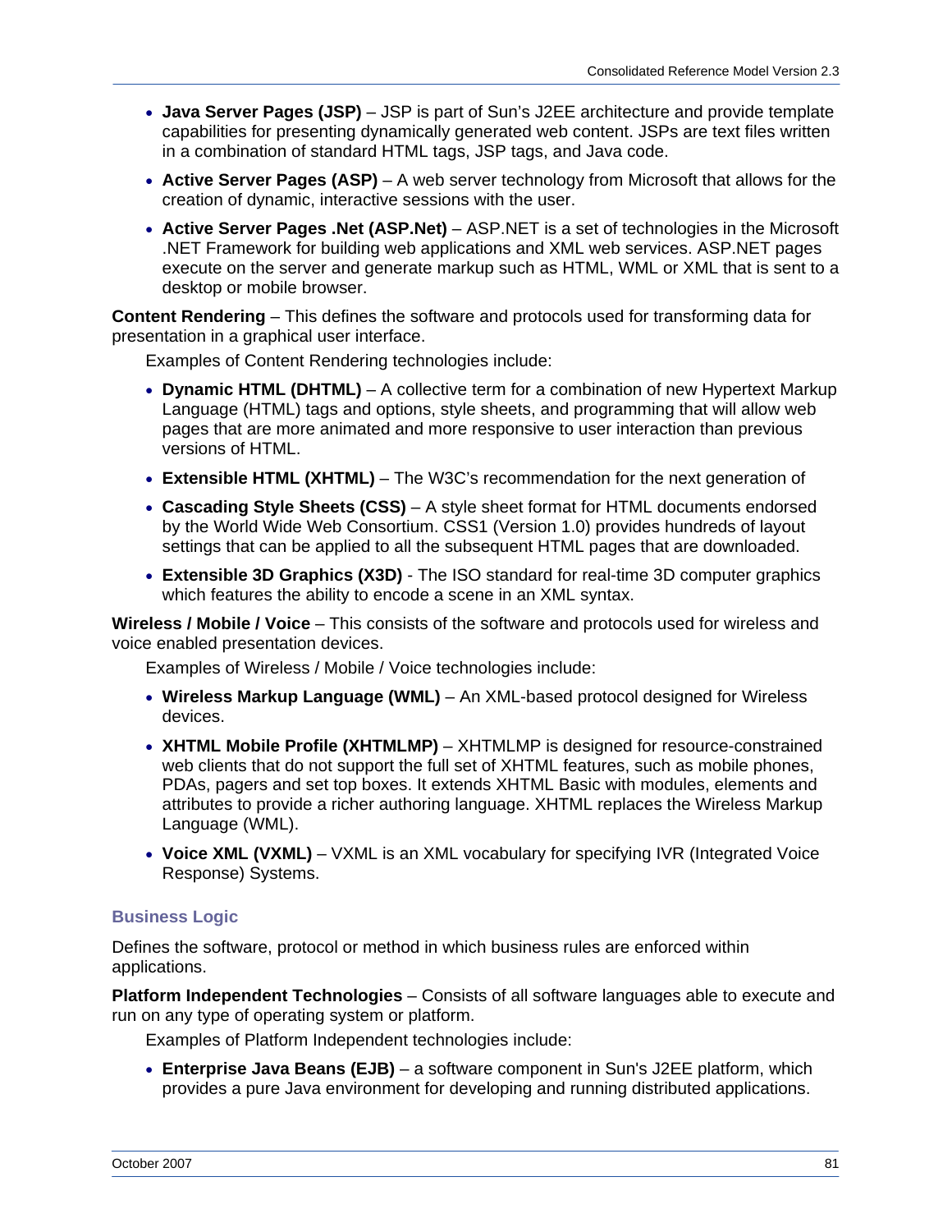- **Java Server Pages (JSP)** – JSP is part of Sun's J2EE architecture and provide template capabilities for presenting dynamically generated web content. JSPs are text files written in a combination of standard HTML tags, JSP tags, and Java code.
- **Active Server Pages (ASP)** – A web server technology from Microsoft that allows for the creation of dynamic, interactive sessions with the user.
- **Active Server Pages .Net (ASP.Net)** – ASP.NET is a set of technologies in the Microsoft .NET Framework for building web applications and XML web services. ASP.NET pages execute on the server and generate markup such as HTML, WML or XML that is sent to a desktop or mobile browser.

**Content Rendering** – This defines the software and protocols used for transforming data for presentation in a graphical user interface.

Examples of Content Rendering technologies include:

- **Dynamic HTML (DHTML)** – A collective term for a combination of new Hypertext Markup Language (HTML) tags and options, style sheets, and programming that will allow web pages that are more animated and more responsive to user interaction than previous versions of HTML.
- **Extensible HTML (XHTML)** – The W3C's recommendation for the next generation of
- **Cascading Style Sheets (CSS)** – A style sheet format for HTML documents endorsed by the World Wide Web Consortium. CSS1 (Version 1.0) provides hundreds of layout settings that can be applied to all the subsequent HTML pages that are downloaded.
- **Extensible 3D Graphics (X3D)** - The ISO standard for real-time 3D computer graphics which features the ability to encode a scene in an XML syntax.

**Wireless / Mobile / Voice** – This consists of the software and protocols used for wireless and voice enabled presentation devices.

Examples of Wireless / Mobile / Voice technologies include:

- **Wireless Markup Language (WML)** – An XML-based protocol designed for Wireless devices.
- **XHTML Mobile Profile (XHTMLMP)** – XHTMLMP is designed for resource-constrained web clients that do not support the full set of XHTML features, such as mobile phones, PDAs, pagers and set top boxes. It extends XHTML Basic with modules, elements and attributes to provide a richer authoring language. XHTML replaces the Wireless Markup Language (WML).
- **Voice XML (VXML)** – VXML is an XML vocabulary for specifying IVR (Integrated Voice Response) Systems.

### Business Logic

Defines the software, protocol or method in which business rules are enforced within applications.

**Platform Independent Technologies** – Consists of all software languages able to execute and run on any type of operating system or platform.

Examples of Platform Independent technologies include:

- **Enterprise Java Beans (EJB)** – a software component in Sun's J2EE platform, which provides a pure Java environment for developing and running distributed applications.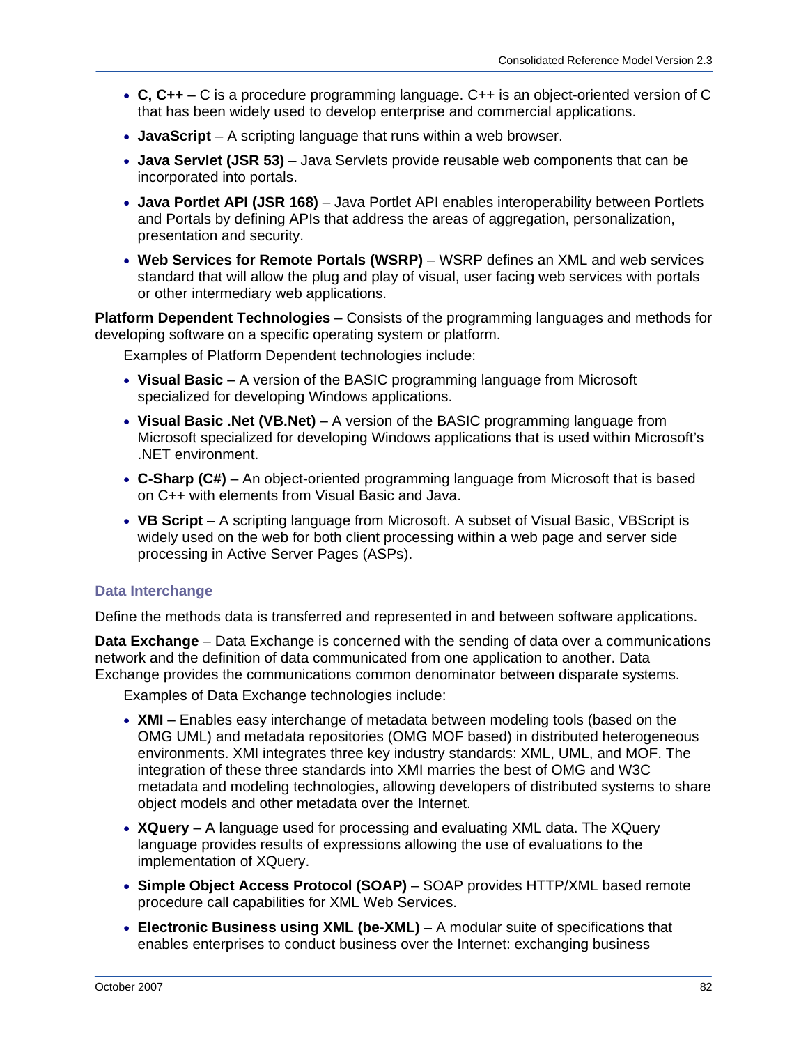- **C, C++** – C is a procedure programming language. C++ is an object-oriented version of C that has been widely used to develop enterprise and commercial applications.
- **JavaScript** – A scripting language that runs within a web browser.
- **Java Servlet (JSR 53)** – Java Servlets provide reusable web components that can be incorporated into portals.
- **Java Portlet API (JSR 168)** – Java Portlet API enables interoperability between Portlets and Portals by defining APIs that address the areas of aggregation, personalization, presentation and security.
- **Web Services for Remote Portals (WSRP)** – WSRP defines an XML and web services standard that will allow the plug and play of visual, user facing web services with portals or other intermediary web applications.

**Platform Dependent Technologies** – Consists of the programming languages and methods for developing software on a specific operating system or platform.

Examples of Platform Dependent technologies include:

- **Visual Basic** – A version of the BASIC programming language from Microsoft specialized for developing Windows applications.
- **Visual Basic .Net (VB.Net)** – A version of the BASIC programming language from Microsoft specialized for developing Windows applications that is used within Microsoft's .NET environment.
- **C-Sharp (C#)** – An object-oriented programming language from Microsoft that is based on C++ with elements from Visual Basic and Java.
- **VB Script** – A scripting language from Microsoft. A subset of Visual Basic, VBScript is widely used on the web for both client processing within a web page and server side processing in Active Server Pages (ASPs).

### Data Interchange

Define the methods data is transferred and represented in and between software applications.

**Data Exchange** – Data Exchange is concerned with the sending of data over a communications network and the definition of data communicated from one application to another. Data Exchange provides the communications common denominator between disparate systems.

Examples of Data Exchange technologies include:

- **XMI** – Enables easy interchange of metadata between modeling tools (based on the OMG UML) and metadata repositories (OMG MOF based) in distributed heterogeneous environments. XMI integrates three key industry standards: XML, UML, and MOF. The integration of these three standards into XMI marries the best of OMG and W3C metadata and modeling technologies, allowing developers of distributed systems to share object models and other metadata over the Internet.
- **XQuery** – A language used for processing and evaluating XML data. The XQuery language provides results of expressions allowing the use of evaluations to the implementation of XQuery.
- **Simple Object Access Protocol (SOAP)** – SOAP provides HTTP/XML based remote procedure call capabilities for XML Web Services.
- **Electronic Business using XML (be-XML)** – A modular suite of specifications that enables enterprises to conduct business over the Internet: exchanging business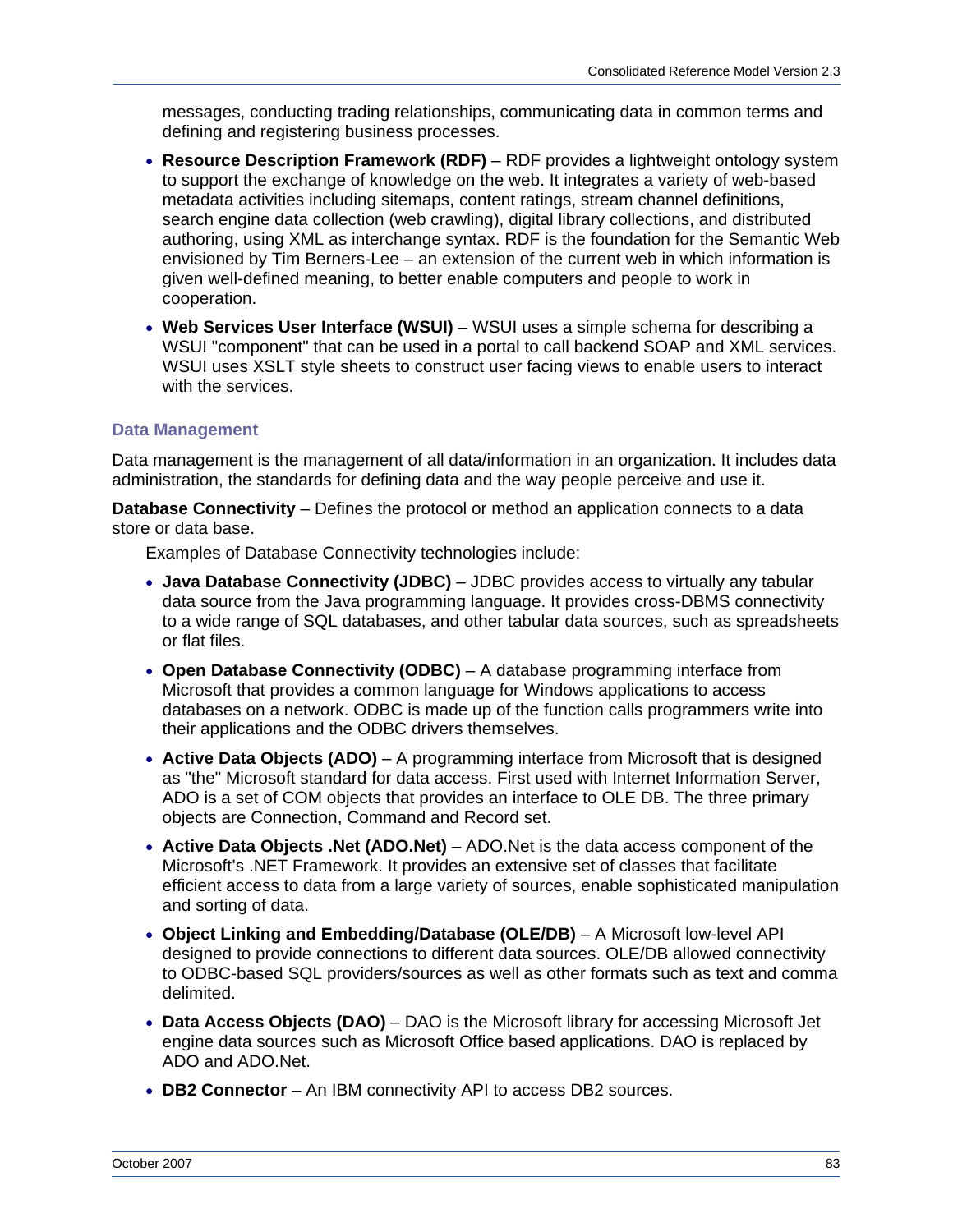messages, conducting trading relationships, communicating data in common terms and defining and registering business processes.

- **Resource Description Framework (RDF)** – RDF provides a lightweight ontology system to support the exchange of knowledge on the web. It integrates a variety of web-based metadata activities including sitemaps, content ratings, stream channel definitions, search engine data collection (web crawling), digital library collections, and distributed authoring, using XML as interchange syntax. RDF is the foundation for the Semantic Web envisioned by Tim Berners-Lee – an extension of the current web in which information is given well-defined meaning, to better enable computers and people to work in cooperation.
- **Web Services User Interface (WSUI)** – WSUI uses a simple schema for describing a WSUI "component" that can be used in a portal to call backend SOAP and XML services. WSUI uses XSLT style sheets to construct user facing views to enable users to interact with the services.

### Data Management

Data management is the management of all data/information in an organization. It includes data administration, the standards for defining data and the way people perceive and use it.

**Database Connectivity** – Defines the protocol or method an application connects to a data store or data base.

Examples of Database Connectivity technologies include:

- **Java Database Connectivity (JDBC)** – JDBC provides access to virtually any tabular data source from the Java programming language. It provides cross-DBMS connectivity to a wide range of SQL databases, and other tabular data sources, such as spreadsheets or flat files.
- **Open Database Connectivity (ODBC)** – A database programming interface from Microsoft that provides a common language for Windows applications to access databases on a network. ODBC is made up of the function calls programmers write into their applications and the ODBC drivers themselves.
- **Active Data Objects (ADO)** – A programming interface from Microsoft that is designed as "the" Microsoft standard for data access. First used with Internet Information Server, ADO is a set of COM objects that provides an interface to OLE DB. The three primary objects are Connection, Command and Record set.
- **Active Data Objects .Net (ADO.Net)** – ADO.Net is the data access component of the Microsoft's .NET Framework. It provides an extensive set of classes that facilitate efficient access to data from a large variety of sources, enable sophisticated manipulation and sorting of data.
- **Object Linking and Embedding/Database (OLE/DB)** – A Microsoft low-level API designed to provide connections to different data sources. OLE/DB allowed connectivity to ODBC-based SQL providers/sources as well as other formats such as text and comma delimited.
- **Data Access Objects (DAO)** – DAO is the Microsoft library for accessing Microsoft Jet engine data sources such as Microsoft Office based applications. DAO is replaced by ADO and ADO.Net.
- **DB2 Connector** – An IBM connectivity API to access DB2 sources.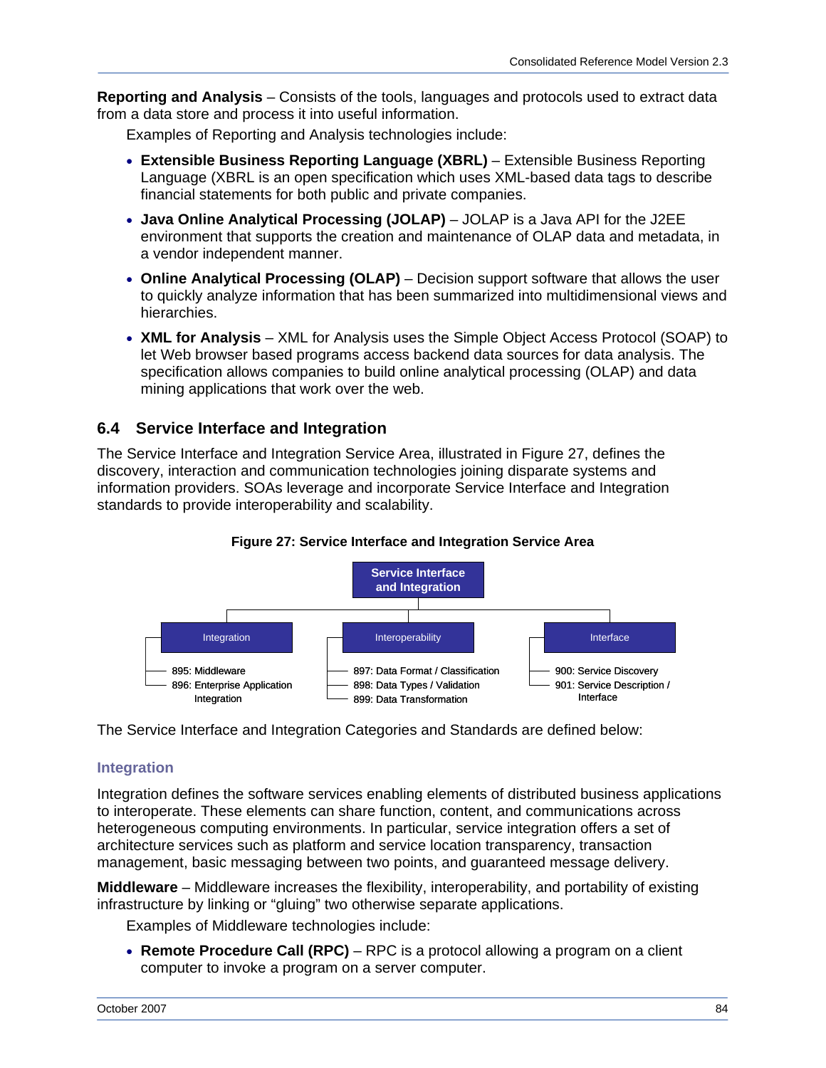**Reporting and Analysis** – Consists of the tools, languages and protocols used to extract data from a data store and process it into useful information.

Examples of Reporting and Analysis technologies include:

- **Extensible Business Reporting Language (XBRL)** – Extensible Business Reporting Language (XBRL is an open specification which uses XML-based data tags to describe financial statements for both public and private companies.
- **Java Online Analytical Processing (JOLAP)** – JOLAP is a Java API for the J2EE environment that supports the creation and maintenance of OLAP data and metadata, in a vendor independent manner.
- **Online Analytical Processing (OLAP)** – Decision support software that allows the user to quickly analyze information that has been summarized into multidimensional views and hierarchies.
- **XML for Analysis** – XML for Analysis uses the Simple Object Access Protocol (SOAP) to let Web browser based programs access backend data sources for data analysis. The specification allows companies to build online analytical processing (OLAP) and data mining applications that work over the web.

## 6.4 Service Interface and Integration

The Service Interface and Integration Service Area, illustrated in Figure 27, defines the discovery, interaction and communication technologies joining disparate systems and information providers. SOAs leverage and incorporate Service Interface and Integration standards to provide interoperability and scalability.

**Figure 27: Service Interface and Integration Service Area**

Service Interface and Integration

- Integration
  - 895: Middleware
  - 896: Enterprise Application Integration
- Interoperability
  - 897: Data Format / Classification
  - 898: Data Types / Validation
  - 899: Data Transformation
- Interface
  - 900: Service Discovery
  - 901: Service Description / Interface

The Service Interface and Integration Categories and Standards are defined below:

### Integration

Integration defines the software services enabling elements of distributed business applications to interoperate. These elements can share function, content, and communications across heterogeneous computing environments. In particular, service integration offers a set of architecture services such as platform and service location transparency, transaction management, basic messaging between two points, and guaranteed message delivery.

**Middleware** – Middleware increases the flexibility, interoperability, and portability of existing infrastructure by linking or “gluing” two otherwise separate applications.

Examples of Middleware technologies include:

- **Remote Procedure Call (RPC)** – RPC is a protocol allowing a program on a client computer to invoke a program on a server computer.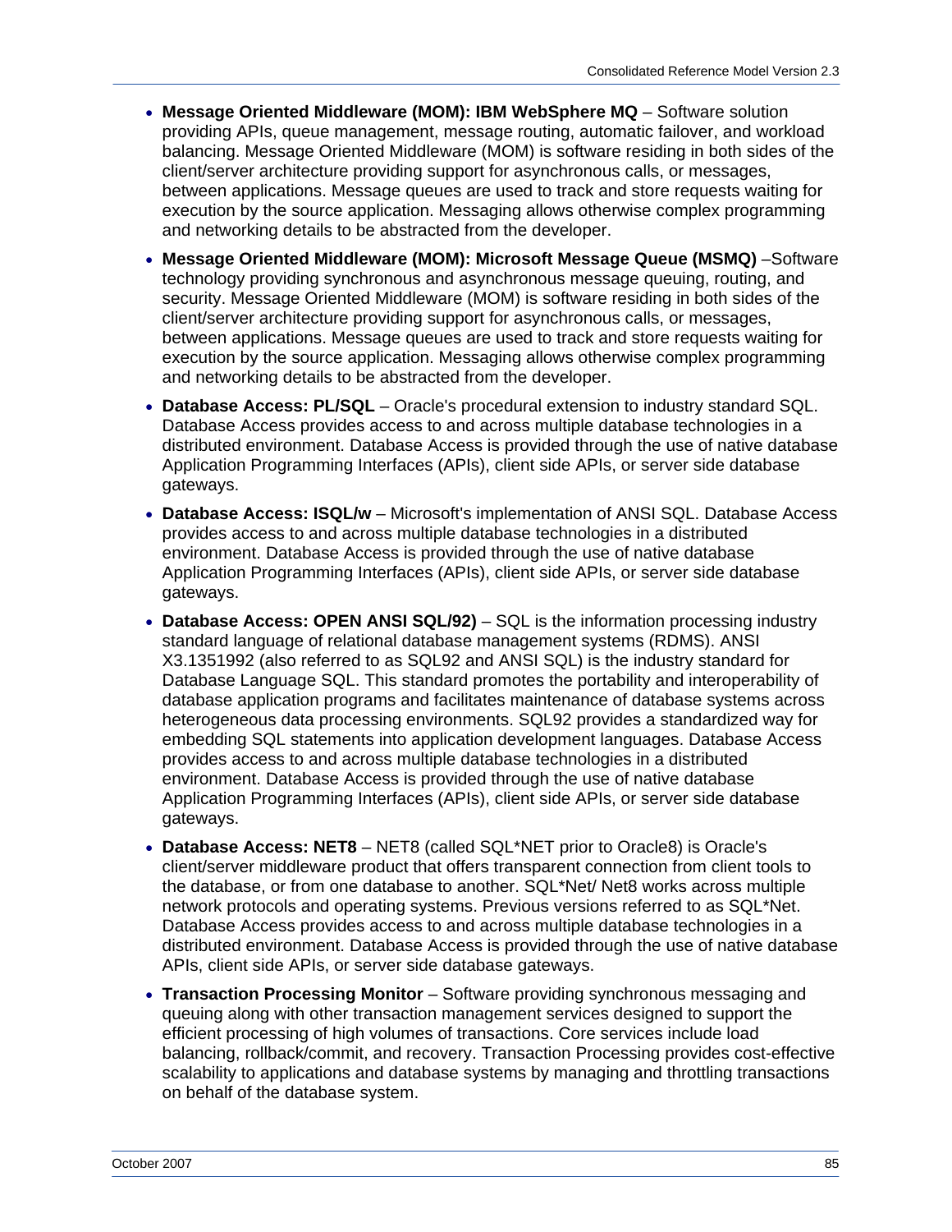- **Message Oriented Middleware (MOM): IBM WebSphere MQ** – Software solution providing APIs, queue management, message routing, automatic failover, and workload balancing. Message Oriented Middleware (MOM) is software residing in both sides of the client/server architecture providing support for asynchronous calls, or messages, between applications. Message queues are used to track and store requests waiting for execution by the source application. Messaging allows otherwise complex programming and networking details to be abstracted from the developer.
- **Message Oriented Middleware (MOM): Microsoft Message Queue (MSMQ)** –Software technology providing synchronous and asynchronous message queuing, routing, and security. Message Oriented Middleware (MOM) is software residing in both sides of the client/server architecture providing support for asynchronous calls, or messages, between applications. Message queues are used to track and store requests waiting for execution by the source application. Messaging allows otherwise complex programming and networking details to be abstracted from the developer.
- **Database Access: PL/SQL** – Oracle's procedural extension to industry standard SQL. Database Access provides access to and across multiple database technologies in a distributed environment. Database Access is provided through the use of native database Application Programming Interfaces (APIs), client side APIs, or server side database gateways.
- **Database Access: ISQL/w** – Microsoft's implementation of ANSI SQL. Database Access provides access to and across multiple database technologies in a distributed environment. Database Access is provided through the use of native database Application Programming Interfaces (APIs), client side APIs, or server side database gateways.
- **Database Access: OPEN ANSI SQL/92)** – SQL is the information processing industry standard language of relational database management systems (RDMS). ANSI X3.1351992 (also referred to as SQL92 and ANSI SQL) is the industry standard for Database Language SQL. This standard promotes the portability and interoperability of database application programs and facilitates maintenance of database systems across heterogeneous data processing environments. SQL92 provides a standardized way for embedding SQL statements into application development languages. Database Access provides access to and across multiple database technologies in a distributed environment. Database Access is provided through the use of native database Application Programming Interfaces (APIs), client side APIs, or server side database gateways.
- **Database Access: NET8** – NET8 (called SQL*NET prior to Oracle8) is Oracle's client/server middleware product that offers transparent connection from client tools to the database, or from one database to another. SQL*Net/ Net8 works across multiple network protocols and operating systems. Previous versions referred to as SQL*Net. Database Access provides access to and across multiple database technologies in a distributed environment. Database Access is provided through the use of native database APIs, client side APIs, or server side database gateways.
- **Transaction Processing Monitor** – Software providing synchronous messaging and queuing along with other transaction management services designed to support the efficient processing of high volumes of transactions. Core services include load balancing, rollback/commit, and recovery. Transaction Processing provides cost-effective scalability to applications and database systems by managing and throttling transactions on behalf of the database system.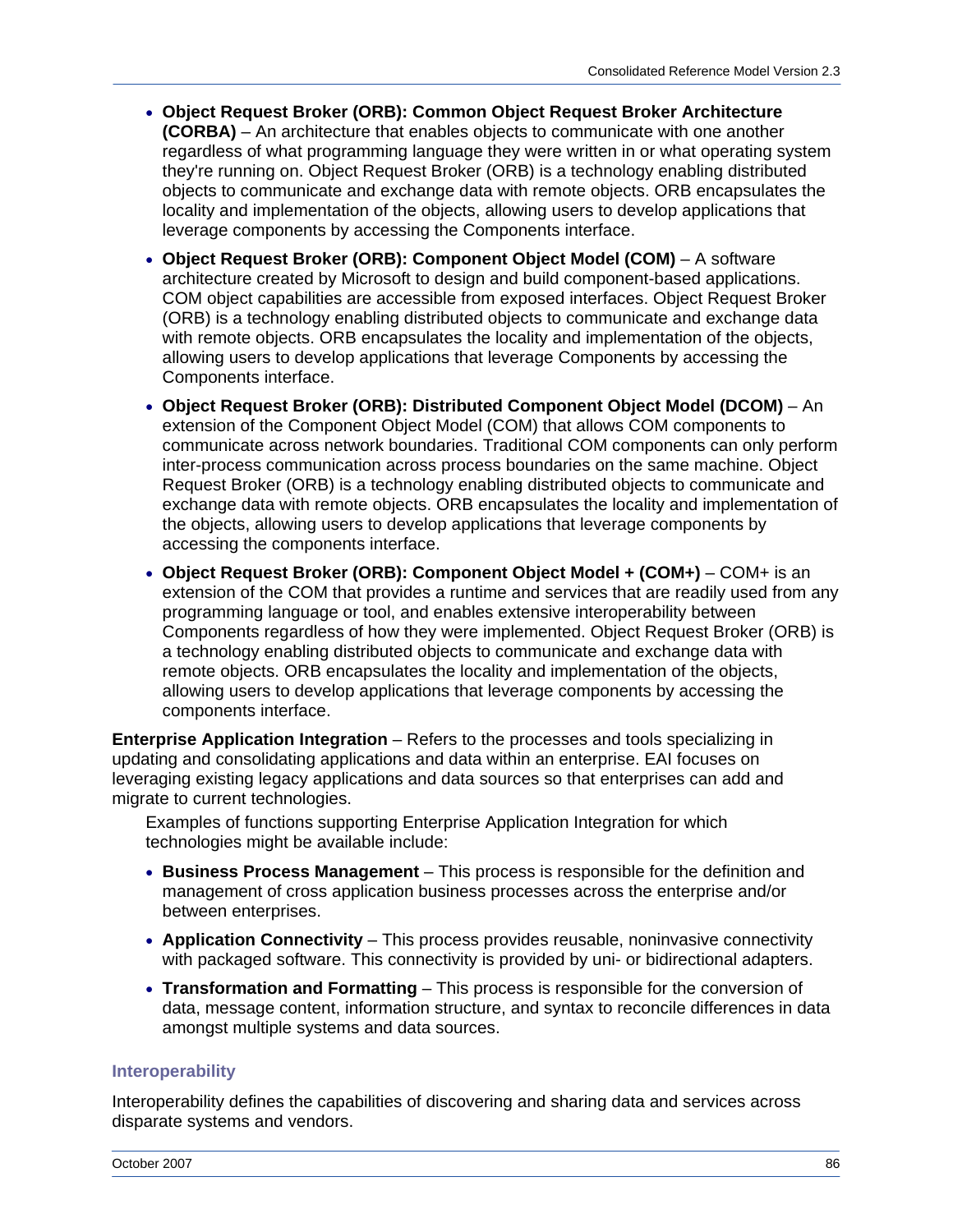- **Object Request Broker (ORB): Common Object Request Broker Architecture (CORBA)** – An architecture that enables objects to communicate with one another regardless of what programming language they were written in or what operating system they're running on. Object Request Broker (ORB) is a technology enabling distributed objects to communicate and exchange data with remote objects. ORB encapsulates the locality and implementation of the objects, allowing users to develop applications that leverage components by accessing the Components interface.
- **Object Request Broker (ORB): Component Object Model (COM)** – A software architecture created by Microsoft to design and build component-based applications. COM object capabilities are accessible from exposed interfaces. Object Request Broker (ORB) is a technology enabling distributed objects to communicate and exchange data with remote objects. ORB encapsulates the locality and implementation of the objects, allowing users to develop applications that leverage Components by accessing the Components interface.
- **Object Request Broker (ORB): Distributed Component Object Model (DCOM)** – An extension of the Component Object Model (COM) that allows COM components to communicate across network boundaries. Traditional COM components can only perform inter-process communication across process boundaries on the same machine. Object Request Broker (ORB) is a technology enabling distributed objects to communicate and exchange data with remote objects. ORB encapsulates the locality and implementation of the objects, allowing users to develop applications that leverage components by accessing the components interface.
- **Object Request Broker (ORB): Component Object Model + (COM+)** – COM+ is an extension of the COM that provides a runtime and services that are readily used from any programming language or tool, and enables extensive interoperability between Components regardless of how they were implemented. Object Request Broker (ORB) is a technology enabling distributed objects to communicate and exchange data with remote objects. ORB encapsulates the locality and implementation of the objects, allowing users to develop applications that leverage components by accessing the components interface.

**Enterprise Application Integration** – Refers to the processes and tools specializing in updating and consolidating applications and data within an enterprise. EAI focuses on leveraging existing legacy applications and data sources so that enterprises can add and migrate to current technologies.

Examples of functions supporting Enterprise Application Integration for which technologies might be available include:

- **Business Process Management** – This process is responsible for the definition and management of cross application business processes across the enterprise and/or between enterprises.
- **Application Connectivity** – This process provides reusable, noninvasive connectivity with packaged software. This connectivity is provided by uni- or bidirectional adapters.
- **Transformation and Formatting** – This process is responsible for the conversion of data, message content, information structure, and syntax to reconcile differences in data amongst multiple systems and data sources.

### Interoperability

Interoperability defines the capabilities of discovering and sharing data and services across disparate systems and vendors.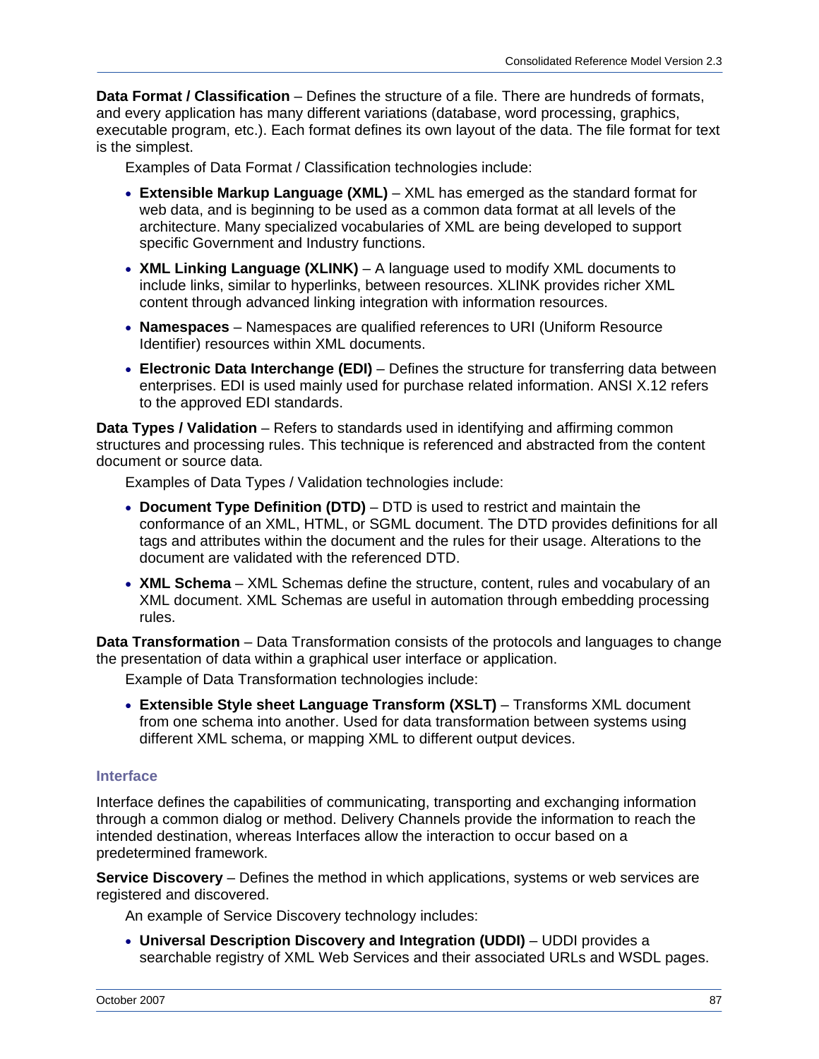**Data Format / Classification** – Defines the structure of a file. There are hundreds of formats, and every application has many different variations (database, word processing, graphics, executable program, etc.). Each format defines its own layout of the data. The file format for text is the simplest.

Examples of Data Format / Classification technologies include:

- **Extensible Markup Language (XML)** – XML has emerged as the standard format for web data, and is beginning to be used as a common data format at all levels of the architecture. Many specialized vocabularies of XML are being developed to support specific Government and Industry functions.
- **XML Linking Language (XLINK)** – A language used to modify XML documents to include links, similar to hyperlinks, between resources. XLINK provides richer XML content through advanced linking integration with information resources.
- **Namespaces** – Namespaces are qualified references to URI (Uniform Resource Identifier) resources within XML documents.
- **Electronic Data Interchange (EDI)** – Defines the structure for transferring data between enterprises. EDI is used mainly used for purchase related information. ANSI X.12 refers to the approved EDI standards.

**Data Types / Validation** – Refers to standards used in identifying and affirming common structures and processing rules. This technique is referenced and abstracted from the content document or source data.

Examples of Data Types / Validation technologies include:

- **Document Type Definition (DTD)** – DTD is used to restrict and maintain the conformance of an XML, HTML, or SGML document. The DTD provides definitions for all tags and attributes within the document and the rules for their usage. Alterations to the document are validated with the referenced DTD.
- **XML Schema** – XML Schemas define the structure, content, rules and vocabulary of an XML document. XML Schemas are useful in automation through embedding processing rules.

**Data Transformation** – Data Transformation consists of the protocols and languages to change the presentation of data within a graphical user interface or application.

Example of Data Transformation technologies include:

- **Extensible Style sheet Language Transform (XSLT)** – Transforms XML document from one schema into another. Used for data transformation between systems using different XML schema, or mapping XML to different output devices.

### Interface

Interface defines the capabilities of communicating, transporting and exchanging information through a common dialog or method. Delivery Channels provide the information to reach the intended destination, whereas Interfaces allow the interaction to occur based on a predetermined framework.

**Service Discovery** – Defines the method in which applications, systems or web services are registered and discovered.

An example of Service Discovery technology includes:

- **Universal Description Discovery and Integration (UDDI)** – UDDI provides a searchable registry of XML Web Services and their associated URLs and WSDL pages.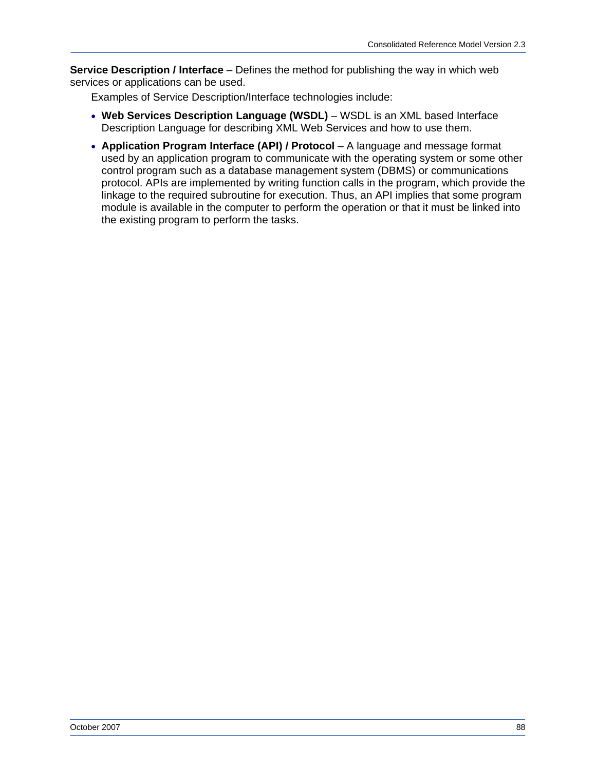**Service Description / Interface** – Defines the method for publishing the way in which web services or applications can be used.

Examples of Service Description/Interface technologies include:

- **Web Services Description Language (WSDL)** – WSDL is an XML based Interface Description Language for describing XML Web Services and how to use them.
- **Application Program Interface (API) / Protocol** – A language and message format used by an application program to communicate with the operating system or some other control program such as a database management system (DBMS) or communications protocol. APIs are implemented by writing function calls in the program, which provide the linkage to the required subroutine for execution. Thus, an API implies that some program module is available in the computer to perform the operation or that it must be linked into the existing program to perform the tasks.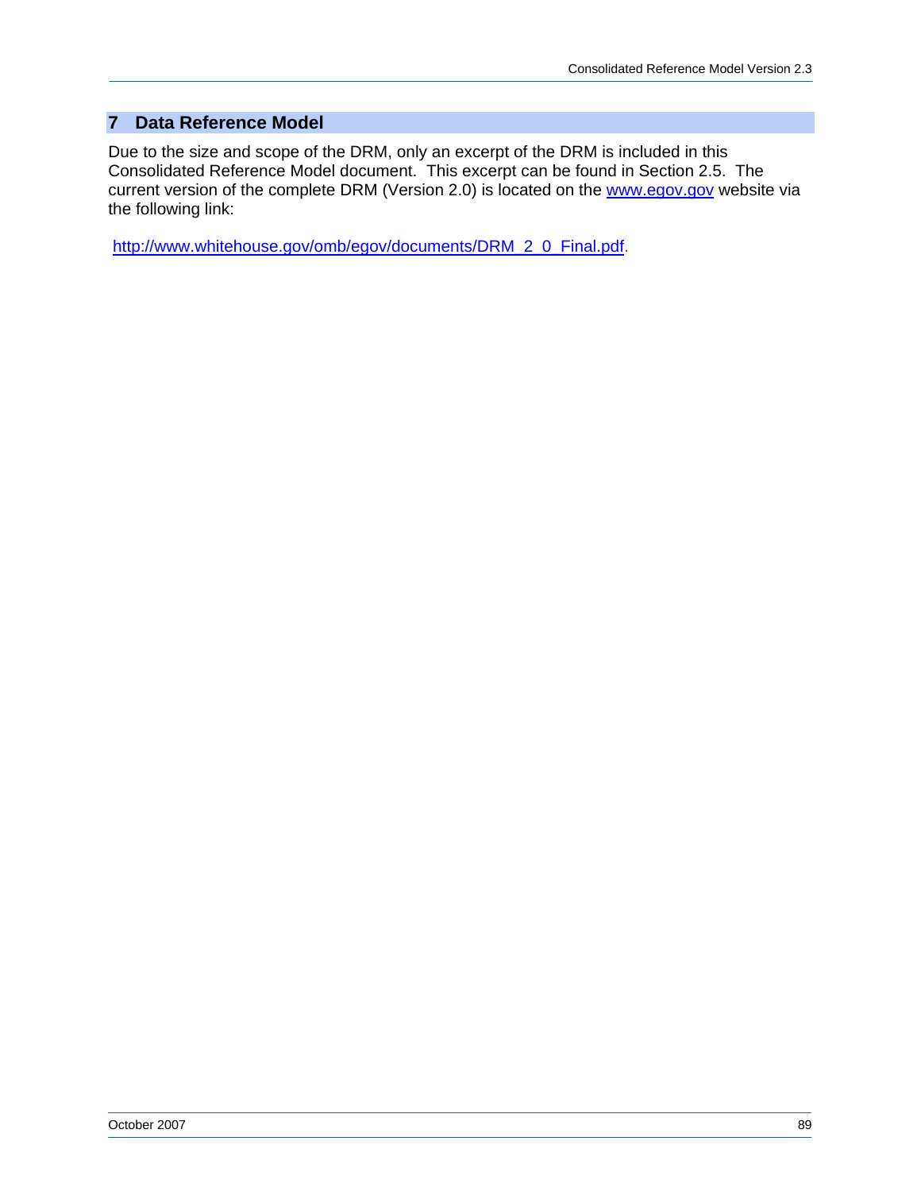# 7 Data Reference Model

Due to the size and scope of the DRM, only an excerpt of the DRM is included in this Consolidated Reference Model document. This excerpt can be found in Section 2.5. The current version of the complete DRM (Version 2.0) is located on the www.egov.gov website via the following link:

http://www.whitehouse.gov/omb/egov/documents/DRM_2_0_Final.pdf.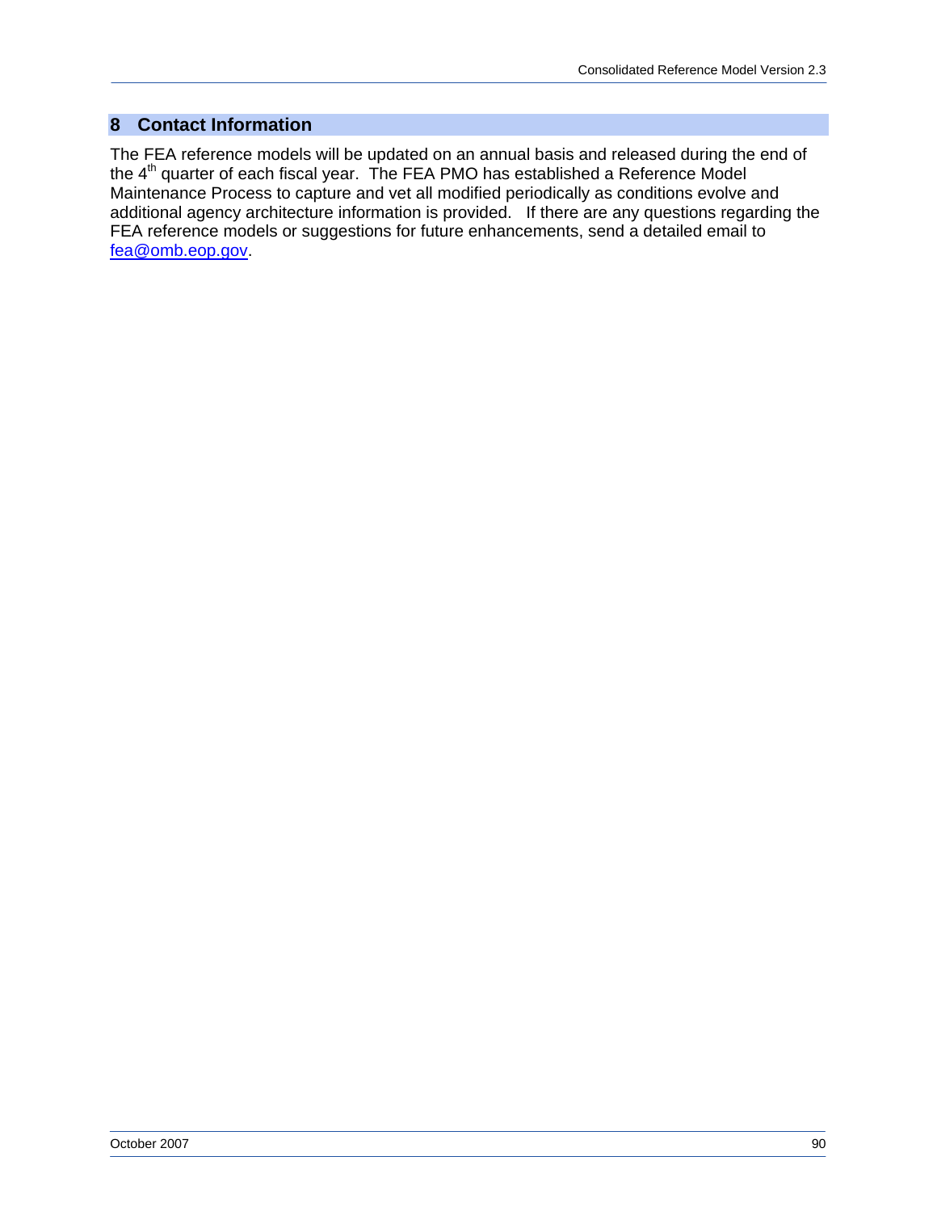## 8 Contact Information

The FEA reference models will be updated on an annual basis and released during the end of the 4th quarter of each fiscal year. The FEA PMO has established a Reference Model Maintenance Process to capture and vet all modified periodically as conditions evolve and additional agency architecture information is provided. If there are any questions regarding the FEA reference models or suggestions for future enhancements, send a detailed email to fea@omb.eop.gov.